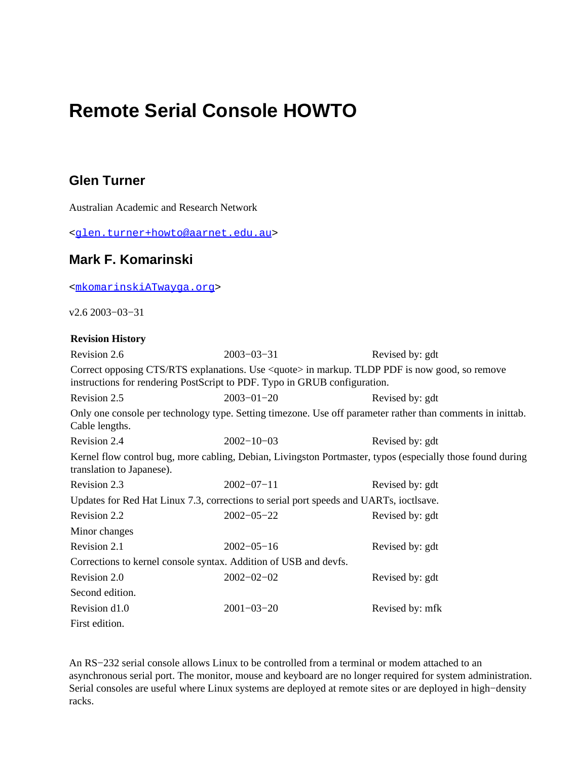# Remote Serial Console HOWTO

## Glen Turner

Australian Academic and Research Network

<glen.turner+howto@aarnet.edu.au>

## Mark F. Komarinski

<mkomarinskiATwayga.org>

v2.6 2003−03−31

**Revision History**

| Revision 2.6 | 2003−03−31 | Revised by: gdt |
|---|---|---|
| Correct opposing CTS/RTS explanations. Use <quote> in markup. TLDP PDF is now good, so remove instructions for rendering PostScript to PDF. Typo in GRUB configuration. | | |
| Revision 2.5 | 2003−01−20 | Revised by: gdt |
| Only one console per technology type. Setting timezone. Use off parameter rather than comments in inittab. Cable lengths. | | |
| Revision 2.4 | 2002−10−03 | Revised by: gdt |
| Kernel flow control bug, more cabling, Debian, Livingston Portmaster, typos (especially those found during translation to Japanese). | | |
| Revision 2.3 | 2002−07−11 | Revised by: gdt |
| Updates for Red Hat Linux 7.3, corrections to serial port speeds and UARTs, ioctlsave. | | |
| Revision 2.2 | 2002−05−22 | Revised by: gdt |
| Minor changes | | |
| Revision 2.1 | 2002−05−16 | Revised by: gdt |
| Corrections to kernel console syntax. Addition of USB and devfs. | | |
| Revision 2.0 | 2002−02−02 | Revised by: gdt |
| Second edition. | | |
| Revision d1.0 | 2001−03−20 | Revised by: mfk |
| First edition. | | |

An RS−232 serial console allows Linux to be controlled from a terminal or modem attached to an asynchronous serial port. The monitor, mouse and keyboard are no longer required for system administration. Serial consoles are useful where Linux systems are deployed at remote sites or are deployed in high−density racks.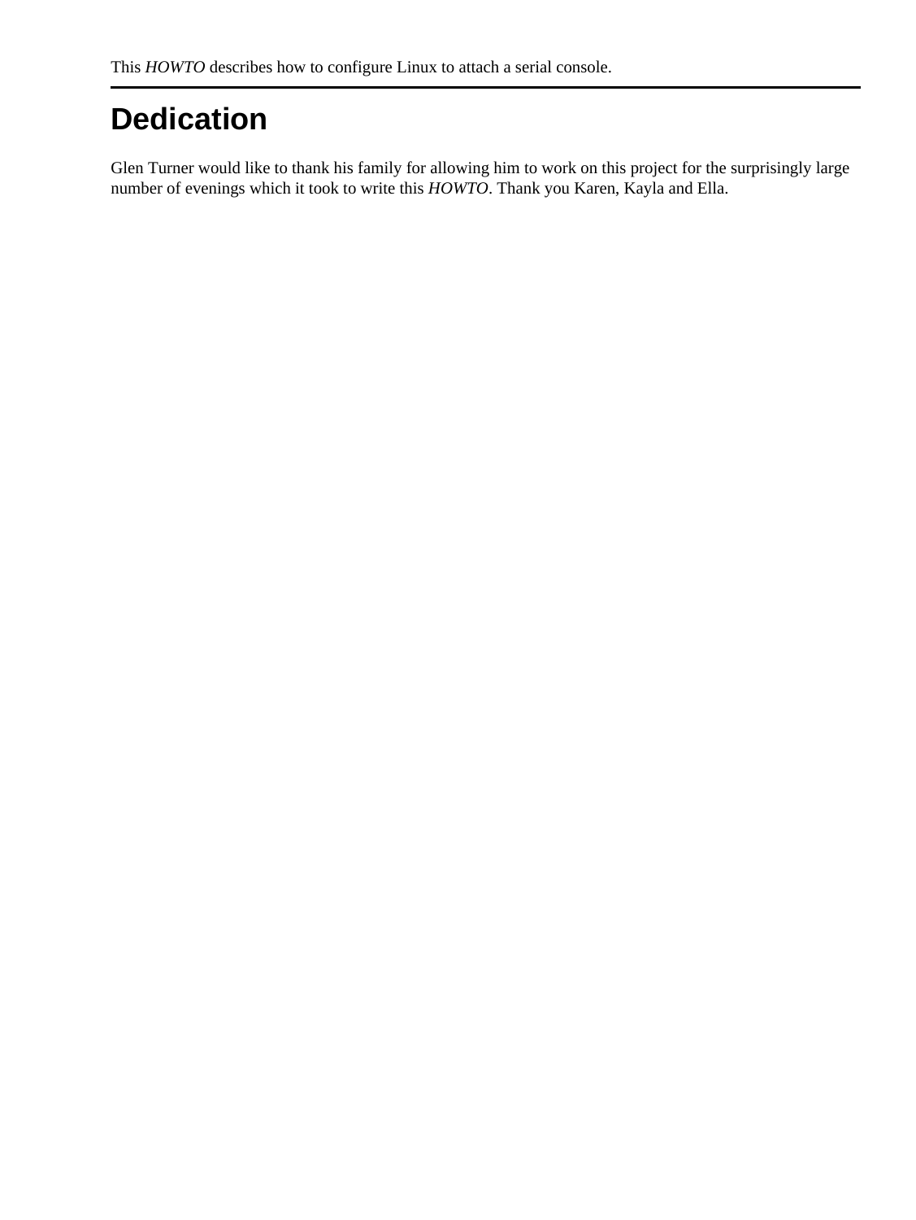This *HOWTO* describes how to configure Linux to attach a serial console.

# Dedication

Glen Turner would like to thank his family for allowing him to work on this project for the surprisingly large number of evenings which it took to write this *HOWTO*. Thank you Karen, Kayla and Ella.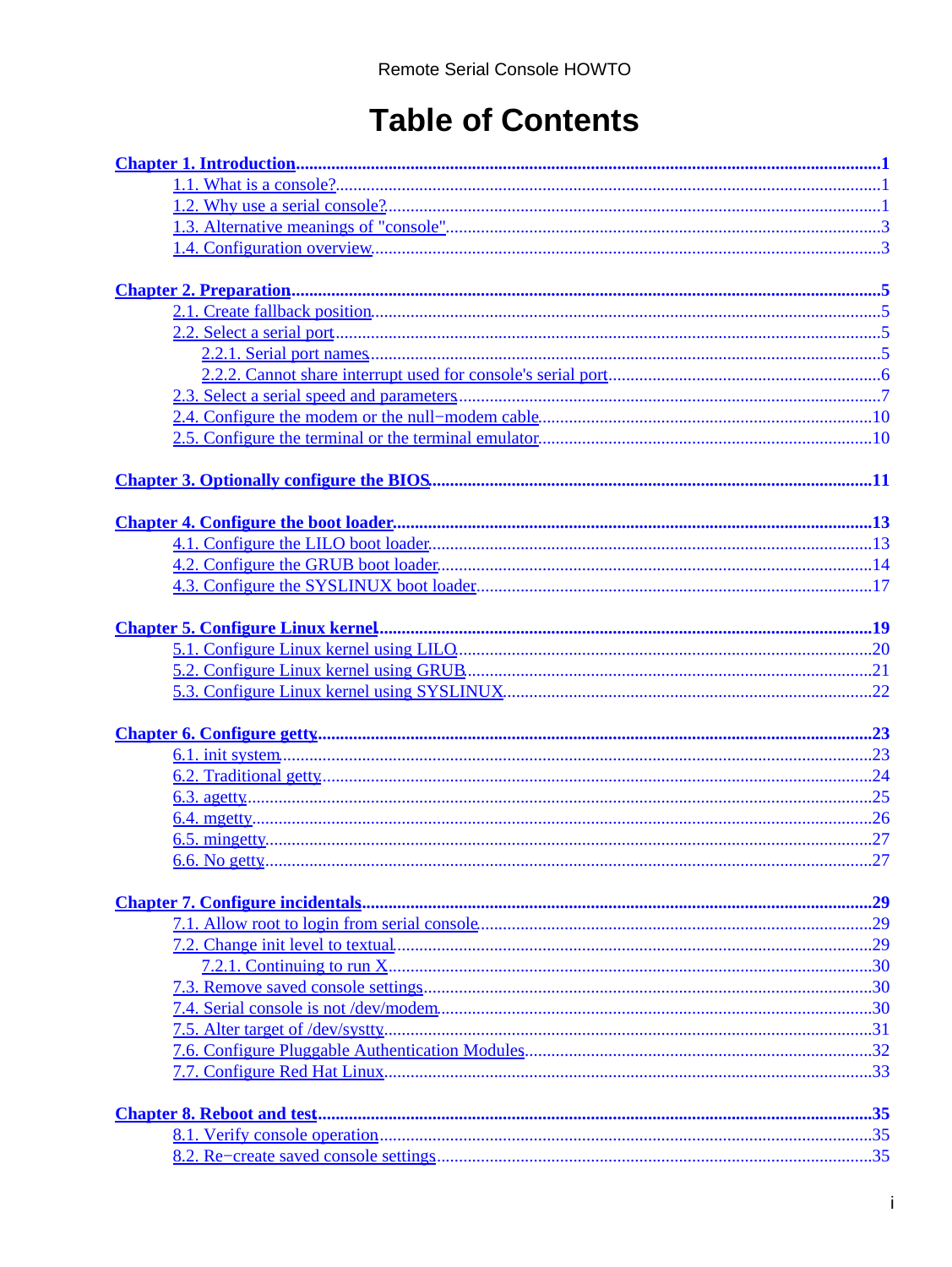# Table of Contents

**Chapter 1. Introduction**..........1
- 1.1. What is a console?..........1
- 1.2. Why use a serial console?..........1
- 1.3. Alternative meanings of "console"..........3
- 1.4. Configuration overview..........3

**Chapter 2. Preparation**..........5
- 2.1. Create fallback position..........5
- 2.2. Select a serial port..........5
  - 2.2.1. Serial port names..........5
  - 2.2.2. Cannot share interrupt used for console's serial port..........6
- 2.3. Select a serial speed and parameters..........7
- 2.4. Configure the modem or the null−modem cable..........10
- 2.5. Configure the terminal or the terminal emulator..........10

**Chapter 3. Optionally configure the BIOS**..........11

**Chapter 4. Configure the boot loader**..........13
- 4.1. Configure the LILO boot loader..........13
- 4.2. Configure the GRUB boot loader..........14
- 4.3. Configure the SYSLINUX boot loader..........17

**Chapter 5. Configure Linux kernel**..........19
- 5.1. Configure Linux kernel using LILO..........20
- 5.2. Configure Linux kernel using GRUB..........21
- 5.3. Configure Linux kernel using SYSLINUX..........22

**Chapter 6. Configure getty**..........23
- 6.1. init system..........23
- 6.2. Traditional getty..........24
- 6.3. agetty..........25
- 6.4. mgetty..........26
- 6.5. mingetty..........27
- 6.6. No getty..........27

**Chapter 7. Configure incidentals**..........29
- 7.1. Allow root to login from serial console..........29
- 7.2. Change init level to textual..........29
  - 7.2.1. Continuing to run X..........30
- 7.3. Remove saved console settings..........30
- 7.4. Serial console is not /dev/modem..........30
- 7.5. Alter target of /dev/systty..........31
- 7.6. Configure Pluggable Authentication Modules..........32
- 7.7. Configure Red Hat Linux..........33

**Chapter 8. Reboot and test**..........35
- 8.1. Verify console operation..........35
- 8.2. Re−create saved console settings..........35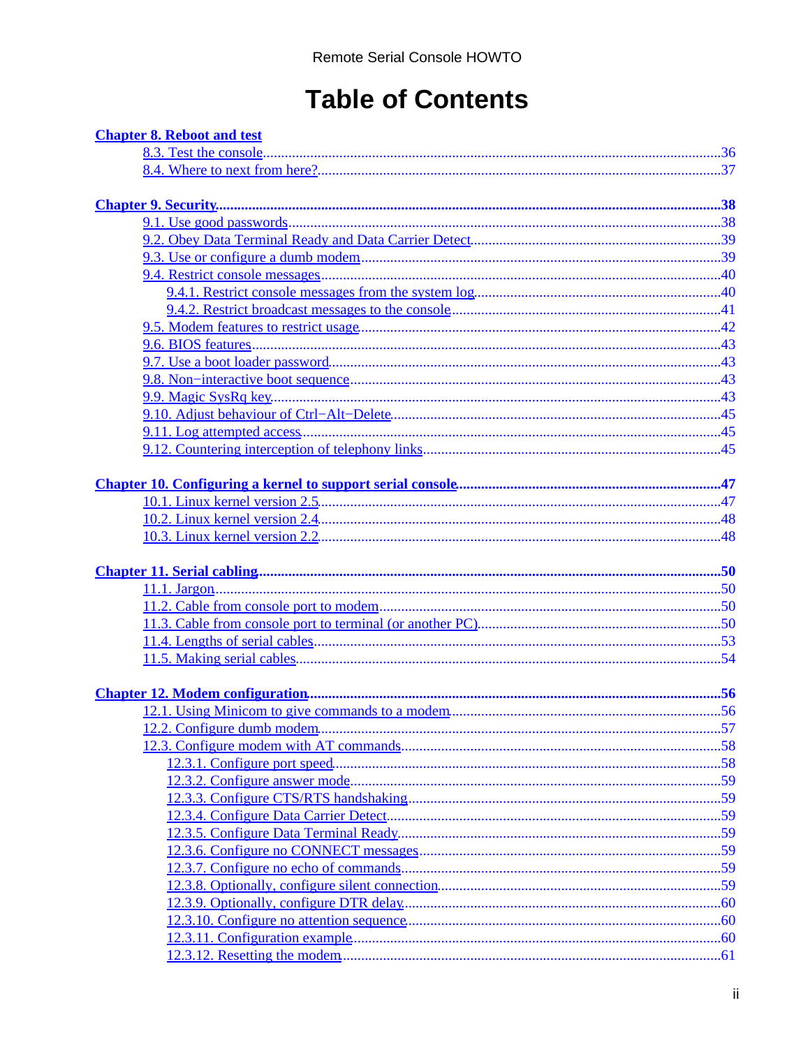# Table of Contents

**Chapter 8. Reboot and test**

- 8.3. Test the console....36
- 8.4. Where to next from here?....37

**Chapter 9. Security....38**

- 9.1. Use good passwords....38
- 9.2. Obey Data Terminal Ready and Data Carrier Detect....39
- 9.3. Use or configure a dumb modem....39
- 9.4. Restrict console messages....40
  - 9.4.1. Restrict console messages from the system log....40
  - 9.4.2. Restrict broadcast messages to the console....41
- 9.5. Modem features to restrict usage....42
- 9.6. BIOS features....43
- 9.7. Use a boot loader password....43
- 9.8. Non−interactive boot sequence....43
- 9.9. Magic SysRq key....43
- 9.10. Adjust behaviour of Ctrl−Alt−Delete....45
- 9.11. Log attempted access....45
- 9.12. Countering interception of telephony links....45

**Chapter 10. Configuring a kernel to support serial console....47**

- 10.1. Linux kernel version 2.5....47
- 10.2. Linux kernel version 2.4....48
- 10.3. Linux kernel version 2.2....48

**Chapter 11. Serial cabling....50**

- 11.1. Jargon....50
- 11.2. Cable from console port to modem....50
- 11.3. Cable from console port to terminal (or another PC)....50
- 11.4. Lengths of serial cables....53
- 11.5. Making serial cables....54

**Chapter 12. Modem configuration....56**

- 12.1. Using Minicom to give commands to a modem....56
- 12.2. Configure dumb modem....57
- 12.3. Configure modem with AT commands....58
  - 12.3.1. Configure port speed....58
  - 12.3.2. Configure answer mode....59
  - 12.3.3. Configure CTS/RTS handshaking....59
  - 12.3.4. Configure Data Carrier Detect....59
  - 12.3.5. Configure Data Terminal Ready....59
  - 12.3.6. Configure no CONNECT messages....59
  - 12.3.7. Configure no echo of commands....59
  - 12.3.8. Optionally, configure silent connection....59
  - 12.3.9. Optionally, configure DTR delay....60
  - 12.3.10. Configure no attention sequence....60
  - 12.3.11. Configuration example....60
  - 12.3.12. Resetting the modem....61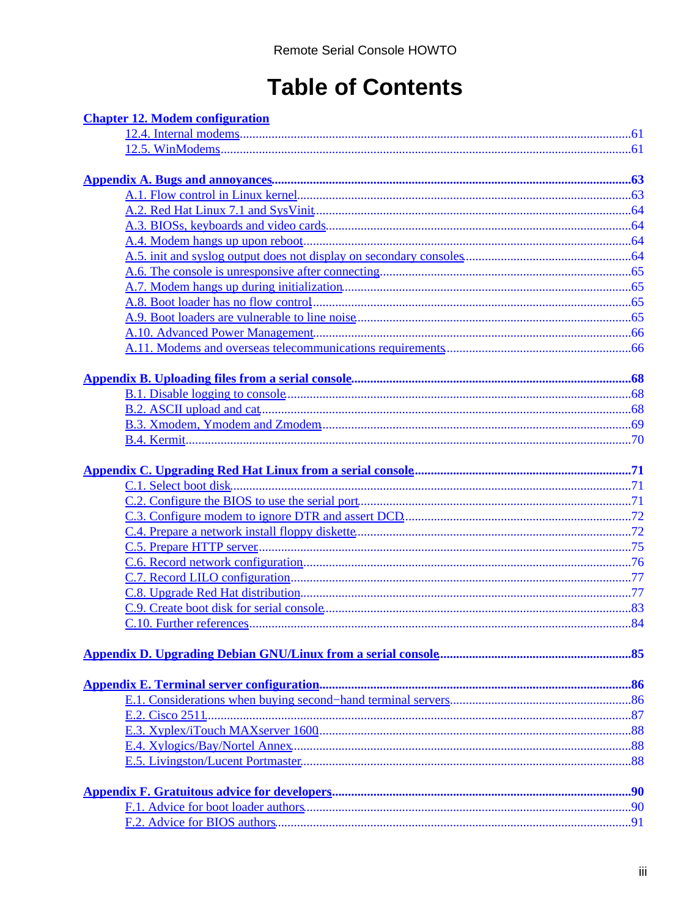# Table of Contents

**Chapter 12. Modem configuration**

- 12.4. Internal modems....61
- 12.5. WinModems....61

**Appendix A. Bugs and annoyances....63**

- A.1. Flow control in Linux kernel....63
- A.2. Red Hat Linux 7.1 and SysVinit....64
- A.3. BIOSs, keyboards and video cards....64
- A.4. Modem hangs up upon reboot....64
- A.5. init and syslog output does not display on secondary consoles....64
- A.6. The console is unresponsive after connecting....65
- A.7. Modem hangs up during initialization....65
- A.8. Boot loader has no flow control....65
- A.9. Boot loaders are vulnerable to line noise....65
- A.10. Advanced Power Management....66
- A.11. Modems and overseas telecommunications requirements....66

**Appendix B. Uploading files from a serial console....68**

- B.1. Disable logging to console....68
- B.2. ASCII upload and cat....68
- B.3. Xmodem, Ymodem and Zmodem....69
- B.4. Kermit....70

**Appendix C. Upgrading Red Hat Linux from a serial console....71**

- C.1. Select boot disk....71
- C.2. Configure the BIOS to use the serial port....71
- C.3. Configure modem to ignore DTR and assert DCD....72
- C.4. Prepare a network install floppy diskette....72
- C.5. Prepare HTTP server....75
- C.6. Record network configuration....76
- C.7. Record LILO configuration....77
- C.8. Upgrade Red Hat distribution....77
- C.9. Create boot disk for serial console....83
- C.10. Further references....84

**Appendix D. Upgrading Debian GNU/Linux from a serial console....85**

**Appendix E. Terminal server configuration....86**

- E.1. Considerations when buying second−hand terminal servers....86
- E.2. Cisco 2511....87
- E.3. Xyplex/iTouch MAXserver 1600....88
- E.4. Xylogics/Bay/Nortel Annex....88
- E.5. Livingston/Lucent Portmaster....88

**Appendix F. Gratuitous advice for developers....90**

- F.1. Advice for boot loader authors....90
- F.2. Advice for BIOS authors....91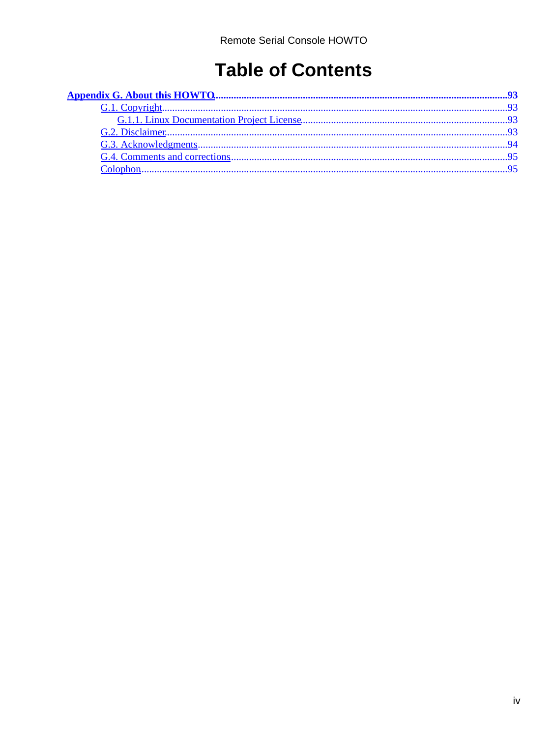# Table of Contents

**Appendix G. About this HOWTO** .......... **93**

- G.1. Copyright .......... 93
  - G.1.1. Linux Documentation Project License .......... 93
- G.2. Disclaimer .......... 93
- G.3. Acknowledgments .......... 94
- G.4. Comments and corrections .......... 95
- Colophon .......... 95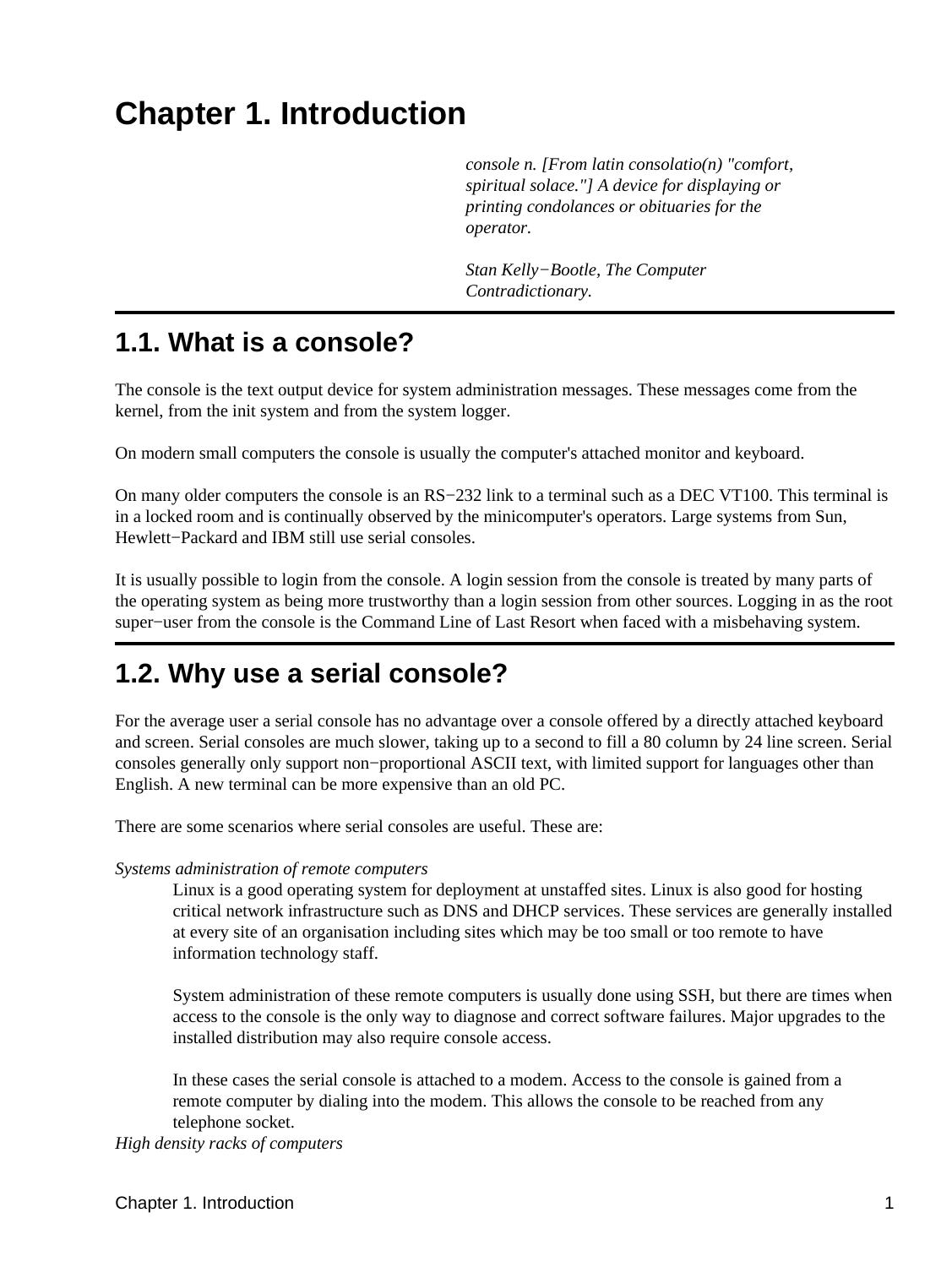# Chapter 1. Introduction

> *console n. [From latin consolatio(n) "comfort, spiritual solace."] A device for displaying or printing condolances or obituaries for the operator.*
>
> *Stan Kelly−Bootle, The Computer Contradictionary.*

## 1.1. What is a console?

The console is the text output device for system administration messages. These messages come from the kernel, from the init system and from the system logger.

On modern small computers the console is usually the computer's attached monitor and keyboard.

On many older computers the console is an RS−232 link to a terminal such as a DEC VT100. This terminal is in a locked room and is continually observed by the minicomputer's operators. Large systems from Sun, Hewlett−Packard and IBM still use serial consoles.

It is usually possible to login from the console. A login session from the console is treated by many parts of the operating system as being more trustworthy than a login session from other sources. Logging in as the root super−user from the console is the Command Line of Last Resort when faced with a misbehaving system.

## 1.2. Why use a serial console?

For the average user a serial console has no advantage over a console offered by a directly attached keyboard and screen. Serial consoles are much slower, taking up to a second to fill a 80 column by 24 line screen. Serial consoles generally only support non−proportional ASCII text, with limited support for languages other than English. A new terminal can be more expensive than an old PC.

There are some scenarios where serial consoles are useful. These are:

*Systems administration of remote computers*

Linux is a good operating system for deployment at unstaffed sites. Linux is also good for hosting critical network infrastructure such as DNS and DHCP services. These services are generally installed at every site of an organisation including sites which may be too small or too remote to have information technology staff.

System administration of these remote computers is usually done using SSH, but there are times when access to the console is the only way to diagnose and correct software failures. Major upgrades to the installed distribution may also require console access.

In these cases the serial console is attached to a modem. Access to the console is gained from a remote computer by dialing into the modem. This allows the console to be reached from any telephone socket.

*High density racks of computers*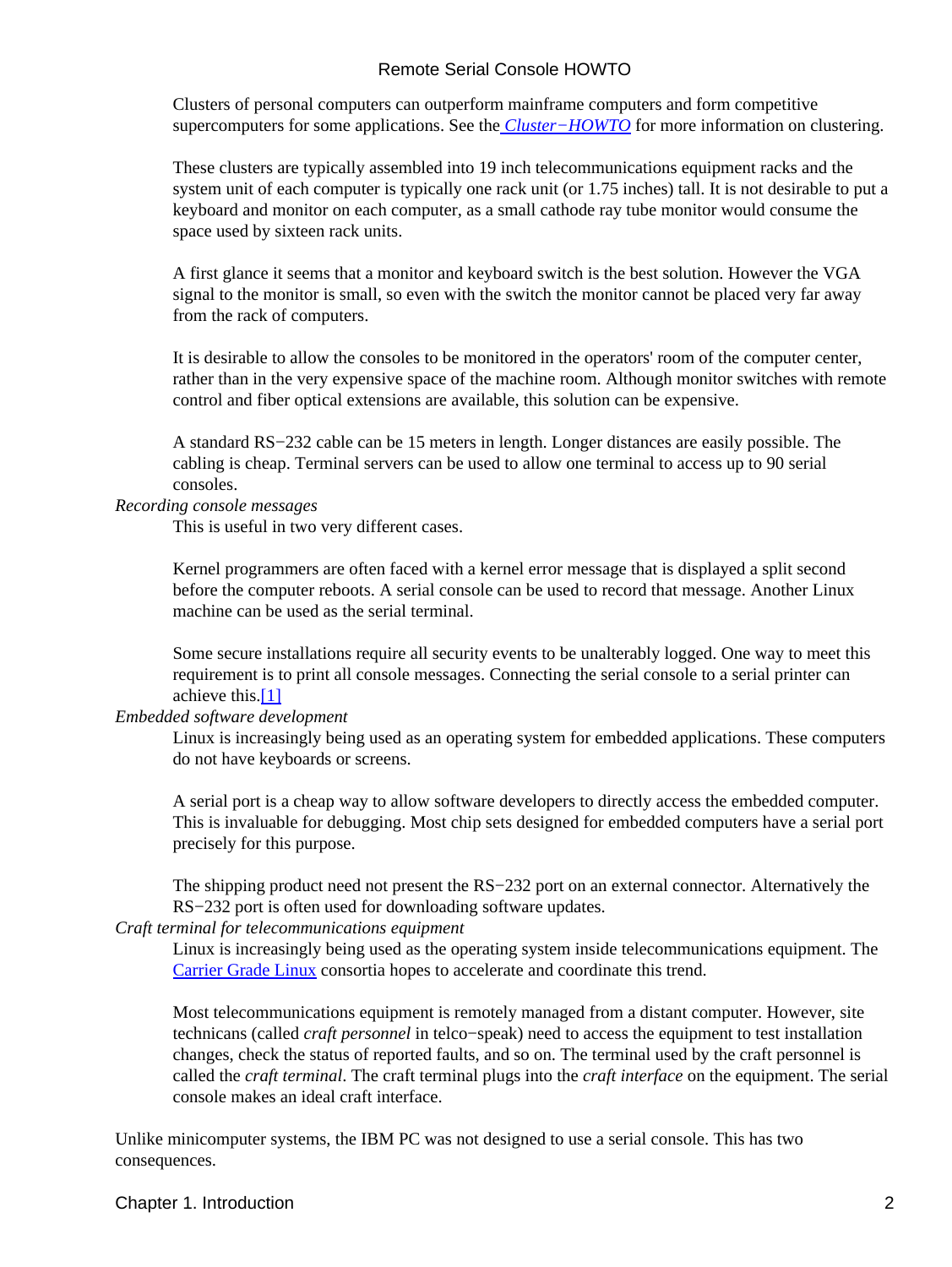Clusters of personal computers can outperform mainframe computers and form competitive supercomputers for some applications. See the [Cluster−HOWTO] for more information on clustering.

These clusters are typically assembled into 19 inch telecommunications equipment racks and the system unit of each computer is typically one rack unit (or 1.75 inches) tall. It is not desirable to put a keyboard and monitor on each computer, as a small cathode ray tube monitor would consume the space used by sixteen rack units.

A first glance it seems that a monitor and keyboard switch is the best solution. However the VGA signal to the monitor is small, so even with the switch the monitor cannot be placed very far away from the rack of computers.

It is desirable to allow the consoles to be monitored in the operators' room of the computer center, rather than in the very expensive space of the machine room. Although monitor switches with remote control and fiber optical extensions are available, this solution can be expensive.

A standard RS−232 cable can be 15 meters in length. Longer distances are easily possible. The cabling is cheap. Terminal servers can be used to allow one terminal to access up to 90 serial consoles.

*Recording console messages*
: This is useful in two very different cases.

  Kernel programmers are often faced with a kernel error message that is displayed a split second before the computer reboots. A serial console can be used to record that message. Another Linux machine can be used as the serial terminal.

  Some secure installations require all security events to be unalterably logged. One way to meet this requirement is to print all console messages. Connecting the serial console to a serial printer can achieve this.[1]

*Embedded software development*
: Linux is increasingly being used as an operating system for embedded applications. These computers do not have keyboards or screens.

  A serial port is a cheap way to allow software developers to directly access the embedded computer. This is invaluable for debugging. Most chip sets designed for embedded computers have a serial port precisely for this purpose.

  The shipping product need not present the RS−232 port on an external connector. Alternatively the RS−232 port is often used for downloading software updates.

*Craft terminal for telecommunications equipment*
: Linux is increasingly being used as the operating system inside telecommunications equipment. The [Carrier Grade Linux] consortia hopes to accelerate and coordinate this trend.

  Most telecommunications equipment is remotely managed from a distant computer. However, site technicans (called *craft personnel* in telco−speak) need to access the equipment to test installation changes, check the status of reported faults, and so on. The terminal used by the craft personnel is called the *craft terminal*. The craft terminal plugs into the *craft interface* on the equipment. The serial console makes an ideal craft interface.

Unlike minicomputer systems, the IBM PC was not designed to use a serial console. This has two consequences.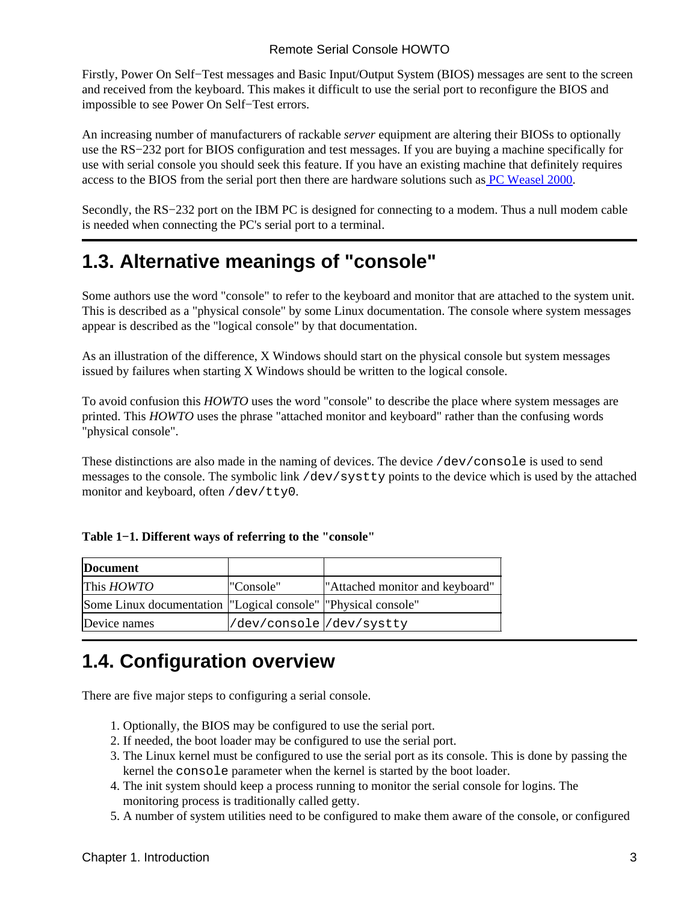Firstly, Power On Self−Test messages and Basic Input/Output System (BIOS) messages are sent to the screen and received from the keyboard. This makes it difficult to use the serial port to reconfigure the BIOS and impossible to see Power On Self−Test errors.

An increasing number of manufacturers of rackable *server* equipment are altering their BIOSs to optionally use the RS−232 port for BIOS configuration and test messages. If you are buying a machine specifically for use with serial console you should seek this feature. If you have an existing machine that definitely requires access to the BIOS from the serial port then there are hardware solutions such as PC Weasel 2000.

Secondly, the RS−232 port on the IBM PC is designed for connecting to a modem. Thus a null modem cable is needed when connecting the PC's serial port to a terminal.

## 1.3. Alternative meanings of "console"

Some authors use the word "console" to refer to the keyboard and monitor that are attached to the system unit. This is described as a "physical console" by some Linux documentation. The console where system messages appear is described as the "logical console" by that documentation.

As an illustration of the difference, X Windows should start on the physical console but system messages issued by failures when starting X Windows should be written to the logical console.

To avoid confusion this *HOWTO* uses the word "console" to describe the place where system messages are printed. This *HOWTO* uses the phrase "attached monitor and keyboard" rather than the confusing words "physical console".

These distinctions are also made in the naming of devices. The device `/dev/console` is used to send messages to the console. The symbolic link `/dev/systty` points to the device which is used by the attached monitor and keyboard, often `/dev/tty0`.

**Table 1−1. Different ways of referring to the "console"**

| Document | | |
|---|---|---|
| This *HOWTO* | "Console" | "Attached monitor and keyboard" |
| Some Linux documentation | "Logical console" | "Physical console" |
| Device names | `/dev/console` | `/dev/systty` |

## 1.4. Configuration overview

There are five major steps to configuring a serial console.

1. Optionally, the BIOS may be configured to use the serial port.
2. If needed, the boot loader may be configured to use the serial port.
3. The Linux kernel must be configured to use the serial port as its console. This is done by passing the kernel the `console` parameter when the kernel is started by the boot loader.
4. The init system should keep a process running to monitor the serial console for logins. The monitoring process is traditionally called getty.
5. A number of system utilities need to be configured to make them aware of the console, or configured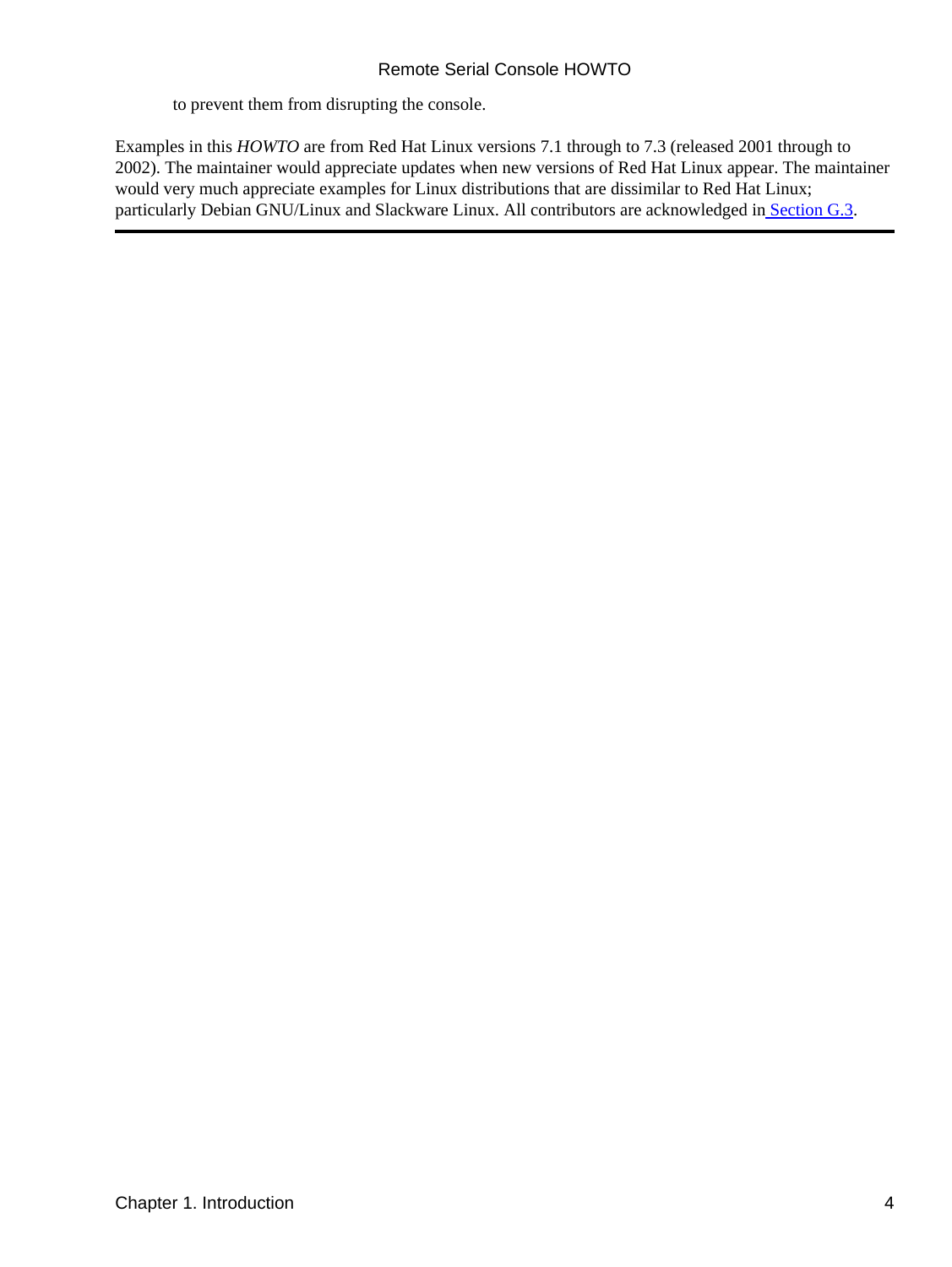to prevent them from disrupting the console.

Examples in this *HOWTO* are from Red Hat Linux versions 7.1 through to 7.3 (released 2001 through to 2002). The maintainer would appreciate updates when new versions of Red Hat Linux appear. The maintainer would very much appreciate examples for Linux distributions that are dissimilar to Red Hat Linux; particularly Debian GNU/Linux and Slackware Linux. All contributors are acknowledged in Section G.3.

---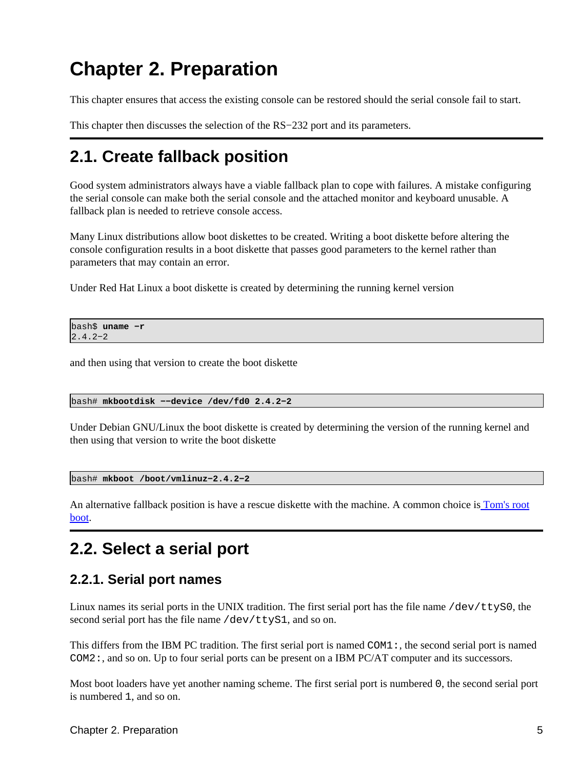# Chapter 2. Preparation

This chapter ensures that access the existing console can be restored should the serial console fail to start.

This chapter then discusses the selection of the RS−232 port and its parameters.

## 2.1. Create fallback position

Good system administrators always have a viable fallback plan to cope with failures. A mistake configuring the serial console can make both the serial console and the attached monitor and keyboard unusable. A fallback plan is needed to retrieve console access.

Many Linux distributions allow boot diskettes to be created. Writing a boot diskette before altering the console configuration results in a boot diskette that passes good parameters to the kernel rather than parameters that may contain an error.

Under Red Hat Linux a boot diskette is created by determining the running kernel version

```
bash$ uname −r
2.4.2−2
```

and then using that version to create the boot diskette

```
bash# mkbootdisk −−device /dev/fd0 2.4.2−2
```

Under Debian GNU/Linux the boot diskette is created by determining the version of the running kernel and then using that version to write the boot diskette

```
bash# mkboot /boot/vmlinuz−2.4.2−2
```

An alternative fallback position is have a rescue diskette with the machine. A common choice is Tom's root boot.

## 2.2. Select a serial port

### 2.2.1. Serial port names

Linux names its serial ports in the UNIX tradition. The first serial port has the file name `/dev/ttyS0`, the second serial port has the file name `/dev/ttyS1`, and so on.

This differs from the IBM PC tradition. The first serial port is named `COM1:`, the second serial port is named `COM2:`, and so on. Up to four serial ports can be present on a IBM PC/AT computer and its successors.

Most boot loaders have yet another naming scheme. The first serial port is numbered `0`, the second serial port is numbered `1`, and so on.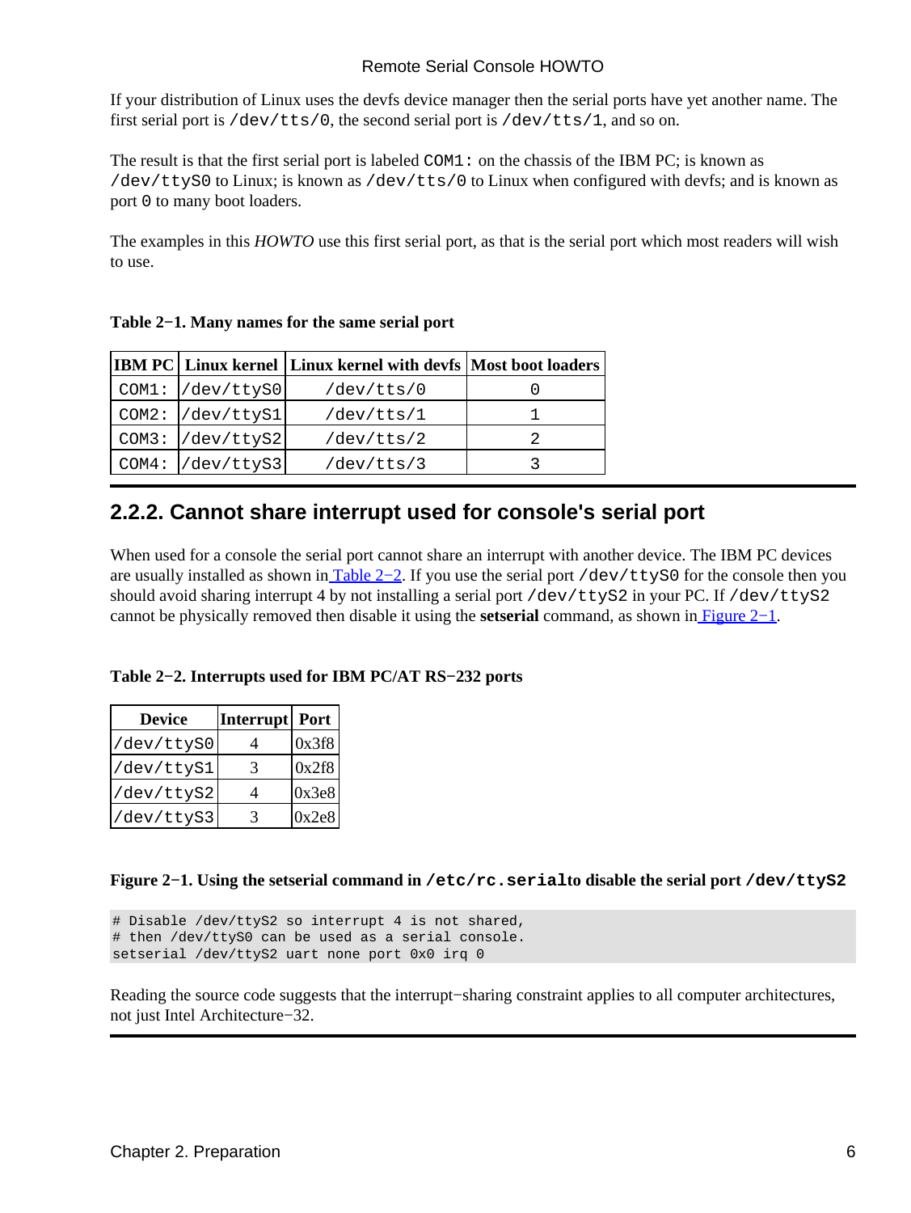If your distribution of Linux uses the devfs device manager then the serial ports have yet another name. The first serial port is `/dev/tts/0`, the second serial port is `/dev/tts/1`, and so on.

The result is that the first serial port is labeled `COM1:` on the chassis of the IBM PC; is known as `/dev/ttyS0` to Linux; is known as `/dev/tts/0` to Linux when configured with devfs; and is known as port `0` to many boot loaders.

The examples in this *HOWTO* use this first serial port, as that is the serial port which most readers will wish to use.

**Table 2−1. Many names for the same serial port**

| IBM PC | Linux kernel | Linux kernel with devfs | Most boot loaders |
|---|---|---|---|
| `COM1:` | `/dev/ttyS0` | `/dev/tts/0` | `0` |
| `COM2:` | `/dev/ttyS1` | `/dev/tts/1` | `1` |
| `COM3:` | `/dev/ttyS2` | `/dev/tts/2` | `2` |
| `COM4:` | `/dev/ttyS3` | `/dev/tts/3` | `3` |

## 2.2.2. Cannot share interrupt used for console's serial port

When used for a console the serial port cannot share an interrupt with another device. The IBM PC devices are usually installed as shown in Table 2−2. If you use the serial port `/dev/ttyS0` for the console then you should avoid sharing interrupt 4 by not installing a serial port `/dev/ttyS2` in your PC. If `/dev/ttyS2` cannot be physically removed then disable it using the **setserial** command, as shown in Figure 2−1.

**Table 2−2. Interrupts used for IBM PC/AT RS−232 ports**

| Device | Interrupt | Port |
|---|---|---|
| `/dev/ttyS0` | 4 | 0x3f8 |
| `/dev/ttyS1` | 3 | 0x2f8 |
| `/dev/ttyS2` | 4 | 0x3e8 |
| `/dev/ttyS3` | 3 | 0x2e8 |

**Figure 2−1. Using the setserial command in `/etc/rc.serial` to disable the serial port `/dev/ttyS2`**

```
# Disable /dev/ttyS2 so interrupt 4 is not shared,
# then /dev/ttyS0 can be used as a serial console.
setserial /dev/ttyS2 uart none port 0x0 irq 0
```

Reading the source code suggests that the interrupt−sharing constraint applies to all computer architectures, not just Intel Architecture−32.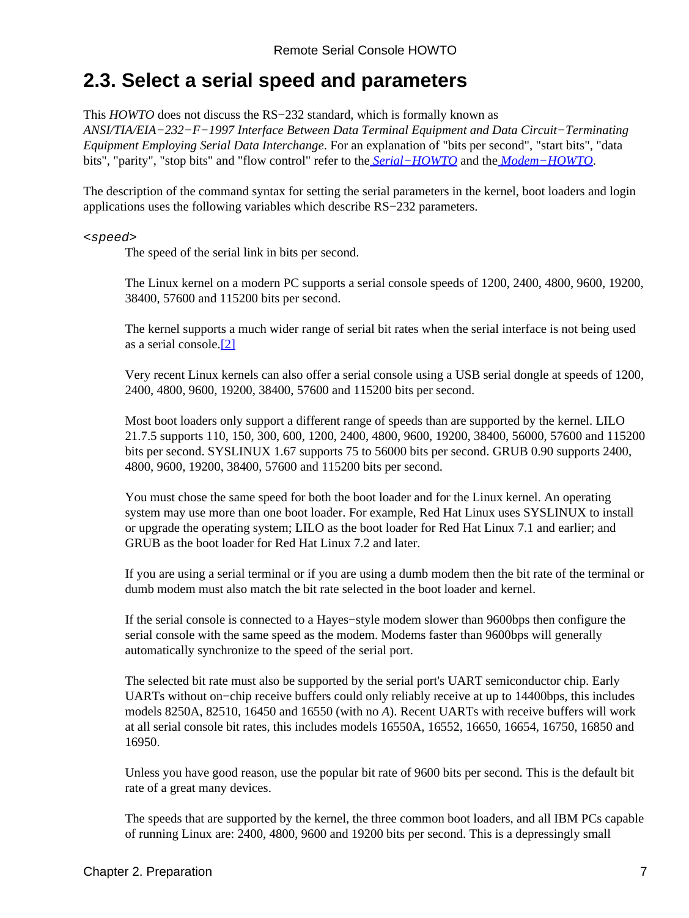## 2.3. Select a serial speed and parameters

This *HOWTO* does not discuss the RS−232 standard, which is formally known as *ANSI/TIA/EIA−232−F−1997 Interface Between Data Terminal Equipment and Data Circuit−Terminating Equipment Employing Serial Data Interchange*. For an explanation of "bits per second", "start bits", "data bits", "parity", "stop bits" and "flow control" refer to the [Serial−HOWTO](#) and the [Modem−HOWTO](#).

The description of the command syntax for setting the serial parameters in the kernel, boot loaders and login applications uses the following variables which describe RS−232 parameters.

*<speed>*

The speed of the serial link in bits per second.

The Linux kernel on a modern PC supports a serial console speeds of 1200, 2400, 4800, 9600, 19200, 38400, 57600 and 115200 bits per second.

The kernel supports a much wider range of serial bit rates when the serial interface is not being used as a serial console.[2]

Very recent Linux kernels can also offer a serial console using a USB serial dongle at speeds of 1200, 2400, 4800, 9600, 19200, 38400, 57600 and 115200 bits per second.

Most boot loaders only support a different range of speeds than are supported by the kernel. LILO 21.7.5 supports 110, 150, 300, 600, 1200, 2400, 4800, 9600, 19200, 38400, 56000, 57600 and 115200 bits per second. SYSLINUX 1.67 supports 75 to 56000 bits per second. GRUB 0.90 supports 2400, 4800, 9600, 19200, 38400, 57600 and 115200 bits per second.

You must chose the same speed for both the boot loader and for the Linux kernel. An operating system may use more than one boot loader. For example, Red Hat Linux uses SYSLINUX to install or upgrade the operating system; LILO as the boot loader for Red Hat Linux 7.1 and earlier; and GRUB as the boot loader for Red Hat Linux 7.2 and later.

If you are using a serial terminal or if you are using a dumb modem then the bit rate of the terminal or dumb modem must also match the bit rate selected in the boot loader and kernel.

If the serial console is connected to a Hayes−style modem slower than 9600bps then configure the serial console with the same speed as the modem. Modems faster than 9600bps will generally automatically synchronize to the speed of the serial port.

The selected bit rate must also be supported by the serial port's UART semiconductor chip. Early UARTs without on−chip receive buffers could only reliably receive at up to 14400bps, this includes models 8250A, 82510, 16450 and 16550 (with no *A*). Recent UARTs with receive buffers will work at all serial console bit rates, this includes models 16550A, 16552, 16650, 16654, 16750, 16850 and 16950.

Unless you have good reason, use the popular bit rate of 9600 bits per second. This is the default bit rate of a great many devices.

The speeds that are supported by the kernel, the three common boot loaders, and all IBM PCs capable of running Linux are: 2400, 4800, 9600 and 19200 bits per second. This is a depressingly small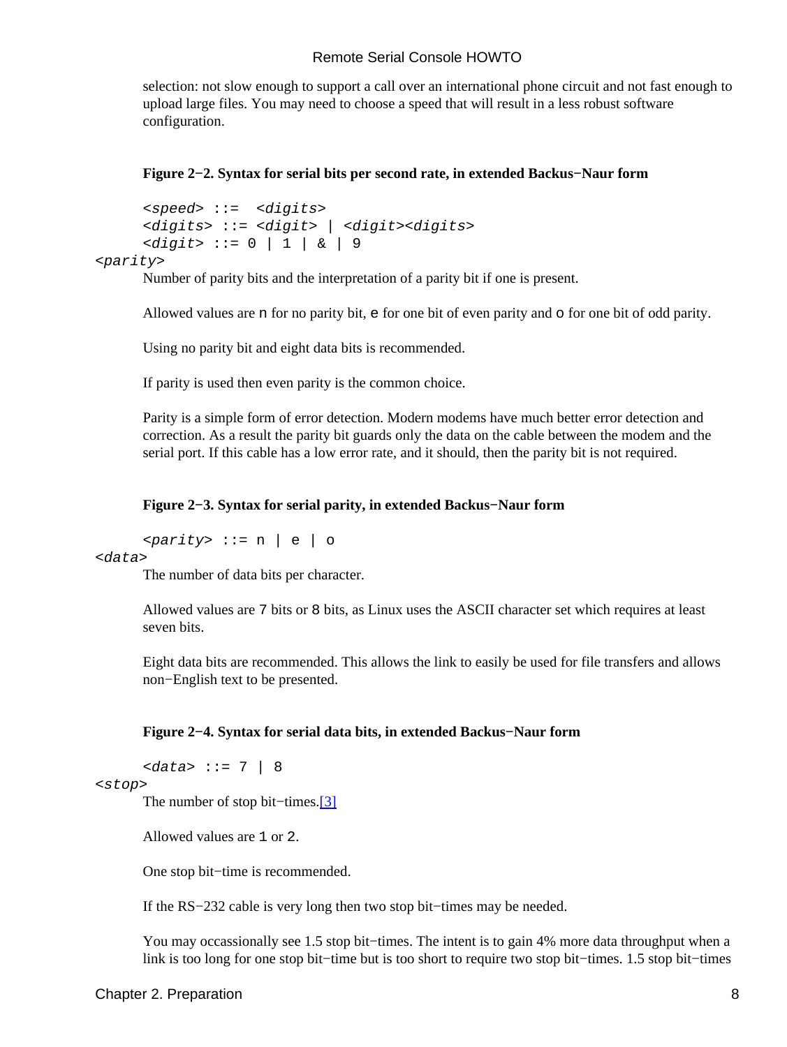selection: not slow enough to support a call over an international phone circuit and not fast enough to upload large files. You may need to choose a speed that will result in a less robust software configuration.

**Figure 2−2. Syntax for serial bits per second rate, in extended Backus−Naur form**

```
<speed> ::=  <digits>
<digits> ::= <digit> | <digit><digits>
<digit> ::= 0 | 1 | & | 9
```

*<parity>*

Number of parity bits and the interpretation of a parity bit if one is present.

Allowed values are `n` for no parity bit, `e` for one bit of even parity and `o` for one bit of odd parity.

Using no parity bit and eight data bits is recommended.

If parity is used then even parity is the common choice.

Parity is a simple form of error detection. Modern modems have much better error detection and correction. As a result the parity bit guards only the data on the cable between the modem and the serial port. If this cable has a low error rate, and it should, then the parity bit is not required.

**Figure 2−3. Syntax for serial parity, in extended Backus−Naur form**

```
<parity> ::= n | e | o
```

*<data>*

The number of data bits per character.

Allowed values are `7` bits or `8` bits, as Linux uses the ASCII character set which requires at least seven bits.

Eight data bits are recommended. This allows the link to easily be used for file transfers and allows non−English text to be presented.

**Figure 2−4. Syntax for serial data bits, in extended Backus−Naur form**

```
<data> ::= 7 | 8
```

*<stop>*

The number of stop bit−times.[3]

Allowed values are `1` or `2`.

One stop bit−time is recommended.

If the RS−232 cable is very long then two stop bit−times may be needed.

You may occassionally see 1.5 stop bit−times. The intent is to gain 4% more data throughput when a link is too long for one stop bit−time but is too short to require two stop bit−times. 1.5 stop bit−times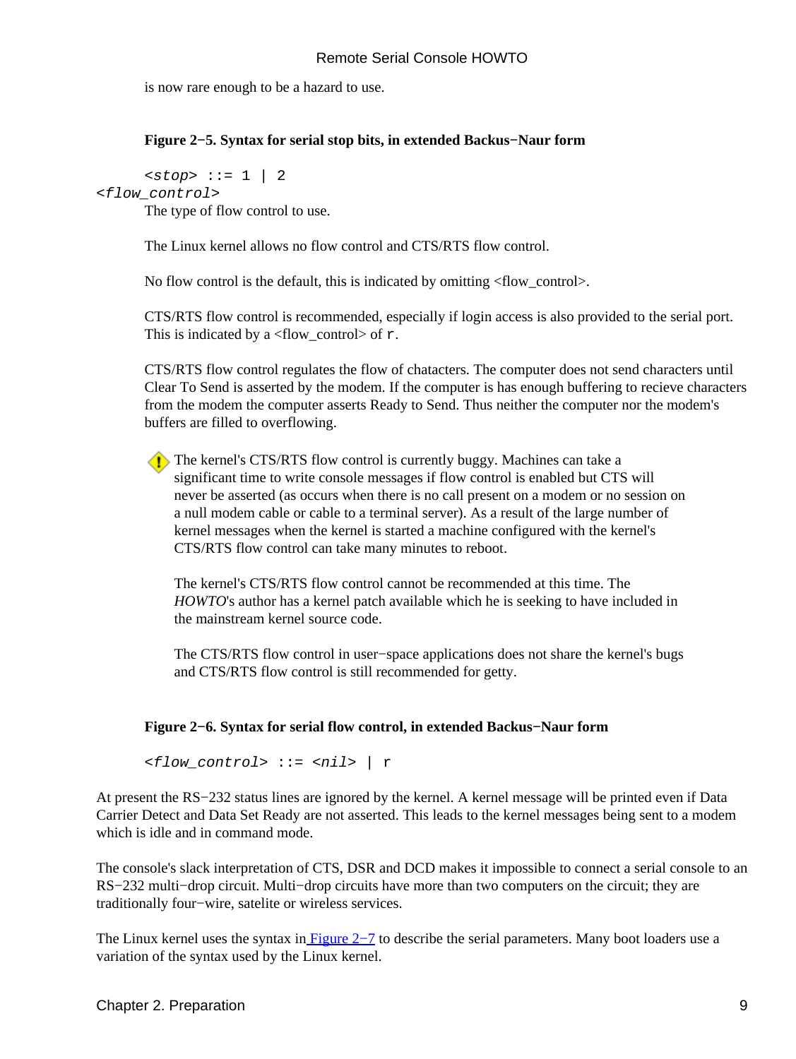is now rare enough to be a hazard to use.

**Figure 2−5. Syntax for serial stop bits, in extended Backus−Naur form**

```
<stop> ::= 1 | 2
```

`<flow_control>`

The type of flow control to use.

The Linux kernel allows no flow control and CTS/RTS flow control.

No flow control is the default, this is indicated by omitting <flow_control>.

CTS/RTS flow control is recommended, especially if login access is also provided to the serial port. This is indicated by a <flow_control> of `r`.

CTS/RTS flow control regulates the flow of chatacters. The computer does not send characters until Clear To Send is asserted by the modem. If the computer is has enough buffering to recieve characters from the modem the computer asserts Ready to Send. Thus neither the computer nor the modem's buffers are filled to overflowing.

> The kernel's CTS/RTS flow control is currently buggy. Machines can take a significant time to write console messages if flow control is enabled but CTS will never be asserted (as occurs when there is no call present on a modem or no session on a null modem cable or cable to a terminal server). As a result of the large number of kernel messages when the kernel is started a machine configured with the kernel's CTS/RTS flow control can take many minutes to reboot.
>
> The kernel's CTS/RTS flow control cannot be recommended at this time. The *HOWTO*'s author has a kernel patch available which he is seeking to have included in the mainstream kernel source code.
>
> The CTS/RTS flow control in user−space applications does not share the kernel's bugs and CTS/RTS flow control is still recommended for getty.

**Figure 2−6. Syntax for serial flow control, in extended Backus−Naur form**

```
<flow_control> ::= <nil> | r
```

At present the RS−232 status lines are ignored by the kernel. A kernel message will be printed even if Data Carrier Detect and Data Set Ready are not asserted. This leads to the kernel messages being sent to a modem which is idle and in command mode.

The console's slack interpretation of CTS, DSR and DCD makes it impossible to connect a serial console to an RS−232 multi−drop circuit. Multi−drop circuits have more than two computers on the circuit; they are traditionally four−wire, satelite or wireless services.

The Linux kernel uses the syntax in Figure 2−7 to describe the serial parameters. Many boot loaders use a variation of the syntax used by the Linux kernel.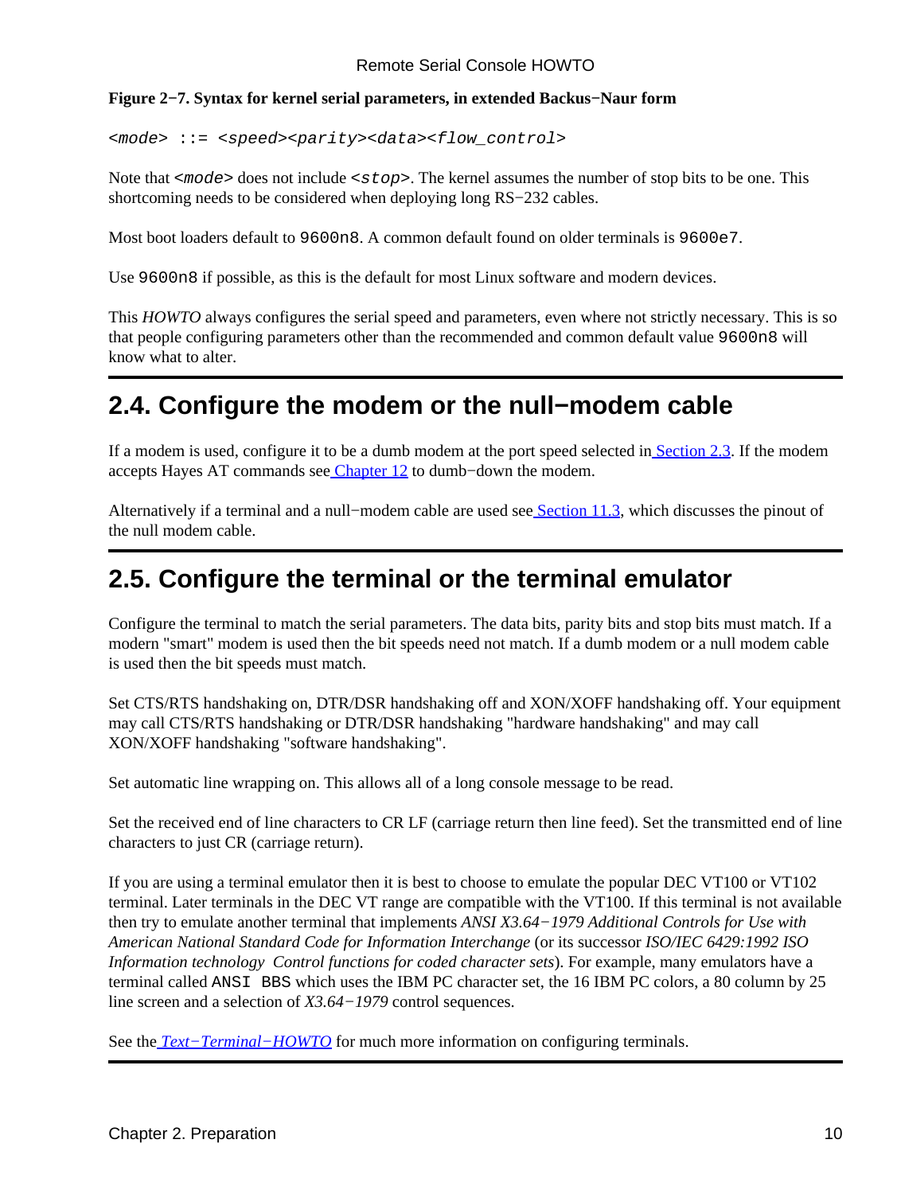**Figure 2−7. Syntax for kernel serial parameters, in extended Backus−Naur form**

```
<mode> ::= <speed><parity><data><flow_control>
```

Note that `<mode>` does not include `<stop>`. The kernel assumes the number of stop bits to be one. This shortcoming needs to be considered when deploying long RS−232 cables.

Most boot loaders default to `9600n8`. A common default found on older terminals is `9600e7`.

Use `9600n8` if possible, as this is the default for most Linux software and modern devices.

This *HOWTO* always configures the serial speed and parameters, even where not strictly necessary. This is so that people configuring parameters other than the recommended and common default value `9600n8` will know what to alter.

## 2.4. Configure the modem or the null−modem cable

If a modem is used, configure it to be a dumb modem at the port speed selected in Section 2.3. If the modem accepts Hayes AT commands see Chapter 12 to dumb−down the modem.

Alternatively if a terminal and a null−modem cable are used see Section 11.3, which discusses the pinout of the null modem cable.

## 2.5. Configure the terminal or the terminal emulator

Configure the terminal to match the serial parameters. The data bits, parity bits and stop bits must match. If a modern "smart" modem is used then the bit speeds need not match. If a dumb modem or a null modem cable is used then the bit speeds must match.

Set CTS/RTS handshaking on, DTR/DSR handshaking off and XON/XOFF handshaking off. Your equipment may call CTS/RTS handshaking or DTR/DSR handshaking "hardware handshaking" and may call XON/XOFF handshaking "software handshaking".

Set automatic line wrapping on. This allows all of a long console message to be read.

Set the received end of line characters to CR LF (carriage return then line feed). Set the transmitted end of line characters to just CR (carriage return).

If you are using a terminal emulator then it is best to choose to emulate the popular DEC VT100 or VT102 terminal. Later terminals in the DEC VT range are compatible with the VT100. If this terminal is not available then try to emulate another terminal that implements *ANSI X3.64−1979 Additional Controls for Use with American National Standard Code for Information Interchange* (or its successor *ISO/IEC 6429:1992 ISO Information technology Control functions for coded character sets*). For example, many emulators have a terminal called `ANSI BBS` which uses the IBM PC character set, the 16 IBM PC colors, a 80 column by 25 line screen and a selection of *X3.64−1979* control sequences.

See the *Text−Terminal−HOWTO* for much more information on configuring terminals.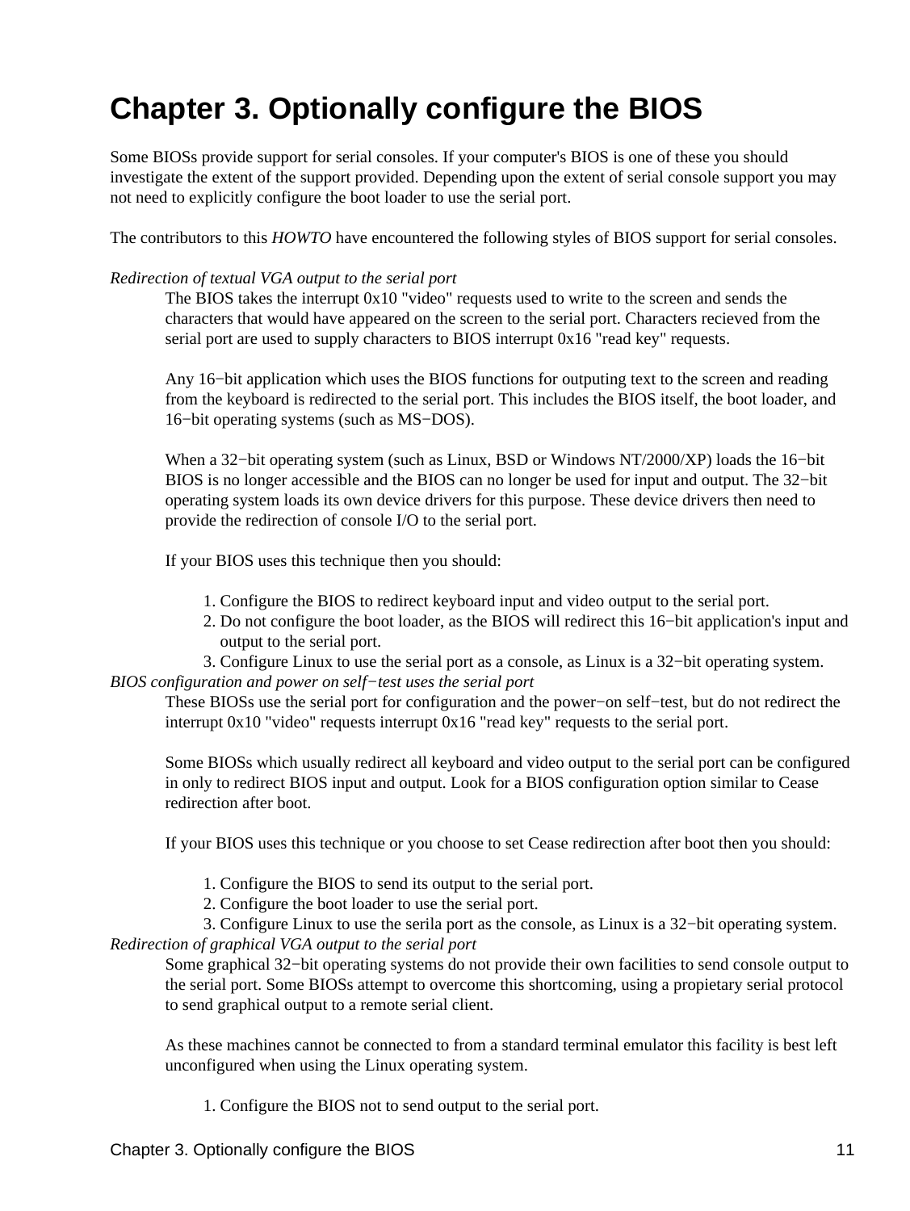# Chapter 3. Optionally configure the BIOS

Some BIOSs provide support for serial consoles. If your computer's BIOS is one of these you should investigate the extent of the support provided. Depending upon the extent of serial console support you may not need to explicitly configure the boot loader to use the serial port.

The contributors to this *HOWTO* have encountered the following styles of BIOS support for serial consoles.

*Redirection of textual VGA output to the serial port*

The BIOS takes the interrupt 0x10 "video" requests used to write to the screen and sends the characters that would have appeared on the screen to the serial port. Characters recieved from the serial port are used to supply characters to BIOS interrupt 0x16 "read key" requests.

Any 16−bit application which uses the BIOS functions for outputing text to the screen and reading from the keyboard is redirected to the serial port. This includes the BIOS itself, the boot loader, and 16−bit operating systems (such as MS−DOS).

When a 32−bit operating system (such as Linux, BSD or Windows NT/2000/XP) loads the 16−bit BIOS is no longer accessible and the BIOS can no longer be used for input and output. The 32−bit operating system loads its own device drivers for this purpose. These device drivers then need to provide the redirection of console I/O to the serial port.

If your BIOS uses this technique then you should:

1. Configure the BIOS to redirect keyboard input and video output to the serial port.
2. Do not configure the boot loader, as the BIOS will redirect this 16−bit application's input and output to the serial port.
3. Configure Linux to use the serial port as a console, as Linux is a 32−bit operating system.

*BIOS configuration and power on self−test uses the serial port*

These BIOSs use the serial port for configuration and the power−on self−test, but do not redirect the interrupt 0x10 "video" requests interrupt 0x16 "read key" requests to the serial port.

Some BIOSs which usually redirect all keyboard and video output to the serial port can be configured in only to redirect BIOS input and output. Look for a BIOS configuration option similar to Cease redirection after boot.

If your BIOS uses this technique or you choose to set Cease redirection after boot then you should:

1. Configure the BIOS to send its output to the serial port.
2. Configure the boot loader to use the serial port.
3. Configure Linux to use the serila port as the console, as Linux is a 32−bit operating system.

*Redirection of graphical VGA output to the serial port*

Some graphical 32−bit operating systems do not provide their own facilities to send console output to the serial port. Some BIOSs attempt to overcome this shortcoming, using a propietary serial protocol to send graphical output to a remote serial client.

As these machines cannot be connected to from a standard terminal emulator this facility is best left unconfigured when using the Linux operating system.

1. Configure the BIOS not to send output to the serial port.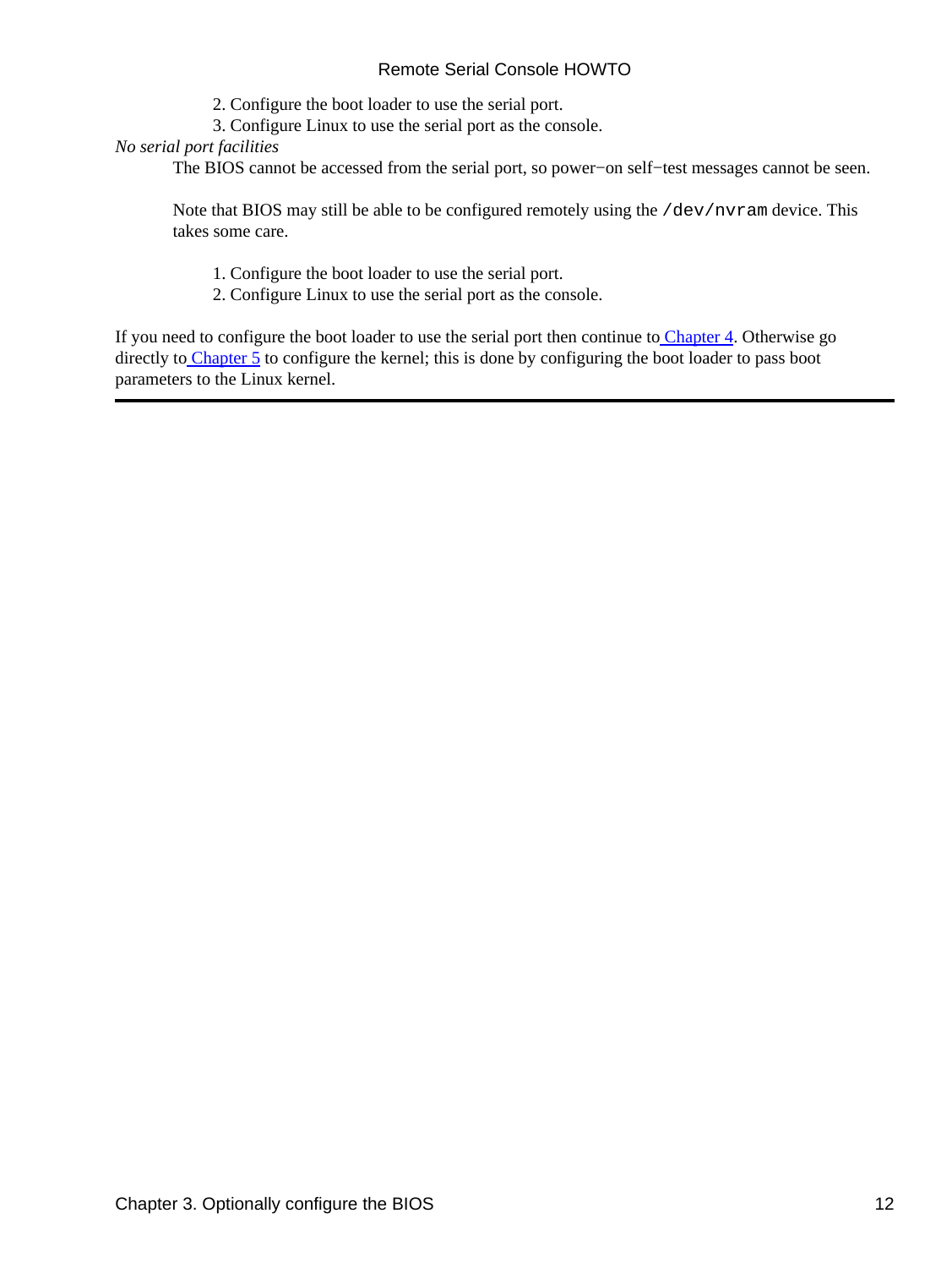2. Configure the boot loader to use the serial port.
3. Configure Linux to use the serial port as the console.

*No serial port facilities*

The BIOS cannot be accessed from the serial port, so power−on self−test messages cannot be seen.

Note that BIOS may still be able to be configured remotely using the `/dev/nvram` device. This takes some care.

1. Configure the boot loader to use the serial port.
2. Configure Linux to use the serial port as the console.

If you need to configure the boot loader to use the serial port then continue to Chapter 4. Otherwise go directly to Chapter 5 to configure the kernel; this is done by configuring the boot loader to pass boot parameters to the Linux kernel.

---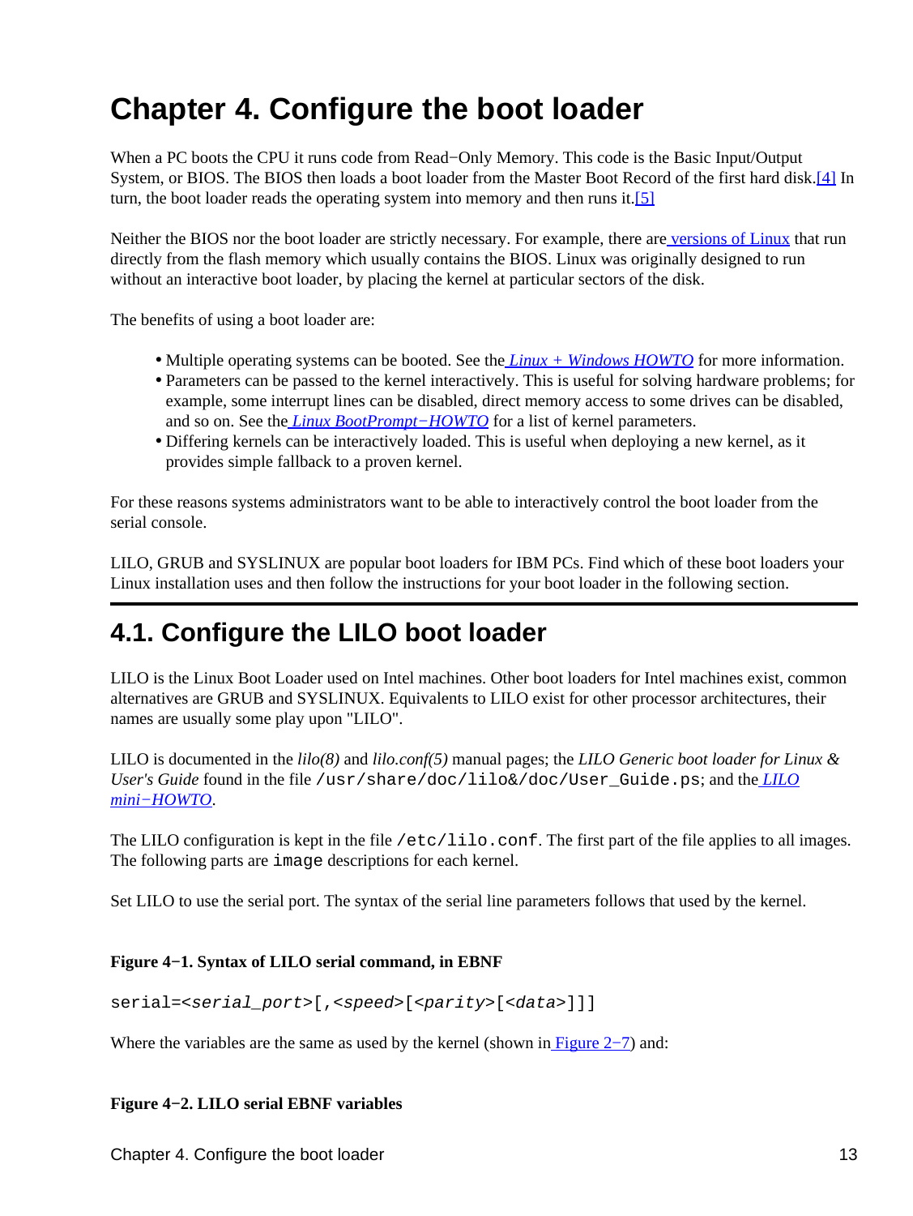# Chapter 4. Configure the boot loader

When a PC boots the CPU it runs code from Read−Only Memory. This code is the Basic Input/Output System, or BIOS. The BIOS then loads a boot loader from the Master Boot Record of the first hard disk.[4] In turn, the boot loader reads the operating system into memory and then runs it.[5]

Neither the BIOS nor the boot loader are strictly necessary. For example, there are versions of Linux that run directly from the flash memory which usually contains the BIOS. Linux was originally designed to run without an interactive boot loader, by placing the kernel at particular sectors of the disk.

The benefits of using a boot loader are:

- Multiple operating systems can be booted. See the *Linux + Windows HOWTO* for more information.
- Parameters can be passed to the kernel interactively. This is useful for solving hardware problems; for example, some interrupt lines can be disabled, direct memory access to some drives can be disabled, and so on. See the *Linux BootPrompt−HOWTO* for a list of kernel parameters.
- Differing kernels can be interactively loaded. This is useful when deploying a new kernel, as it provides simple fallback to a proven kernel.

For these reasons systems administrators want to be able to interactively control the boot loader from the serial console.

LILO, GRUB and SYSLINUX are popular boot loaders for IBM PCs. Find which of these boot loaders your Linux installation uses and then follow the instructions for your boot loader in the following section.

## 4.1. Configure the LILO boot loader

LILO is the Linux Boot Loader used on Intel machines. Other boot loaders for Intel machines exist, common alternatives are GRUB and SYSLINUX. Equivalents to LILO exist for other processor architectures, their names are usually some play upon "LILO".

LILO is documented in the *lilo(8)* and *lilo.conf(5)* manual pages; the *LILO Generic boot loader for Linux & User's Guide* found in the file `/usr/share/doc/lilo&/doc/User_Guide.ps`; and the *LILO mini−HOWTO*.

The LILO configuration is kept in the file `/etc/lilo.conf`. The first part of the file applies to all images. The following parts are `image` descriptions for each kernel.

Set LILO to use the serial port. The syntax of the serial line parameters follows that used by the kernel.

**Figure 4−1. Syntax of LILO serial command, in EBNF**

```
serial=<serial_port>[,<speed>[<parity>[<data>]]]
```

Where the variables are the same as used by the kernel (shown in Figure 2−7) and:

**Figure 4−2. LILO serial EBNF variables**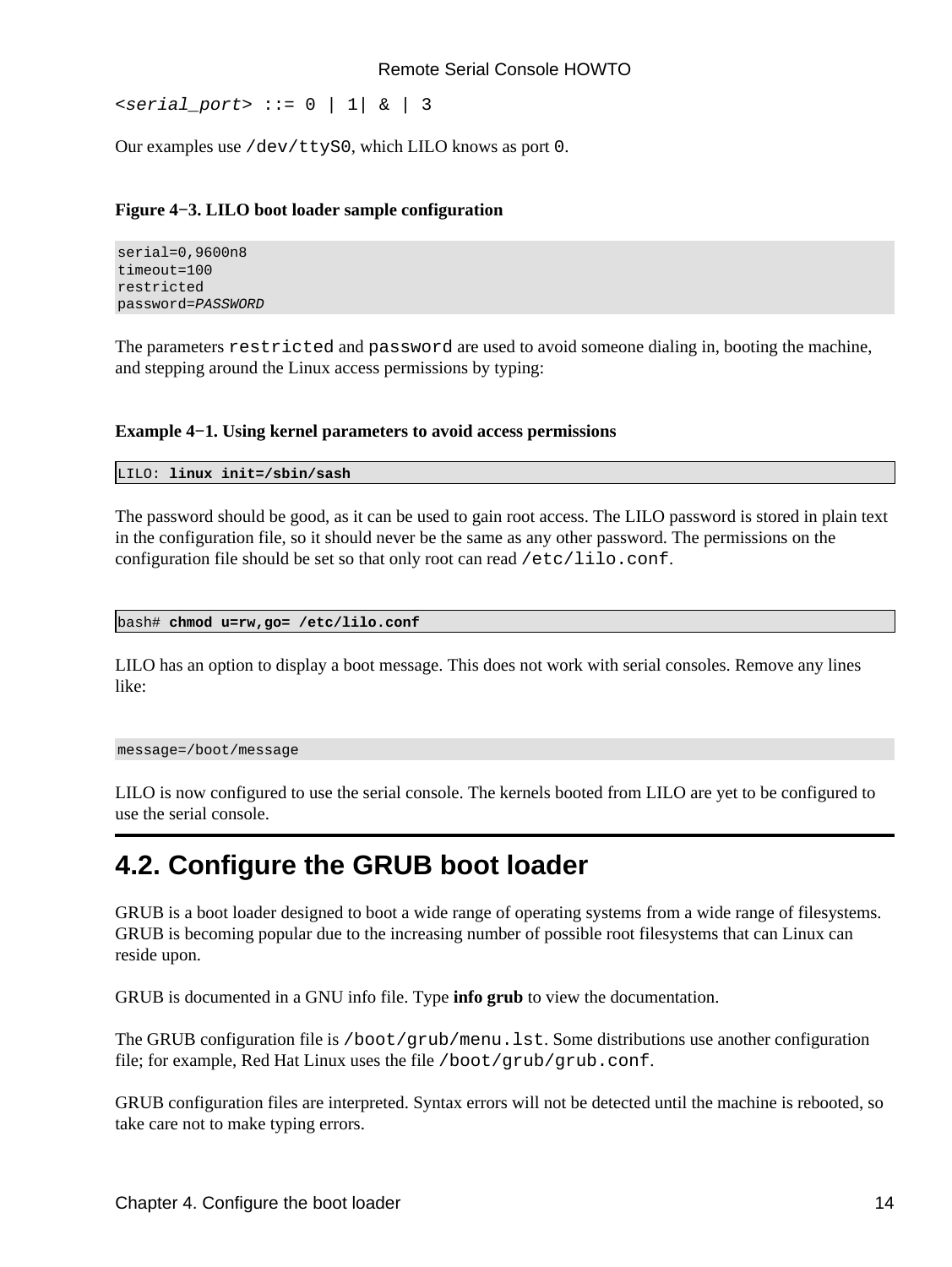```
<serial_port> ::= 0 | 1| & | 3
```

Our examples use `/dev/ttyS0`, which LILO knows as port `0`.

**Figure 4−3. LILO boot loader sample configuration**

```
serial=0,9600n8
timeout=100
restricted
password=PASSWORD
```

The parameters `restricted` and `password` are used to avoid someone dialing in, booting the machine, and stepping around the Linux access permissions by typing:

**Example 4−1. Using kernel parameters to avoid access permissions**

```
LILO: linux init=/sbin/sash
```

The password should be good, as it can be used to gain root access. The LILO password is stored in plain text in the configuration file, so it should never be the same as any other password. The permissions on the configuration file should be set so that only root can read `/etc/lilo.conf`.

```
bash# chmod u=rw,go= /etc/lilo.conf
```

LILO has an option to display a boot message. This does not work with serial consoles. Remove any lines like:

```
message=/boot/message
```

LILO is now configured to use the serial console. The kernels booted from LILO are yet to be configured to use the serial console.

## 4.2. Configure the GRUB boot loader

GRUB is a boot loader designed to boot a wide range of operating systems from a wide range of filesystems. GRUB is becoming popular due to the increasing number of possible root filesystems that can Linux can reside upon.

GRUB is documented in a GNU info file. Type **info grub** to view the documentation.

The GRUB configuration file is `/boot/grub/menu.lst`. Some distributions use another configuration file; for example, Red Hat Linux uses the file `/boot/grub/grub.conf`.

GRUB configuration files are interpreted. Syntax errors will not be detected until the machine is rebooted, so take care not to make typing errors.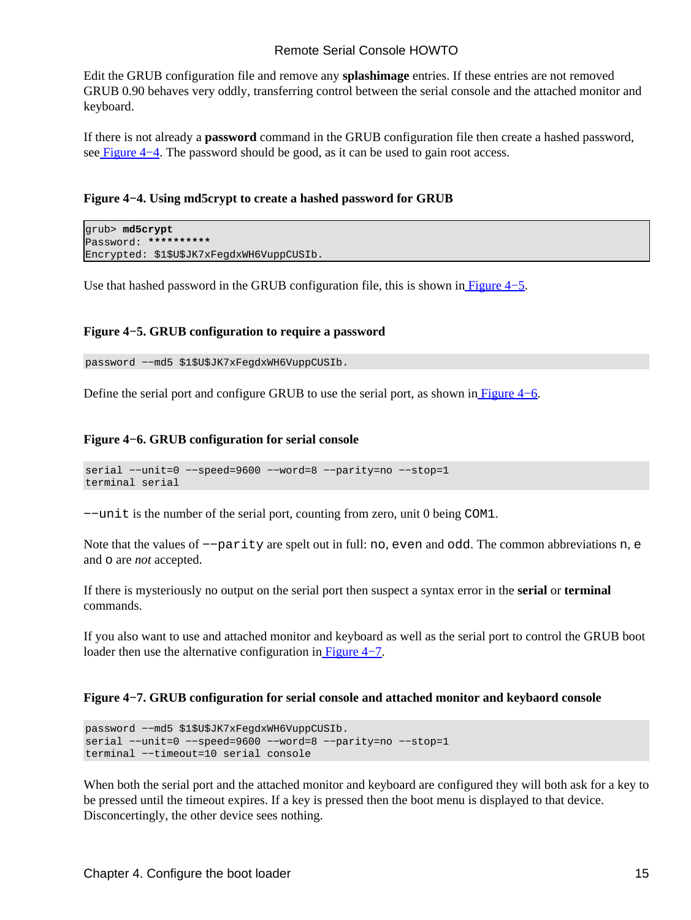Edit the GRUB configuration file and remove any **splashimage** entries. If these entries are not removed GRUB 0.90 behaves very oddly, transferring control between the serial console and the attached monitor and keyboard.

If there is not already a **password** command in the GRUB configuration file then create a hashed password, see Figure 4−4. The password should be good, as it can be used to gain root access.

**Figure 4−4. Using md5crypt to create a hashed password for GRUB**

```
grub> md5crypt
Password: **********
Encrypted: $1$U$JK7xFegdxWH6VuppCUSIb.
```

Use that hashed password in the GRUB configuration file, this is shown in Figure 4−5.

**Figure 4−5. GRUB configuration to require a password**

```
password −−md5 $1$U$JK7xFegdxWH6VuppCUSIb.
```

Define the serial port and configure GRUB to use the serial port, as shown in Figure 4−6.

**Figure 4−6. GRUB configuration for serial console**

```
serial −−unit=0 −−speed=9600 −−word=8 −−parity=no −−stop=1
terminal serial
```

`−−unit` is the number of the serial port, counting from zero, unit 0 being `COM1`.

Note that the values of `−−parity` are spelt out in full: `no`, `even` and `odd`. The common abbreviations `n`, `e` and `o` are *not* accepted.

If there is mysteriously no output on the serial port then suspect a syntax error in the **serial** or **terminal** commands.

If you also want to use and attached monitor and keyboard as well as the serial port to control the GRUB boot loader then use the alternative configuration in Figure 4−7.

**Figure 4−7. GRUB configuration for serial console and attached monitor and keybaord console**

```
password −−md5 $1$U$JK7xFegdxWH6VuppCUSIb.
serial −−unit=0 −−speed=9600 −−word=8 −−parity=no −−stop=1
terminal −−timeout=10 serial console
```

When both the serial port and the attached monitor and keyboard are configured they will both ask for a key to be pressed until the timeout expires. If a key is pressed then the boot menu is displayed to that device. Disconcertingly, the other device sees nothing.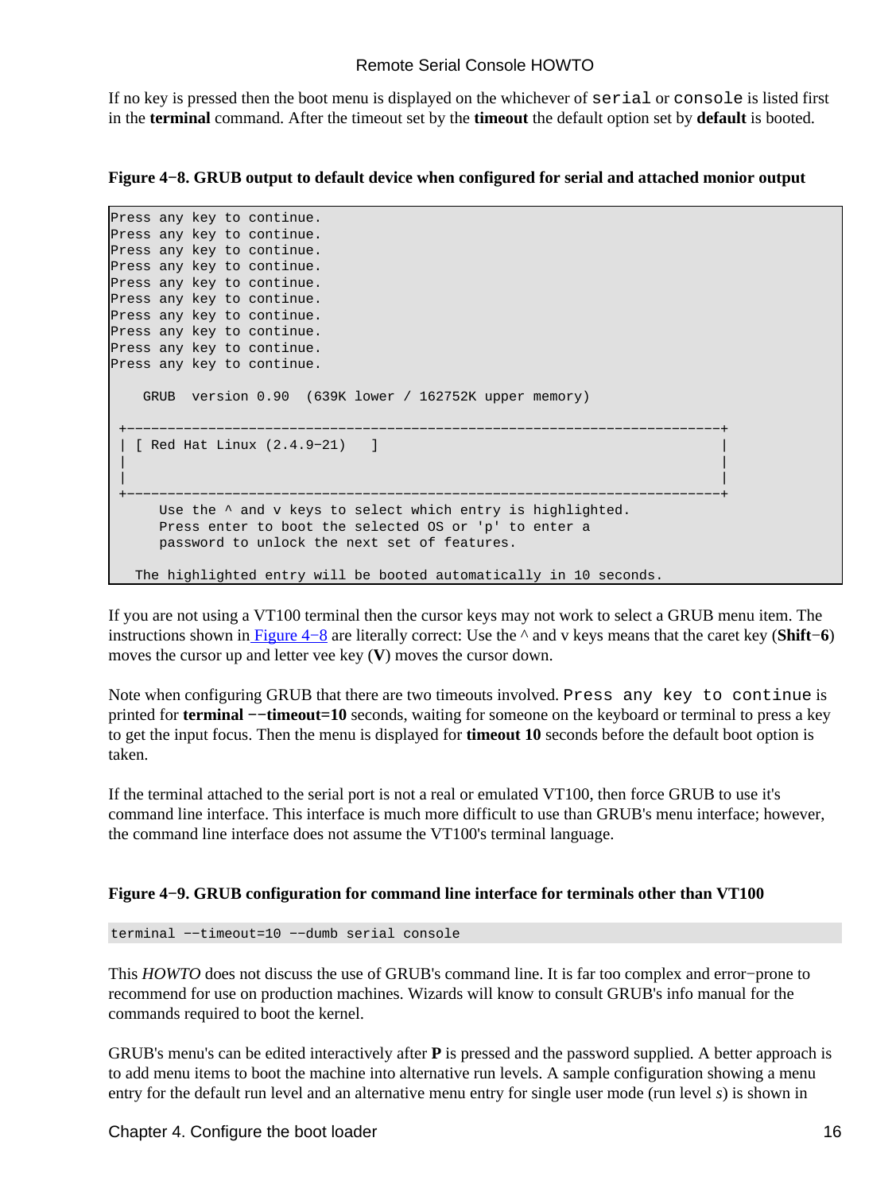If no key is pressed then the boot menu is displayed on the whichever of `serial` or `console` is listed first in the **terminal** command. After the timeout set by the **timeout** the default option set by **default** is booted.

**Figure 4−8. GRUB output to default device when configured for serial and attached monior output**

```
Press any key to continue.
Press any key to continue.
Press any key to continue.
Press any key to continue.
Press any key to continue.
Press any key to continue.
Press any key to continue.
Press any key to continue.
Press any key to continue.
Press any key to continue.

    GRUB  version 0.90  (639K lower / 162752K upper memory)

 +-------------------------------------------------------------------------+
 | [ Red Hat Linux (2.4.9−21)   ]                                          |
 |                                                                         |
 |                                                                         |
 +-------------------------------------------------------------------------+
      Use the ^ and v keys to select which entry is highlighted.
      Press enter to boot the selected OS or 'p' to enter a
      password to unlock the next set of features.

   The highlighted entry will be booted automatically in 10 seconds.
```

If you are not using a VT100 terminal then the cursor keys may not work to select a GRUB menu item. The instructions shown in Figure 4−8 are literally correct: Use the ^ and v keys means that the caret key (**Shift−6**) moves the cursor up and letter vee key (**V**) moves the cursor down.

Note when configuring GRUB that there are two timeouts involved. `Press any key to continue` is printed for **terminal −−timeout=10** seconds, waiting for someone on the keyboard or terminal to press a key to get the input focus. Then the menu is displayed for **timeout 10** seconds before the default boot option is taken.

If the terminal attached to the serial port is not a real or emulated VT100, then force GRUB to use it's command line interface. This interface is much more difficult to use than GRUB's menu interface; however, the command line interface does not assume the VT100's terminal language.

**Figure 4−9. GRUB configuration for command line interface for terminals other than VT100**

```
terminal −−timeout=10 −−dumb serial console
```

This *HOWTO* does not discuss the use of GRUB's command line. It is far too complex and error−prone to recommend for use on production machines. Wizards will know to consult GRUB's info manual for the commands required to boot the kernel.

GRUB's menu's can be edited interactively after **P** is pressed and the password supplied. A better approach is to add menu items to boot the machine into alternative run levels. A sample configuration showing a menu entry for the default run level and an alternative menu entry for single user mode (run level *s*) is shown in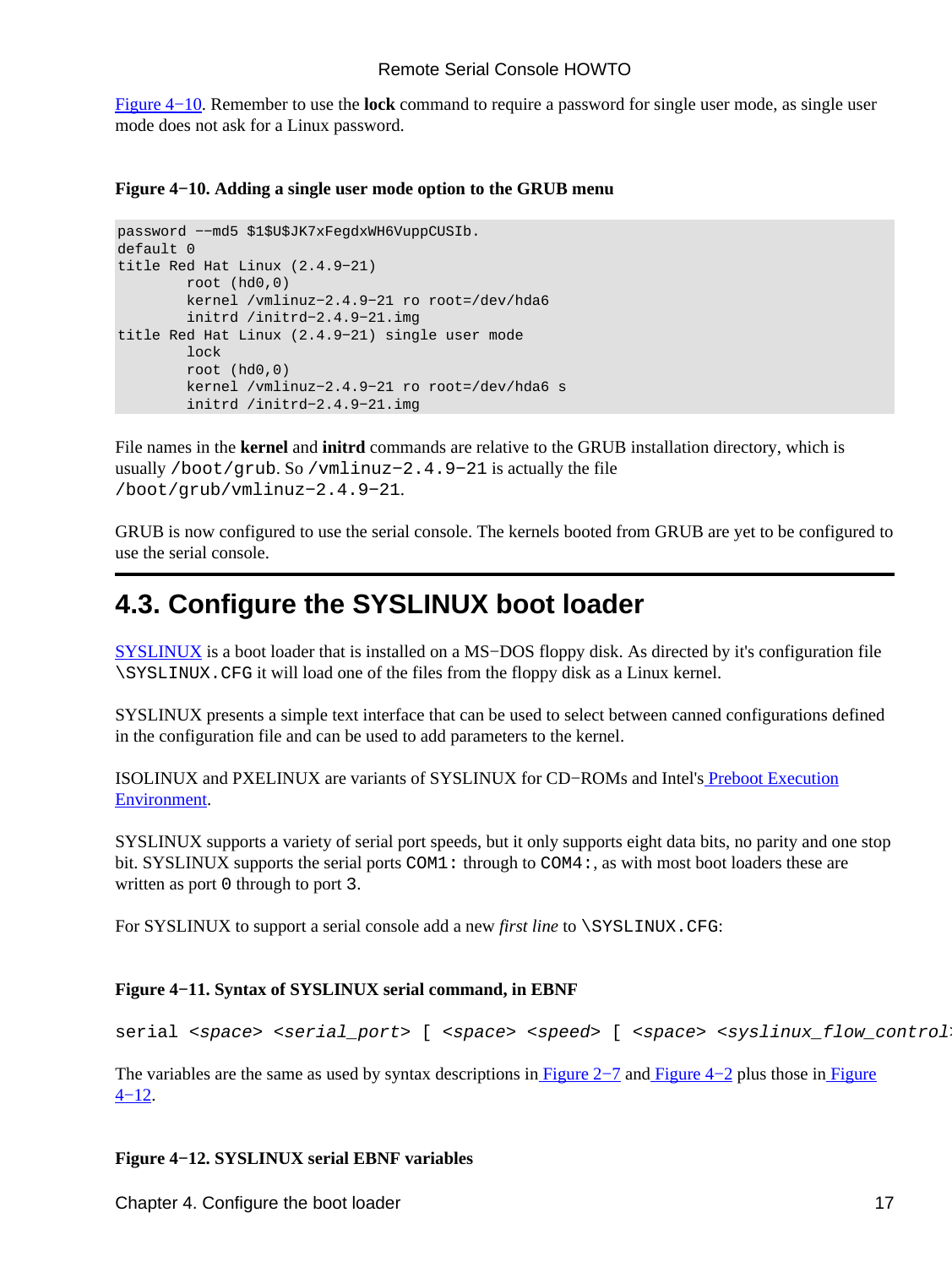Figure 4−10. Remember to use the **lock** command to require a password for single user mode, as single user mode does not ask for a Linux password.

**Figure 4−10. Adding a single user mode option to the GRUB menu**

```
password −−md5 $1$U$JK7xFegdxWH6VuppCUSIb.
default 0
title Red Hat Linux (2.4.9−21)
        root (hd0,0)
        kernel /vmlinuz−2.4.9−21 ro root=/dev/hda6
        initrd /initrd−2.4.9−21.img
title Red Hat Linux (2.4.9−21) single user mode
        lock
        root (hd0,0)
        kernel /vmlinuz−2.4.9−21 ro root=/dev/hda6 s
        initrd /initrd−2.4.9−21.img
```

File names in the **kernel** and **initrd** commands are relative to the GRUB installation directory, which is usually `/boot/grub`. So `/vmlinuz−2.4.9−21` is actually the file `/boot/grub/vmlinuz−2.4.9−21`.

GRUB is now configured to use the serial console. The kernels booted from GRUB are yet to be configured to use the serial console.

## 4.3. Configure the SYSLINUX boot loader

SYSLINUX is a boot loader that is installed on a MS−DOS floppy disk. As directed by it's configuration file `\SYSLINUX.CFG` it will load one of the files from the floppy disk as a Linux kernel.

SYSLINUX presents a simple text interface that can be used to select between canned configurations defined in the configuration file and can be used to add parameters to the kernel.

ISOLINUX and PXELINUX are variants of SYSLINUX for CD−ROMs and Intel's Preboot Execution Environment.

SYSLINUX supports a variety of serial port speeds, but it only supports eight data bits, no parity and one stop bit. SYSLINUX supports the serial ports `COM1:` through to `COM4:`, as with most boot loaders these are written as port `0` through to port `3`.

For SYSLINUX to support a serial console add a new *first line* to `\SYSLINUX.CFG`:

**Figure 4−11. Syntax of SYSLINUX serial command, in EBNF**

```
serial <space> <serial_port> [ <space> <speed> [ <space> <syslinux_flow_control>
```

The variables are the same as used by syntax descriptions in Figure 2−7 and Figure 4−2 plus those in Figure 4−12.

**Figure 4−12. SYSLINUX serial EBNF variables**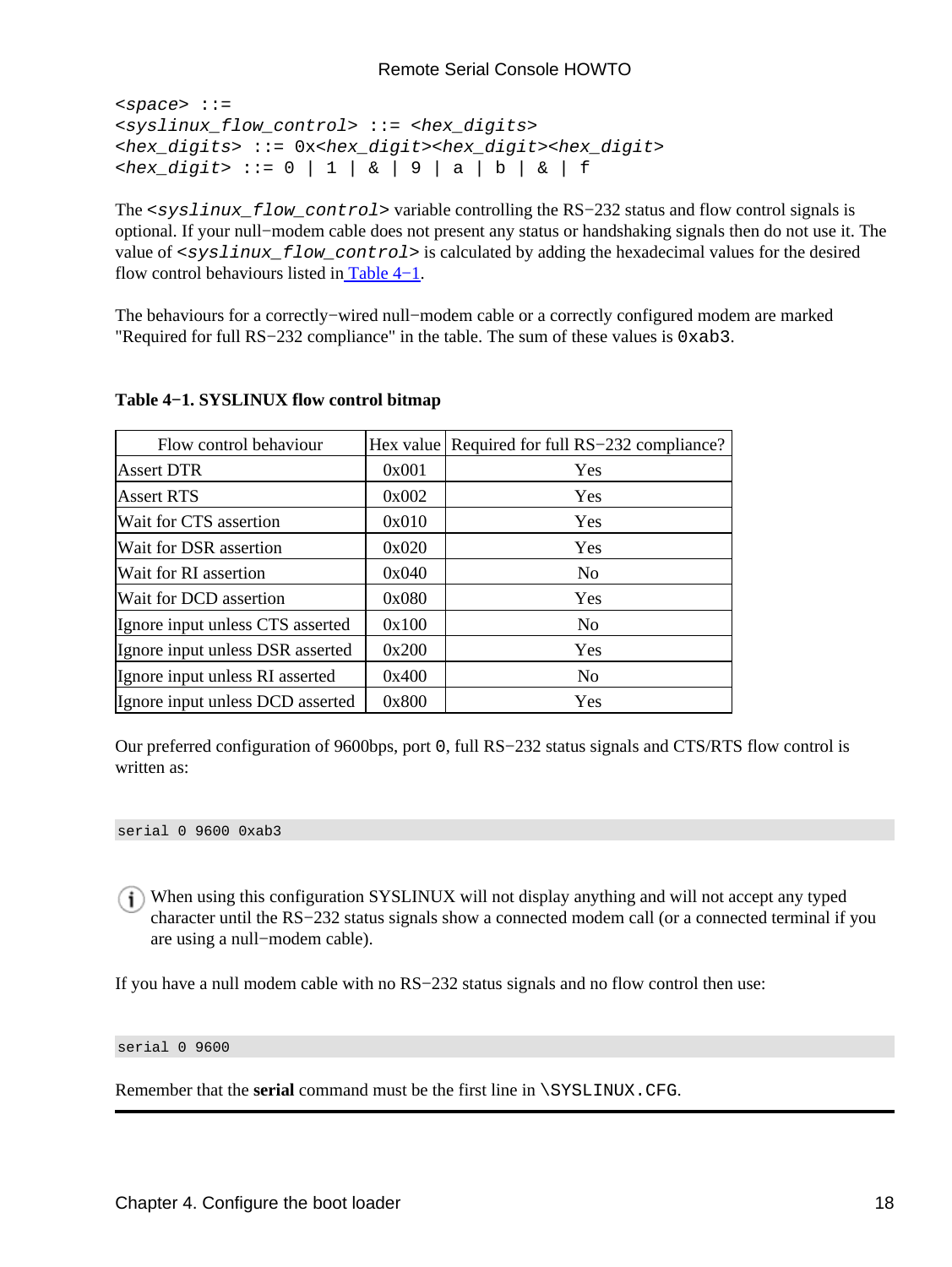```
<space> ::=
<syslinux_flow_control> ::= <hex_digits>
<hex_digits> ::= 0x<hex_digit><hex_digit><hex_digit>
<hex_digit> ::= 0 | 1 | & | 9 | a | b | & | f
```

The `<syslinux_flow_control>` variable controlling the RS−232 status and flow control signals is optional. If your null−modem cable does not present any status or handshaking signals then do not use it. The value of `<syslinux_flow_control>` is calculated by adding the hexadecimal values for the desired flow control behaviours listed in Table 4−1.

The behaviours for a correctly−wired null−modem cable or a correctly configured modem are marked "Required for full RS−232 compliance" in the table. The sum of these values is `0xab3`.

**Table 4−1. SYSLINUX flow control bitmap**

| Flow control behaviour | Hex value | Required for full RS−232 compliance? |
|---|---|---|
| Assert DTR | 0x001 | Yes |
| Assert RTS | 0x002 | Yes |
| Wait for CTS assertion | 0x010 | Yes |
| Wait for DSR assertion | 0x020 | Yes |
| Wait for RI assertion | 0x040 | No |
| Wait for DCD assertion | 0x080 | Yes |
| Ignore input unless CTS asserted | 0x100 | No |
| Ignore input unless DSR asserted | 0x200 | Yes |
| Ignore input unless RI asserted | 0x400 | No |
| Ignore input unless DCD asserted | 0x800 | Yes |

Our preferred configuration of 9600bps, port `0`, full RS−232 status signals and CTS/RTS flow control is written as:

```
serial 0 9600 0xab3
```

When using this configuration SYSLINUX will not display anything and will not accept any typed character until the RS−232 status signals show a connected modem call (or a connected terminal if you are using a null−modem cable).

If you have a null modem cable with no RS−232 status signals and no flow control then use:

```
serial 0 9600
```

Remember that the **serial** command must be the first line in `\SYSLINUX.CFG`.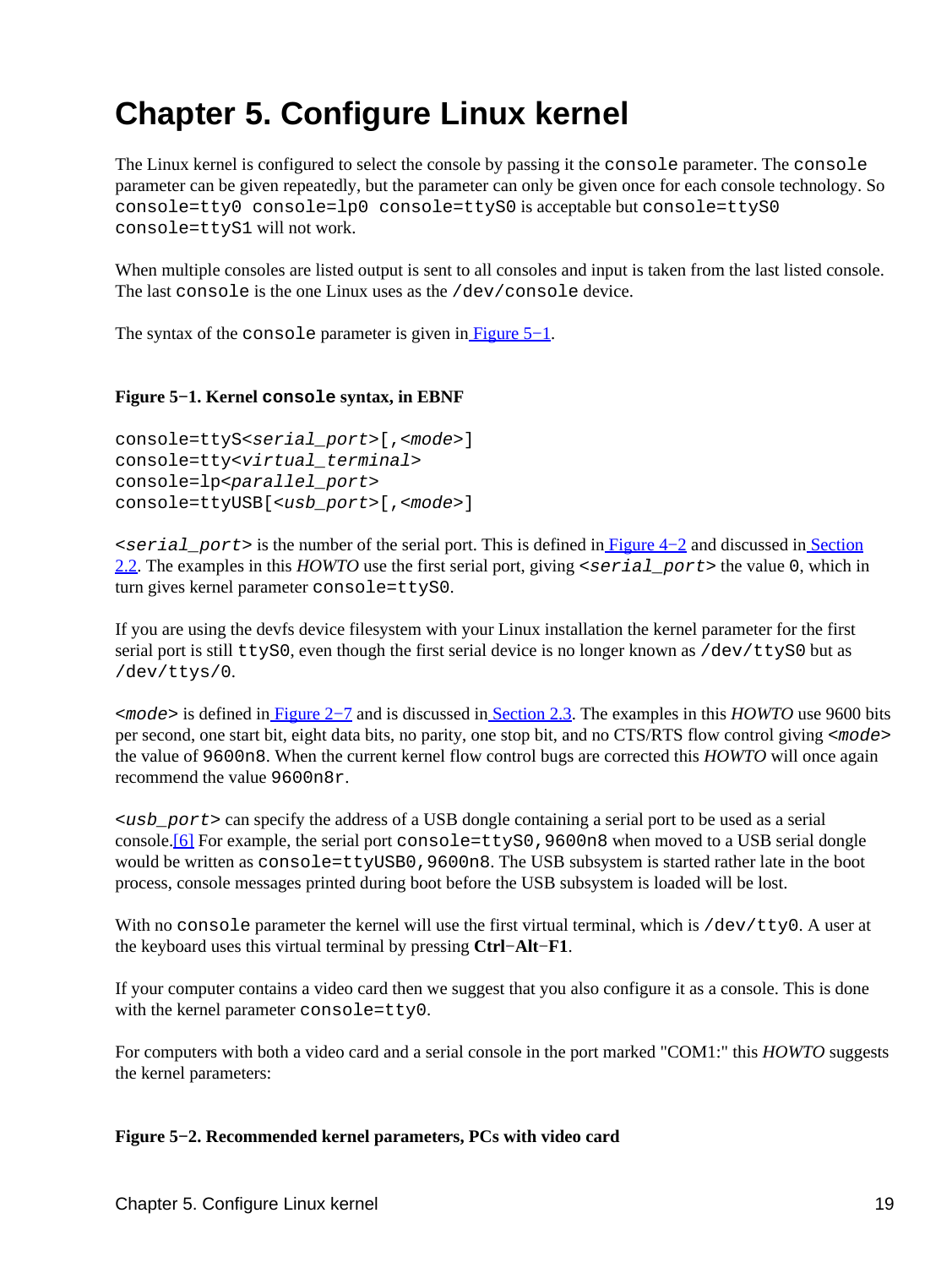# Chapter 5. Configure Linux kernel

The Linux kernel is configured to select the console by passing it the `console` parameter. The `console` parameter can be given repeatedly, but the parameter can only be given once for each console technology. So `console=tty0 console=lp0 console=ttyS0` is acceptable but `console=ttyS0 console=ttyS1` will not work.

When multiple consoles are listed output is sent to all consoles and input is taken from the last listed console. The last `console` is the one Linux uses as the `/dev/console` device.

The syntax of the `console` parameter is given in Figure 5−1.

**Figure 5−1. Kernel `console` syntax, in EBNF**

```
console=ttyS<serial_port>[,<mode>]
console=tty<virtual_terminal>
console=lp<parallel_port>
console=ttyUSB[<usb_port>[,<mode>]
```

`<serial_port>` is the number of the serial port. This is defined in Figure 4−2 and discussed in Section 2.2. The examples in this *HOWTO* use the first serial port, giving `<serial_port>` the value `0`, which in turn gives kernel parameter `console=ttyS0`.

If you are using the devfs device filesystem with your Linux installation the kernel parameter for the first serial port is still `ttyS0`, even though the first serial device is no longer known as `/dev/ttyS0` but as `/dev/ttys/0`.

`<mode>` is defined in Figure 2−7 and is discussed in Section 2.3. The examples in this *HOWTO* use 9600 bits per second, one start bit, eight data bits, no parity, one stop bit, and no CTS/RTS flow control giving `<mode>` the value of `9600n8`. When the current kernel flow control bugs are corrected this *HOWTO* will once again recommend the value `9600n8r`.

`<usb_port>` can specify the address of a USB dongle containing a serial port to be used as a serial console.[6] For example, the serial port `console=ttyS0,9600n8` when moved to a USB serial dongle would be written as `console=ttyUSB0,9600n8`. The USB subsystem is started rather late in the boot process, console messages printed during boot before the USB subsystem is loaded will be lost.

With no `console` parameter the kernel will use the first virtual terminal, which is `/dev/tty0`. A user at the keyboard uses this virtual terminal by pressing **Ctrl−Alt−F1**.

If your computer contains a video card then we suggest that you also configure it as a console. This is done with the kernel parameter `console=tty0`.

For computers with both a video card and a serial console in the port marked "COM1:" this *HOWTO* suggests the kernel parameters:

**Figure 5−2. Recommended kernel parameters, PCs with video card**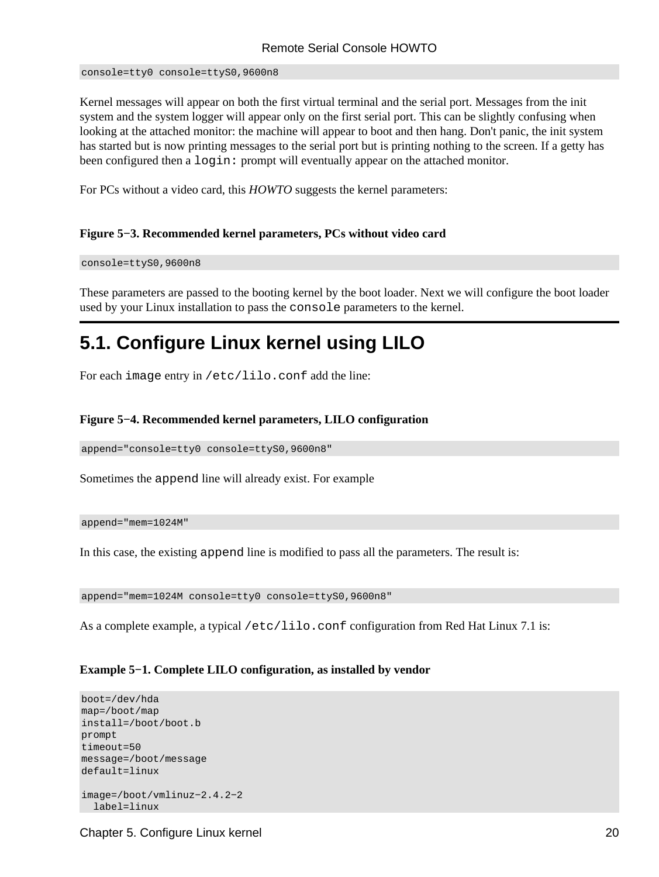```
console=tty0 console=ttyS0,9600n8
```

Kernel messages will appear on both the first virtual terminal and the serial port. Messages from the init system and the system logger will appear only on the first serial port. This can be slightly confusing when looking at the attached monitor: the machine will appear to boot and then hang. Don't panic, the init system has started but is now printing messages to the serial port but is printing nothing to the screen. If a getty has been configured then a `login:` prompt will eventually appear on the attached monitor.

For PCs without a video card, this *HOWTO* suggests the kernel parameters:

**Figure 5−3. Recommended kernel parameters, PCs without video card**

```
console=ttyS0,9600n8
```

These parameters are passed to the booting kernel by the boot loader. Next we will configure the boot loader used by your Linux installation to pass the `console` parameters to the kernel.

## 5.1. Configure Linux kernel using LILO

For each `image` entry in `/etc/lilo.conf` add the line:

**Figure 5−4. Recommended kernel parameters, LILO configuration**

```
append="console=tty0 console=ttyS0,9600n8"
```

Sometimes the `append` line will already exist. For example

```
append="mem=1024M"
```

In this case, the existing `append` line is modified to pass all the parameters. The result is:

```
append="mem=1024M console=tty0 console=ttyS0,9600n8"
```

As a complete example, a typical `/etc/lilo.conf` configuration from Red Hat Linux 7.1 is:

**Example 5−1. Complete LILO configuration, as installed by vendor**

```
boot=/dev/hda
map=/boot/map
install=/boot/boot.b
prompt
timeout=50
message=/boot/message
default=linux

image=/boot/vmlinuz−2.4.2−2
  label=linux
```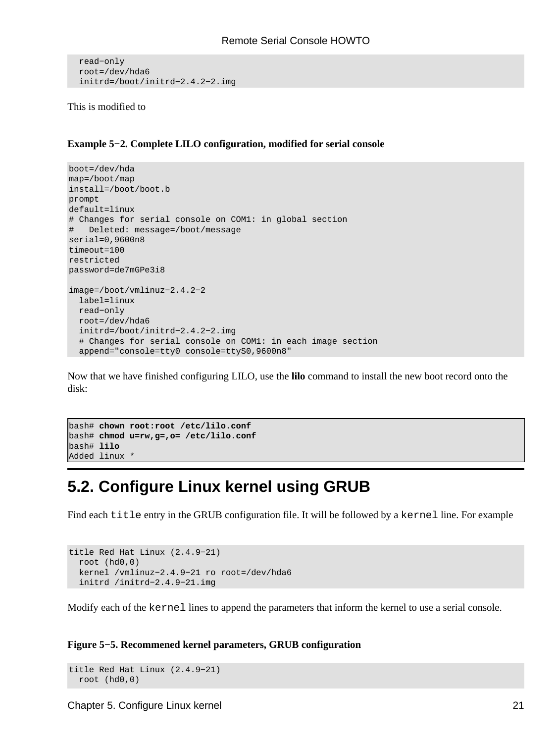```
  read−only
  root=/dev/hda6
  initrd=/boot/initrd−2.4.2−2.img
```

This is modified to

**Example 5−2. Complete LILO configuration, modified for serial console**

```
boot=/dev/hda
map=/boot/map
install=/boot/boot.b
prompt
default=linux
# Changes for serial console on COM1: in global section
#   Deleted: message=/boot/message
serial=0,9600n8
timeout=100
restricted
password=de7mGPe3i8

image=/boot/vmlinuz−2.4.2−2
  label=linux
  read−only
  root=/dev/hda6
  initrd=/boot/initrd−2.4.2−2.img
  # Changes for serial console on COM1: in each image section
  append="console=tty0 console=ttyS0,9600n8"
```

Now that we have finished configuring LILO, use the **lilo** command to install the new boot record onto the disk:

```
bash# chown root:root /etc/lilo.conf
bash# chmod u=rw,g=,o= /etc/lilo.conf
bash# lilo
Added linux *
```

## 5.2. Configure Linux kernel using GRUB

Find each `title` entry in the GRUB configuration file. It will be followed by a `kernel` line. For example

```
title Red Hat Linux (2.4.9−21)
  root (hd0,0)
  kernel /vmlinuz−2.4.9−21 ro root=/dev/hda6
  initrd /initrd−2.4.9−21.img
```

Modify each of the `kernel` lines to append the parameters that inform the kernel to use a serial console.

**Figure 5−5. Recommened kernel parameters, GRUB configuration**

```
title Red Hat Linux (2.4.9−21)
  root (hd0,0)
```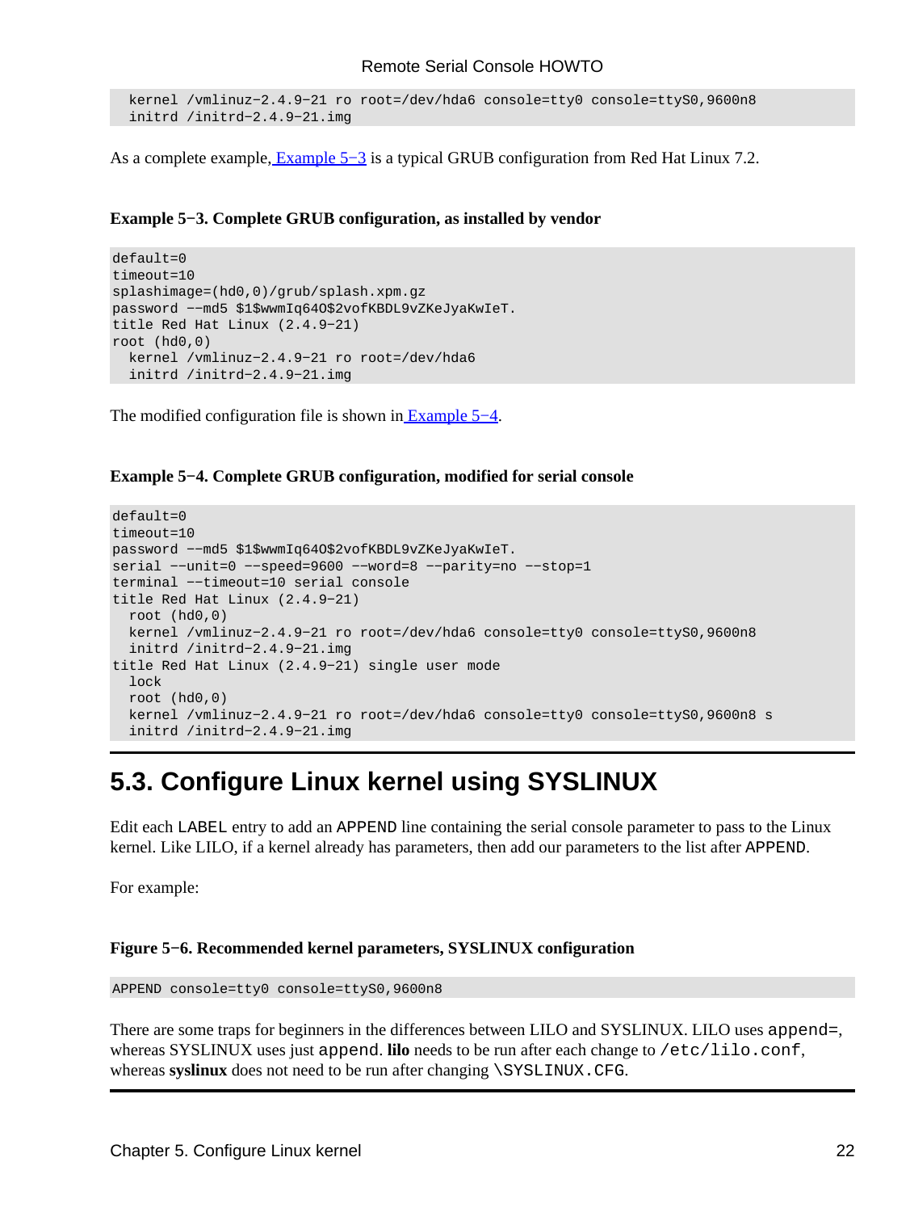```
  kernel /vmlinuz-2.4.9-21 ro root=/dev/hda6 console=tty0 console=ttyS0,9600n8
  initrd /initrd-2.4.9-21.img
```

As a complete example, Example 5-3 is a typical GRUB configuration from Red Hat Linux 7.2.

**Example 5-3. Complete GRUB configuration, as installed by vendor**

```
default=0
timeout=10
splashimage=(hd0,0)/grub/splash.xpm.gz
password --md5 $1$wwmIq64O$2vofKBDL9vZKeJyaKwIeT.
title Red Hat Linux (2.4.9-21)
root (hd0,0)
  kernel /vmlinuz-2.4.9-21 ro root=/dev/hda6
  initrd /initrd-2.4.9-21.img
```

The modified configuration file is shown in Example 5-4.

**Example 5-4. Complete GRUB configuration, modified for serial console**

```
default=0
timeout=10
password --md5 $1$wwmIq64O$2vofKBDL9vZKeJyaKwIeT.
serial --unit=0 --speed=9600 --word=8 --parity=no --stop=1
terminal --timeout=10 serial console
title Red Hat Linux (2.4.9-21)
  root (hd0,0)
  kernel /vmlinuz-2.4.9-21 ro root=/dev/hda6 console=tty0 console=ttyS0,9600n8
  initrd /initrd-2.4.9-21.img
title Red Hat Linux (2.4.9-21) single user mode
  lock
  root (hd0,0)
  kernel /vmlinuz-2.4.9-21 ro root=/dev/hda6 console=tty0 console=ttyS0,9600n8 s
  initrd /initrd-2.4.9-21.img
```

## 5.3. Configure Linux kernel using SYSLINUX

Edit each `LABEL` entry to add an `APPEND` line containing the serial console parameter to pass to the Linux kernel. Like LILO, if a kernel already has parameters, then add our parameters to the list after `APPEND`.

For example:

**Figure 5-6. Recommended kernel parameters, SYSLINUX configuration**

```
APPEND console=tty0 console=ttyS0,9600n8
```

There are some traps for beginners in the differences between LILO and SYSLINUX. LILO uses `append=`, whereas SYSLINUX uses just `append`. **lilo** needs to be run after each change to `/etc/lilo.conf`, whereas **syslinux** does not need to be run after changing `\SYSLINUX.CFG`.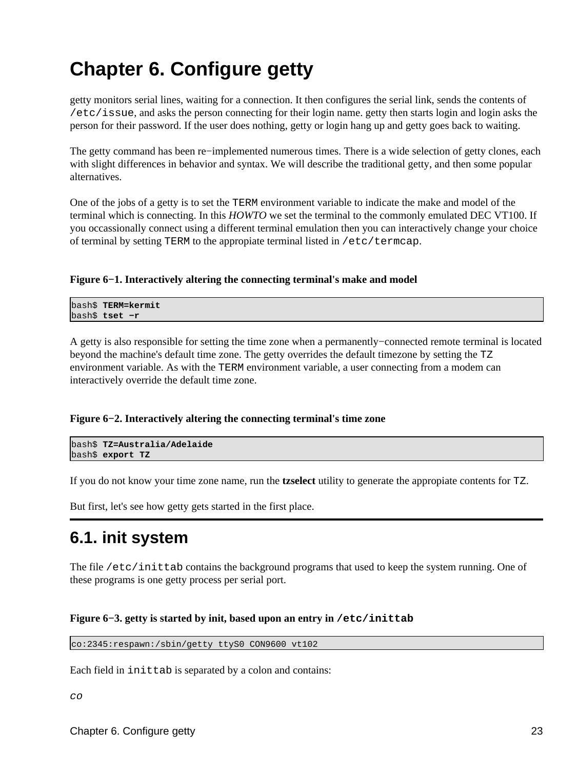# Chapter 6. Configure getty

getty monitors serial lines, waiting for a connection. It then configures the serial link, sends the contents of `/etc/issue`, and asks the person connecting for their login name. getty then starts login and login asks the person for their password. If the user does nothing, getty or login hang up and getty goes back to waiting.

The getty command has been re−implemented numerous times. There is a wide selection of getty clones, each with slight differences in behavior and syntax. We will describe the traditional getty, and then some popular alternatives.

One of the jobs of a getty is to set the `TERM` environment variable to indicate the make and model of the terminal which is connecting. In this *HOWTO* we set the terminal to the commonly emulated DEC VT100. If you occassionally connect using a different terminal emulation then you can interactively change your choice of terminal by setting `TERM` to the appropiate terminal listed in `/etc/termcap`.

**Figure 6−1. Interactively altering the connecting terminal's make and model**

```
bash$ TERM=kermit
bash$ tset −r
```

A getty is also responsible for setting the time zone when a permanently−connected remote terminal is located beyond the machine's default time zone. The getty overrides the default timezone by setting the `TZ` environment variable. As with the `TERM` environment variable, a user connecting from a modem can interactively override the default time zone.

**Figure 6−2. Interactively altering the connecting terminal's time zone**

```
bash$ TZ=Australia/Adelaide
bash$ export TZ
```

If you do not know your time zone name, run the **tzselect** utility to generate the appropiate contents for `TZ`.

But first, let's see how getty gets started in the first place.

## 6.1. init system

The file `/etc/inittab` contains the background programs that used to keep the system running. One of these programs is one getty process per serial port.

**Figure 6−3. getty is started by init, based upon an entry in `/etc/inittab`**

```
co:2345:respawn:/sbin/getty ttyS0 CON9600 vt102
```

Each field in `inittab` is separated by a colon and contains:

*`co`*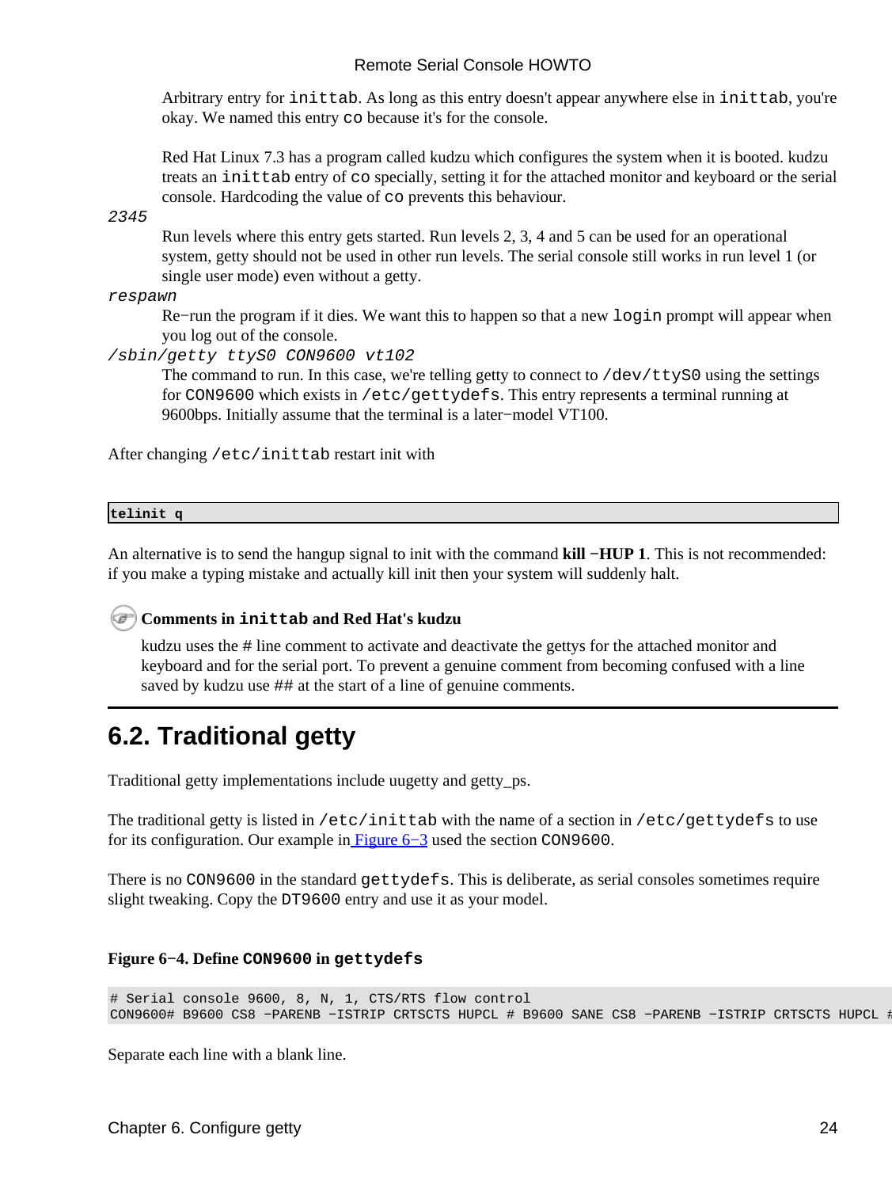Arbitrary entry for `inittab`. As long as this entry doesn't appear anywhere else in `inittab`, you're okay. We named this entry `co` because it's for the console.

Red Hat Linux 7.3 has a program called kudzu which configures the system when it is booted. kudzu treats an `inittab` entry of `co` specially, setting it for the attached monitor and keyboard or the serial console. Hardcoding the value of `co` prevents this behaviour.

*`2345`*
: Run levels where this entry gets started. Run levels 2, 3, 4 and 5 can be used for an operational system, getty should not be used in other run levels. The serial console still works in run level 1 (or single user mode) even without a getty.

*`respawn`*
: Re−run the program if it dies. We want this to happen so that a new `login` prompt will appear when you log out of the console.

*`/sbin/getty ttyS0 CON9600 vt102`*
: The command to run. In this case, we're telling getty to connect to `/dev/ttyS0` using the settings for `CON9600` which exists in `/etc/gettydefs`. This entry represents a terminal running at 9600bps. Initially assume that the terminal is a later−model VT100.

After changing `/etc/inittab` restart init with

```
telinit q
```

An alternative is to send the hangup signal to init with the command **kill −HUP 1**. This is not recommended: if you make a typing mistake and actually kill init then your system will suddenly halt.

**Comments in `inittab` and Red Hat's kudzu**

kudzu uses the # line comment to activate and deactivate the gettys for the attached monitor and keyboard and for the serial port. To prevent a genuine comment from becoming confused with a line saved by kudzu use ## at the start of a line of genuine comments.

## 6.2. Traditional getty

Traditional getty implementations include uugetty and getty_ps.

The traditional getty is listed in `/etc/inittab` with the name of a section in `/etc/gettydefs` to use for its configuration. Our example in Figure 6−3 used the section `CON9600`.

There is no `CON9600` in the standard `gettydefs`. This is deliberate, as serial consoles sometimes require slight tweaking. Copy the `DT9600` entry and use it as your model.

**Figure 6−4. Define `CON9600` in `gettydefs`**

```
# Serial console 9600, 8, N, 1, CTS/RTS flow control
CON9600# B9600 CS8 −PARENB −ISTRIP CRTSCTS HUPCL # B9600 SANE CS8 −PARENB −ISTRIP CRTSCTS HUPCL #
```

Separate each line with a blank line.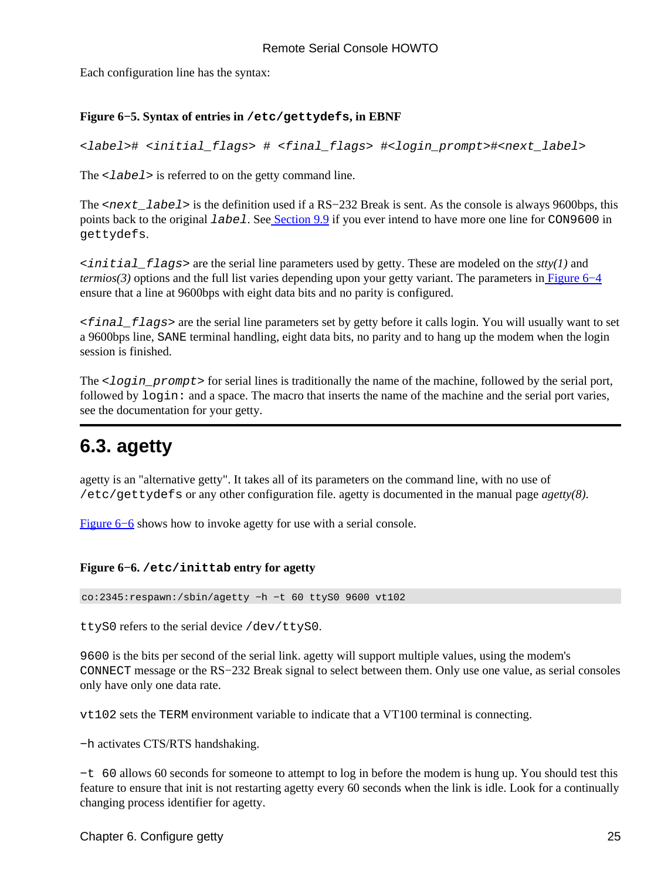Each configuration line has the syntax:

**Figure 6−5. Syntax of entries in `/etc/gettydefs`, in EBNF**

*`<label># <initial_flags> # <final_flags> #<login_prompt>#<next_label>`*

The `<label>` is referred to on the getty command line.

The `<next_label>` is the definition used if a RS−232 Break is sent. As the console is always 9600bps, this points back to the original `label`. See Section 9.9 if you ever intend to have more one line for `CON9600` in `gettydefs`.

`<initial_flags>` are the serial line parameters used by getty. These are modeled on the *stty(1)* and *termios(3)* options and the full list varies depending upon your getty variant. The parameters in Figure 6−4 ensure that a line at 9600bps with eight data bits and no parity is configured.

`<final_flags>` are the serial line parameters set by getty before it calls login. You will usually want to set a 9600bps line, `SANE` terminal handling, eight data bits, no parity and to hang up the modem when the login session is finished.

The `<login_prompt>` for serial lines is traditionally the name of the machine, followed by the serial port, followed by `login:` and a space. The macro that inserts the name of the machine and the serial port varies, see the documentation for your getty.

## 6.3. agetty

agetty is an "alternative getty". It takes all of its parameters on the command line, with no use of `/etc/gettydefs` or any other configuration file. agetty is documented in the manual page *agetty(8)*.

Figure 6−6 shows how to invoke agetty for use with a serial console.

**Figure 6−6. `/etc/inittab` entry for agetty**

```
co:2345:respawn:/sbin/agetty −h −t 60 ttyS0 9600 vt102
```

`ttyS0` refers to the serial device `/dev/ttyS0`.

`9600` is the bits per second of the serial link. agetty will support multiple values, using the modem's `CONNECT` message or the RS−232 Break signal to select between them. Only use one value, as serial consoles only have only one data rate.

`vt102` sets the `TERM` environment variable to indicate that a VT100 terminal is connecting.

`−h` activates CTS/RTS handshaking.

`−t 60` allows 60 seconds for someone to attempt to log in before the modem is hung up. You should test this feature to ensure that init is not restarting agetty every 60 seconds when the link is idle. Look for a continually changing process identifier for agetty.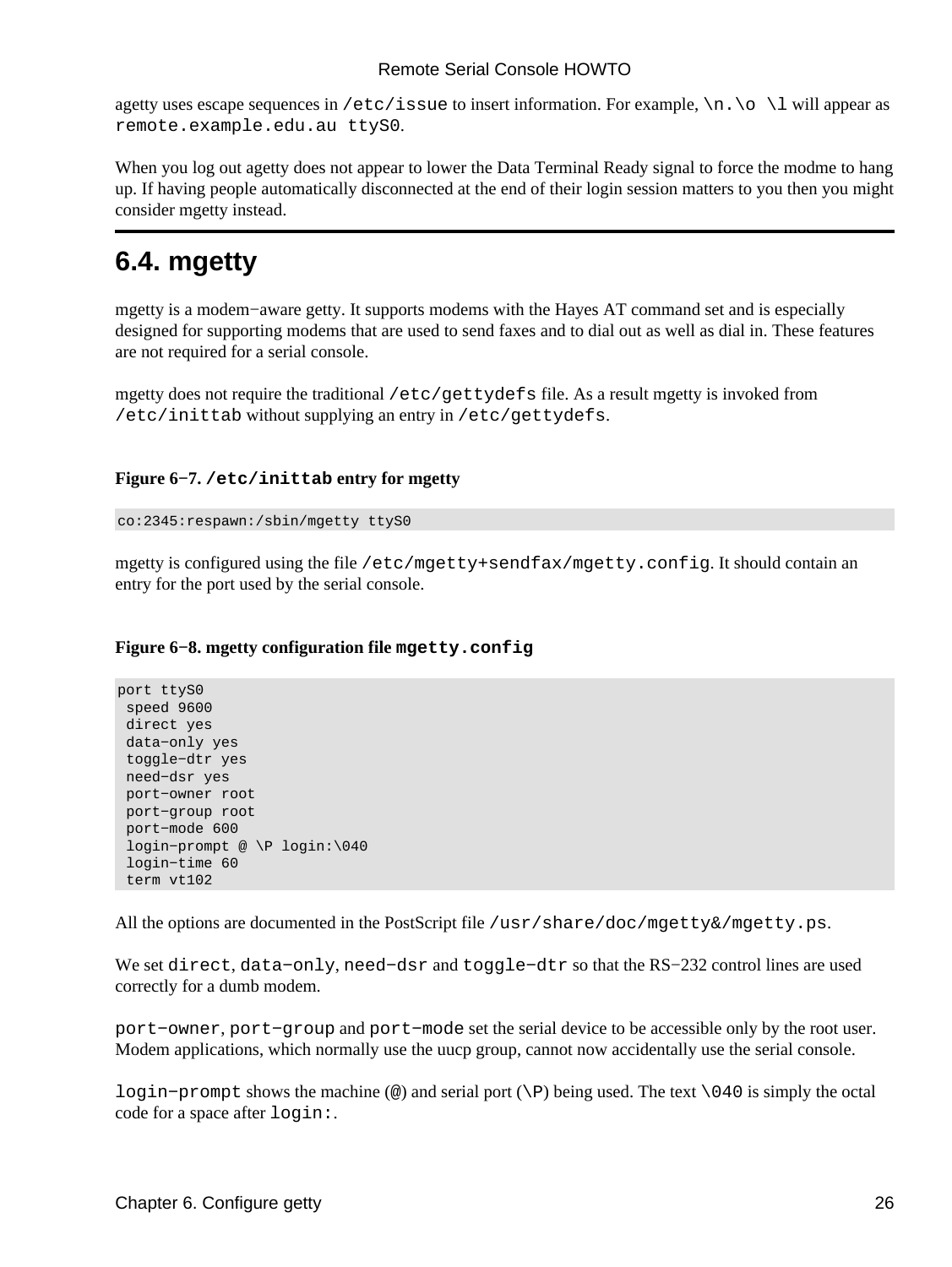agetty uses escape sequences in `/etc/issue` to insert information. For example, `\n.\o \l` will appear as `remote.example.edu.au ttyS0`.

When you log out agetty does not appear to lower the Data Terminal Ready signal to force the modme to hang up. If having people automatically disconnected at the end of their login session matters to you then you might consider mgetty instead.

## 6.4. mgetty

mgetty is a modem−aware getty. It supports modems with the Hayes AT command set and is especially designed for supporting modems that are used to send faxes and to dial out as well as dial in. These features are not required for a serial console.

mgetty does not require the traditional `/etc/gettydefs` file. As a result mgetty is invoked from `/etc/inittab` without supplying an entry in `/etc/gettydefs`.

**Figure 6−7. `/etc/inittab` entry for mgetty**

```
co:2345:respawn:/sbin/mgetty ttyS0
```

mgetty is configured using the file `/etc/mgetty+sendfax/mgetty.config`. It should contain an entry for the port used by the serial console.

**Figure 6−8. mgetty configuration file `mgetty.config`**

```
port ttyS0
 speed 9600
 direct yes
 data−only yes
 toggle−dtr yes
 need−dsr yes
 port−owner root
 port−group root
 port−mode 600
 login−prompt @ \P login:\040
 login−time 60
 term vt102
```

All the options are documented in the PostScript file `/usr/share/doc/mgetty&/mgetty.ps`.

We set `direct`, `data−only`, `need−dsr` and `toggle−dtr` so that the RS−232 control lines are used correctly for a dumb modem.

`port−owner`, `port−group` and `port−mode` set the serial device to be accessible only by the root user. Modem applications, which normally use the uucp group, cannot now accidentally use the serial console.

`login−prompt` shows the machine (`@`) and serial port (`\P`) being used. The text `\040` is simply the octal code for a space after `login:`.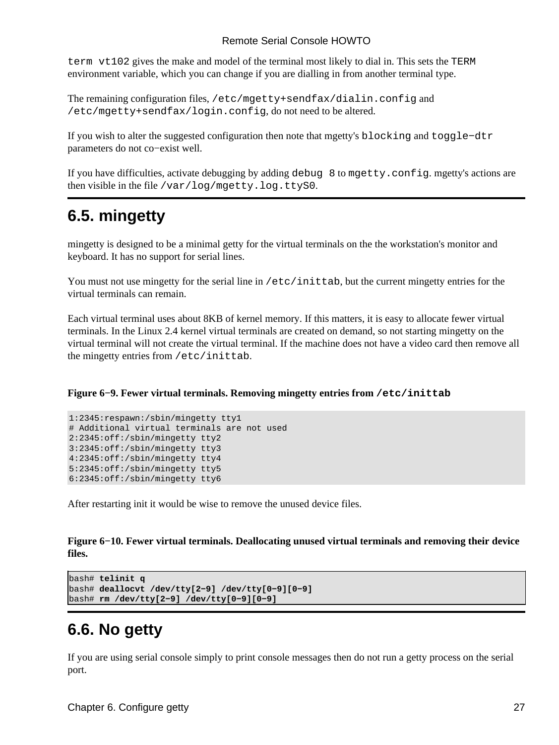`term vt102` gives the make and model of the terminal most likely to dial in. This sets the `TERM` environment variable, which you can change if you are dialling in from another terminal type.

The remaining configuration files, `/etc/mgetty+sendfax/dialin.config` and `/etc/mgetty+sendfax/login.config`, do not need to be altered.

If you wish to alter the suggested configuration then note that mgetty's `blocking` and `toggle−dtr` parameters do not co−exist well.

If you have difficulties, activate debugging by adding `debug 8` to `mgetty.config`. mgetty's actions are then visible in the file `/var/log/mgetty.log.ttyS0`.

## 6.5. mingetty

mingetty is designed to be a minimal getty for the virtual terminals on the the workstation's monitor and keyboard. It has no support for serial lines.

You must not use mingetty for the serial line in `/etc/inittab`, but the current mingetty entries for the virtual terminals can remain.

Each virtual terminal uses about 8KB of kernel memory. If this matters, it is easy to allocate fewer virtual terminals. In the Linux 2.4 kernel virtual terminals are created on demand, so not starting mingetty on the virtual terminal will not create the virtual terminal. If the machine does not have a video card then remove all the mingetty entries from `/etc/inittab`.

**Figure 6−9. Fewer virtual terminals. Removing mingetty entries from `/etc/inittab`**

```
1:2345:respawn:/sbin/mingetty tty1
# Additional virtual terminals are not used
2:2345:off:/sbin/mingetty tty2
3:2345:off:/sbin/mingetty tty3
4:2345:off:/sbin/mingetty tty4
5:2345:off:/sbin/mingetty tty5
6:2345:off:/sbin/mingetty tty6
```

After restarting init it would be wise to remove the unused device files.

**Figure 6−10. Fewer virtual terminals. Deallocating unused virtual terminals and removing their device files.**

```
bash# telinit q
bash# deallocvt /dev/tty[2−9] /dev/tty[0−9][0−9]
bash# rm /dev/tty[2−9] /dev/tty[0−9][0−9]
```

## 6.6. No getty

If you are using serial console simply to print console messages then do not run a getty process on the serial port.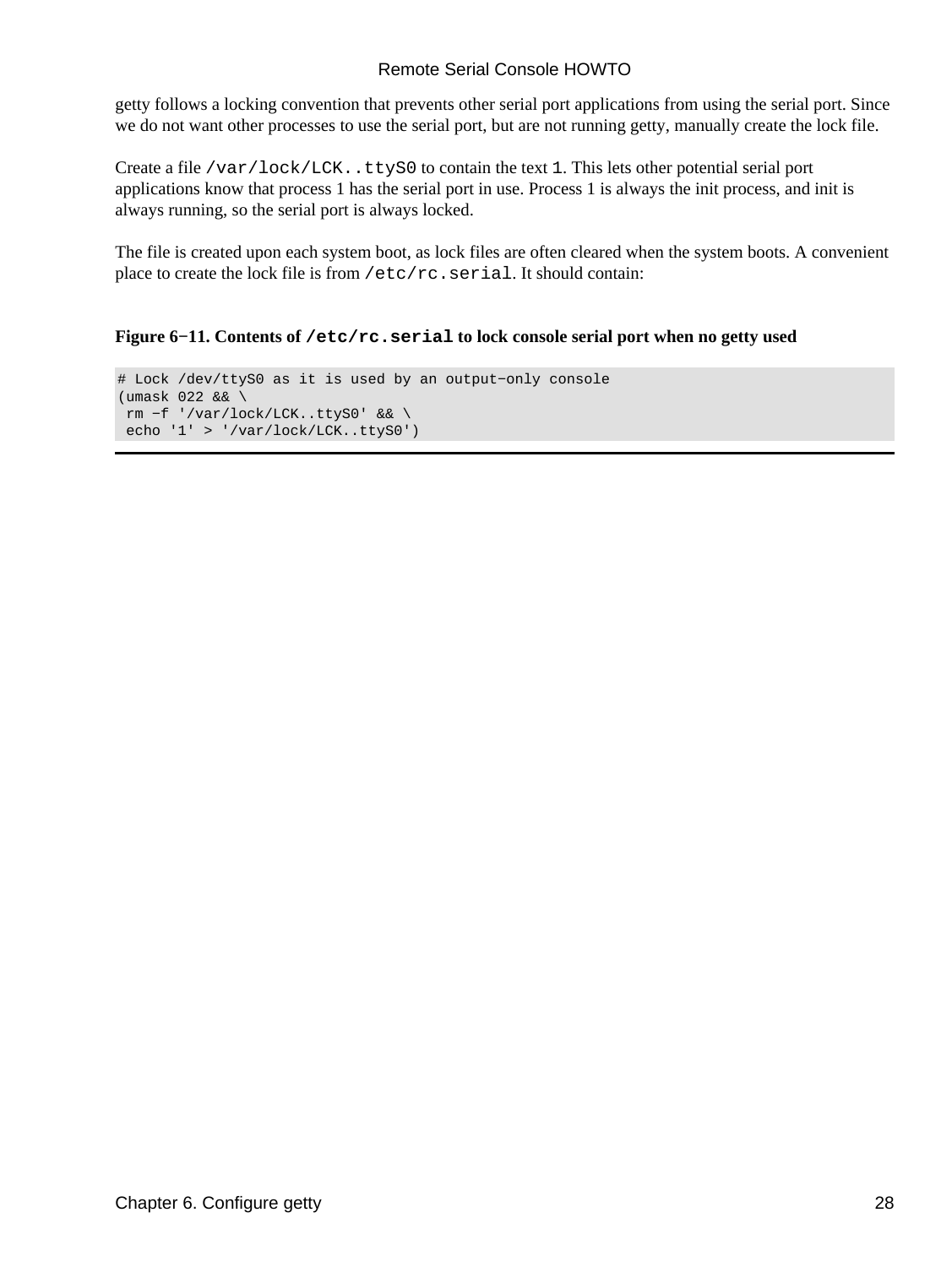getty follows a locking convention that prevents other serial port applications from using the serial port. Since we do not want other processes to use the serial port, but are not running getty, manually create the lock file.

Create a file `/var/lock/LCK..ttyS0` to contain the text `1`. This lets other potential serial port applications know that process 1 has the serial port in use. Process 1 is always the init process, and init is always running, so the serial port is always locked.

The file is created upon each system boot, as lock files are often cleared when the system boots. A convenient place to create the lock file is from `/etc/rc.serial`. It should contain:

**Figure 6−11. Contents of `/etc/rc.serial` to lock console serial port when no getty used**

```
# Lock /dev/ttyS0 as it is used by an output−only console
(umask 022 && \
 rm −f '/var/lock/LCK..ttyS0' && \
 echo '1' > '/var/lock/LCK..ttyS0')
```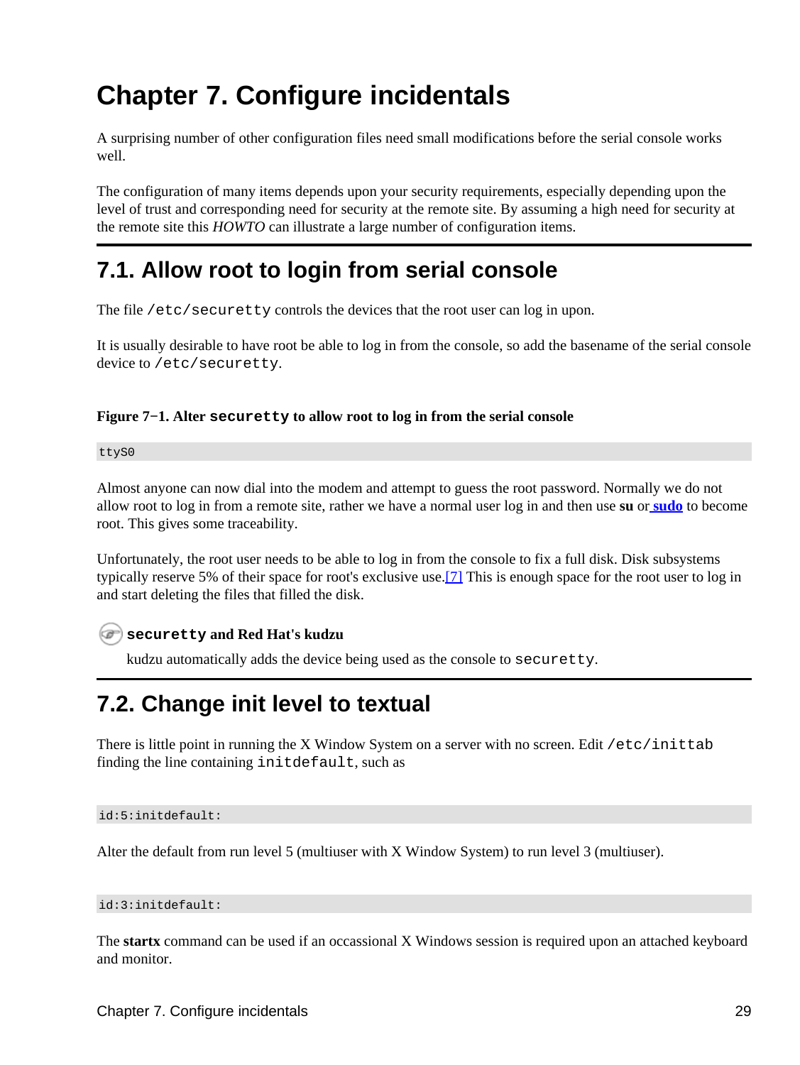# Chapter 7. Configure incidentals

A surprising number of other configuration files need small modifications before the serial console works well.

The configuration of many items depends upon your security requirements, especially depending upon the level of trust and corresponding need for security at the remote site. By assuming a high need for security at the remote site this *HOWTO* can illustrate a large number of configuration items.

## 7.1. Allow root to login from serial console

The file `/etc/securetty` controls the devices that the root user can log in upon.

It is usually desirable to have root be able to log in from the console, so add the basename of the serial console device to `/etc/securetty`.

**Figure 7−1. Alter `securetty` to allow root to log in from the serial console**

```
ttyS0
```

Almost anyone can now dial into the modem and attempt to guess the root password. Normally we do not allow root to log in from a remote site, rather we have a normal user log in and then use **su** or **sudo** to become root. This gives some traceability.

Unfortunately, the root user needs to be able to log in from the console to fix a full disk. Disk subsystems typically reserve 5% of their space for root's exclusive use.[7] This is enough space for the root user to log in and start deleting the files that filled the disk.

**`securetty` and Red Hat's kudzu**

kudzu automatically adds the device being used as the console to `securetty`.

## 7.2. Change init level to textual

There is little point in running the X Window System on a server with no screen. Edit `/etc/inittab` finding the line containing `initdefault`, such as

```
id:5:initdefault:
```

Alter the default from run level 5 (multiuser with X Window System) to run level 3 (multiuser).

```
id:3:initdefault:
```

The **startx** command can be used if an occassional X Windows session is required upon an attached keyboard and monitor.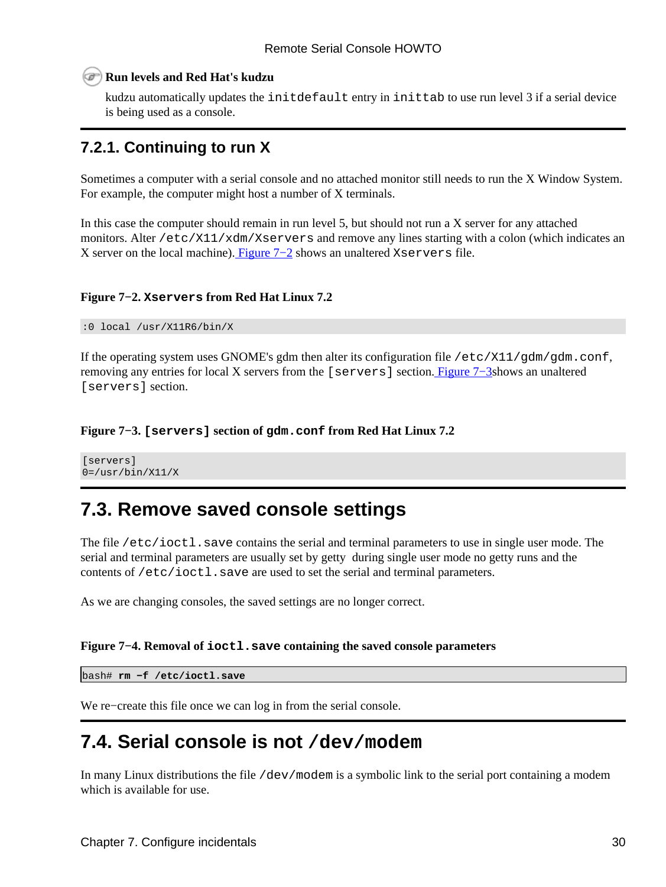**Run levels and Red Hat's kudzu**

kudzu automatically updates the `initdefault` entry in `inittab` to use run level 3 if a serial device is being used as a console.

### 7.2.1. Continuing to run X

Sometimes a computer with a serial console and no attached monitor still needs to run the X Window System. For example, the computer might host a number of X terminals.

In this case the computer should remain in run level 5, but should not run a X server for any attached monitors. Alter `/etc/X11/xdm/Xservers` and remove any lines starting with a colon (which indicates an X server on the local machine). Figure 7−2 shows an unaltered `Xservers` file.

**Figure 7−2. `Xservers` from Red Hat Linux 7.2**

```
:0 local /usr/X11R6/bin/X
```

If the operating system uses GNOME's gdm then alter its configuration file `/etc/X11/gdm/gdm.conf`, removing any entries for local X servers from the `[servers]` section. Figure 7−3shows an unaltered `[servers]` section.

**Figure 7−3. `[servers]` section of `gdm.conf` from Red Hat Linux 7.2**

```
[servers]
0=/usr/bin/X11/X
```

## 7.3. Remove saved console settings

The file `/etc/ioctl.save` contains the serial and terminal parameters to use in single user mode. The serial and terminal parameters are usually set by getty  during single user mode no getty runs and the contents of `/etc/ioctl.save` are used to set the serial and terminal parameters.

As we are changing consoles, the saved settings are no longer correct.

**Figure 7−4. Removal of `ioctl.save` containing the saved console parameters**

```
bash# rm −f /etc/ioctl.save
```

We re−create this file once we can log in from the serial console.

## 7.4. Serial console is not `/dev/modem`

In many Linux distributions the file `/dev/modem` is a symbolic link to the serial port containing a modem which is available for use.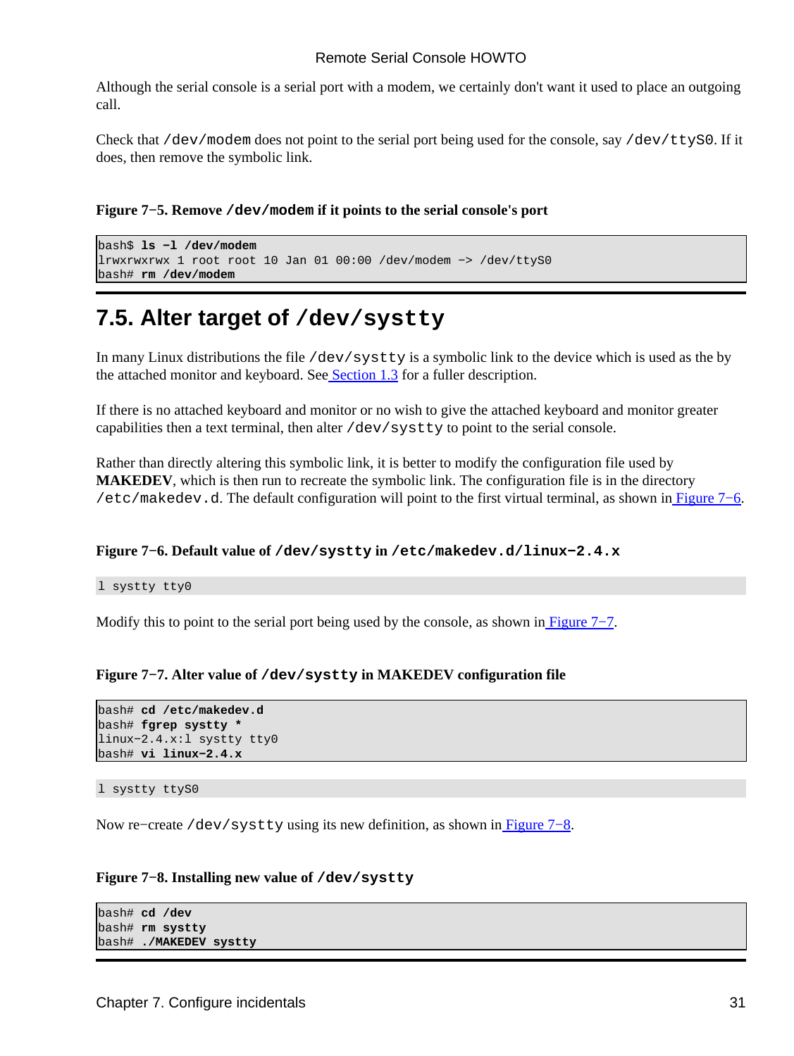Although the serial console is a serial port with a modem, we certainly don't want it used to place an outgoing call.

Check that `/dev/modem` does not point to the serial port being used for the console, say `/dev/ttyS0`. If it does, then remove the symbolic link.

**Figure 7−5. Remove `/dev/modem` if it points to the serial console's port**

```
bash$ ls −l /dev/modem
lrwxrwxrwx 1 root root 10 Jan 01 00:00 /dev/modem −> /dev/ttyS0
bash# rm /dev/modem
```

## 7.5. Alter target of `/dev/systty`

In many Linux distributions the file `/dev/systty` is a symbolic link to the device which is used as the by the attached monitor and keyboard. See Section 1.3 for a fuller description.

If there is no attached keyboard and monitor or no wish to give the attached keyboard and monitor greater capabilities then a text terminal, then alter `/dev/systty` to point to the serial console.

Rather than directly altering this symbolic link, it is better to modify the configuration file used by **MAKEDEV**, which is then run to recreate the symbolic link. The configuration file is in the directory `/etc/makedev.d`. The default configuration will point to the first virtual terminal, as shown in Figure 7−6.

**Figure 7−6. Default value of `/dev/systty` in `/etc/makedev.d/linux−2.4.x`**

```
l systty tty0
```

Modify this to point to the serial port being used by the console, as shown in Figure 7−7.

**Figure 7−7. Alter value of `/dev/systty` in MAKEDEV configuration file**

```
bash# cd /etc/makedev.d
bash# fgrep systty *
linux−2.4.x:l systty tty0
bash# vi linux−2.4.x
```

```
l systty ttyS0
```

Now re−create `/dev/systty` using its new definition, as shown in Figure 7−8.

**Figure 7−8. Installing new value of `/dev/systty`**

```
bash# cd /dev
bash# rm systty
bash# ./MAKEDEV systty
```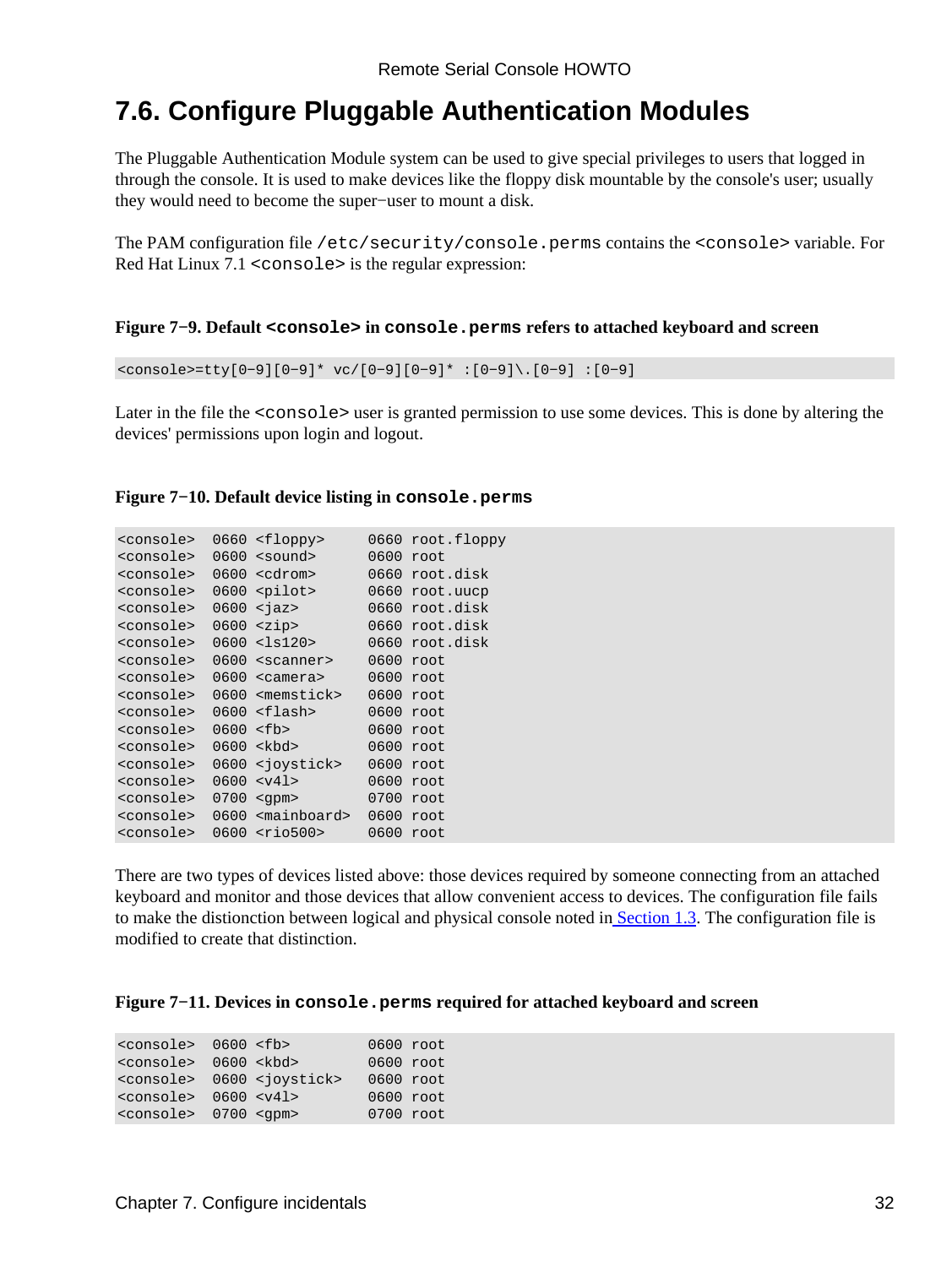## 7.6. Configure Pluggable Authentication Modules

The Pluggable Authentication Module system can be used to give special privileges to users that logged in through the console. It is used to make devices like the floppy disk mountable by the console's user; usually they would need to become the super−user to mount a disk.

The PAM configuration file `/etc/security/console.perms` contains the `<console>` variable. For Red Hat Linux 7.1 `<console>` is the regular expression:

**Figure 7−9. Default `<console>` in `console.perms` refers to attached keyboard and screen**

```
<console>=tty[0-9][0-9]* vc/[0-9][0-9]* :[0-9]\.[0-9] :[0-9]
```

Later in the file the `<console>` user is granted permission to use some devices. This is done by altering the devices' permissions upon login and logout.

**Figure 7−10. Default device listing in `console.perms`**

```
<console>  0660 <floppy>     0660 root.floppy
<console>  0600 <sound>      0600 root
<console>  0600 <cdrom>      0660 root.disk
<console>  0600 <pilot>      0660 root.uucp
<console>  0600 <jaz>        0660 root.disk
<console>  0600 <zip>        0660 root.disk
<console>  0600 <ls120>      0660 root.disk
<console>  0600 <scanner>    0600 root
<console>  0600 <camera>     0600 root
<console>  0600 <memstick>   0600 root
<console>  0600 <flash>      0600 root
<console>  0600 <fb>         0600 root
<console>  0600 <kbd>        0600 root
<console>  0600 <joystick>   0600 root
<console>  0600 <v4l>        0600 root
<console>  0700 <gpm>        0700 root
<console>  0600 <mainboard>  0600 root
<console>  0600 <rio500>     0600 root
```

There are two types of devices listed above: those devices required by someone connecting from an attached keyboard and monitor and those devices that allow convenient access to devices. The configuration file fails to make the distionction between logical and physical console noted in Section 1.3. The configuration file is modified to create that distinction.

**Figure 7−11. Devices in `console.perms` required for attached keyboard and screen**

```
<console>  0600 <fb>         0600 root
<console>  0600 <kbd>        0600 root
<console>  0600 <joystick>   0600 root
<console>  0600 <v4l>        0600 root
<console>  0700 <gpm>        0700 root
```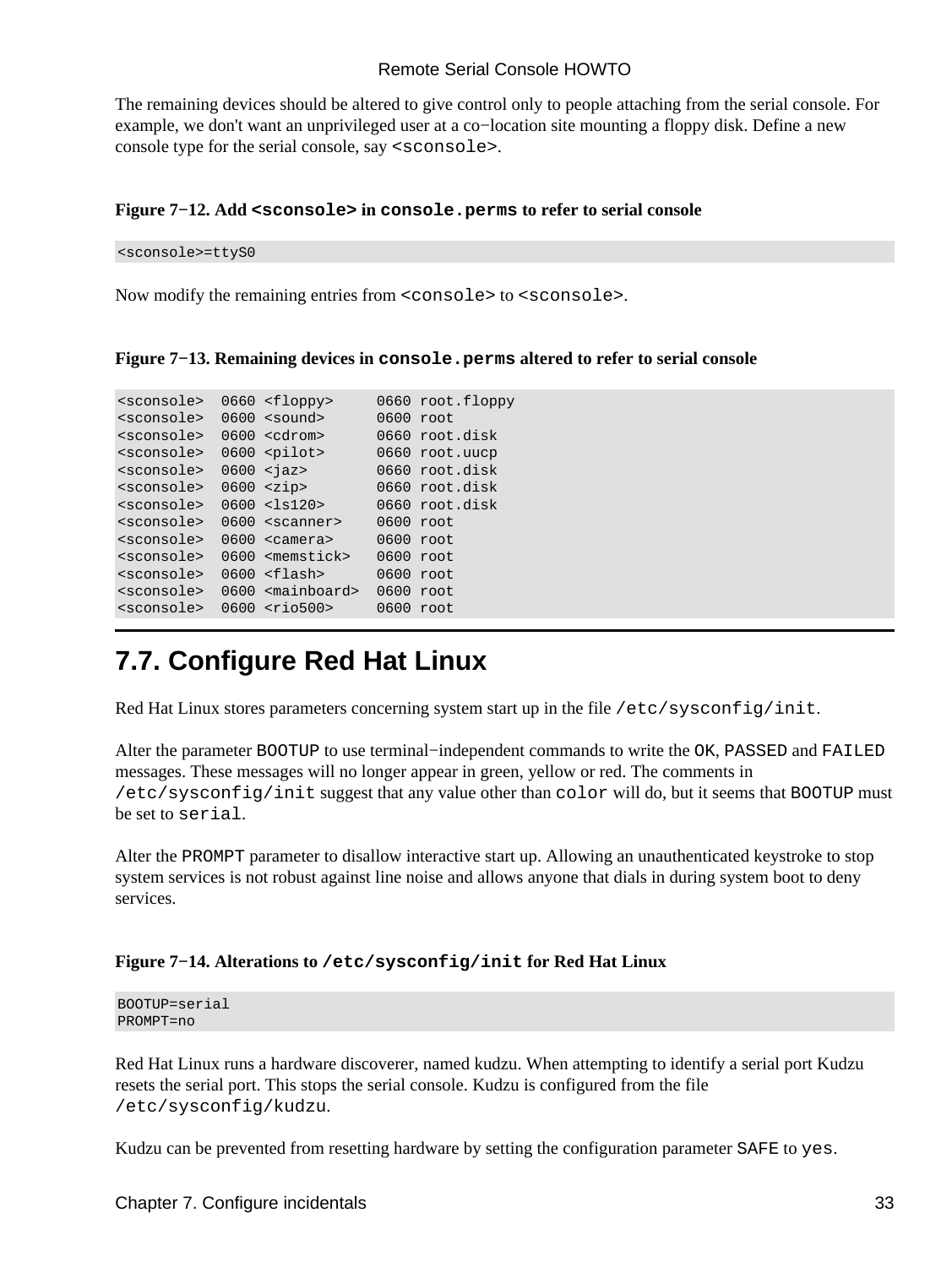The remaining devices should be altered to give control only to people attaching from the serial console. For example, we don't want an unprivileged user at a co−location site mounting a floppy disk. Define a new console type for the serial console, say `<sconsole>`.

**Figure 7−12. Add `<sconsole>` in `console.perms` to refer to serial console**

```
<sconsole>=ttyS0
```

Now modify the remaining entries from `<console>` to `<sconsole>`.

**Figure 7−13. Remaining devices in `console.perms` altered to refer to serial console**

```
<sconsole>  0660 <floppy>     0660 root.floppy
<sconsole>  0600 <sound>      0600 root
<sconsole>  0600 <cdrom>      0660 root.disk
<sconsole>  0600 <pilot>      0660 root.uucp
<sconsole>  0600 <jaz>        0660 root.disk
<sconsole>  0600 <zip>        0660 root.disk
<sconsole>  0600 <ls120>      0660 root.disk
<sconsole>  0600 <scanner>    0600 root
<sconsole>  0600 <camera>     0600 root
<sconsole>  0600 <memstick>   0600 root
<sconsole>  0600 <flash>      0600 root
<sconsole>  0600 <mainboard>  0600 root
<sconsole>  0600 <rio500>     0600 root
```

## 7.7. Configure Red Hat Linux

Red Hat Linux stores parameters concerning system start up in the file `/etc/sysconfig/init`.

Alter the parameter `BOOTUP` to use terminal−independent commands to write the `OK`, `PASSED` and `FAILED` messages. These messages will no longer appear in green, yellow or red. The comments in `/etc/sysconfig/init` suggest that any value other than `color` will do, but it seems that `BOOTUP` must be set to `serial`.

Alter the `PROMPT` parameter to disallow interactive start up. Allowing an unauthenticated keystroke to stop system services is not robust against line noise and allows anyone that dials in during system boot to deny services.

**Figure 7−14. Alterations to `/etc/sysconfig/init` for Red Hat Linux**

```
BOOTUP=serial
PROMPT=no
```

Red Hat Linux runs a hardware discoverer, named kudzu. When attempting to identify a serial port Kudzu resets the serial port. This stops the serial console. Kudzu is configured from the file `/etc/sysconfig/kudzu`.

Kudzu can be prevented from resetting hardware by setting the configuration parameter `SAFE` to `yes`.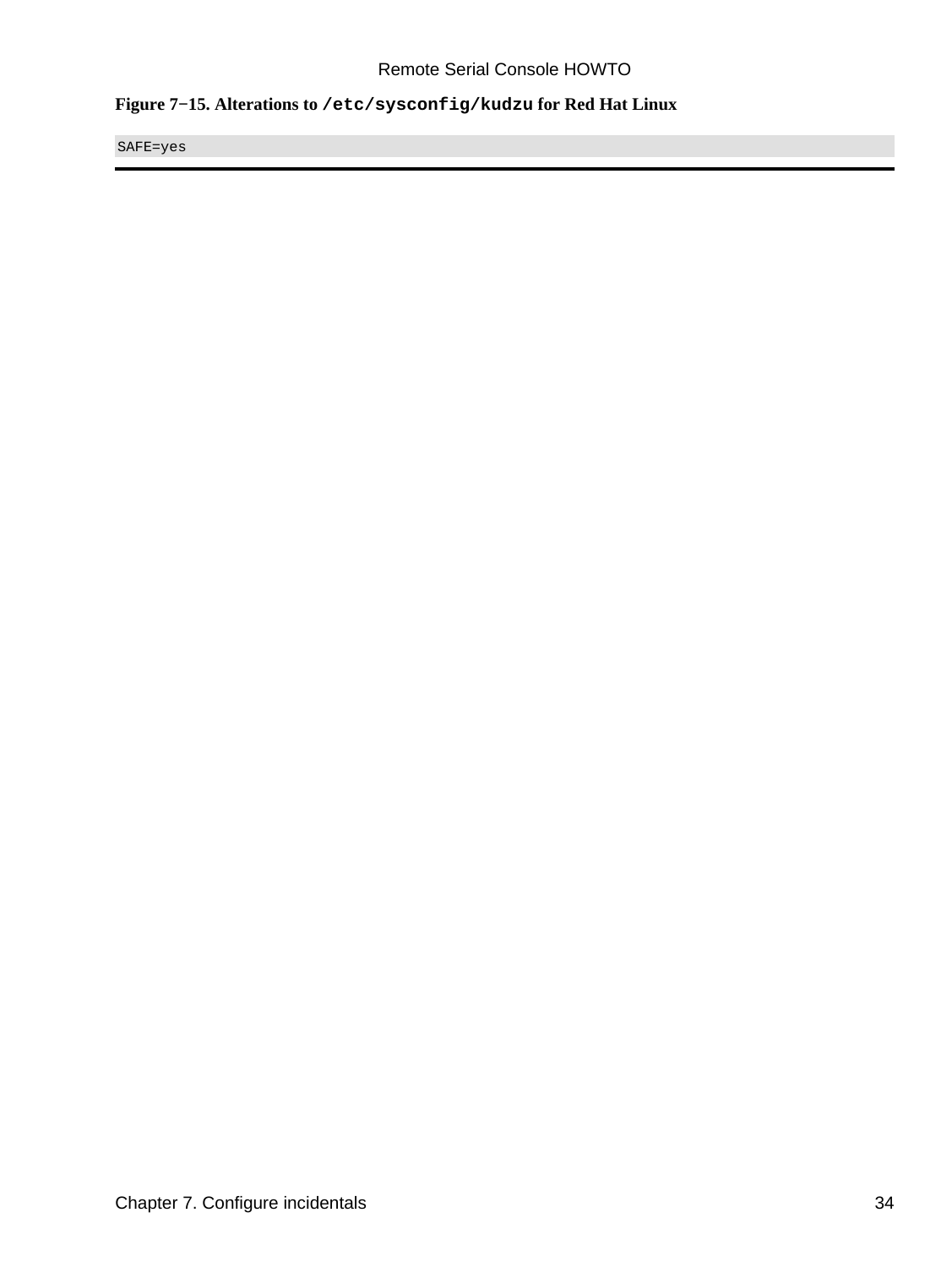**Figure 7−15. Alterations to `/etc/sysconfig/kudzu` for Red Hat Linux**

```
SAFE=yes
```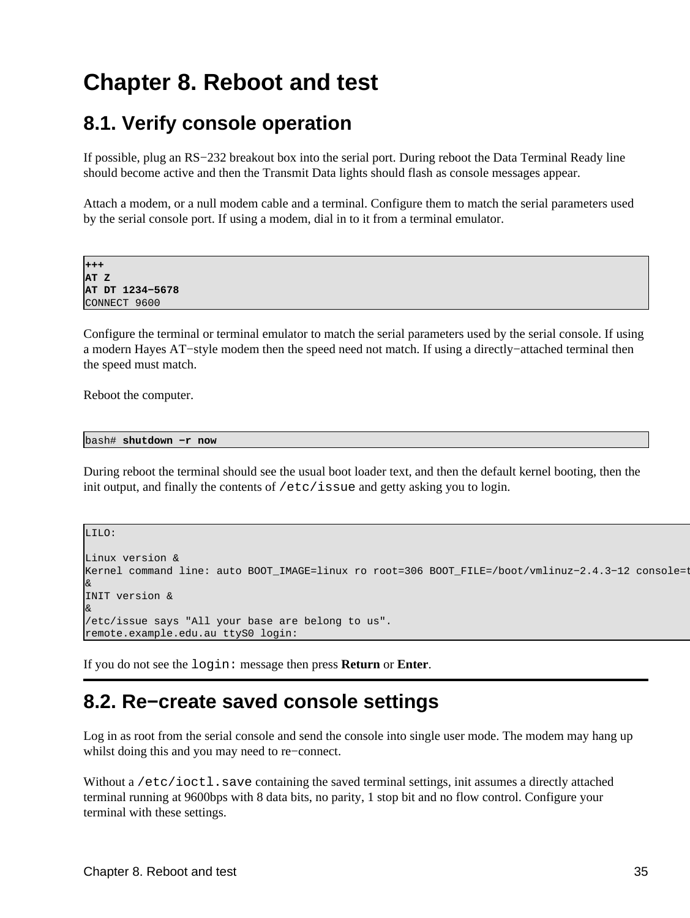# Chapter 8. Reboot and test

## 8.1. Verify console operation

If possible, plug an RS−232 breakout box into the serial port. During reboot the Data Terminal Ready line should become active and then the Transmit Data lights should flash as console messages appear.

Attach a modem, or a null modem cable and a terminal. Configure them to match the serial parameters used by the serial console port. If using a modem, dial in to it from a terminal emulator.

```
+++
AT Z
AT DT 1234−5678
CONNECT 9600
```

Configure the terminal or terminal emulator to match the serial parameters used by the serial console. If using a modern Hayes AT−style modem then the speed need not match. If using a directly−attached terminal then the speed must match.

Reboot the computer.

```
bash# shutdown −r now
```

During reboot the terminal should see the usual boot loader text, and then the default kernel booting, then the init output, and finally the contents of `/etc/issue` and getty asking you to login.

```
LILO:

Linux version &
Kernel command line: auto BOOT_IMAGE=linux ro root=306 BOOT_FILE=/boot/vmlinuz−2.4.3−12 console=t
&
INIT version &
&
/etc/issue says "All your base are belong to us".
remote.example.edu.au ttyS0 login:
```

If you do not see the `login:` message then press **Return** or **Enter**.

## 8.2. Re−create saved console settings

Log in as root from the serial console and send the console into single user mode. The modem may hang up whilst doing this and you may need to re−connect.

Without a `/etc/ioctl.save` containing the saved terminal settings, init assumes a directly attached terminal running at 9600bps with 8 data bits, no parity, 1 stop bit and no flow control. Configure your terminal with these settings.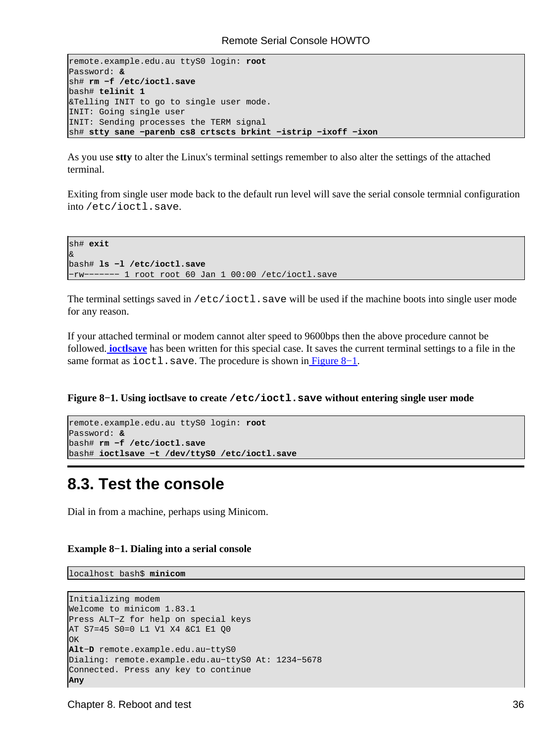```
remote.example.edu.au ttyS0 login: root
Password: &
sh# rm −f /etc/ioctl.save
bash# telinit 1
&Telling INIT to go to single user mode.
INIT: Going single user
INIT: Sending processes the TERM signal
sh# stty sane −parenb cs8 crtscts brkint −istrip −ixoff −ixon
```

As you use **stty** to alter the Linux's terminal settings remember to also alter the settings of the attached terminal.

Exiting from single user mode back to the default run level will save the serial console termnial configuration into `/etc/ioctl.save`.

```
sh# exit
&
bash# ls −l /etc/ioctl.save
−rw−−−−−−− 1 root root 60 Jan 1 00:00 /etc/ioctl.save
```

The terminal settings saved in `/etc/ioctl.save` will be used if the machine boots into single user mode for any reason.

If your attached terminal or modem cannot alter speed to 9600bps then the above procedure cannot be followed. **ioctlsave** has been written for this special case. It saves the current terminal settings to a file in the same format as `ioctl.save`. The procedure is shown in Figure 8−1.

**Figure 8−1. Using ioctlsave to create `/etc/ioctl.save` without entering single user mode**

```
remote.example.edu.au ttyS0 login: root
Password: &
bash# rm −f /etc/ioctl.save
bash# ioctlsave −t /dev/ttyS0 /etc/ioctl.save
```

## 8.3. Test the console

Dial in from a machine, perhaps using Minicom.

**Example 8−1. Dialing into a serial console**

```
localhost bash$ minicom
```

```
Initializing modem
Welcome to minicom 1.83.1
Press ALT−Z for help on special keys
AT S7=45 S0=0 L1 V1 X4 &C1 E1 Q0
OK
Alt−D remote.example.edu.au−ttyS0
Dialing: remote.example.edu.au−ttyS0 At: 1234−5678
Connected. Press any key to continue
Any
```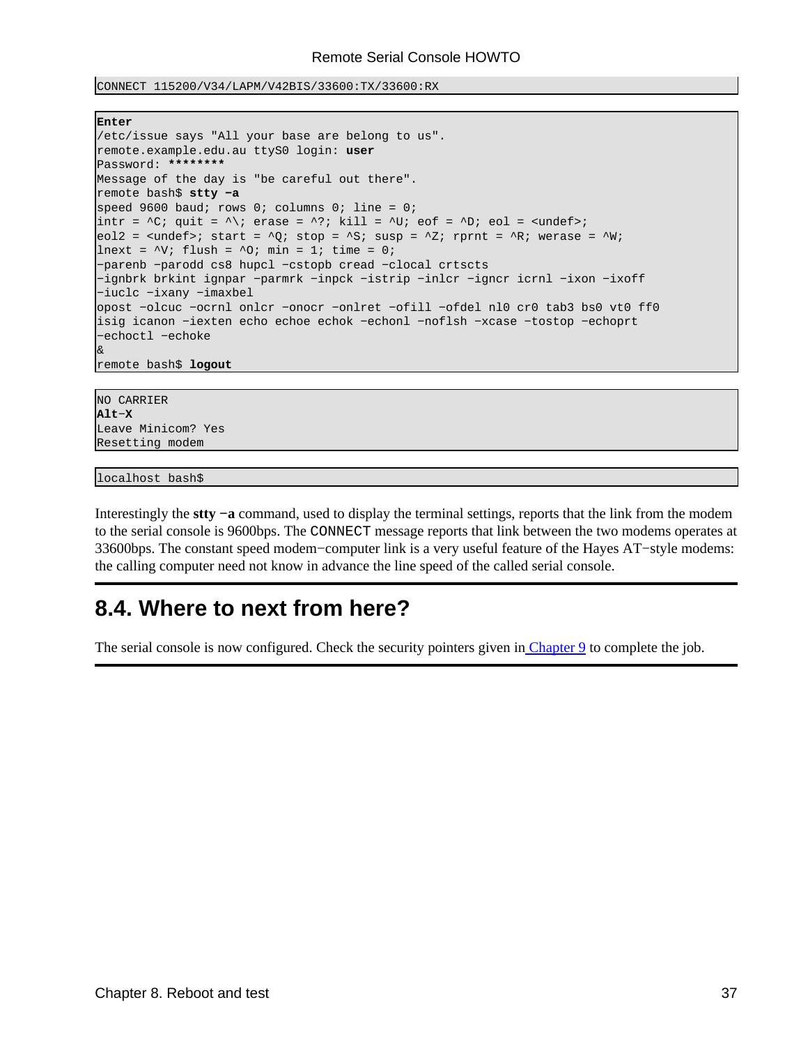```
CONNECT 115200/V34/LAPM/V42BIS/33600:TX/33600:RX
```

```
Enter
/etc/issue says "All your base are belong to us".
remote.example.edu.au ttyS0 login: user
Password: ********
Message of the day is "be careful out there".
remote bash$ stty -a
speed 9600 baud; rows 0; columns 0; line = 0;
intr = ^C; quit = ^\; erase = ^?; kill = ^U; eof = ^D; eol = <undef>;
eol2 = <undef>; start = ^Q; stop = ^S; susp = ^Z; rprnt = ^R; werase = ^W;
lnext = ^V; flush = ^O; min = 1; time = 0;
-parenb -parodd cs8 hupcl -cstopb cread -clocal crtscts
-ignbrk brkint ignpar -parmrk -inpck -istrip -inlcr -igncr icrnl -ixon -ixoff
-iuclc -ixany -imaxbel
opost -olcuc -ocrnl onlcr -onocr -onlret -ofill -ofdel nl0 cr0 tab3 bs0 vt0 ff0
isig icanon -iexten echo echoe echok -echonl -noflsh -xcase -tostop -echoprt
-echoctl -echoke
&
remote bash$ logout
```

```
NO CARRIER
Alt-X
Leave Minicom? Yes
Resetting modem
```

```
localhost bash$
```

Interestingly the **stty −a** command, used to display the terminal settings, reports that the link from the modem to the serial console is 9600bps. The `CONNECT` message reports that link between the two modems operates at 33600bps. The constant speed modem−computer link is a very useful feature of the Hayes AT−style modems: the calling computer need not know in advance the line speed of the called serial console.

## 8.4. Where to next from here?

The serial console is now configured. Check the security pointers given in Chapter 9 to complete the job.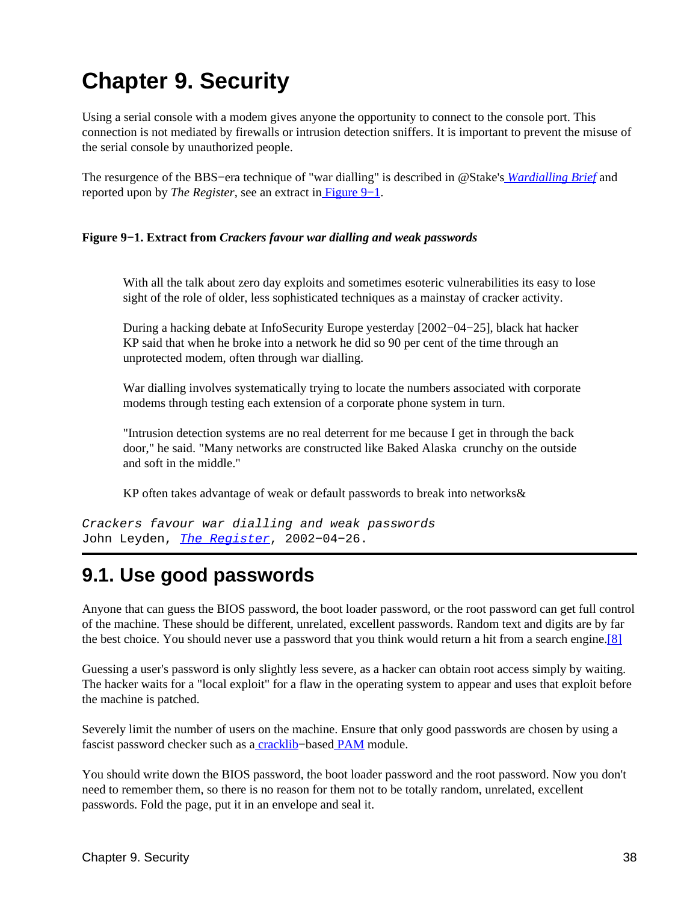# Chapter 9. Security

Using a serial console with a modem gives anyone the opportunity to connect to the console port. This connection is not mediated by firewalls or intrusion detection sniffers. It is important to prevent the misuse of the serial console by unauthorized people.

The resurgence of the BBS−era technique of "war dialling" is described in @Stake's *Wardialling Brief* and reported upon by *The Register*, see an extract in Figure 9−1.

**Figure 9−1. Extract from *Crackers favour war dialling and weak passwords***

> With all the talk about zero day exploits and sometimes esoteric vulnerabilities its easy to lose sight of the role of older, less sophisticated techniques as a mainstay of cracker activity.
>
> During a hacking debate at InfoSecurity Europe yesterday [2002−04−25], black hat hacker KP said that when he broke into a network he did so 90 per cent of the time through an unprotected modem, often through war dialling.
>
> War dialling involves systematically trying to locate the numbers associated with corporate modems through testing each extension of a corporate phone system in turn.
>
> "Intrusion detection systems are no real deterrent for me because I get in through the back door," he said. "Many networks are constructed like Baked Alaska crunchy on the outside and soft in the middle."
>
> KP often takes advantage of weak or default passwords to break into networks&

*Crackers favour war dialling and weak passwords*
John Leyden, *The Register*, 2002−04−26.

## 9.1. Use good passwords

Anyone that can guess the BIOS password, the boot loader password, or the root password can get full control of the machine. These should be different, unrelated, excellent passwords. Random text and digits are by far the best choice. You should never use a password that you think would return a hit from a search engine.[8]

Guessing a user's password is only slightly less severe, as a hacker can obtain root access simply by waiting. The hacker waits for a "local exploit" for a flaw in the operating system to appear and uses that exploit before the machine is patched.

Severely limit the number of users on the machine. Ensure that only good passwords are chosen by using a fascist password checker such as a cracklib−based PAM module.

You should write down the BIOS password, the boot loader password and the root password. Now you don't need to remember them, so there is no reason for them not to be totally random, unrelated, excellent passwords. Fold the page, put it in an envelope and seal it.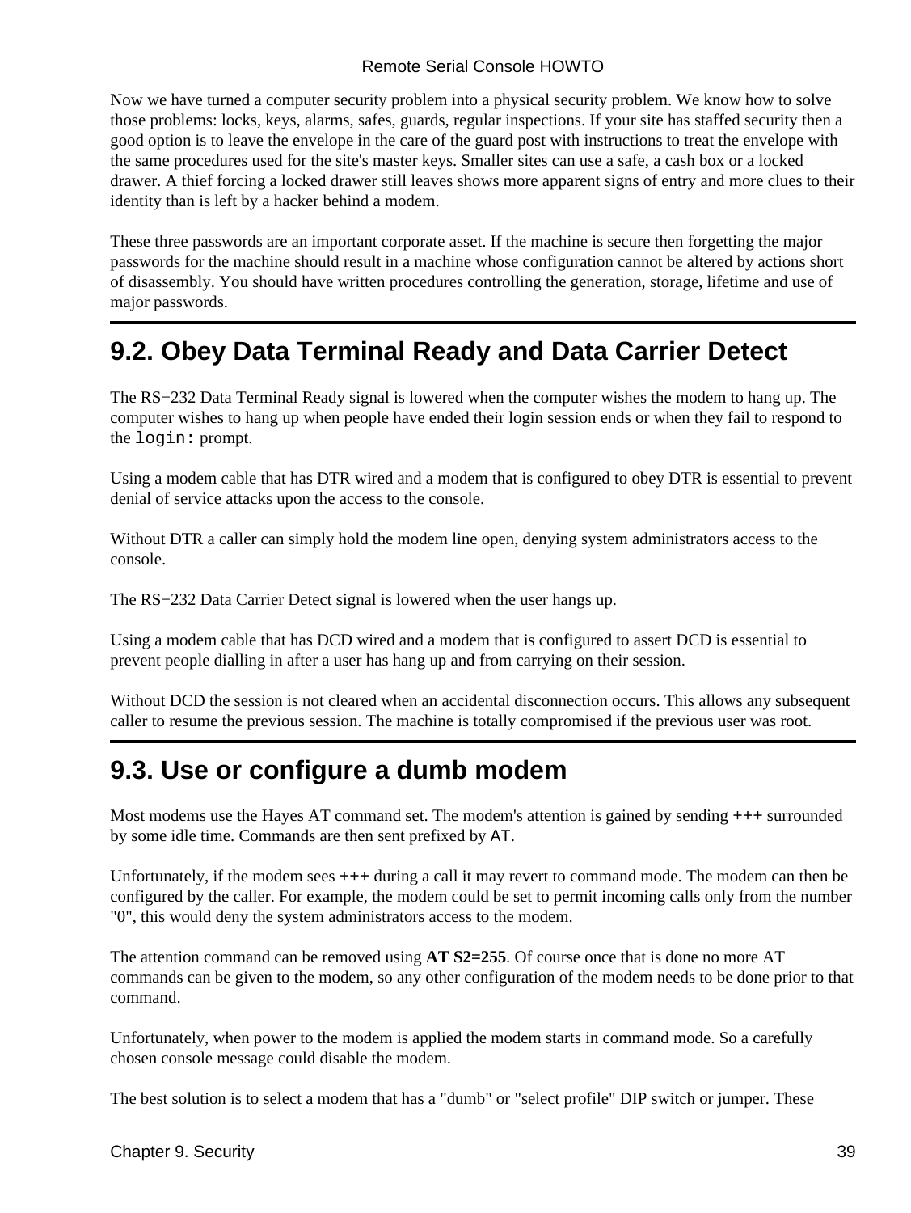Now we have turned a computer security problem into a physical security problem. We know how to solve those problems: locks, keys, alarms, safes, guards, regular inspections. If your site has staffed security then a good option is to leave the envelope in the care of the guard post with instructions to treat the envelope with the same procedures used for the site's master keys. Smaller sites can use a safe, a cash box or a locked drawer. A thief forcing a locked drawer still leaves shows more apparent signs of entry and more clues to their identity than is left by a hacker behind a modem.

These three passwords are an important corporate asset. If the machine is secure then forgetting the major passwords for the machine should result in a machine whose configuration cannot be altered by actions short of disassembly. You should have written procedures controlling the generation, storage, lifetime and use of major passwords.

## 9.2. Obey Data Terminal Ready and Data Carrier Detect

The RS−232 Data Terminal Ready signal is lowered when the computer wishes the modem to hang up. The computer wishes to hang up when people have ended their login session ends or when they fail to respond to the `login:` prompt.

Using a modem cable that has DTR wired and a modem that is configured to obey DTR is essential to prevent denial of service attacks upon the access to the console.

Without DTR a caller can simply hold the modem line open, denying system administrators access to the console.

The RS−232 Data Carrier Detect signal is lowered when the user hangs up.

Using a modem cable that has DCD wired and a modem that is configured to assert DCD is essential to prevent people dialling in after a user has hang up and from carrying on their session.

Without DCD the session is not cleared when an accidental disconnection occurs. This allows any subsequent caller to resume the previous session. The machine is totally compromised if the previous user was root.

## 9.3. Use or configure a dumb modem

Most modems use the Hayes AT command set. The modem's attention is gained by sending `+++` surrounded by some idle time. Commands are then sent prefixed by `AT`.

Unfortunately, if the modem sees `+++` during a call it may revert to command mode. The modem can then be configured by the caller. For example, the modem could be set to permit incoming calls only from the number "0", this would deny the system administrators access to the modem.

The attention command can be removed using **AT S2=255**. Of course once that is done no more AT commands can be given to the modem, so any other configuration of the modem needs to be done prior to that command.

Unfortunately, when power to the modem is applied the modem starts in command mode. So a carefully chosen console message could disable the modem.

The best solution is to select a modem that has a "dumb" or "select profile" DIP switch or jumper. These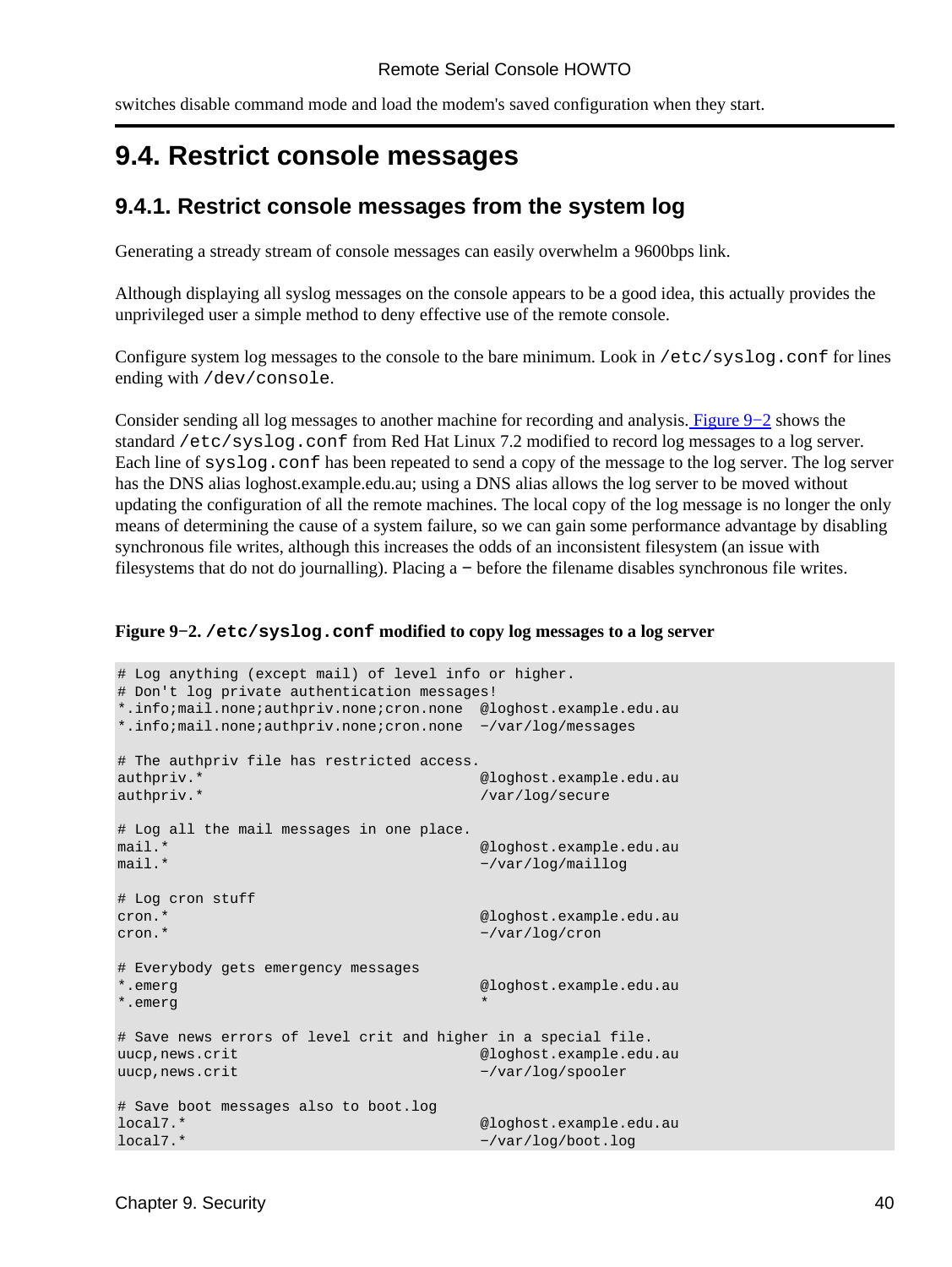switches disable command mode and load the modem's saved configuration when they start.

## 9.4. Restrict console messages

### 9.4.1. Restrict console messages from the system log

Generating a stready stream of console messages can easily overwhelm a 9600bps link.

Although displaying all syslog messages on the console appears to be a good idea, this actually provides the unprivileged user a simple method to deny effective use of the remote console.

Configure system log messages to the console to the bare minimum. Look in `/etc/syslog.conf` for lines ending with `/dev/console`.

Consider sending all log messages to another machine for recording and analysis. Figure 9−2 shows the standard `/etc/syslog.conf` from Red Hat Linux 7.2 modified to record log messages to a log server. Each line of `syslog.conf` has been repeated to send a copy of the message to the log server. The log server has the DNS alias loghost.example.edu.au; using a DNS alias allows the log server to be moved without updating the configuration of all the remote machines. The local copy of the log message is no longer the only means of determining the cause of a system failure, so we can gain some performance advantage by disabling synchronous file writes, although this increases the odds of an inconsistent filesystem (an issue with filesystems that do not do journalling). Placing a − before the filename disables synchronous file writes.

**Figure 9−2. `/etc/syslog.conf` modified to copy log messages to a log server**

```
# Log anything (except mail) of level info or higher.
# Don't log private authentication messages!
*.info;mail.none;authpriv.none;cron.none  @loghost.example.edu.au
*.info;mail.none;authpriv.none;cron.none  −/var/log/messages

# The authpriv file has restricted access.
authpriv.*                                @loghost.example.edu.au
authpriv.*                                /var/log/secure

# Log all the mail messages in one place.
mail.*                                    @loghost.example.edu.au
mail.*                                    −/var/log/maillog

# Log cron stuff
cron.*                                    @loghost.example.edu.au
cron.*                                    −/var/log/cron

# Everybody gets emergency messages
*.emerg                                   @loghost.example.edu.au
*.emerg                                   *

# Save news errors of level crit and higher in a special file.
uucp,news.crit                            @loghost.example.edu.au
uucp,news.crit                            −/var/log/spooler

# Save boot messages also to boot.log
local7.*                                  @loghost.example.edu.au
local7.*                                  −/var/log/boot.log
```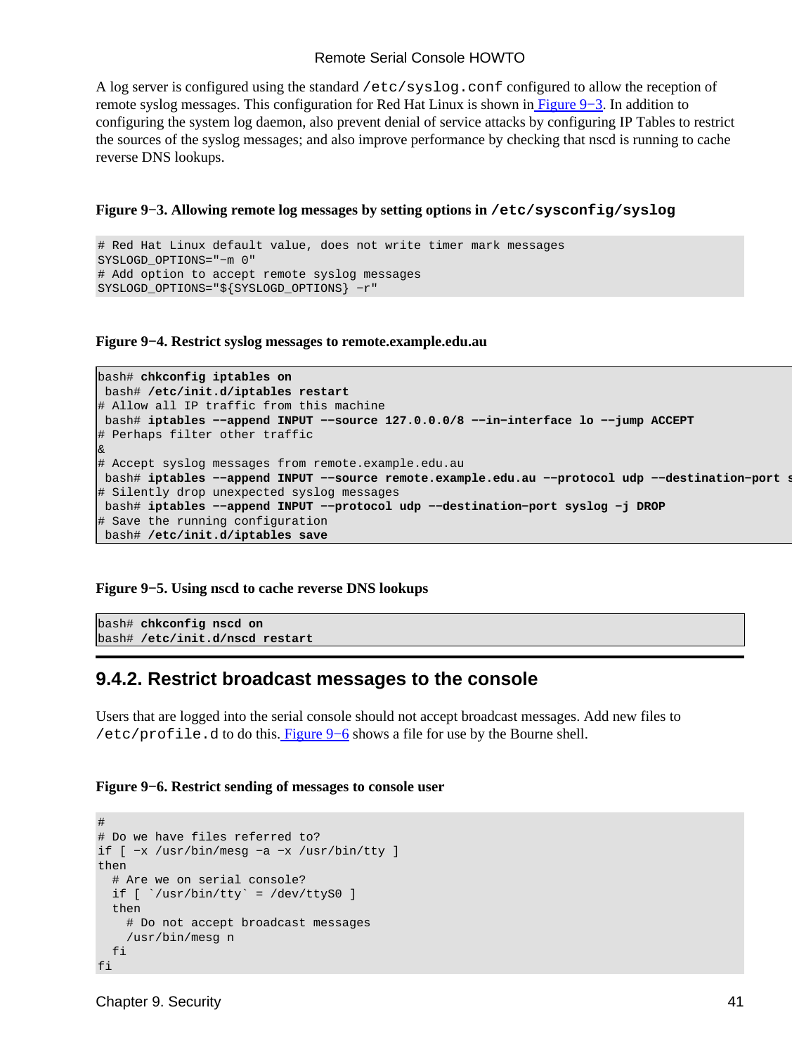A log server is configured using the standard `/etc/syslog.conf` configured to allow the reception of remote syslog messages. This configuration for Red Hat Linux is shown in Figure 9−3. In addition to configuring the system log daemon, also prevent denial of service attacks by configuring IP Tables to restrict the sources of the syslog messages; and also improve performance by checking that nscd is running to cache reverse DNS lookups.

**Figure 9−3. Allowing remote log messages by setting options in `/etc/sysconfig/syslog`**

```
# Red Hat Linux default value, does not write timer mark messages
SYSLOGD_OPTIONS="−m 0"
# Add option to accept remote syslog messages
SYSLOGD_OPTIONS="${SYSLOGD_OPTIONS} −r"
```

**Figure 9−4. Restrict syslog messages to remote.example.edu.au**

```
bash# chkconfig iptables on
 bash# /etc/init.d/iptables restart
# Allow all IP traffic from this machine
 bash# iptables −−append INPUT −−source 127.0.0.0/8 −−in−interface lo −−jump ACCEPT
# Perhaps filter other traffic
&
# Accept syslog messages from remote.example.edu.au
 bash# iptables −−append INPUT −−source remote.example.edu.au −−protocol udp −−destination−port s
# Silently drop unexpected syslog messages
 bash# iptables −−append INPUT −−protocol udp −−destination−port syslog −j DROP
# Save the running configuration
 bash# /etc/init.d/iptables save
```

**Figure 9−5. Using nscd to cache reverse DNS lookups**

```
bash# chkconfig nscd on
bash# /etc/init.d/nscd restart
```

## 9.4.2. Restrict broadcast messages to the console

Users that are logged into the serial console should not accept broadcast messages. Add new files to `/etc/profile.d` to do this. Figure 9−6 shows a file for use by the Bourne shell.

**Figure 9−6. Restrict sending of messages to console user**

```
#
# Do we have files referred to?
if [ −x /usr/bin/mesg −a −x /usr/bin/tty ]
then
  # Are we on serial console?
  if [ `/usr/bin/tty` = /dev/ttyS0 ]
  then
    # Do not accept broadcast messages
    /usr/bin/mesg n
  fi
fi
```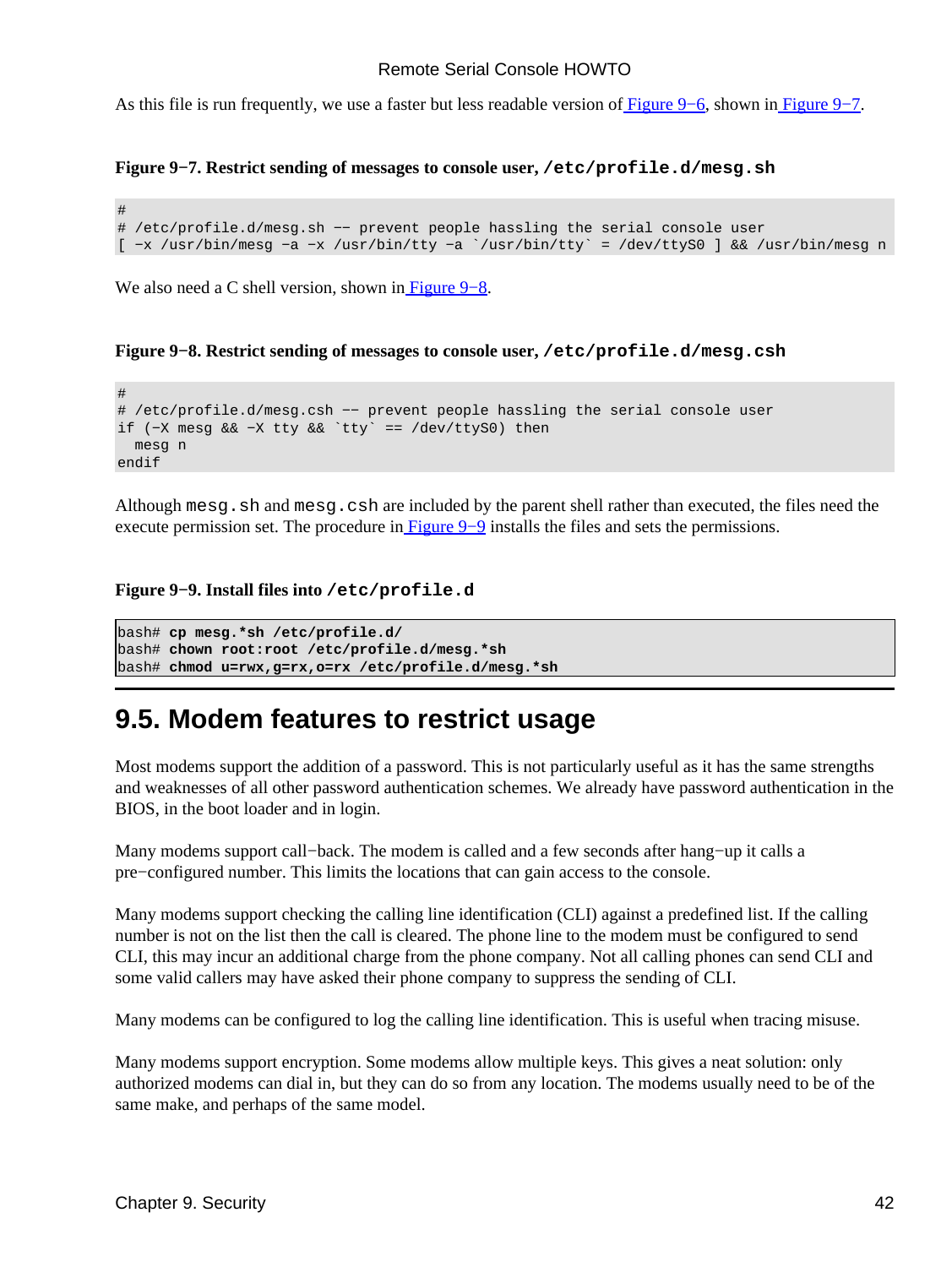As this file is run frequently, we use a faster but less readable version of Figure 9−6, shown in Figure 9−7.

**Figure 9−7. Restrict sending of messages to console user, `/etc/profile.d/mesg.sh`**

```
#
# /etc/profile.d/mesg.sh −− prevent people hassling the serial console user
[ −x /usr/bin/mesg −a −x /usr/bin/tty −a `/usr/bin/tty` = /dev/ttyS0 ] && /usr/bin/mesg n
```

We also need a C shell version, shown in Figure 9−8.

**Figure 9−8. Restrict sending of messages to console user, `/etc/profile.d/mesg.csh`**

```
#
# /etc/profile.d/mesg.csh −− prevent people hassling the serial console user
if (−X mesg && −X tty && `tty` == /dev/ttyS0) then
  mesg n
endif
```

Although `mesg.sh` and `mesg.csh` are included by the parent shell rather than executed, the files need the execute permission set. The procedure in Figure 9−9 installs the files and sets the permissions.

**Figure 9−9. Install files into `/etc/profile.d`**

```
bash# cp mesg.*sh /etc/profile.d/
bash# chown root:root /etc/profile.d/mesg.*sh
bash# chmod u=rwx,g=rx,o=rx /etc/profile.d/mesg.*sh
```

## 9.5. Modem features to restrict usage

Most modems support the addition of a password. This is not particularly useful as it has the same strengths and weaknesses of all other password authentication schemes. We already have password authentication in the BIOS, in the boot loader and in login.

Many modems support call−back. The modem is called and a few seconds after hang−up it calls a pre−configured number. This limits the locations that can gain access to the console.

Many modems support checking the calling line identification (CLI) against a predefined list. If the calling number is not on the list then the call is cleared. The phone line to the modem must be configured to send CLI, this may incur an additional charge from the phone company. Not all calling phones can send CLI and some valid callers may have asked their phone company to suppress the sending of CLI.

Many modems can be configured to log the calling line identification. This is useful when tracing misuse.

Many modems support encryption. Some modems allow multiple keys. This gives a neat solution: only authorized modems can dial in, but they can do so from any location. The modems usually need to be of the same make, and perhaps of the same model.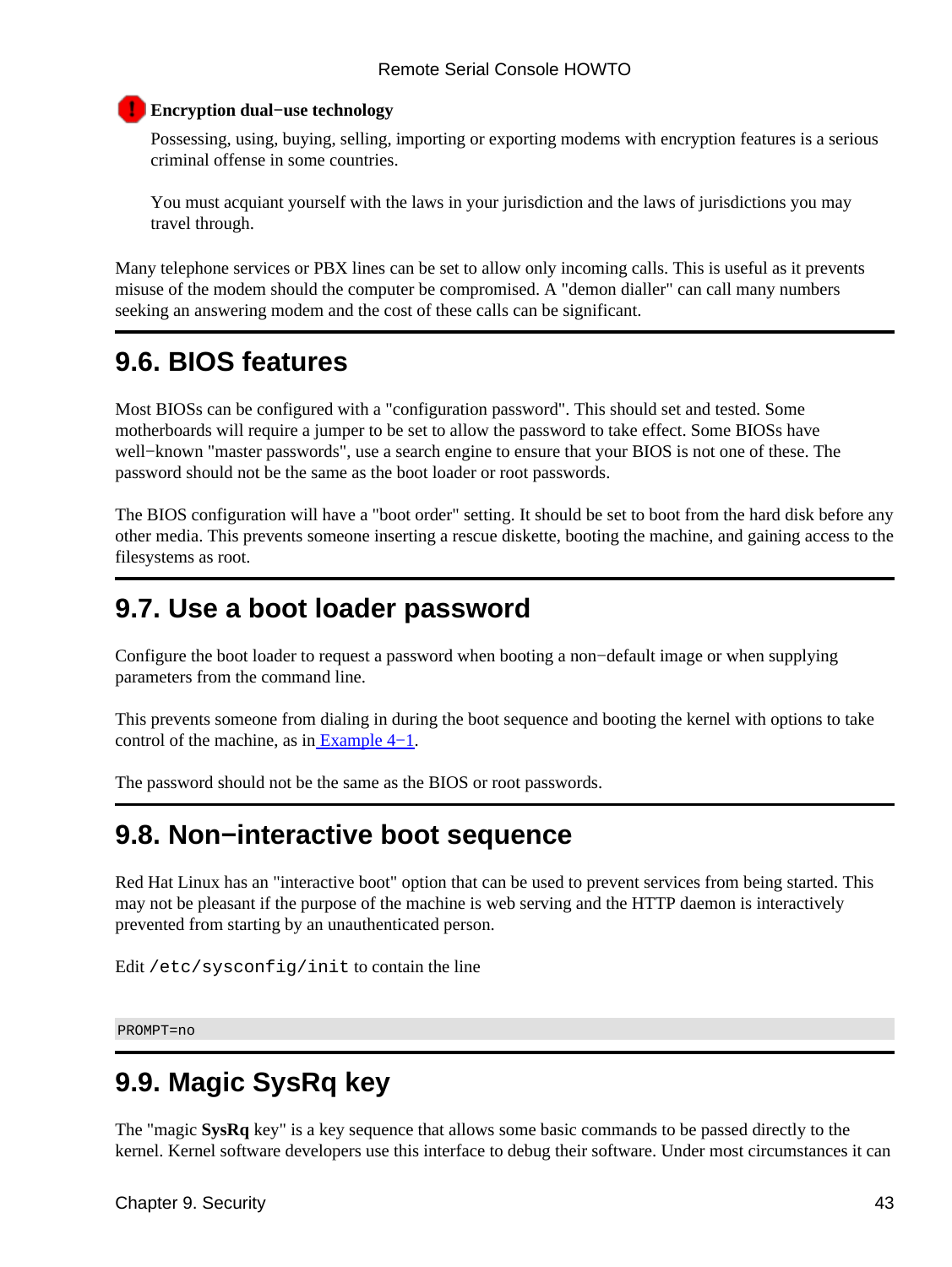**Encryption dual−use technology**

Possessing, using, buying, selling, importing or exporting modems with encryption features is a serious criminal offense in some countries.

You must acquiant yourself with the laws in your jurisdiction and the laws of jurisdictions you may travel through.

Many telephone services or PBX lines can be set to allow only incoming calls. This is useful as it prevents misuse of the modem should the computer be compromised. A "demon dialler" can call many numbers seeking an answering modem and the cost of these calls can be significant.

## 9.6. BIOS features

Most BIOSs can be configured with a "configuration password". This should set and tested. Some motherboards will require a jumper to be set to allow the password to take effect. Some BIOSs have well−known "master passwords", use a search engine to ensure that your BIOS is not one of these. The password should not be the same as the boot loader or root passwords.

The BIOS configuration will have a "boot order" setting. It should be set to boot from the hard disk before any other media. This prevents someone inserting a rescue diskette, booting the machine, and gaining access to the filesystems as root.

## 9.7. Use a boot loader password

Configure the boot loader to request a password when booting a non−default image or when supplying parameters from the command line.

This prevents someone from dialing in during the boot sequence and booting the kernel with options to take control of the machine, as in Example 4−1.

The password should not be the same as the BIOS or root passwords.

## 9.8. Non−interactive boot sequence

Red Hat Linux has an "interactive boot" option that can be used to prevent services from being started. This may not be pleasant if the purpose of the machine is web serving and the HTTP daemon is interactively prevented from starting by an unauthenticated person.

Edit `/etc/sysconfig/init` to contain the line

```
PROMPT=no
```

## 9.9. Magic SysRq key

The "magic **SysRq** key" is a key sequence that allows some basic commands to be passed directly to the kernel. Kernel software developers use this interface to debug their software. Under most circumstances it can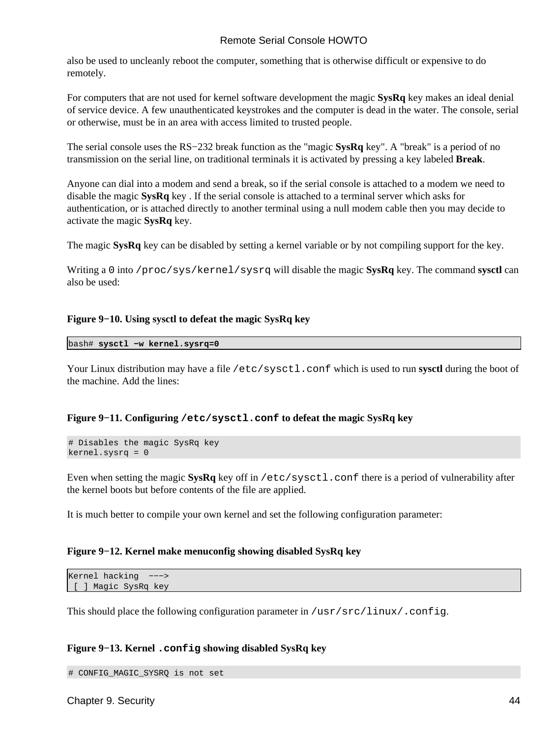also be used to uncleanly reboot the computer, something that is otherwise difficult or expensive to do remotely.

For computers that are not used for kernel software development the magic **SysRq** key makes an ideal denial of service device. A few unauthenticated keystrokes and the computer is dead in the water. The console, serial or otherwise, must be in an area with access limited to trusted people.

The serial console uses the RS−232 break function as the "magic **SysRq** key". A "break" is a period of no transmission on the serial line, on traditional terminals it is activated by pressing a key labeled **Break**.

Anyone can dial into a modem and send a break, so if the serial console is attached to a modem we need to disable the magic **SysRq** key . If the serial console is attached to a terminal server which asks for authentication, or is attached directly to another terminal using a null modem cable then you may decide to activate the magic **SysRq** key.

The magic **SysRq** key can be disabled by setting a kernel variable or by not compiling support for the key.

Writing a `0` into `/proc/sys/kernel/sysrq` will disable the magic **SysRq** key. The command **sysctl** can also be used:

**Figure 9−10. Using sysctl to defeat the magic SysRq key**

```
bash# sysctl −w kernel.sysrq=0
```

Your Linux distribution may have a file `/etc/sysctl.conf` which is used to run **sysctl** during the boot of the machine. Add the lines:

**Figure 9−11. Configuring `/etc/sysctl.conf` to defeat the magic SysRq key**

```
# Disables the magic SysRq key
kernel.sysrq = 0
```

Even when setting the magic **SysRq** key off in `/etc/sysctl.conf` there is a period of vulnerability after the kernel boots but before contents of the file are applied.

It is much better to compile your own kernel and set the following configuration parameter:

**Figure 9−12. Kernel make menuconfig showing disabled SysRq key**

```
Kernel hacking  −−−>
 [ ] Magic SysRq key
```

This should place the following configuration parameter in `/usr/src/linux/.config`.

**Figure 9−13. Kernel `.config` showing disabled SysRq key**

```
# CONFIG_MAGIC_SYSRQ is not set
```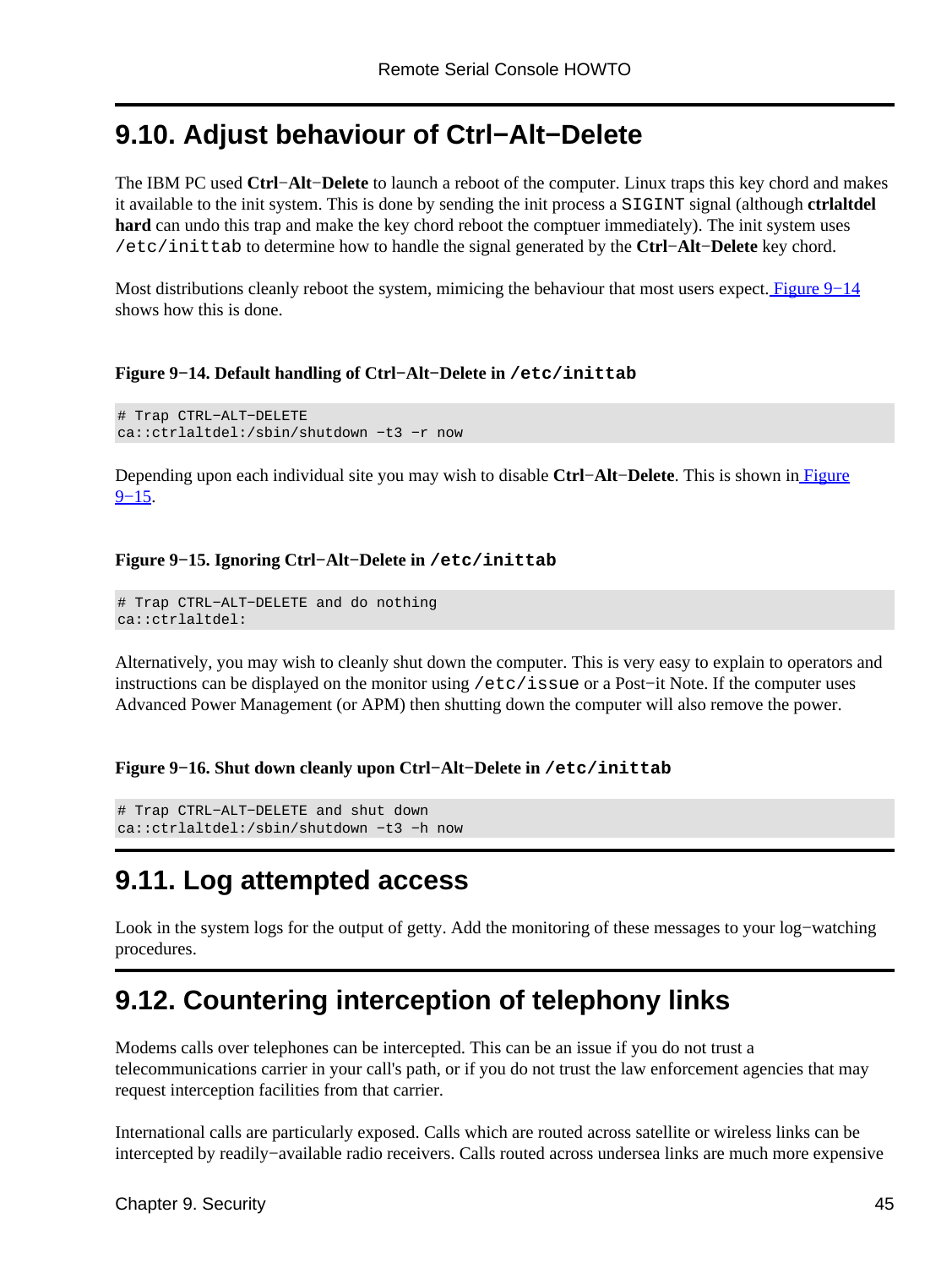## 9.10. Adjust behaviour of Ctrl−Alt−Delete

The IBM PC used **Ctrl**−**Alt**−**Delete** to launch a reboot of the computer. Linux traps this key chord and makes it available to the init system. This is done by sending the init process a `SIGINT` signal (although **ctrlaltdel hard** can undo this trap and make the key chord reboot the comptuer immediately). The init system uses `/etc/inittab` to determine how to handle the signal generated by the **Ctrl**−**Alt**−**Delete** key chord.

Most distributions cleanly reboot the system, mimicing the behaviour that most users expect. Figure 9−14 shows how this is done.

**Figure 9−14. Default handling of Ctrl−Alt−Delete in `/etc/inittab`**

```
# Trap CTRL−ALT−DELETE
ca::ctrlaltdel:/sbin/shutdown −t3 −r now
```

Depending upon each individual site you may wish to disable **Ctrl**−**Alt**−**Delete**. This is shown in Figure 9−15.

**Figure 9−15. Ignoring Ctrl−Alt−Delete in `/etc/inittab`**

```
# Trap CTRL−ALT−DELETE and do nothing
ca::ctrlaltdel:
```

Alternatively, you may wish to cleanly shut down the computer. This is very easy to explain to operators and instructions can be displayed on the monitor using `/etc/issue` or a Post−it Note. If the computer uses Advanced Power Management (or APM) then shutting down the computer will also remove the power.

**Figure 9−16. Shut down cleanly upon Ctrl−Alt−Delete in `/etc/inittab`**

```
# Trap CTRL−ALT−DELETE and shut down
ca::ctrlaltdel:/sbin/shutdown −t3 −h now
```

## 9.11. Log attempted access

Look in the system logs for the output of getty. Add the monitoring of these messages to your log−watching procedures.

## 9.12. Countering interception of telephony links

Modems calls over telephones can be intercepted. This can be an issue if you do not trust a telecommunications carrier in your call's path, or if you do not trust the law enforcement agencies that may request interception facilities from that carrier.

International calls are particularly exposed. Calls which are routed across satellite or wireless links can be intercepted by readily−available radio receivers. Calls routed across undersea links are much more expensive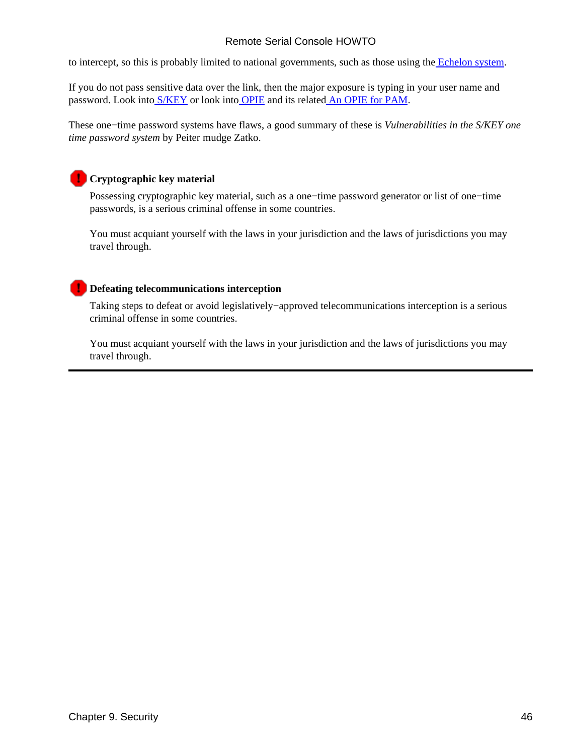to intercept, so this is probably limited to national governments, such as those using the Echelon system.

If you do not pass sensitive data over the link, then the major exposure is typing in your user name and password. Look into S/KEY or look into OPIE and its related An OPIE for PAM.

These one−time password systems have flaws, a good summary of these is *Vulnerabilities in the S/KEY one time password system* by Peiter mudge Zatko.

**Cryptographic key material**

Possessing cryptographic key material, such as a one−time password generator or list of one−time passwords, is a serious criminal offense in some countries.

You must acquiant yourself with the laws in your jurisdiction and the laws of jurisdictions you may travel through.

**Defeating telecommunications interception**

Taking steps to defeat or avoid legislatively−approved telecommunications interception is a serious criminal offense in some countries.

You must acquiant yourself with the laws in your jurisdiction and the laws of jurisdictions you may travel through.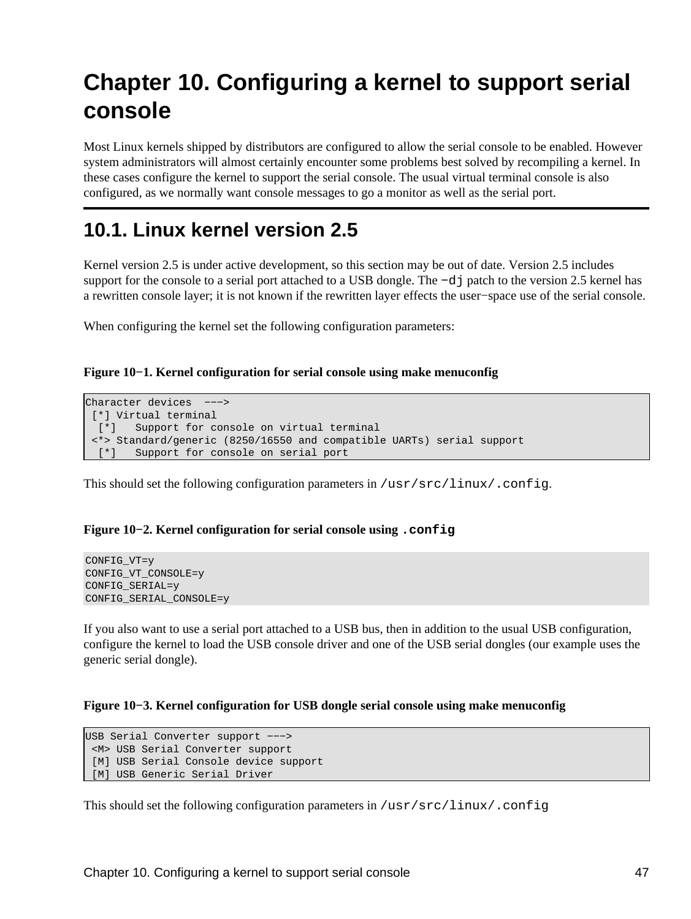# Chapter 10. Configuring a kernel to support serial console

Most Linux kernels shipped by distributors are configured to allow the serial console to be enabled. However system administrators will almost certainly encounter some problems best solved by recompiling a kernel. In these cases configure the kernel to support the serial console. The usual virtual terminal console is also configured, as we normally want console messages to go a monitor as well as the serial port.

## 10.1. Linux kernel version 2.5

Kernel version 2.5 is under active development, so this section may be out of date. Version 2.5 includes support for the console to a serial port attached to a USB dongle. The `−dj` patch to the version 2.5 kernel has a rewritten console layer; it is not known if the rewritten layer effects the user−space use of the serial console.

When configuring the kernel set the following configuration parameters:

**Figure 10−1. Kernel configuration for serial console using make menuconfig**

```
Character devices  −−−>
 [*] Virtual terminal
  [*]   Support for console on virtual terminal
 <*> Standard/generic (8250/16550 and compatible UARTs) serial support
  [*]   Support for console on serial port
```

This should set the following configuration parameters in `/usr/src/linux/.config`.

**Figure 10−2. Kernel configuration for serial console using `.config`**

```
CONFIG_VT=y
CONFIG_VT_CONSOLE=y
CONFIG_SERIAL=y
CONFIG_SERIAL_CONSOLE=y
```

If you also want to use a serial port attached to a USB bus, then in addition to the usual USB configuration, configure the kernel to load the USB console driver and one of the USB serial dongles (our example uses the generic serial dongle).

**Figure 10−3. Kernel configuration for USB dongle serial console using make menuconfig**

```
USB Serial Converter support −−−>
 <M> USB Serial Converter support
 [M] USB Serial Console device support
 [M] USB Generic Serial Driver
```

This should set the following configuration parameters in `/usr/src/linux/.config`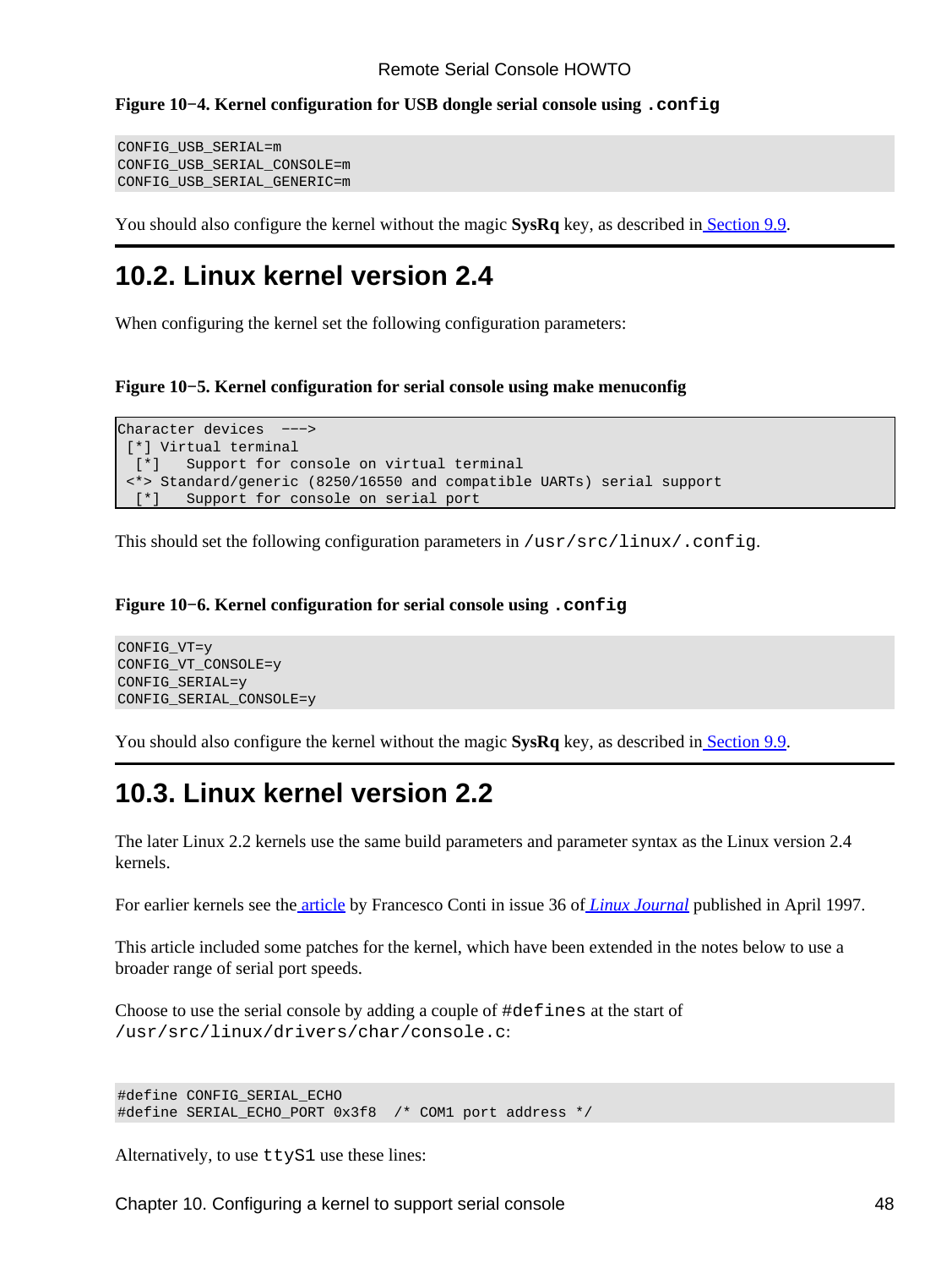**Figure 10−4. Kernel configuration for USB dongle serial console using `.config`**

```
CONFIG_USB_SERIAL=m
CONFIG_USB_SERIAL_CONSOLE=m
CONFIG_USB_SERIAL_GENERIC=m
```

You should also configure the kernel without the magic **SysRq** key, as described in Section 9.9.

## 10.2. Linux kernel version 2.4

When configuring the kernel set the following configuration parameters:

**Figure 10−5. Kernel configuration for serial console using make menuconfig**

```
Character devices  --->
 [*] Virtual terminal
  [*]   Support for console on virtual terminal
 <*> Standard/generic (8250/16550 and compatible UARTs) serial support
  [*]   Support for console on serial port
```

This should set the following configuration parameters in `/usr/src/linux/.config`.

**Figure 10−6. Kernel configuration for serial console using `.config`**

```
CONFIG_VT=y
CONFIG_VT_CONSOLE=y
CONFIG_SERIAL=y
CONFIG_SERIAL_CONSOLE=y
```

You should also configure the kernel without the magic **SysRq** key, as described in Section 9.9.

## 10.3. Linux kernel version 2.2

The later Linux 2.2 kernels use the same build parameters and parameter syntax as the Linux version 2.4 kernels.

For earlier kernels see the article by Francesco Conti in issue 36 of *Linux Journal* published in April 1997.

This article included some patches for the kernel, which have been extended in the notes below to use a broader range of serial port speeds.

Choose to use the serial console by adding a couple of `#defines` at the start of `/usr/src/linux/drivers/char/console.c`:

```
#define CONFIG_SERIAL_ECHO
#define SERIAL_ECHO_PORT 0x3f8  /* COM1 port address */
```

Alternatively, to use `ttyS1` use these lines: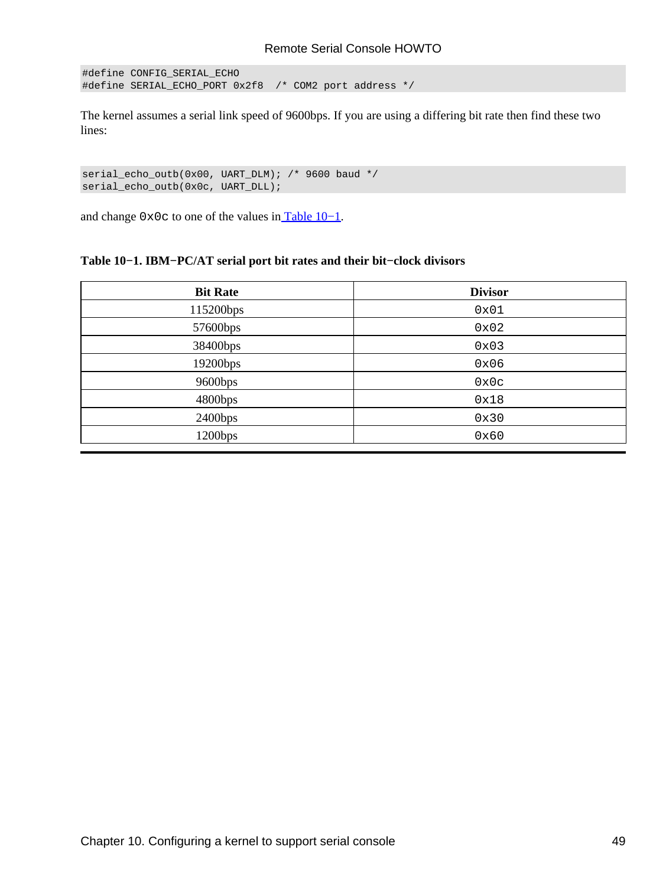```
#define CONFIG_SERIAL_ECHO
#define SERIAL_ECHO_PORT 0x2f8  /* COM2 port address */
```

The kernel assumes a serial link speed of 9600bps. If you are using a differing bit rate then find these two lines:

```
serial_echo_outb(0x00, UART_DLM); /* 9600 baud */
serial_echo_outb(0x0c, UART_DLL);
```

and change `0x0c` to one of the values in Table 10−1.

**Table 10−1. IBM−PC/AT serial port bit rates and their bit−clock divisors**

| Bit Rate | Divisor |
| --- | --- |
| 115200bps | `0x01` |
| 57600bps | `0x02` |
| 38400bps | `0x03` |
| 19200bps | `0x06` |
| 9600bps | `0x0c` |
| 4800bps | `0x18` |
| 2400bps | `0x30` |
| 1200bps | `0x60` |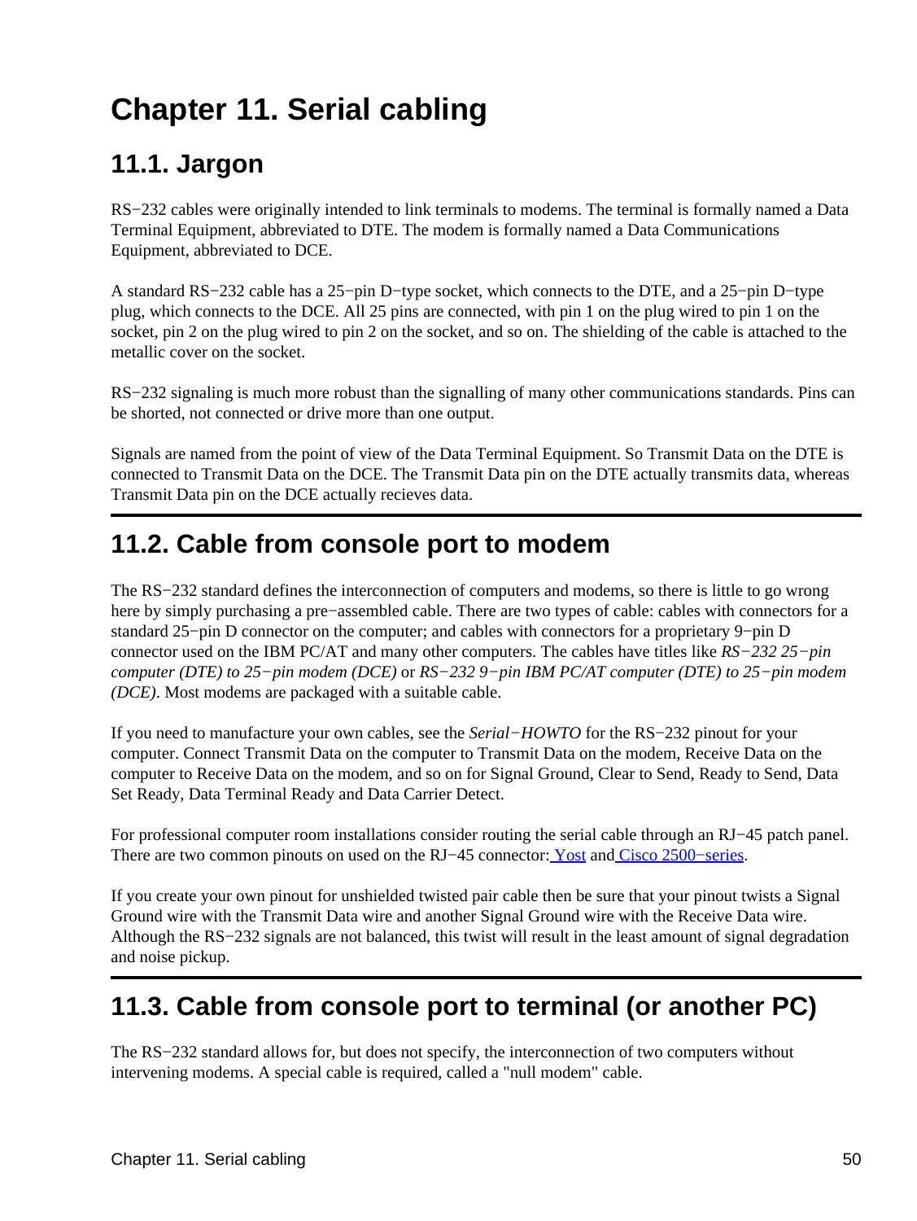# Chapter 11. Serial cabling

## 11.1. Jargon

RS−232 cables were originally intended to link terminals to modems. The terminal is formally named a Data Terminal Equipment, abbreviated to DTE. The modem is formally named a Data Communications Equipment, abbreviated to DCE.

A standard RS−232 cable has a 25−pin D−type socket, which connects to the DTE, and a 25−pin D−type plug, which connects to the DCE. All 25 pins are connected, with pin 1 on the plug wired to pin 1 on the socket, pin 2 on the plug wired to pin 2 on the socket, and so on. The shielding of the cable is attached to the metallic cover on the socket.

RS−232 signaling is much more robust than the signalling of many other communications standards. Pins can be shorted, not connected or drive more than one output.

Signals are named from the point of view of the Data Terminal Equipment. So Transmit Data on the DTE is connected to Transmit Data on the DCE. The Transmit Data pin on the DTE actually transmits data, whereas Transmit Data pin on the DCE actually recieves data.

## 11.2. Cable from console port to modem

The RS−232 standard defines the interconnection of computers and modems, so there is little to go wrong here by simply purchasing a pre−assembled cable. There are two types of cable: cables with connectors for a standard 25−pin D connector on the computer; and cables with connectors for a proprietary 9−pin D connector used on the IBM PC/AT and many other computers. The cables have titles like *RS−232 25−pin computer (DTE) to 25−pin modem (DCE)* or *RS−232 9−pin IBM PC/AT computer (DTE) to 25−pin modem (DCE)*. Most modems are packaged with a suitable cable.

If you need to manufacture your own cables, see the *Serial−HOWTO* for the RS−232 pinout for your computer. Connect Transmit Data on the computer to Transmit Data on the modem, Receive Data on the computer to Receive Data on the modem, and so on for Signal Ground, Clear to Send, Ready to Send, Data Set Ready, Data Terminal Ready and Data Carrier Detect.

For professional computer room installations consider routing the serial cable through an RJ−45 patch panel. There are two common pinouts on used on the RJ−45 connector: Yost and Cisco 2500−series.

If you create your own pinout for unshielded twisted pair cable then be sure that your pinout twists a Signal Ground wire with the Transmit Data wire and another Signal Ground wire with the Receive Data wire. Although the RS−232 signals are not balanced, this twist will result in the least amount of signal degradation and noise pickup.

## 11.3. Cable from console port to terminal (or another PC)

The RS−232 standard allows for, but does not specify, the interconnection of two computers without intervening modems. A special cable is required, called a "null modem" cable.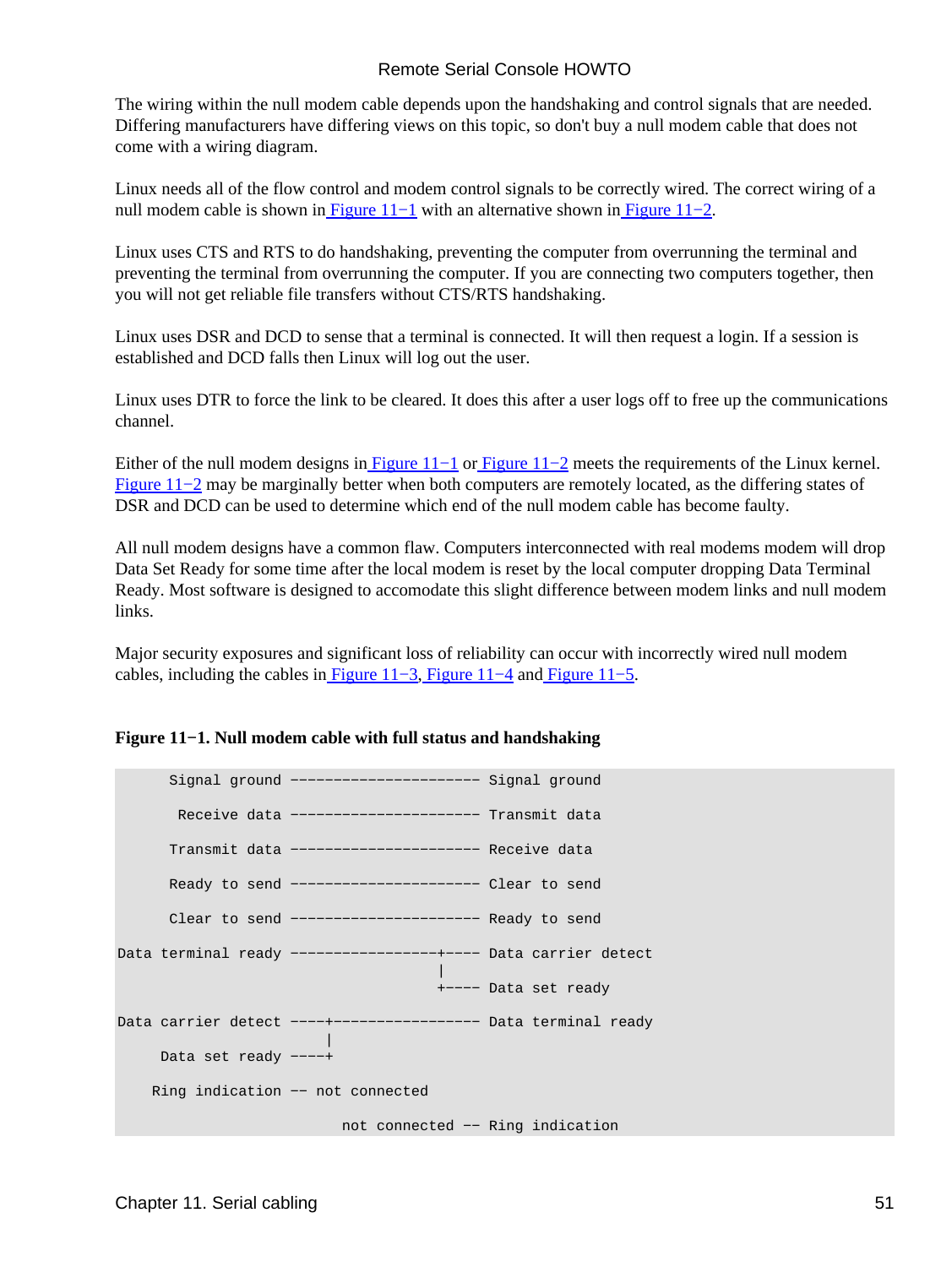The wiring within the null modem cable depends upon the handshaking and control signals that are needed. Differing manufacturers have differing views on this topic, so don't buy a null modem cable that does not come with a wiring diagram.

Linux needs all of the flow control and modem control signals to be correctly wired. The correct wiring of a null modem cable is shown in Figure 11−1 with an alternative shown in Figure 11−2.

Linux uses CTS and RTS to do handshaking, preventing the computer from overrunning the terminal and preventing the terminal from overrunning the computer. If you are connecting two computers together, then you will not get reliable file transfers without CTS/RTS handshaking.

Linux uses DSR and DCD to sense that a terminal is connected. It will then request a login. If a session is established and DCD falls then Linux will log out the user.

Linux uses DTR to force the link to be cleared. It does this after a user logs off to free up the communications channel.

Either of the null modem designs in Figure 11−1 or Figure 11−2 meets the requirements of the Linux kernel. Figure 11−2 may be marginally better when both computers are remotely located, as the differing states of DSR and DCD can be used to determine which end of the null modem cable has become faulty.

All null modem designs have a common flaw. Computers interconnected with real modems modem will drop Data Set Ready for some time after the local modem is reset by the local computer dropping Data Terminal Ready. Most software is designed to accomodate this slight difference between modem links and null modem links.

Major security exposures and significant loss of reliability can occur with incorrectly wired null modem cables, including the cables in Figure 11−3, Figure 11−4 and Figure 11−5.

**Figure 11−1. Null modem cable with full status and handshaking**

```
      Signal ground ---------------------- Signal ground

       Receive data ---------------------- Transmit data

      Transmit data ---------------------- Receive data

      Ready to send ---------------------- Clear to send

      Clear to send ---------------------- Ready to send

Data terminal ready -----------------+---- Data carrier detect
                                     |
                                     +---- Data set ready

Data carrier detect ----+----------------- Data terminal ready
                        |
     Data set ready ----+

    Ring indication -- not connected

                          not connected -- Ring indication
```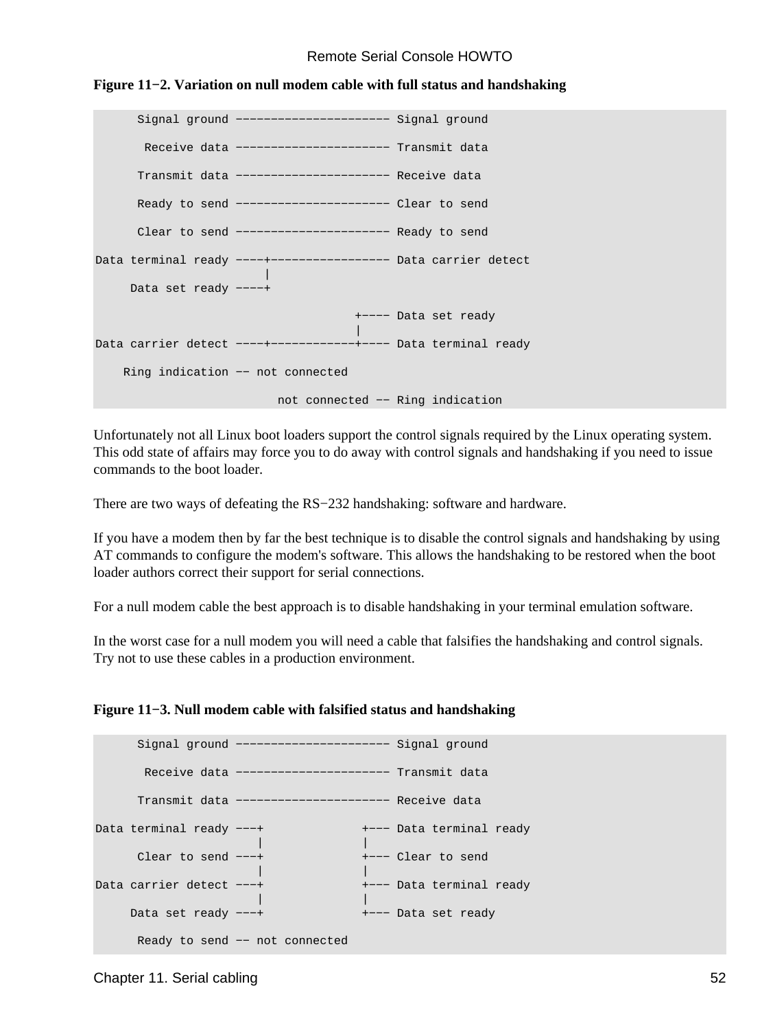**Figure 11−2. Variation on null modem cable with full status and handshaking**

```
      Signal ground ---------------------- Signal ground

       Receive data ---------------------- Transmit data

      Transmit data ---------------------- Receive data

      Ready to send ---------------------- Clear to send

      Clear to send ---------------------- Ready to send

Data terminal ready ----+----------------- Data carrier detect
                        |
     Data set ready ----+

                                     +---- Data set ready
                                     |
Data carrier detect ----+------------+---- Data terminal ready

    Ring indication -- not connected

                          not connected -- Ring indication
```

Unfortunately not all Linux boot loaders support the control signals required by the Linux operating system. This odd state of affairs may force you to do away with control signals and handshaking if you need to issue commands to the boot loader.

There are two ways of defeating the RS−232 handshaking: software and hardware.

If you have a modem then by far the best technique is to disable the control signals and handshaking by using AT commands to configure the modem's software. This allows the handshaking to be restored when the boot loader authors correct their support for serial connections.

For a null modem cable the best approach is to disable handshaking in your terminal emulation software.

In the worst case for a null modem you will need a cable that falsifies the handshaking and control signals. Try not to use these cables in a production environment.

**Figure 11−3. Null modem cable with falsified status and handshaking**

```
      Signal ground ---------------------- Signal ground

       Receive data ---------------------- Transmit data

      Transmit data ---------------------- Receive data

Data terminal ready ---+              +--- Data terminal ready
                       |              |
      Clear to send ---+              +--- Clear to send
                       |              |
Data carrier detect ---+              +--- Data terminal ready
                       |              |
     Data set ready ---+              +--- Data set ready

      Ready to send -- not connected
```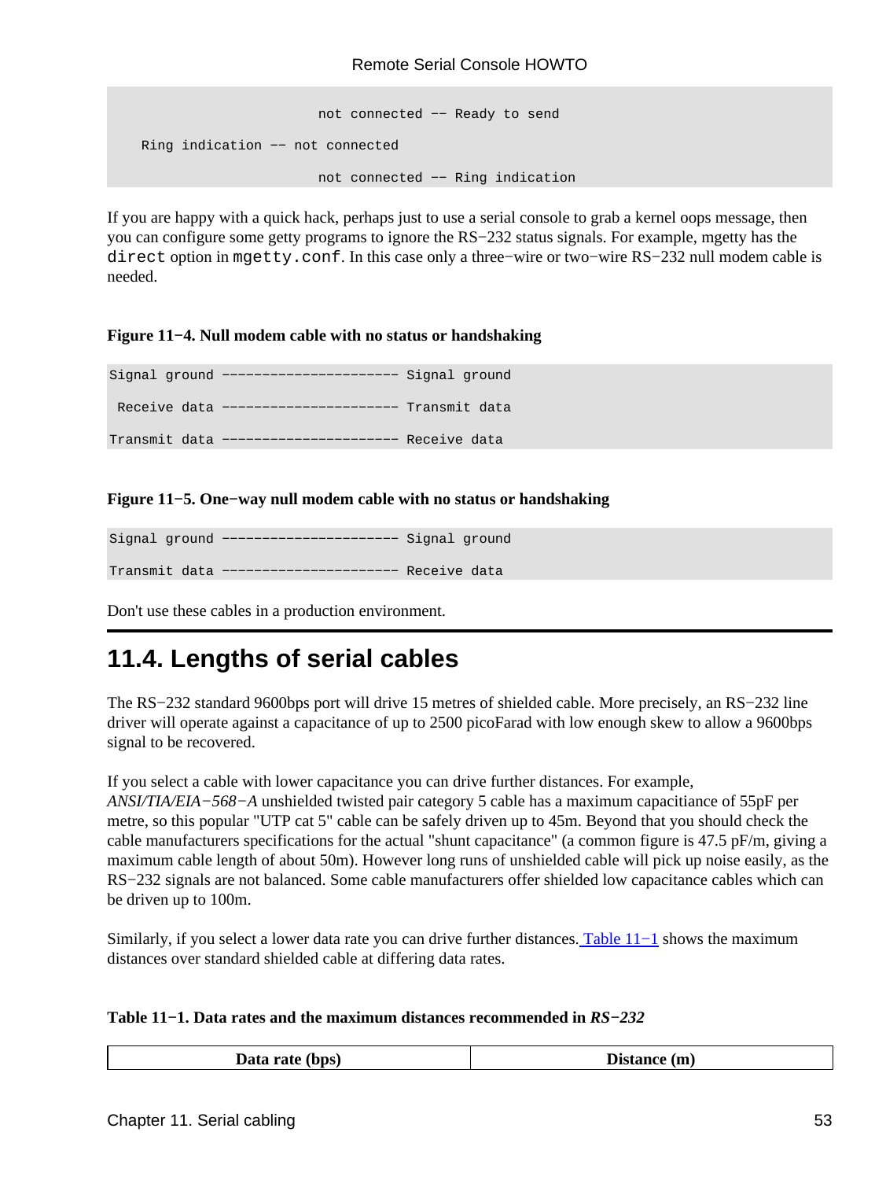```
                        not connected −− Ready to send

    Ring indication −− not connected

                        not connected −− Ring indication
```

If you are happy with a quick hack, perhaps just to use a serial console to grab a kernel oops message, then you can configure some getty programs to ignore the RS−232 status signals. For example, mgetty has the `direct` option in `mgetty.conf`. In this case only a three−wire or two−wire RS−232 null modem cable is needed.

**Figure 11−4. Null modem cable with no status or handshaking**

```
Signal ground −−−−−−−−−−−−−−−−−−−−−− Signal ground

 Receive data −−−−−−−−−−−−−−−−−−−−−− Transmit data

Transmit data −−−−−−−−−−−−−−−−−−−−−− Receive data
```

**Figure 11−5. One−way null modem cable with no status or handshaking**

```
Signal ground −−−−−−−−−−−−−−−−−−−−−− Signal ground

Transmit data −−−−−−−−−−−−−−−−−−−−−− Receive data
```

Don't use these cables in a production environment.

## 11.4. Lengths of serial cables

The RS−232 standard 9600bps port will drive 15 metres of shielded cable. More precisely, an RS−232 line driver will operate against a capacitance of up to 2500 picoFarad with low enough skew to allow a 9600bps signal to be recovered.

If you select a cable with lower capacitance you can drive further distances. For example, *ANSI/TIA/EIA−568−A* unshielded twisted pair category 5 cable has a maximum capacitiance of 55pF per metre, so this popular "UTP cat 5" cable can be safely driven up to 45m. Beyond that you should check the cable manufacturers specifications for the actual "shunt capacitance" (a common figure is 47.5 pF/m, giving a maximum cable length of about 50m). However long runs of unshielded cable will pick up noise easily, as the RS−232 signals are not balanced. Some cable manufacturers offer shielded low capacitance cables which can be driven up to 100m.

Similarly, if you select a lower data rate you can drive further distances. Table 11−1 shows the maximum distances over standard shielded cable at differing data rates.

**Table 11−1. Data rates and the maximum distances recommended in *RS−232***

| Data rate (bps) | Distance (m) |
|---|---|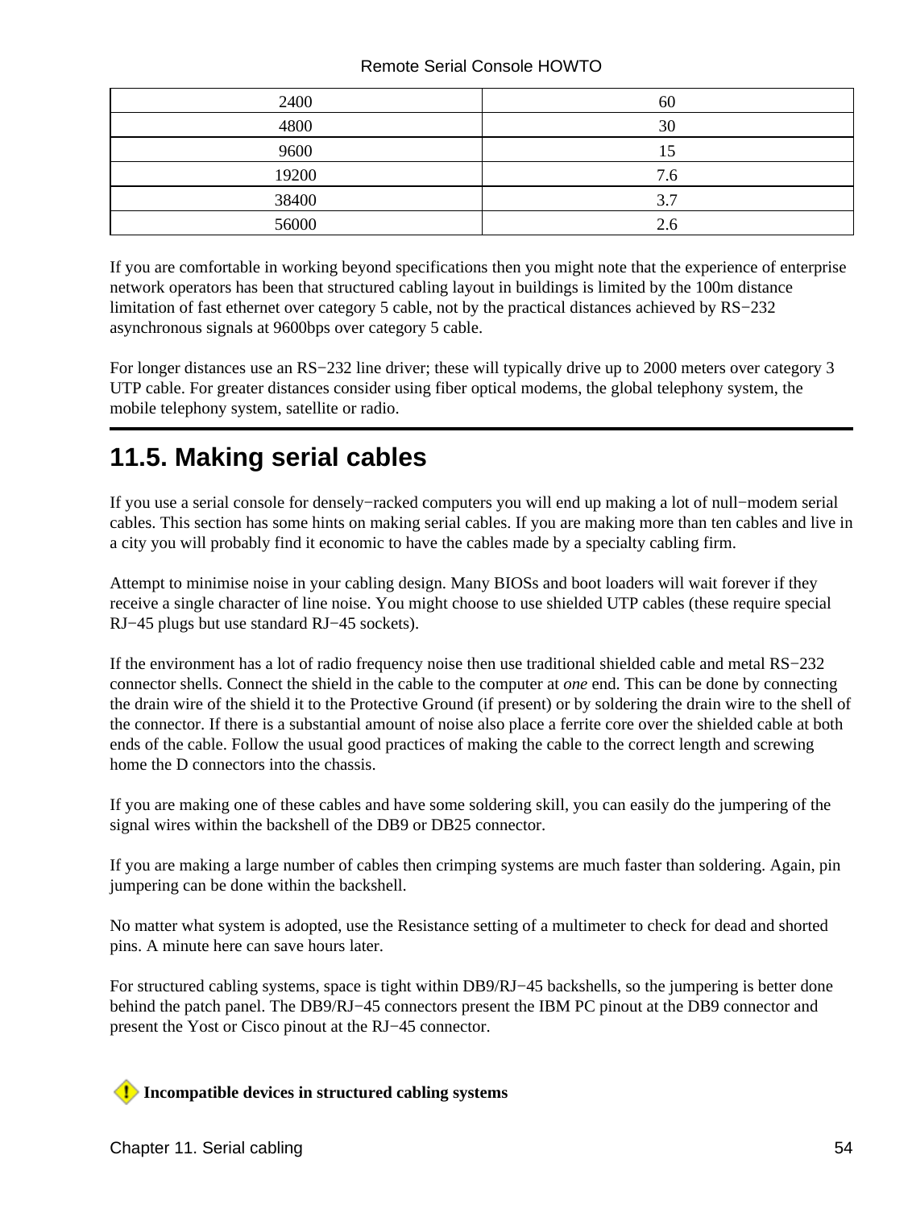| | |
|---|---|
| 2400 | 60 |
| 4800 | 30 |
| 9600 | 15 |
| 19200 | 7.6 |
| 38400 | 3.7 |
| 56000 | 2.6 |

If you are comfortable in working beyond specifications then you might note that the experience of enterprise network operators has been that structured cabling layout in buildings is limited by the 100m distance limitation of fast ethernet over category 5 cable, not by the practical distances achieved by RS−232 asynchronous signals at 9600bps over category 5 cable.

For longer distances use an RS−232 line driver; these will typically drive up to 2000 meters over category 3 UTP cable. For greater distances consider using fiber optical modems, the global telephony system, the mobile telephony system, satellite or radio.

## 11.5. Making serial cables

If you use a serial console for densely−racked computers you will end up making a lot of null−modem serial cables. This section has some hints on making serial cables. If you are making more than ten cables and live in a city you will probably find it economic to have the cables made by a specialty cabling firm.

Attempt to minimise noise in your cabling design. Many BIOSs and boot loaders will wait forever if they receive a single character of line noise. You might choose to use shielded UTP cables (these require special RJ−45 plugs but use standard RJ−45 sockets).

If the environment has a lot of radio frequency noise then use traditional shielded cable and metal RS−232 connector shells. Connect the shield in the cable to the computer at *one* end. This can be done by connecting the drain wire of the shield it to the Protective Ground (if present) or by soldering the drain wire to the shell of the connector. If there is a substantial amount of noise also place a ferrite core over the shielded cable at both ends of the cable. Follow the usual good practices of making the cable to the correct length and screwing home the D connectors into the chassis.

If you are making one of these cables and have some soldering skill, you can easily do the jumpering of the signal wires within the backshell of the DB9 or DB25 connector.

If you are making a large number of cables then crimping systems are much faster than soldering. Again, pin jumpering can be done within the backshell.

No matter what system is adopted, use the Resistance setting of a multimeter to check for dead and shorted pins. A minute here can save hours later.

For structured cabling systems, space is tight within DB9/RJ−45 backshells, so the jumpering is better done behind the patch panel. The DB9/RJ−45 connectors present the IBM PC pinout at the DB9 connector and present the Yost or Cisco pinout at the RJ−45 connector.

**Incompatible devices in structured cabling systems**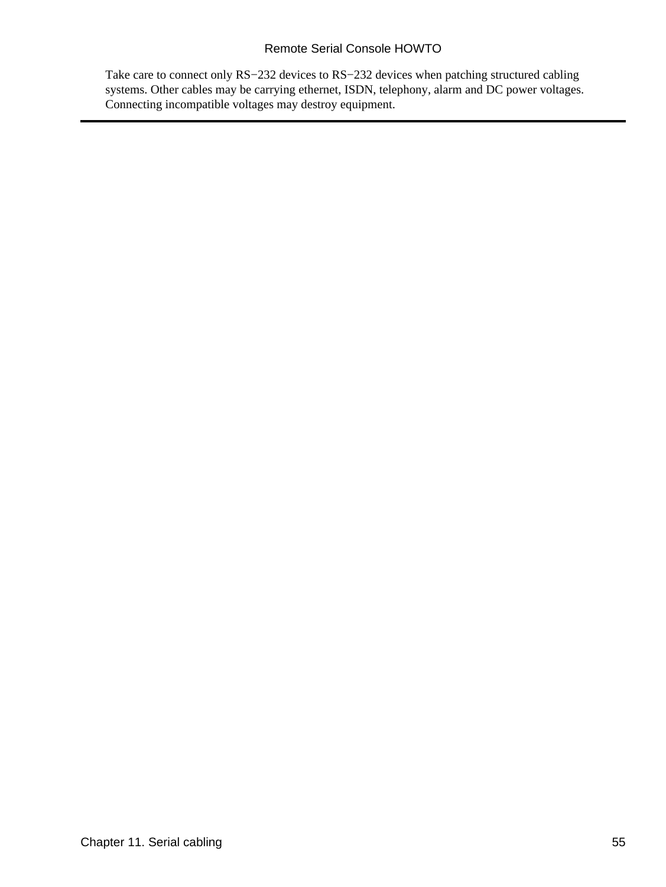Take care to connect only RS−232 devices to RS−232 devices when patching structured cabling systems. Other cables may be carrying ethernet, ISDN, telephony, alarm and DC power voltages. Connecting incompatible voltages may destroy equipment.

---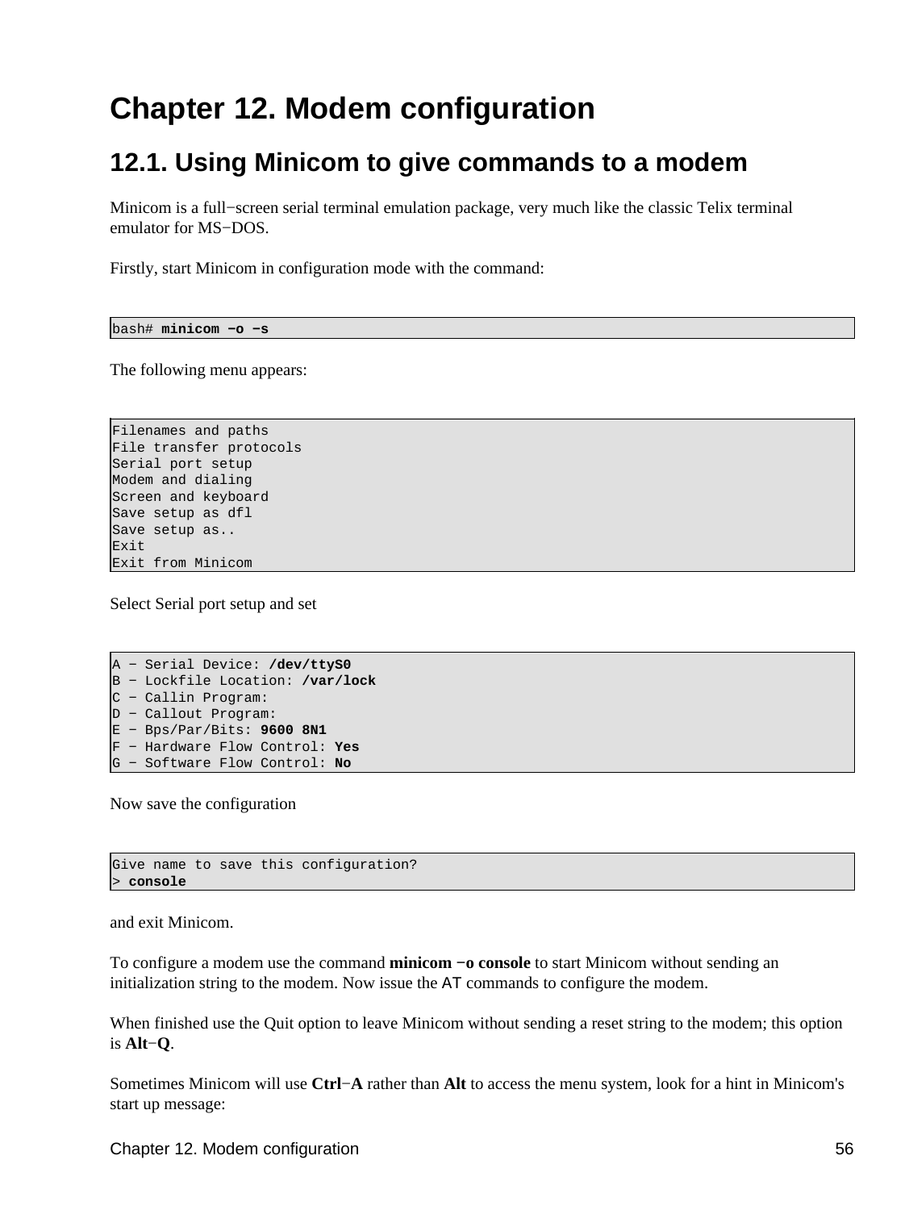# Chapter 12. Modem configuration

## 12.1. Using Minicom to give commands to a modem

Minicom is a full−screen serial terminal emulation package, very much like the classic Telix terminal emulator for MS−DOS.

Firstly, start Minicom in configuration mode with the command:

```
bash# minicom −o −s
```

The following menu appears:

```
Filenames and paths
File transfer protocols
Serial port setup
Modem and dialing
Screen and keyboard
Save setup as dfl
Save setup as..
Exit
Exit from Minicom
```

Select Serial port setup and set

```
A − Serial Device: /dev/ttyS0
B − Lockfile Location: /var/lock
C − Callin Program:
D − Callout Program:
E − Bps/Par/Bits: 9600 8N1
F − Hardware Flow Control: Yes
G − Software Flow Control: No
```

Now save the configuration

```
Give name to save this configuration?
> console
```

and exit Minicom.

To configure a modem use the command **minicom −o console** to start Minicom without sending an initialization string to the modem. Now issue the `AT` commands to configure the modem.

When finished use the Quit option to leave Minicom without sending a reset string to the modem; this option is **Alt**−**Q**.

Sometimes Minicom will use **Ctrl**−**A** rather than **Alt** to access the menu system, look for a hint in Minicom's start up message: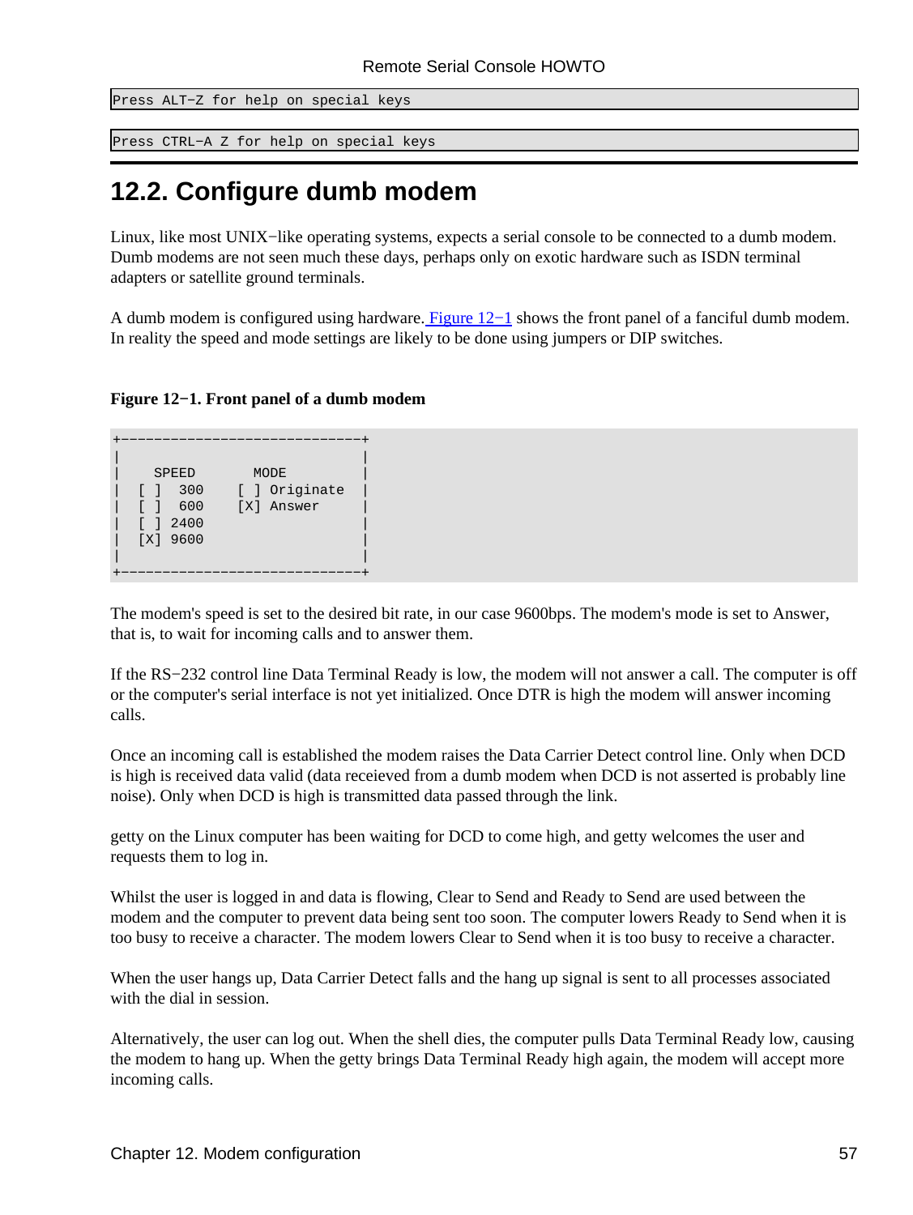```
Press ALT−Z for help on special keys
```

```
Press CTRL−A Z for help on special keys
```

## 12.2. Configure dumb modem

Linux, like most UNIX−like operating systems, expects a serial console to be connected to a dumb modem. Dumb modems are not seen much these days, perhaps only on exotic hardware such as ISDN terminal adapters or satellite ground terminals.

A dumb modem is configured using hardware. Figure 12−1 shows the front panel of a fanciful dumb modem. In reality the speed and mode settings are likely to be done using jumpers or DIP switches.

**Figure 12−1. Front panel of a dumb modem**

```
+----------------------------+
|                            |
|   SPEED       MODE         |
|  [ ]  300    [ ] Originate |
|  [ ]  600    [X] Answer    |
|  [ ] 2400                  |
|  [X] 9600                  |
|                            |
+----------------------------+
```

The modem's speed is set to the desired bit rate, in our case 9600bps. The modem's mode is set to Answer, that is, to wait for incoming calls and to answer them.

If the RS−232 control line Data Terminal Ready is low, the modem will not answer a call. The computer is off or the computer's serial interface is not yet initialized. Once DTR is high the modem will answer incoming calls.

Once an incoming call is established the modem raises the Data Carrier Detect control line. Only when DCD is high is received data valid (data receieved from a dumb modem when DCD is not asserted is probably line noise). Only when DCD is high is transmitted data passed through the link.

getty on the Linux computer has been waiting for DCD to come high, and getty welcomes the user and requests them to log in.

Whilst the user is logged in and data is flowing, Clear to Send and Ready to Send are used between the modem and the computer to prevent data being sent too soon. The computer lowers Ready to Send when it is too busy to receive a character. The modem lowers Clear to Send when it is too busy to receive a character.

When the user hangs up, Data Carrier Detect falls and the hang up signal is sent to all processes associated with the dial in session.

Alternatively, the user can log out. When the shell dies, the computer pulls Data Terminal Ready low, causing the modem to hang up. When the getty brings Data Terminal Ready high again, the modem will accept more incoming calls.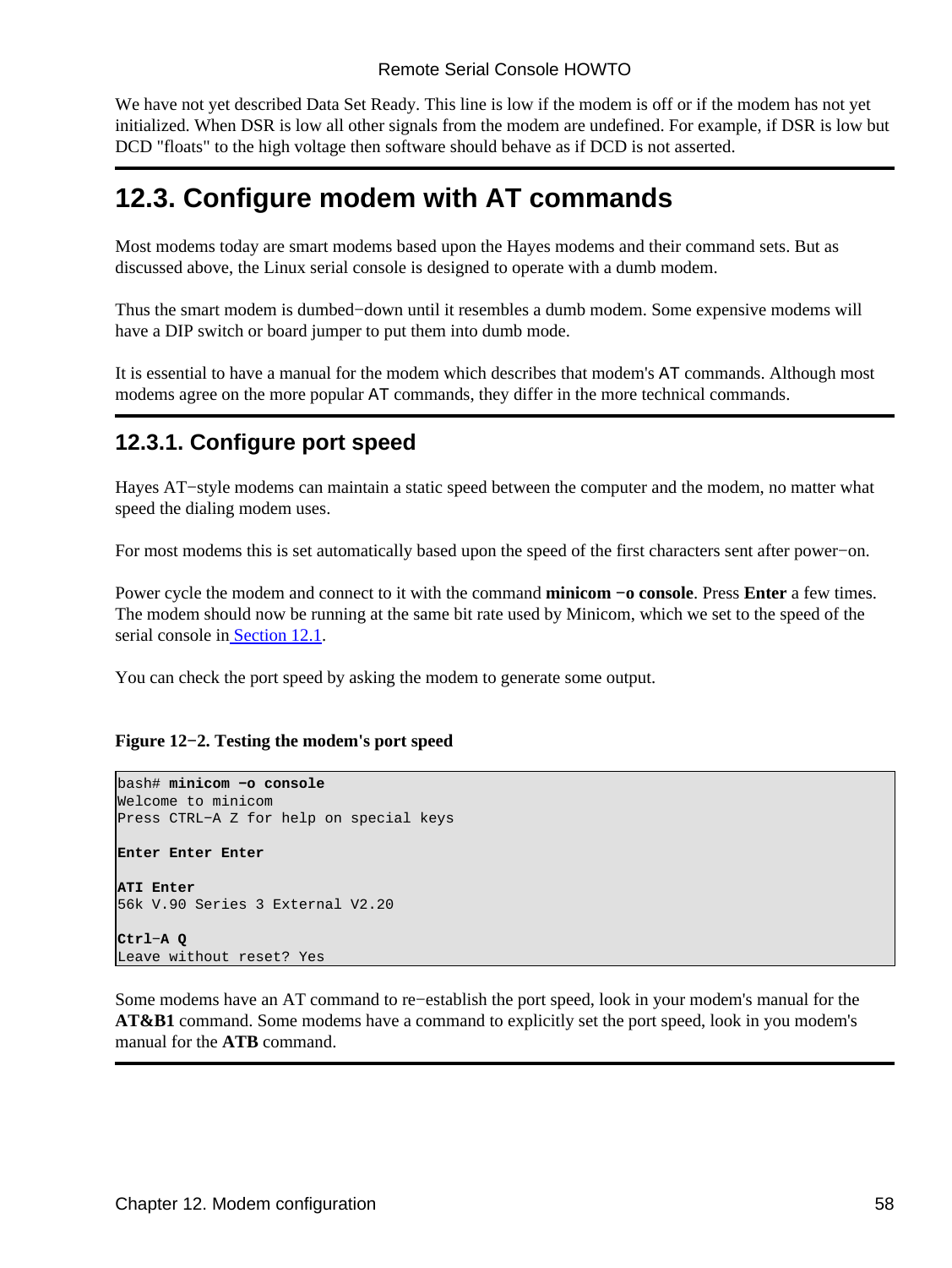We have not yet described Data Set Ready. This line is low if the modem is off or if the modem has not yet initialized. When DSR is low all other signals from the modem are undefined. For example, if DSR is low but DCD "floats" to the high voltage then software should behave as if DCD is not asserted.

## 12.3. Configure modem with AT commands

Most modems today are smart modems based upon the Hayes modems and their command sets. But as discussed above, the Linux serial console is designed to operate with a dumb modem.

Thus the smart modem is dumbed−down until it resembles a dumb modem. Some expensive modems will have a DIP switch or board jumper to put them into dumb mode.

It is essential to have a manual for the modem which describes that modem's AT commands. Although most modems agree on the more popular AT commands, they differ in the more technical commands.

### 12.3.1. Configure port speed

Hayes AT−style modems can maintain a static speed between the computer and the modem, no matter what speed the dialing modem uses.

For most modems this is set automatically based upon the speed of the first characters sent after power−on.

Power cycle the modem and connect to it with the command **minicom −o console**. Press **Enter** a few times. The modem should now be running at the same bit rate used by Minicom, which we set to the speed of the serial console in Section 12.1.

You can check the port speed by asking the modem to generate some output.

**Figure 12−2. Testing the modem's port speed**

```
bash# minicom −o console
Welcome to minicom
Press CTRL−A Z for help on special keys

Enter Enter Enter

ATI Enter
56k V.90 Series 3 External V2.20

Ctrl−A Q
Leave without reset? Yes
```

Some modems have an AT command to re−establish the port speed, look in your modem's manual for the **AT&B1** command. Some modems have a command to explicitly set the port speed, look in you modem's manual for the **ATB** command.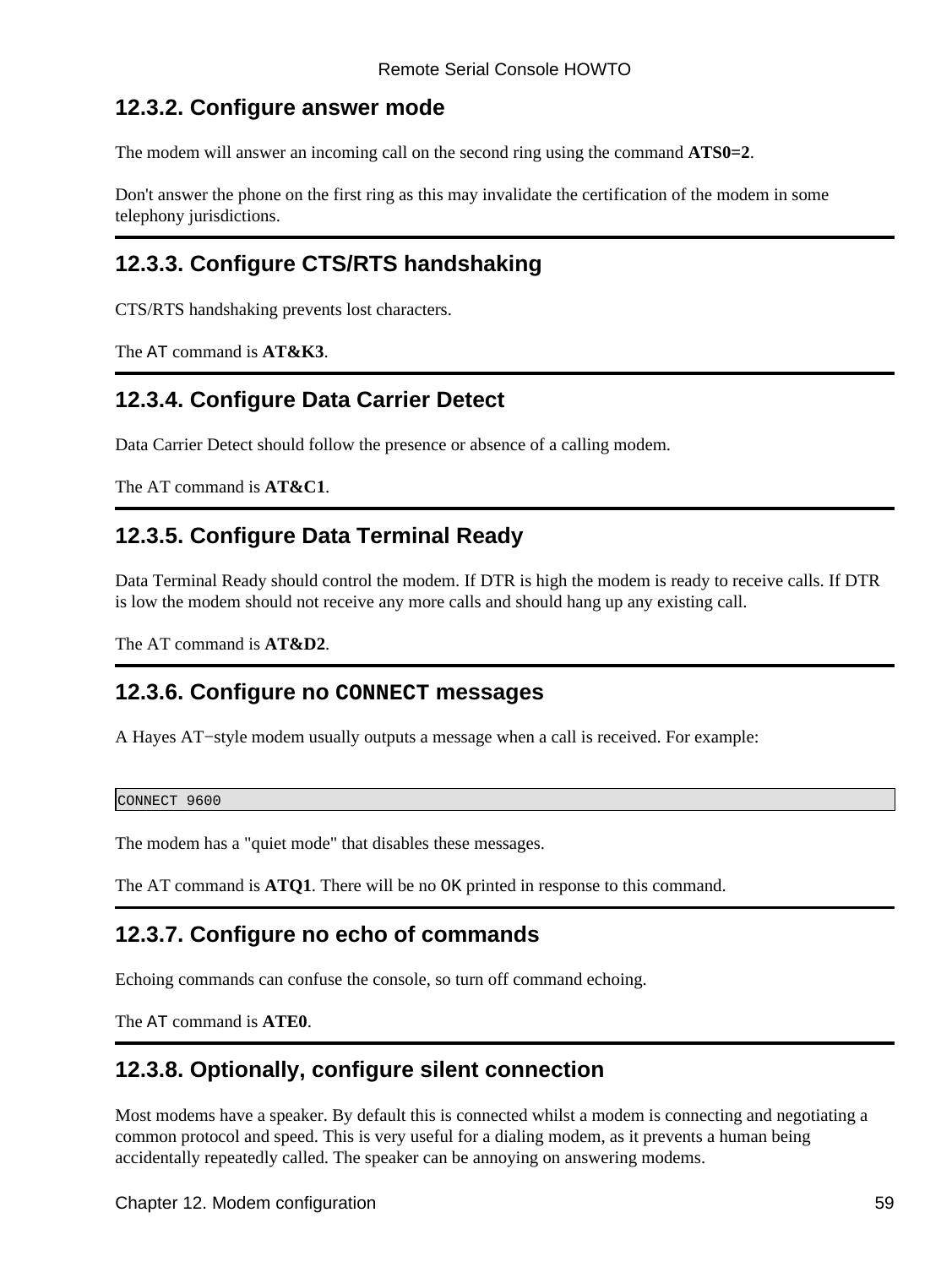### 12.3.2. Configure answer mode

The modem will answer an incoming call on the second ring using the command **ATS0=2**.

Don't answer the phone on the first ring as this may invalidate the certification of the modem in some telephony jurisdictions.

### 12.3.3. Configure CTS/RTS handshaking

CTS/RTS handshaking prevents lost characters.

The `AT` command is **AT&K3**.

### 12.3.4. Configure Data Carrier Detect

Data Carrier Detect should follow the presence or absence of a calling modem.

The AT command is **AT&C1**.

### 12.3.5. Configure Data Terminal Ready

Data Terminal Ready should control the modem. If DTR is high the modem is ready to receive calls. If DTR is low the modem should not receive any more calls and should hang up any existing call.

The AT command is **AT&D2**.

### 12.3.6. Configure no `CONNECT` messages

A Hayes AT−style modem usually outputs a message when a call is received. For example:

```
CONNECT 9600
```

The modem has a "quiet mode" that disables these messages.

The AT command is **ATQ1**. There will be no `OK` printed in response to this command.

### 12.3.7. Configure no echo of commands

Echoing commands can confuse the console, so turn off command echoing.

The `AT` command is **ATE0**.

### 12.3.8. Optionally, configure silent connection

Most modems have a speaker. By default this is connected whilst a modem is connecting and negotiating a common protocol and speed. This is very useful for a dialing modem, as it prevents a human being accidentally repeatedly called. The speaker can be annoying on answering modems.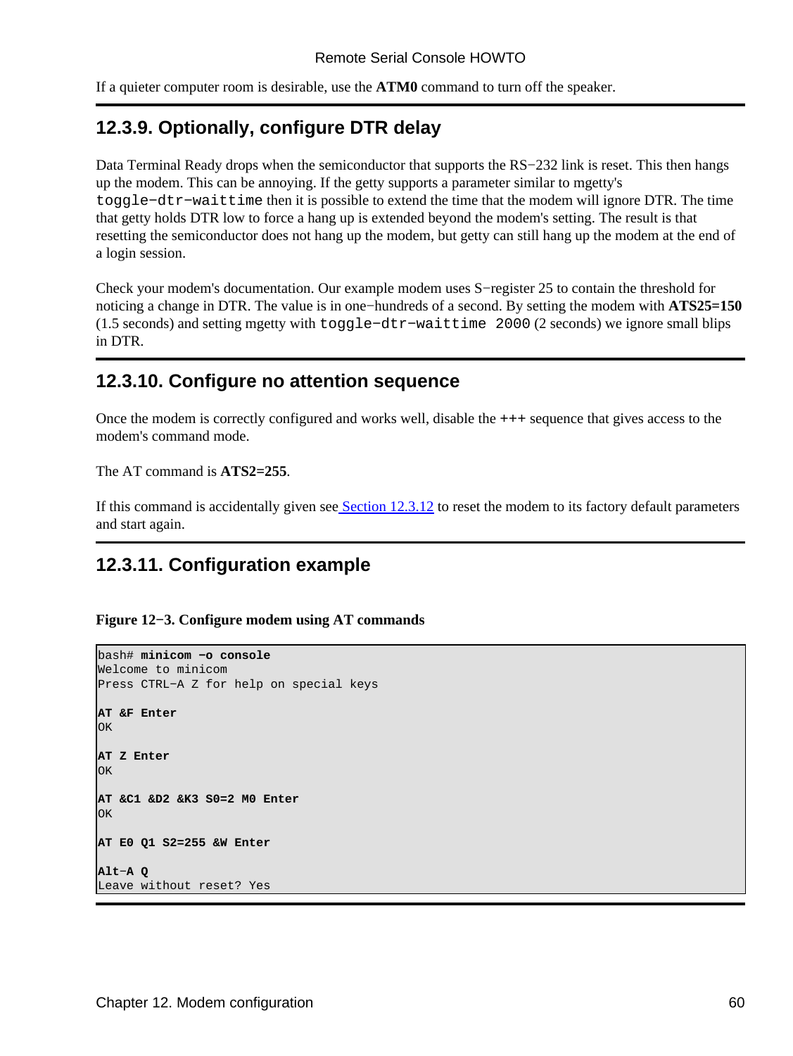If a quieter computer room is desirable, use the **ATM0** command to turn off the speaker.

### 12.3.9. Optionally, configure DTR delay

Data Terminal Ready drops when the semiconductor that supports the RS−232 link is reset. This then hangs up the modem. This can be annoying. If the getty supports a parameter similar to mgetty's `toggle−dtr−waittime` then it is possible to extend the time that the modem will ignore DTR. The time that getty holds DTR low to force a hang up is extended beyond the modem's setting. The result is that resetting the semiconductor does not hang up the modem, but getty can still hang up the modem at the end of a login session.

Check your modem's documentation. Our example modem uses S−register 25 to contain the threshold for noticing a change in DTR. The value is in one−hundreds of a second. By setting the modem with **ATS25=150** (1.5 seconds) and setting mgetty with `toggle−dtr−waittime 2000` (2 seconds) we ignore small blips in DTR.

### 12.3.10. Configure no attention sequence

Once the modem is correctly configured and works well, disable the **+++** sequence that gives access to the modem's command mode.

The AT command is **ATS2=255**.

If this command is accidentally given see Section 12.3.12 to reset the modem to its factory default parameters and start again.

### 12.3.11. Configuration example

**Figure 12−3. Configure modem using AT commands**

```
bash# minicom −o console
Welcome to minicom
Press CTRL−A Z for help on special keys

AT &F Enter
OK

AT Z Enter
OK

AT &C1 &D2 &K3 S0=2 M0 Enter
OK

AT E0 Q1 S2=255 &W Enter

Alt−A Q
Leave without reset? Yes
```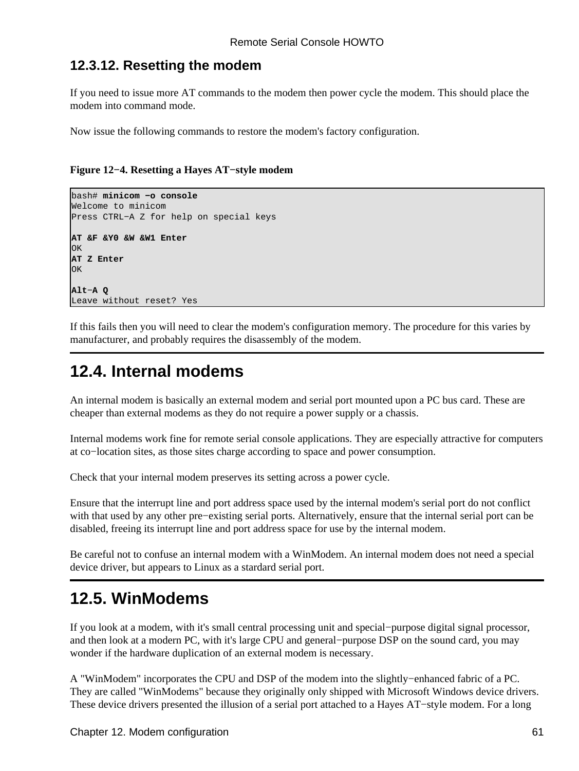### 12.3.12. Resetting the modem

If you need to issue more AT commands to the modem then power cycle the modem. This should place the modem into command mode.

Now issue the following commands to restore the modem's factory configuration.

**Figure 12−4. Resetting a Hayes AT−style modem**

```
bash# minicom −o console
Welcome to minicom
Press CTRL−A Z for help on special keys

AT &F &Y0 &W &W1 Enter
OK
AT Z Enter
OK

Alt−A Q
Leave without reset? Yes
```

If this fails then you will need to clear the modem's configuration memory. The procedure for this varies by manufacturer, and probably requires the disassembly of the modem.

## 12.4. Internal modems

An internal modem is basically an external modem and serial port mounted upon a PC bus card. These are cheaper than external modems as they do not require a power supply or a chassis.

Internal modems work fine for remote serial console applications. They are especially attractive for computers at co−location sites, as those sites charge according to space and power consumption.

Check that your internal modem preserves its setting across a power cycle.

Ensure that the interrupt line and port address space used by the internal modem's serial port do not conflict with that used by any other pre−existing serial ports. Alternatively, ensure that the internal serial port can be disabled, freeing its interrupt line and port address space for use by the internal modem.

Be careful not to confuse an internal modem with a WinModem. An internal modem does not need a special device driver, but appears to Linux as a stardard serial port.

## 12.5. WinModems

If you look at a modem, with it's small central processing unit and special−purpose digital signal processor, and then look at a modern PC, with it's large CPU and general−purpose DSP on the sound card, you may wonder if the hardware duplication of an external modem is necessary.

A "WinModem" incorporates the CPU and DSP of the modem into the slightly−enhanced fabric of a PC. They are called "WinModems" because they originally only shipped with Microsoft Windows device drivers. These device drivers presented the illusion of a serial port attached to a Hayes AT−style modem. For a long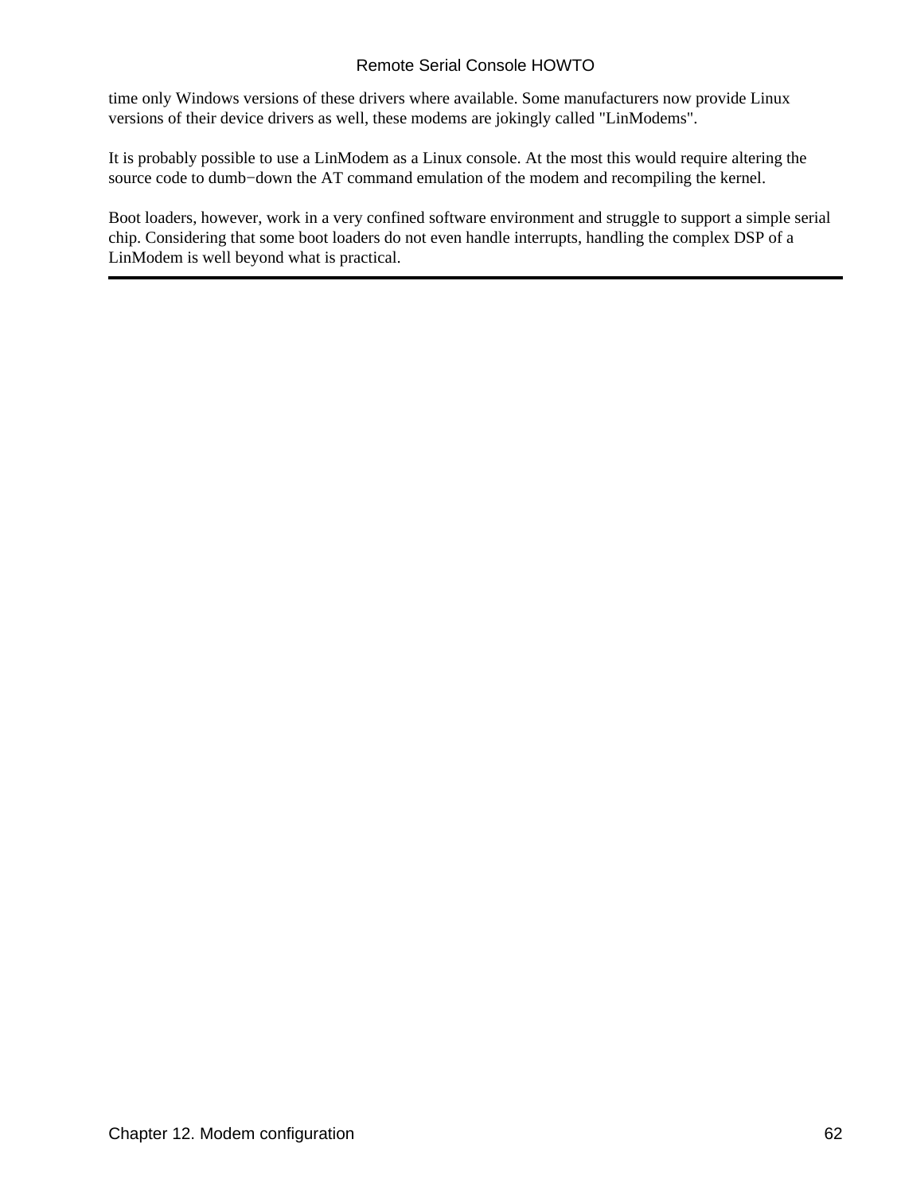time only Windows versions of these drivers where available. Some manufacturers now provide Linux versions of their device drivers as well, these modems are jokingly called "LinModems".

It is probably possible to use a LinModem as a Linux console. At the most this would require altering the source code to dumb−down the AT command emulation of the modem and recompiling the kernel.

Boot loaders, however, work in a very confined software environment and struggle to support a simple serial chip. Considering that some boot loaders do not even handle interrupts, handling the complex DSP of a LinModem is well beyond what is practical.

---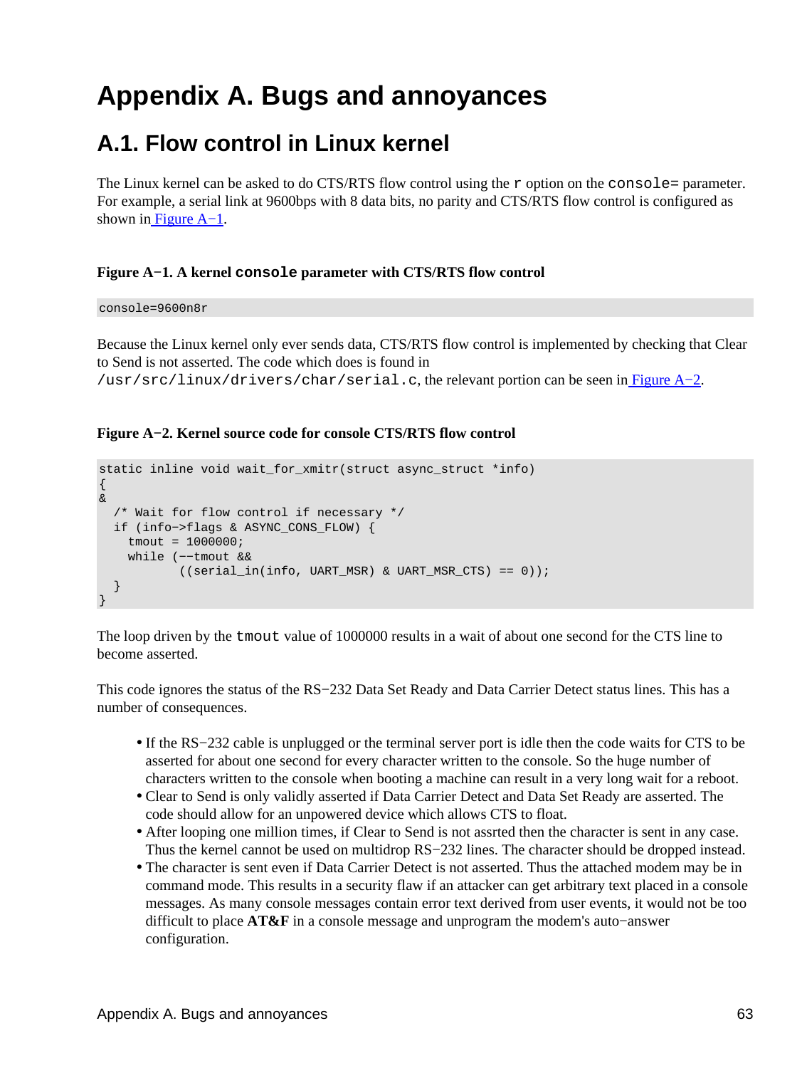# Appendix A. Bugs and annoyances

## A.1. Flow control in Linux kernel

The Linux kernel can be asked to do CTS/RTS flow control using the `r` option on the `console=` parameter. For example, a serial link at 9600bps with 8 data bits, no parity and CTS/RTS flow control is configured as shown in Figure A−1.

**Figure A−1. A kernel `console` parameter with CTS/RTS flow control**

```
console=9600n8r
```

Because the Linux kernel only ever sends data, CTS/RTS flow control is implemented by checking that Clear to Send is not asserted. The code which does is found in `/usr/src/linux/drivers/char/serial.c`, the relevant portion can be seen in Figure A−2.

**Figure A−2. Kernel source code for console CTS/RTS flow control**

```
static inline void wait_for_xmitr(struct async_struct *info)
{
&
  /* Wait for flow control if necessary */
  if (info−>flags & ASYNC_CONS_FLOW) {
    tmout = 1000000;
    while (−−tmout &&
           ((serial_in(info, UART_MSR) & UART_MSR_CTS) == 0));
  }
}
```

The loop driven by the `tmout` value of 1000000 results in a wait of about one second for the CTS line to become asserted.

This code ignores the status of the RS−232 Data Set Ready and Data Carrier Detect status lines. This has a number of consequences.

- If the RS−232 cable is unplugged or the terminal server port is idle then the code waits for CTS to be asserted for about one second for every character written to the console. So the huge number of characters written to the console when booting a machine can result in a very long wait for a reboot.
- Clear to Send is only validly asserted if Data Carrier Detect and Data Set Ready are asserted. The code should allow for an unpowered device which allows CTS to float.
- After looping one million times, if Clear to Send is not assrted then the character is sent in any case. Thus the kernel cannot be used on multidrop RS−232 lines. The character should be dropped instead.
- The character is sent even if Data Carrier Detect is not asserted. Thus the attached modem may be in command mode. This results in a security flaw if an attacker can get arbitrary text placed in a console messages. As many console messages contain error text derived from user events, it would not be too difficult to place **AT&F** in a console message and unprogram the modem's auto−answer configuration.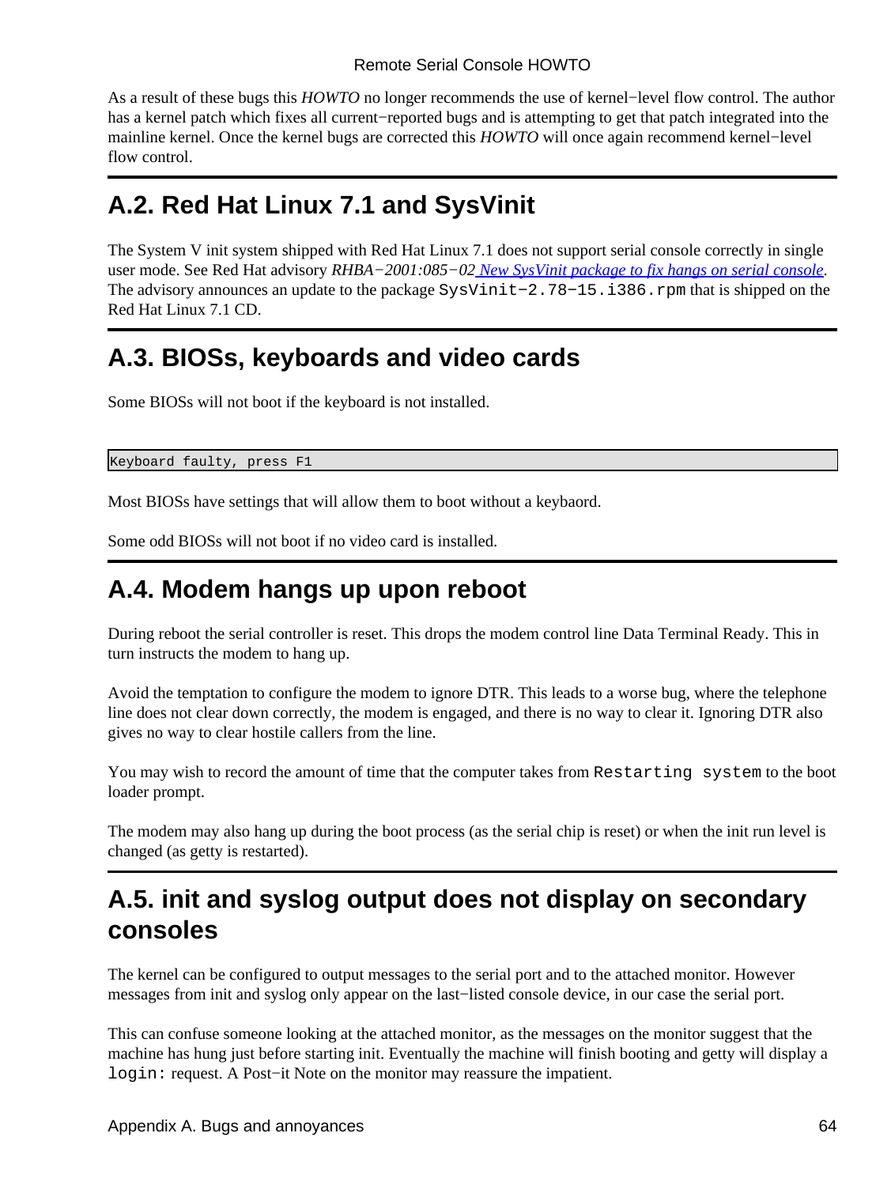As a result of these bugs this *HOWTO* no longer recommends the use of kernel−level flow control. The author has a kernel patch which fixes all current−reported bugs and is attempting to get that patch integrated into the mainline kernel. Once the kernel bugs are corrected this *HOWTO* will once again recommend kernel−level flow control.

## A.2. Red Hat Linux 7.1 and SysVinit

The System V init system shipped with Red Hat Linux 7.1 does not support serial console correctly in single user mode. See Red Hat advisory *RHBA−2001:085−02* *New SysVinit package to fix hangs on serial console*. The advisory announces an update to the package `SysVinit−2.78−15.i386.rpm` that is shipped on the Red Hat Linux 7.1 CD.

## A.3. BIOSs, keyboards and video cards

Some BIOSs will not boot if the keyboard is not installed.

```
Keyboard faulty, press F1
```

Most BIOSs have settings that will allow them to boot without a keybaord.

Some odd BIOSs will not boot if no video card is installed.

## A.4. Modem hangs up upon reboot

During reboot the serial controller is reset. This drops the modem control line Data Terminal Ready. This in turn instructs the modem to hang up.

Avoid the temptation to configure the modem to ignore DTR. This leads to a worse bug, where the telephone line does not clear down correctly, the modem is engaged, and there is no way to clear it. Ignoring DTR also gives no way to clear hostile callers from the line.

You may wish to record the amount of time that the computer takes from `Restarting system` to the boot loader prompt.

The modem may also hang up during the boot process (as the serial chip is reset) or when the init run level is changed (as getty is restarted).

## A.5. init and syslog output does not display on secondary consoles

The kernel can be configured to output messages to the serial port and to the attached monitor. However messages from init and syslog only appear on the last−listed console device, in our case the serial port.

This can confuse someone looking at the attached monitor, as the messages on the monitor suggest that the machine has hung just before starting init. Eventually the machine will finish booting and getty will display a `login:` request. A Post−it Note on the monitor may reassure the impatient.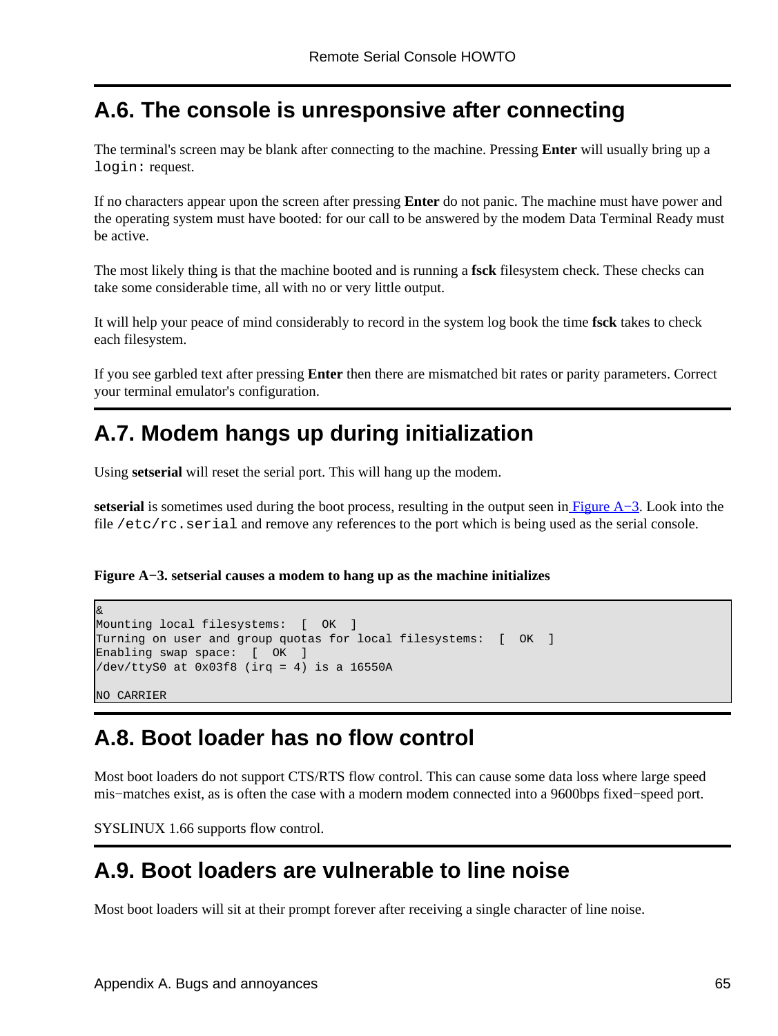## A.6. The console is unresponsive after connecting

The terminal's screen may be blank after connecting to the machine. Pressing **Enter** will usually bring up a `login:` request.

If no characters appear upon the screen after pressing **Enter** do not panic. The machine must have power and the operating system must have booted: for our call to be answered by the modem Data Terminal Ready must be active.

The most likely thing is that the machine booted and is running a **fsck** filesystem check. These checks can take some considerable time, all with no or very little output.

It will help your peace of mind considerably to record in the system log book the time **fsck** takes to check each filesystem.

If you see garbled text after pressing **Enter** then there are mismatched bit rates or parity parameters. Correct your terminal emulator's configuration.

## A.7. Modem hangs up during initialization

Using **setserial** will reset the serial port. This will hang up the modem.

**setserial** is sometimes used during the boot process, resulting in the output seen in Figure A−3. Look into the file `/etc/rc.serial` and remove any references to the port which is being used as the serial console.

**Figure A−3. setserial causes a modem to hang up as the machine initializes**

```
&
Mounting local filesystems:  [  OK  ]
Turning on user and group quotas for local filesystems:  [  OK  ]
Enabling swap space:  [  OK  ]
/dev/ttyS0 at 0x03f8 (irq = 4) is a 16550A

NO CARRIER
```

## A.8. Boot loader has no flow control

Most boot loaders do not support CTS/RTS flow control. This can cause some data loss where large speed mis−matches exist, as is often the case with a modern modem connected into a 9600bps fixed−speed port.

SYSLINUX 1.66 supports flow control.

## A.9. Boot loaders are vulnerable to line noise

Most boot loaders will sit at their prompt forever after receiving a single character of line noise.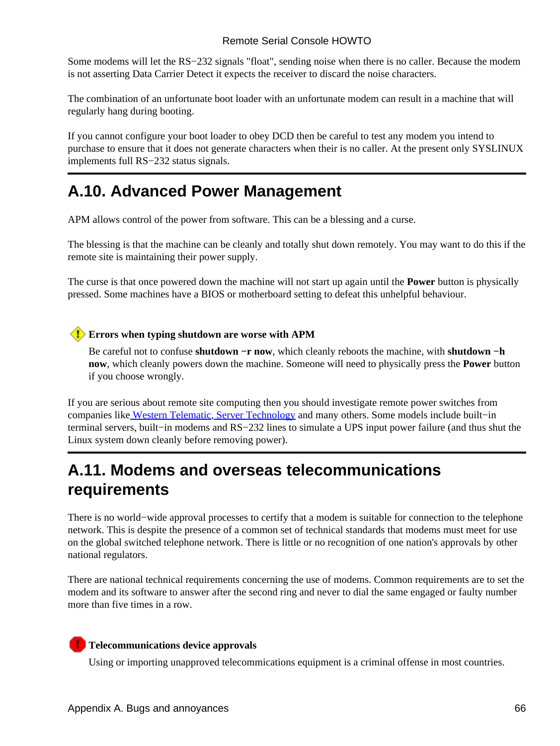Some modems will let the RS−232 signals "float", sending noise when there is no caller. Because the modem is not asserting Data Carrier Detect it expects the receiver to discard the noise characters.

The combination of an unfortunate boot loader with an unfortunate modem can result in a machine that will regularly hang during booting.

If you cannot configure your boot loader to obey DCD then be careful to test any modem you intend to purchase to ensure that it does not generate characters when their is no caller. At the present only SYSLINUX implements full RS−232 status signals.

## A.10. Advanced Power Management

APM allows control of the power from software. This can be a blessing and a curse.

The blessing is that the machine can be cleanly and totally shut down remotely. You may want to do this if the remote site is maintaining their power supply.

The curse is that once powered down the machine will not start up again until the **Power** button is physically pressed. Some machines have a BIOS or motherboard setting to defeat this unhelpful behaviour.

**Errors when typing shutdown are worse with APM**

Be careful not to confuse **shutdown −r now**, which cleanly reboots the machine, with **shutdown −h now**, which cleanly powers down the machine. Someone will need to physically press the **Power** button if you choose wrongly.

If you are serious about remote site computing then you should investigate remote power switches from companies like Western Telematic, Server Technology and many others. Some models include built−in terminal servers, built−in modems and RS−232 lines to simulate a UPS input power failure (and thus shut the Linux system down cleanly before removing power).

## A.11. Modems and overseas telecommunications requirements

There is no world−wide approval processes to certify that a modem is suitable for connection to the telephone network. This is despite the presence of a common set of technical standards that modems must meet for use on the global switched telephone network. There is little or no recognition of one nation's approvals by other national regulators.

There are national technical requirements concerning the use of modems. Common requirements are to set the modem and its software to answer after the second ring and never to dial the same engaged or faulty number more than five times in a row.

**Telecommunications device approvals**

Using or importing unapproved telecommications equipment is a criminal offense in most countries.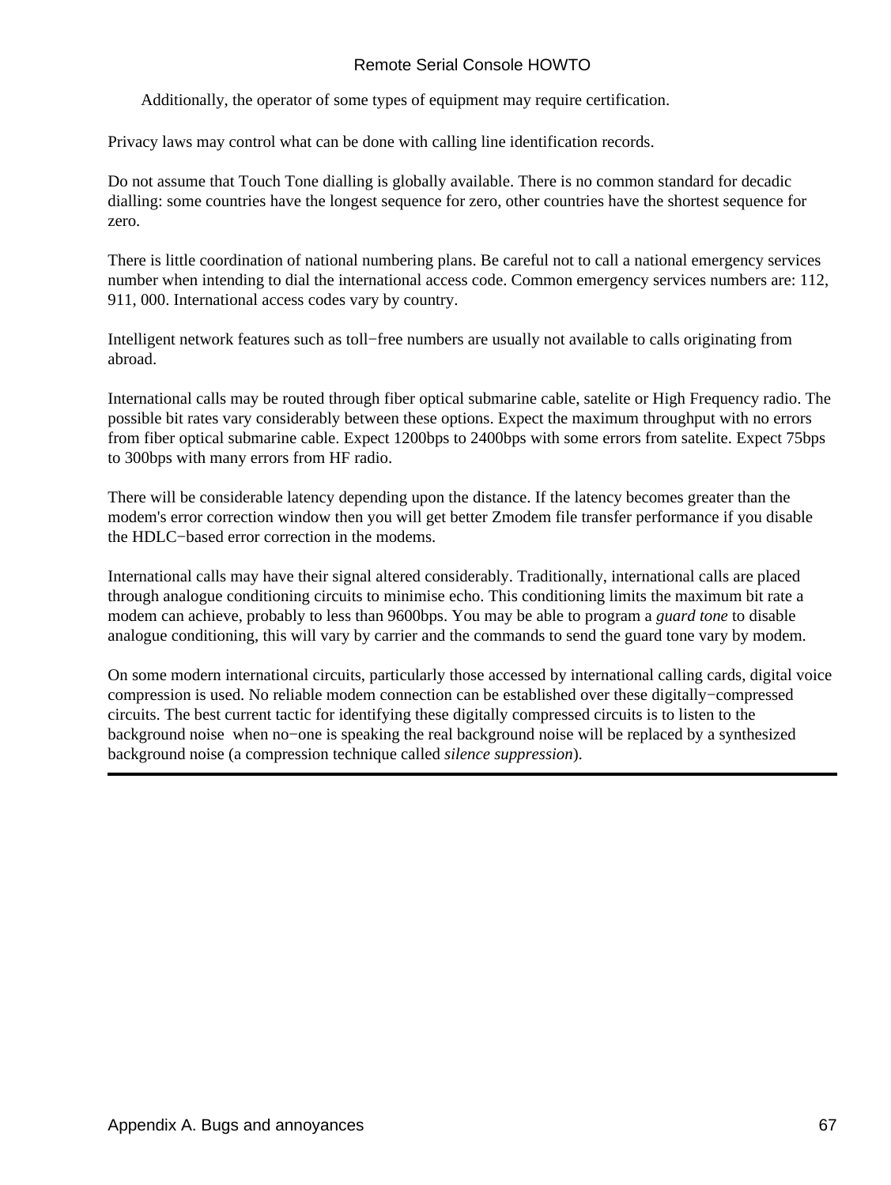Additionally, the operator of some types of equipment may require certification.

Privacy laws may control what can be done with calling line identification records.

Do not assume that Touch Tone dialling is globally available. There is no common standard for decadic dialling: some countries have the longest sequence for zero, other countries have the shortest sequence for zero.

There is little coordination of national numbering plans. Be careful not to call a national emergency services number when intending to dial the international access code. Common emergency services numbers are: 112, 911, 000. International access codes vary by country.

Intelligent network features such as toll−free numbers are usually not available to calls originating from abroad.

International calls may be routed through fiber optical submarine cable, satelite or High Frequency radio. The possible bit rates vary considerably between these options. Expect the maximum throughput with no errors from fiber optical submarine cable. Expect 1200bps to 2400bps with some errors from satelite. Expect 75bps to 300bps with many errors from HF radio.

There will be considerable latency depending upon the distance. If the latency becomes greater than the modem's error correction window then you will get better Zmodem file transfer performance if you disable the HDLC−based error correction in the modems.

International calls may have their signal altered considerably. Traditionally, international calls are placed through analogue conditioning circuits to minimise echo. This conditioning limits the maximum bit rate a modem can achieve, probably to less than 9600bps. You may be able to program a *guard tone* to disable analogue conditioning, this will vary by carrier and the commands to send the guard tone vary by modem.

On some modern international circuits, particularly those accessed by international calling cards, digital voice compression is used. No reliable modem connection can be established over these digitally−compressed circuits. The best current tactic for identifying these digitally compressed circuits is to listen to the background noise  when no−one is speaking the real background noise will be replaced by a synthesized background noise (a compression technique called *silence suppression*).

---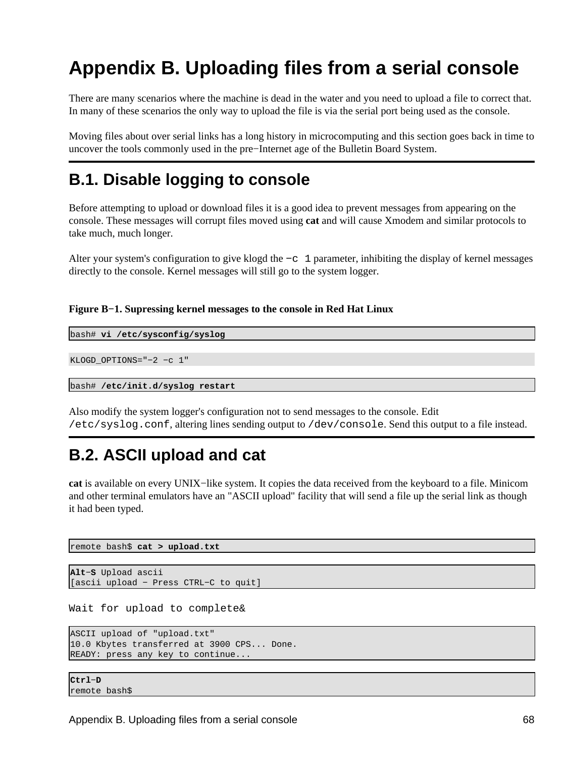# Appendix B. Uploading files from a serial console

There are many scenarios where the machine is dead in the water and you need to upload a file to correct that. In many of these scenarios the only way to upload the file is via the serial port being used as the console.

Moving files about over serial links has a long history in microcomputing and this section goes back in time to uncover the tools commonly used in the pre−Internet age of the Bulletin Board System.

## B.1. Disable logging to console

Before attempting to upload or download files it is a good idea to prevent messages from appearing on the console. These messages will corrupt files moved using **cat** and will cause Xmodem and similar protocols to take much, much longer.

Alter your system's configuration to give klogd the `−c 1` parameter, inhibiting the display of kernel messages directly to the console. Kernel messages will still go to the system logger.

**Figure B−1. Supressing kernel messages to the console in Red Hat Linux**

```
bash# vi /etc/sysconfig/syslog
```

```
KLOGD_OPTIONS="−2 −c 1"
```

```
bash# /etc/init.d/syslog restart
```

Also modify the system logger's configuration not to send messages to the console. Edit `/etc/syslog.conf`, altering lines sending output to `/dev/console`. Send this output to a file instead.

## B.2. ASCII upload and cat

**cat** is available on every UNIX−like system. It copies the data received from the keyboard to a file. Minicom and other terminal emulators have an "ASCII upload" facility that will send a file up the serial link as though it had been typed.

```
remote bash$ cat > upload.txt
```

```
Alt−S Upload ascii
[ascii upload − Press CTRL−C to quit]
```

Wait for upload to complete&

```
ASCII upload of "upload.txt"
10.0 Kbytes transferred at 3900 CPS... Done.
READY: press any key to continue...
```

```
Ctrl−D
remote bash$
```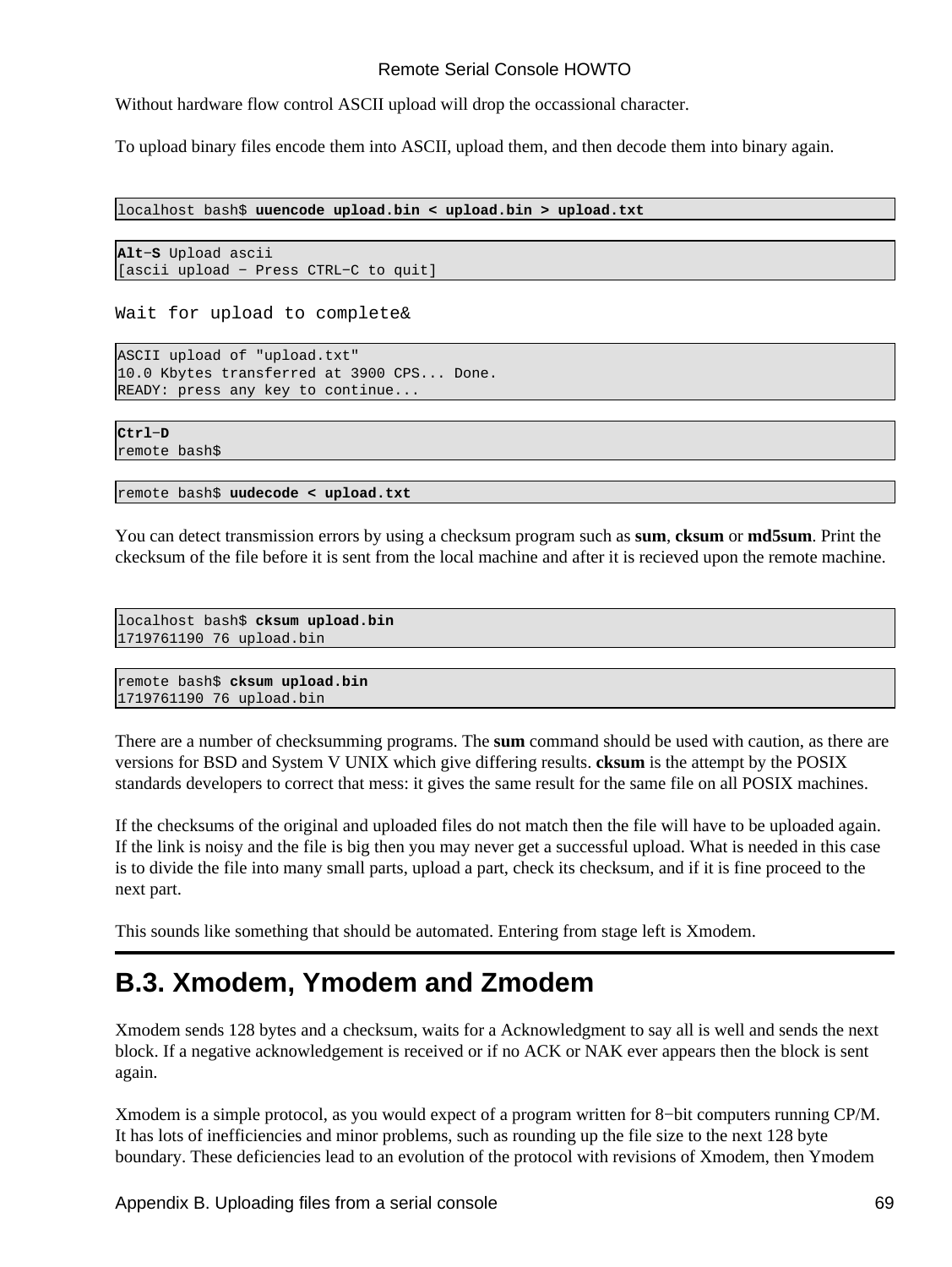Without hardware flow control ASCII upload will drop the occassional character.

To upload binary files encode them into ASCII, upload them, and then decode them into binary again.

```
localhost bash$ uuencode upload.bin < upload.bin > upload.txt
```

```
Alt−S Upload ascii
[ascii upload − Press CTRL−C to quit]
```

Wait for upload to complete&

```
ASCII upload of "upload.txt"
10.0 Kbytes transferred at 3900 CPS... Done.
READY: press any key to continue...
```

```
Ctrl−D
remote bash$
```

```
remote bash$ uudecode < upload.txt
```

You can detect transmission errors by using a checksum program such as **sum**, **cksum** or **md5sum**. Print the ckecksum of the file before it is sent from the local machine and after it is recieved upon the remote machine.

```
localhost bash$ cksum upload.bin
1719761190 76 upload.bin
```

```
remote bash$ cksum upload.bin
1719761190 76 upload.bin
```

There are a number of checksumming programs. The **sum** command should be used with caution, as there are versions for BSD and System V UNIX which give differing results. **cksum** is the attempt by the POSIX standards developers to correct that mess: it gives the same result for the same file on all POSIX machines.

If the checksums of the original and uploaded files do not match then the file will have to be uploaded again. If the link is noisy and the file is big then you may never get a successful upload. What is needed in this case is to divide the file into many small parts, upload a part, check its checksum, and if it is fine proceed to the next part.

This sounds like something that should be automated. Entering from stage left is Xmodem.

## B.3. Xmodem, Ymodem and Zmodem

Xmodem sends 128 bytes and a checksum, waits for a Acknowledgment to say all is well and sends the next block. If a negative acknowledgement is received or if no ACK or NAK ever appears then the block is sent again.

Xmodem is a simple protocol, as you would expect of a program written for 8−bit computers running CP/M. It has lots of inefficiencies and minor problems, such as rounding up the file size to the next 128 byte boundary. These deficiencies lead to an evolution of the protocol with revisions of Xmodem, then Ymodem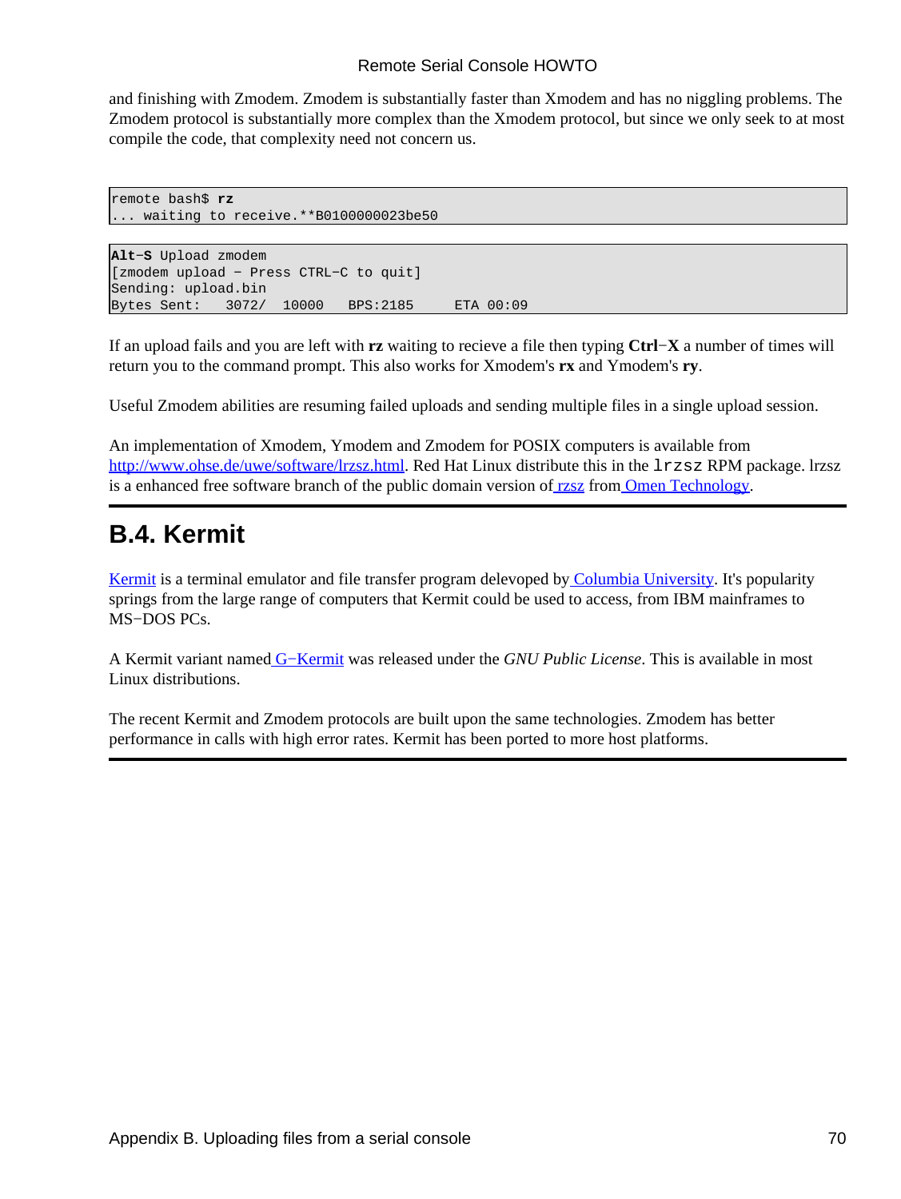and finishing with Zmodem. Zmodem is substantially faster than Xmodem and has no niggling problems. The Zmodem protocol is substantially more complex than the Xmodem protocol, but since we only seek to at most compile the code, that complexity need not concern us.

```
remote bash$ rz
... waiting to receive.**B0100000023be50
```

```
Alt−S Upload zmodem
[zmodem upload − Press CTRL−C to quit]
Sending: upload.bin
Bytes Sent:   3072/  10000   BPS:2185     ETA 00:09
```

If an upload fails and you are left with **rz** waiting to recieve a file then typing **Ctrl−X** a number of times will return you to the command prompt. This also works for Xmodem's **rx** and Ymodem's **ry**.

Useful Zmodem abilities are resuming failed uploads and sending multiple files in a single upload session.

An implementation of Xmodem, Ymodem and Zmodem for POSIX computers is available from http://www.ohse.de/uwe/software/lrzsz.html. Red Hat Linux distribute this in the `lrzsz` RPM package. lrzsz is a enhanced free software branch of the public domain version of rzsz from Omen Technology.

## B.4. Kermit

Kermit is a terminal emulator and file transfer program delevoped by Columbia University. It's popularity springs from the large range of computers that Kermit could be used to access, from IBM mainframes to MS−DOS PCs.

A Kermit variant named G−Kermit was released under the *GNU Public License*. This is available in most Linux distributions.

The recent Kermit and Zmodem protocols are built upon the same technologies. Zmodem has better performance in calls with high error rates. Kermit has been ported to more host platforms.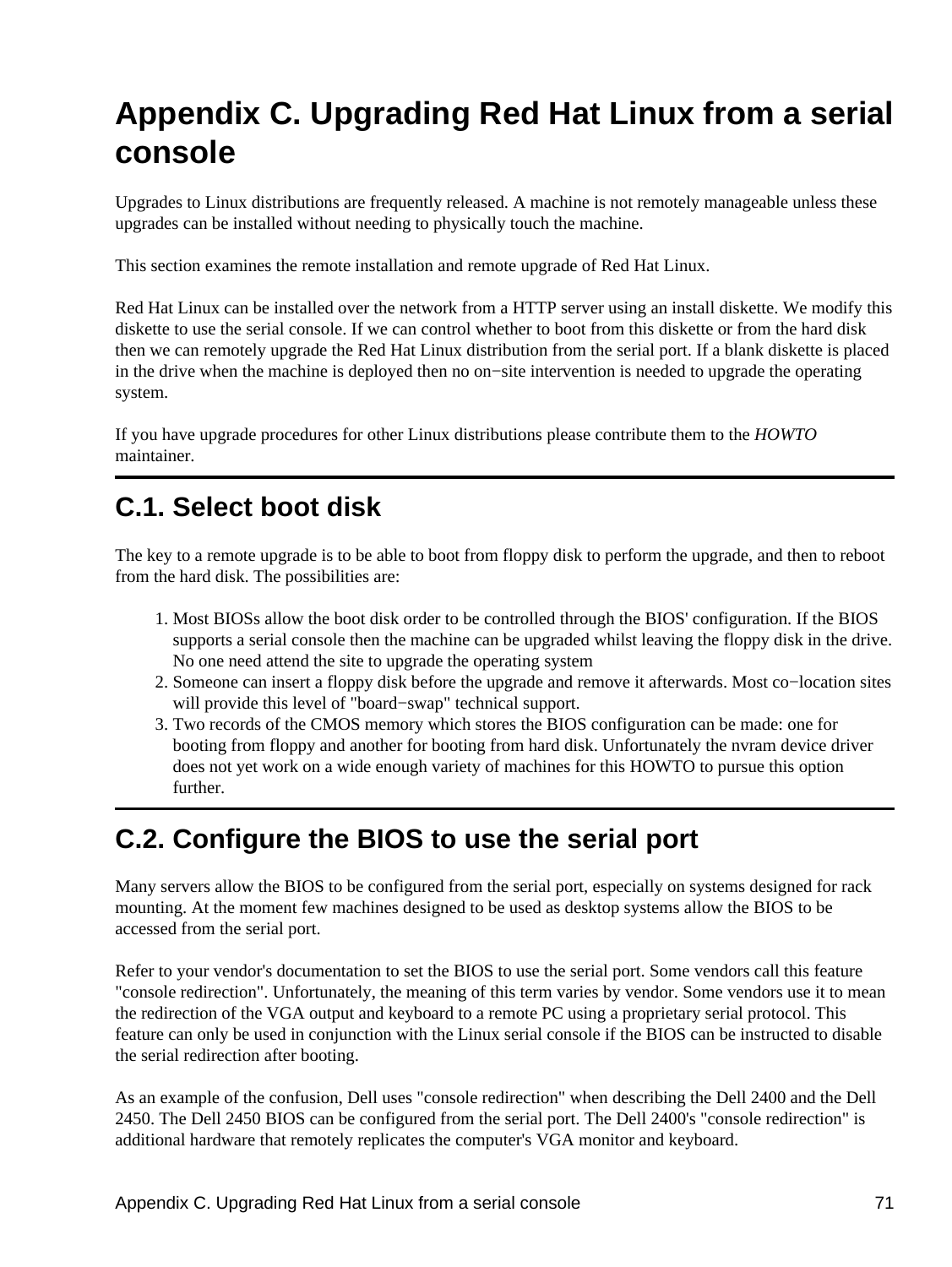# Appendix C. Upgrading Red Hat Linux from a serial console

Upgrades to Linux distributions are frequently released. A machine is not remotely manageable unless these upgrades can be installed without needing to physically touch the machine.

This section examines the remote installation and remote upgrade of Red Hat Linux.

Red Hat Linux can be installed over the network from a HTTP server using an install diskette. We modify this diskette to use the serial console. If we can control whether to boot from this diskette or from the hard disk then we can remotely upgrade the Red Hat Linux distribution from the serial port. If a blank diskette is placed in the drive when the machine is deployed then no on−site intervention is needed to upgrade the operating system.

If you have upgrade procedures for other Linux distributions please contribute them to the *HOWTO* maintainer.

## C.1. Select boot disk

The key to a remote upgrade is to be able to boot from floppy disk to perform the upgrade, and then to reboot from the hard disk. The possibilities are:

1. Most BIOSs allow the boot disk order to be controlled through the BIOS' configuration. If the BIOS supports a serial console then the machine can be upgraded whilst leaving the floppy disk in the drive. No one need attend the site to upgrade the operating system
2. Someone can insert a floppy disk before the upgrade and remove it afterwards. Most co−location sites will provide this level of "board−swap" technical support.
3. Two records of the CMOS memory which stores the BIOS configuration can be made: one for booting from floppy and another for booting from hard disk. Unfortunately the nvram device driver does not yet work on a wide enough variety of machines for this HOWTO to pursue this option further.

## C.2. Configure the BIOS to use the serial port

Many servers allow the BIOS to be configured from the serial port, especially on systems designed for rack mounting. At the moment few machines designed to be used as desktop systems allow the BIOS to be accessed from the serial port.

Refer to your vendor's documentation to set the BIOS to use the serial port. Some vendors call this feature "console redirection". Unfortunately, the meaning of this term varies by vendor. Some vendors use it to mean the redirection of the VGA output and keyboard to a remote PC using a proprietary serial protocol. This feature can only be used in conjunction with the Linux serial console if the BIOS can be instructed to disable the serial redirection after booting.

As an example of the confusion, Dell uses "console redirection" when describing the Dell 2400 and the Dell 2450. The Dell 2450 BIOS can be configured from the serial port. The Dell 2400's "console redirection" is additional hardware that remotely replicates the computer's VGA monitor and keyboard.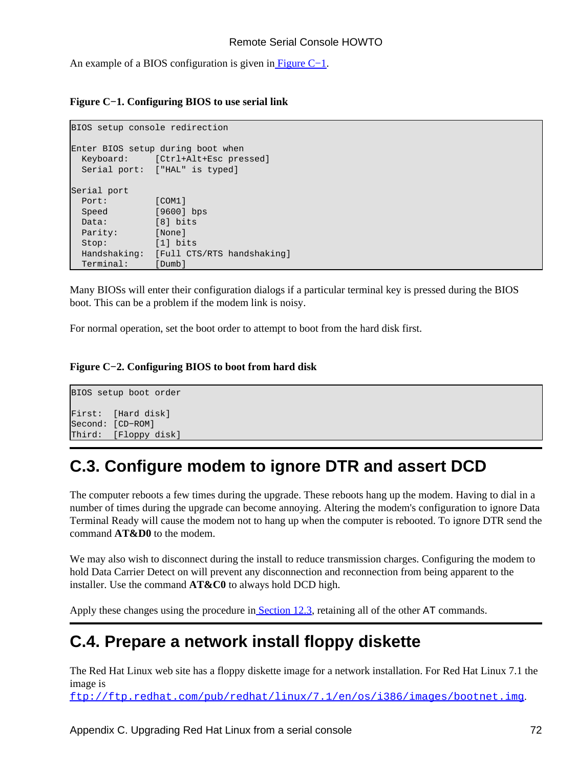An example of a BIOS configuration is given in Figure C−1.

**Figure C−1. Configuring BIOS to use serial link**

```
BIOS setup console redirection

Enter BIOS setup during boot when
  Keyboard:     [Ctrl+Alt+Esc pressed]
  Serial port:  ["HAL" is typed]

Serial port
  Port:         [COM1]
  Speed         [9600] bps
  Data:         [8] bits
  Parity:       [None]
  Stop:         [1] bits
  Handshaking:  [Full CTS/RTS handshaking]
  Terminal:     [Dumb]
```

Many BIOSs will enter their configuration dialogs if a particular terminal key is pressed during the BIOS boot. This can be a problem if the modem link is noisy.

For normal operation, set the boot order to attempt to boot from the hard disk first.

**Figure C−2. Configuring BIOS to boot from hard disk**

```
BIOS setup boot order

First:  [Hard disk]
Second: [CD−ROM]
Third:  [Floppy disk]
```

## C.3. Configure modem to ignore DTR and assert DCD

The computer reboots a few times during the upgrade. These reboots hang up the modem. Having to dial in a number of times during the upgrade can become annoying. Altering the modem's configuration to ignore Data Terminal Ready will cause the modem not to hang up when the computer is rebooted. To ignore DTR send the command **AT&D0** to the modem.

We may also wish to disconnect during the install to reduce transmission charges. Configuring the modem to hold Data Carrier Detect on will prevent any disconnection and reconnection from being apparent to the installer. Use the command **AT&C0** to always hold DCD high.

Apply these changes using the procedure in Section 12.3, retaining all of the other AT commands.

## C.4. Prepare a network install floppy diskette

The Red Hat Linux web site has a floppy diskette image for a network installation. For Red Hat Linux 7.1 the image is `ftp://ftp.redhat.com/pub/redhat/linux/7.1/en/os/i386/images/bootnet.img`.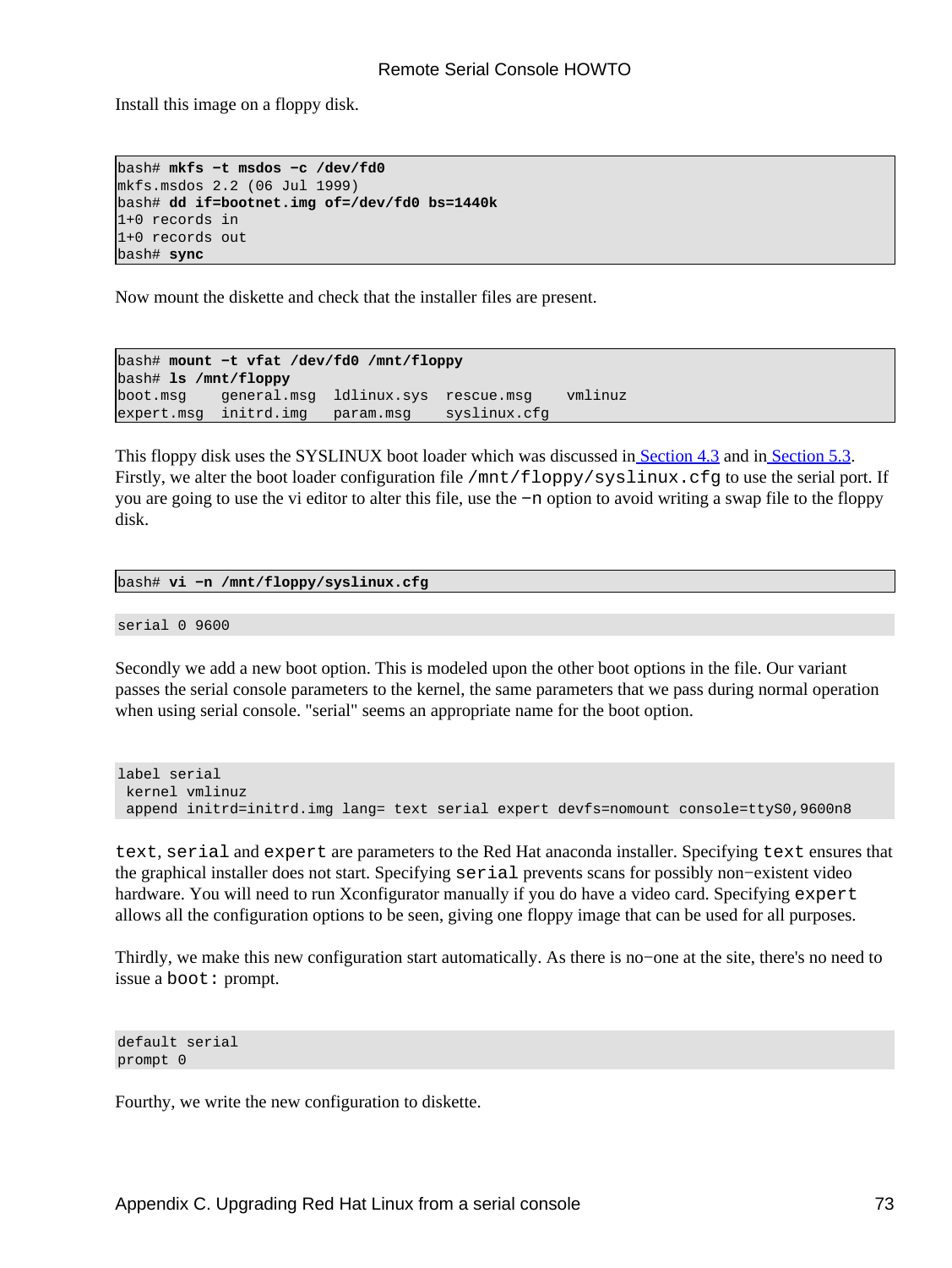Install this image on a floppy disk.

```
bash# mkfs −t msdos −c /dev/fd0
mkfs.msdos 2.2 (06 Jul 1999)
bash# dd if=bootnet.img of=/dev/fd0 bs=1440k
1+0 records in
1+0 records out
bash# sync
```

Now mount the diskette and check that the installer files are present.

```
bash# mount −t vfat /dev/fd0 /mnt/floppy
bash# ls /mnt/floppy
boot.msg    general.msg  ldlinux.sys  rescue.msg    vmlinuz
expert.msg  initrd.img   param.msg    syslinux.cfg
```

This floppy disk uses the SYSLINUX boot loader which was discussed in Section 4.3 and in Section 5.3. Firstly, we alter the boot loader configuration file `/mnt/floppy/syslinux.cfg` to use the serial port. If you are going to use the vi editor to alter this file, use the `−n` option to avoid writing a swap file to the floppy disk.

```
bash# vi −n /mnt/floppy/syslinux.cfg
```

```
serial 0 9600
```

Secondly we add a new boot option. This is modeled upon the other boot options in the file. Our variant passes the serial console parameters to the kernel, the same parameters that we pass during normal operation when using serial console. "serial" seems an appropriate name for the boot option.

```
label serial
 kernel vmlinuz
 append initrd=initrd.img lang= text serial expert devfs=nomount console=ttyS0,9600n8
```

`text`, `serial` and `expert` are parameters to the Red Hat anaconda installer. Specifying `text` ensures that the graphical installer does not start. Specifying `serial` prevents scans for possibly non−existent video hardware. You will need to run Xconfigurator manually if you do have a video card. Specifying `expert` allows all the configuration options to be seen, giving one floppy image that can be used for all purposes.

Thirdly, we make this new configuration start automatically. As there is no−one at the site, there's no need to issue a `boot:` prompt.

```
default serial
prompt 0
```

Fourthy, we write the new configuration to diskette.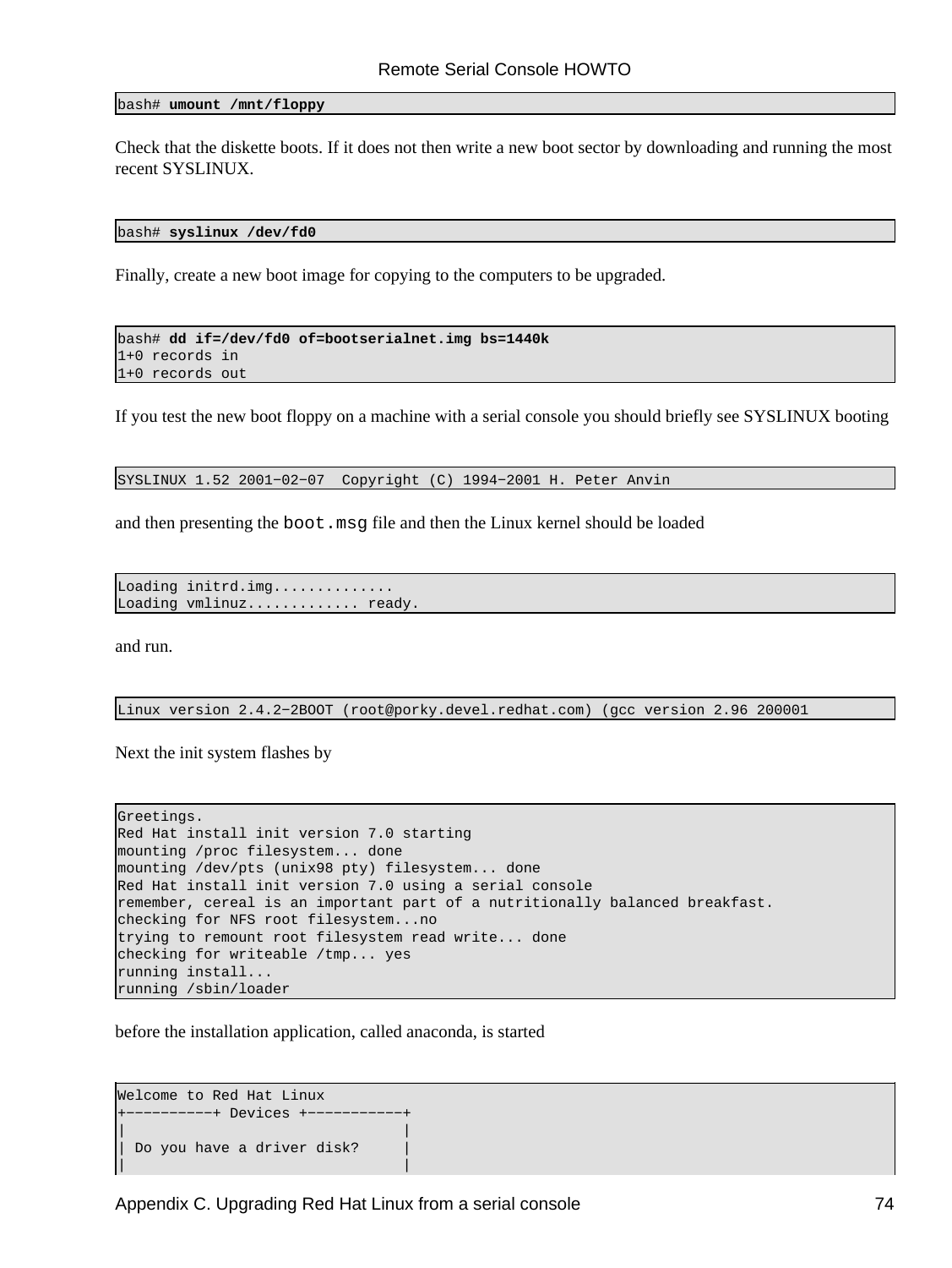```
bash# umount /mnt/floppy
```

Check that the diskette boots. If it does not then write a new boot sector by downloading and running the most recent SYSLINUX.

```
bash# syslinux /dev/fd0
```

Finally, create a new boot image for copying to the computers to be upgraded.

```
bash# dd if=/dev/fd0 of=bootserialnet.img bs=1440k
1+0 records in
1+0 records out
```

If you test the new boot floppy on a machine with a serial console you should briefly see SYSLINUX booting

```
SYSLINUX 1.52 2001−02−07  Copyright (C) 1994−2001 H. Peter Anvin
```

and then presenting the `boot.msg` file and then the Linux kernel should be loaded

```
Loading initrd.img..............
Loading vmlinuz............. ready.
```

and run.

```
Linux version 2.4.2−2BOOT (root@porky.devel.redhat.com) (gcc version 2.96 200001
```

Next the init system flashes by

```
Greetings.
Red Hat install init version 7.0 starting
mounting /proc filesystem... done
mounting /dev/pts (unix98 pty) filesystem... done
Red Hat install init version 7.0 using a serial console
remember, cereal is an important part of a nutritionally balanced breakfast.
checking for NFS root filesystem...no
trying to remount root filesystem read write... done
checking for writeable /tmp... yes
running install...
running /sbin/loader
```

before the installation application, called anaconda, is started

```
Welcome to Red Hat Linux
+−−−−−−−−−−+ Devices +−−−−−−−−−−−+
|                              |
| Do you have a driver disk?     |
|                              |
```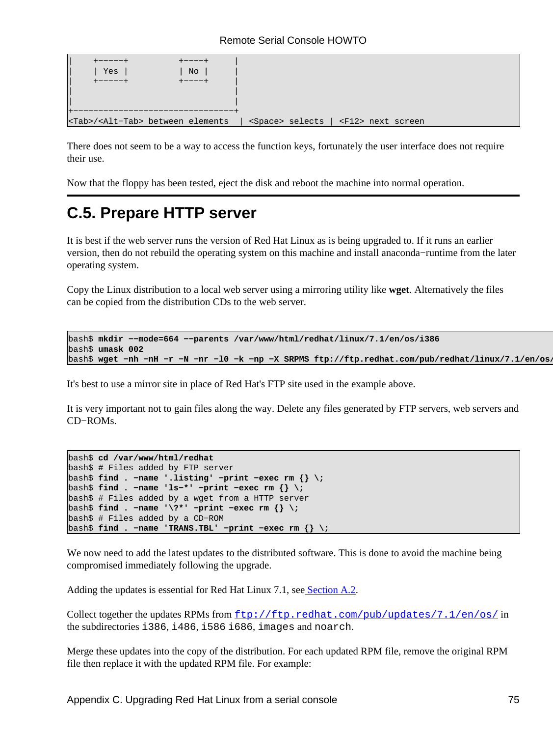```
|     +-----+          +----+     |
|     | Yes |          | No |     |
|     +-----+          +----+     |
|                                 |
|                                 |
+---------------------------------+
<Tab>/<Alt-Tab> between elements   | <Space> selects | <F12> next screen
```

There does not seem to be a way to access the function keys, fortunately the user interface does not require their use.

Now that the floppy has been tested, eject the disk and reboot the machine into normal operation.

## C.5. Prepare HTTP server

It is best if the web server runs the version of Red Hat Linux as is being upgraded to. If it runs an earlier version, then do not rebuild the operating system on this machine and install anaconda−runtime from the later operating system.

Copy the Linux distribution to a local web server using a mirroring utility like **wget**. Alternatively the files can be copied from the distribution CDs to the web server.

```
bash$ mkdir --mode=664 --parents /var/www/html/redhat/linux/7.1/en/os/i386
bash$ umask 002
bash$ wget -nh -nH -r -N -nr -l0 -k -np -X SRPMS ftp://ftp.redhat.com/pub/redhat/linux/7.1/en/os/
```

It's best to use a mirror site in place of Red Hat's FTP site used in the example above.

It is very important not to gain files along the way. Delete any files generated by FTP servers, web servers and CD−ROMs.

```
bash$ cd /var/www/html/redhat
bash$ # Files added by FTP server
bash$ find . -name '.listing' -print -exec rm {} \;
bash$ find . -name 'ls-*' -print -exec rm {} \;
bash$ # Files added by a wget from a HTTP server
bash$ find . -name '\?*' -print -exec rm {} \;
bash$ # Files added by a CD-ROM
bash$ find . -name 'TRANS.TBL' -print -exec rm {} \;
```

We now need to add the latest updates to the distributed software. This is done to avoid the machine being compromised immediately following the upgrade.

Adding the updates is essential for Red Hat Linux 7.1, see Section A.2.

Collect together the updates RPMs from `ftp://ftp.redhat.com/pub/updates/7.1/en/os/` in the subdirectories `i386`, `i486`, `i586` `i686`, `images` and `noarch`.

Merge these updates into the copy of the distribution. For each updated RPM file, remove the original RPM file then replace it with the updated RPM file. For example: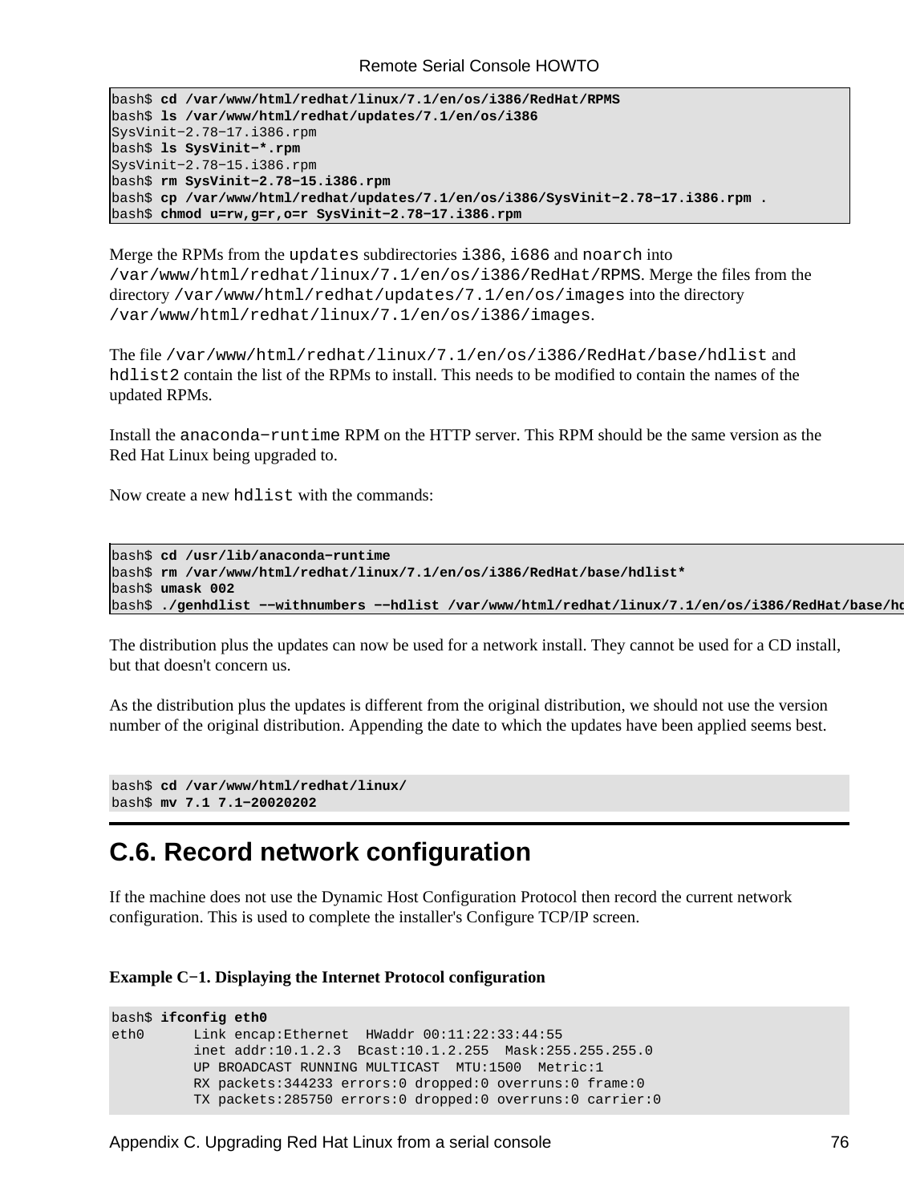```
bash$ cd /var/www/html/redhat/linux/7.1/en/os/i386/RedHat/RPMS
bash$ ls /var/www/html/redhat/updates/7.1/en/os/i386
SysVinit−2.78−17.i386.rpm
bash$ ls SysVinit−*.rpm
SysVinit−2.78−15.i386.rpm
bash$ rm SysVinit−2.78−15.i386.rpm
bash$ cp /var/www/html/redhat/updates/7.1/en/os/i386/SysVinit−2.78−17.i386.rpm .
bash$ chmod u=rw,g=r,o=r SysVinit−2.78−17.i386.rpm
```

Merge the RPMs from the `updates` subdirectories `i386`, `i686` and `noarch` into `/var/www/html/redhat/linux/7.1/en/os/i386/RedHat/RPMS`. Merge the files from the directory `/var/www/html/redhat/updates/7.1/en/os/images` into the directory `/var/www/html/redhat/linux/7.1/en/os/i386/images`.

The file `/var/www/html/redhat/linux/7.1/en/os/i386/RedHat/base/hdlist` and `hdlist2` contain the list of the RPMs to install. This needs to be modified to contain the names of the updated RPMs.

Install the `anaconda−runtime` RPM on the HTTP server. This RPM should be the same version as the Red Hat Linux being upgraded to.

Now create a new `hdlist` with the commands:

```
bash$ cd /usr/lib/anaconda−runtime
bash$ rm /var/www/html/redhat/linux/7.1/en/os/i386/RedHat/base/hdlist*
bash$ umask 002
bash$ ./genhdlist −−withnumbers −−hdlist /var/www/html/redhat/linux/7.1/en/os/i386/RedHat/base/hd
```

The distribution plus the updates can now be used for a network install. They cannot be used for a CD install, but that doesn't concern us.

As the distribution plus the updates is different from the original distribution, we should not use the version number of the original distribution. Appending the date to which the updates have been applied seems best.

```
bash$ cd /var/www/html/redhat/linux/
bash$ mv 7.1 7.1−20020202
```

## C.6. Record network configuration

If the machine does not use the Dynamic Host Configuration Protocol then record the current network configuration. This is used to complete the installer's Configure TCP/IP screen.

**Example C−1. Displaying the Internet Protocol configuration**

```
bash$ ifconfig eth0
eth0      Link encap:Ethernet  HWaddr 00:11:22:33:44:55
          inet addr:10.1.2.3  Bcast:10.1.2.255  Mask:255.255.255.0
          UP BROADCAST RUNNING MULTICAST  MTU:1500  Metric:1
          RX packets:344233 errors:0 dropped:0 overruns:0 frame:0
          TX packets:285750 errors:0 dropped:0 overruns:0 carrier:0
```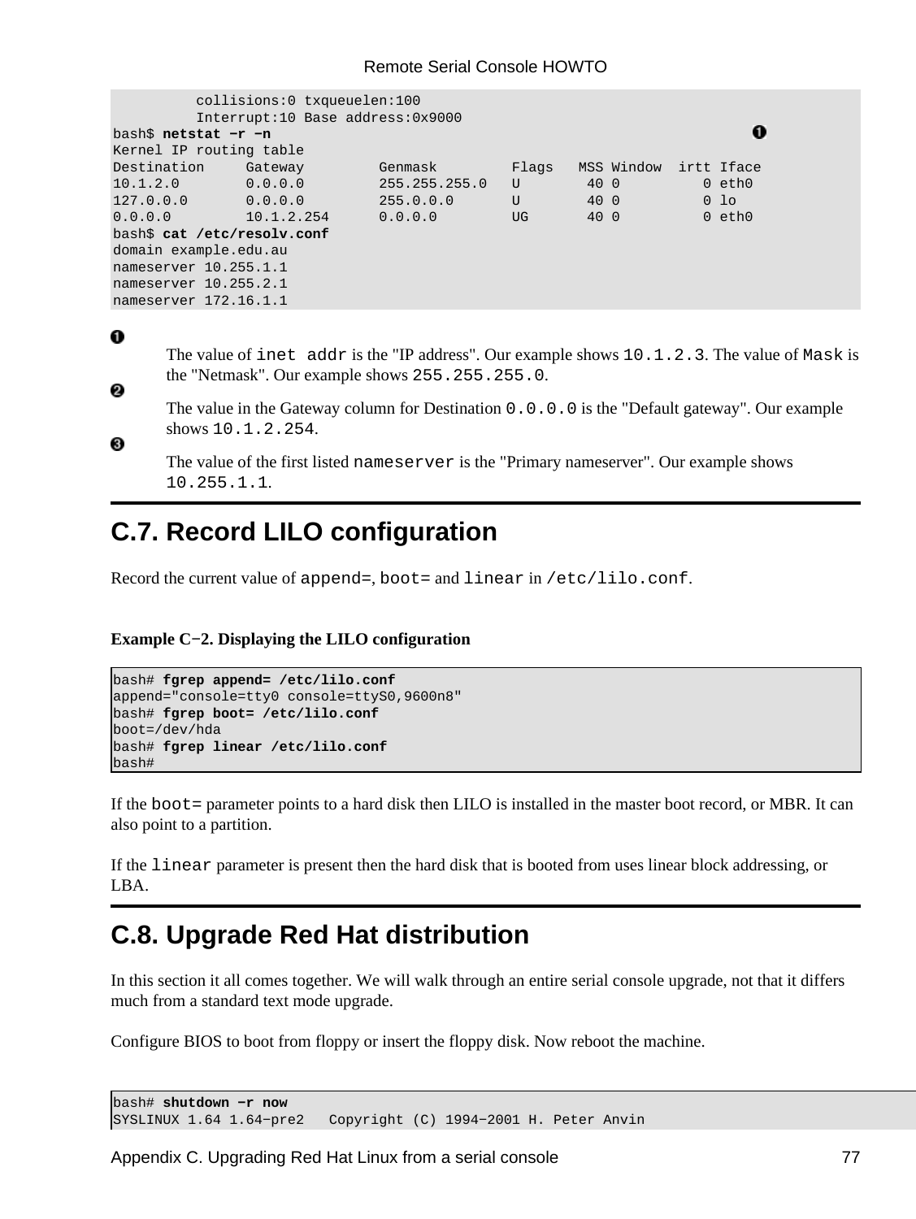```
          collisions:0 txqueuelen:100
          Interrupt:10 Base address:0x9000
bash$ netstat -r -n                                                                    ❶
Kernel IP routing table
Destination     Gateway         Genmask         Flags   MSS Window  irtt Iface
10.1.2.0        0.0.0.0         255.255.255.0   U        40 0          0 eth0
127.0.0.0       0.0.0.0         255.0.0.0       U        40 0          0 lo
0.0.0.0         10.1.2.254      0.0.0.0         UG       40 0          0 eth0
bash$ cat /etc/resolv.conf
domain example.edu.au
nameserver 10.255.1.1
nameserver 10.255.2.1
nameserver 172.16.1.1
```

❶
: The value of `inet addr` is the "IP address". Our example shows `10.1.2.3`. The value of `Mask` is the "Netmask". Our example shows `255.255.255.0`.

❷
: The value in the Gateway column for Destination `0.0.0.0` is the "Default gateway". Our example shows `10.1.2.254`.

❸
: The value of the first listed `nameserver` is the "Primary nameserver". Our example shows `10.255.1.1`.

## C.7. Record LILO configuration

Record the current value of `append=`, `boot=` and `linear` in `/etc/lilo.conf`.

**Example C−2. Displaying the LILO configuration**

```
bash# fgrep append= /etc/lilo.conf
append="console=tty0 console=ttyS0,9600n8"
bash# fgrep boot= /etc/lilo.conf
boot=/dev/hda
bash# fgrep linear /etc/lilo.conf
bash#
```

If the `boot=` parameter points to a hard disk then LILO is installed in the master boot record, or MBR. It can also point to a partition.

If the `linear` parameter is present then the hard disk that is booted from uses linear block addressing, or LBA.

## C.8. Upgrade Red Hat distribution

In this section it all comes together. We will walk through an entire serial console upgrade, not that it differs much from a standard text mode upgrade.

Configure BIOS to boot from floppy or insert the floppy disk. Now reboot the machine.

```
bash# shutdown -r now
SYSLINUX 1.64 1.64-pre2   Copyright (C) 1994-2001 H. Peter Anvin
```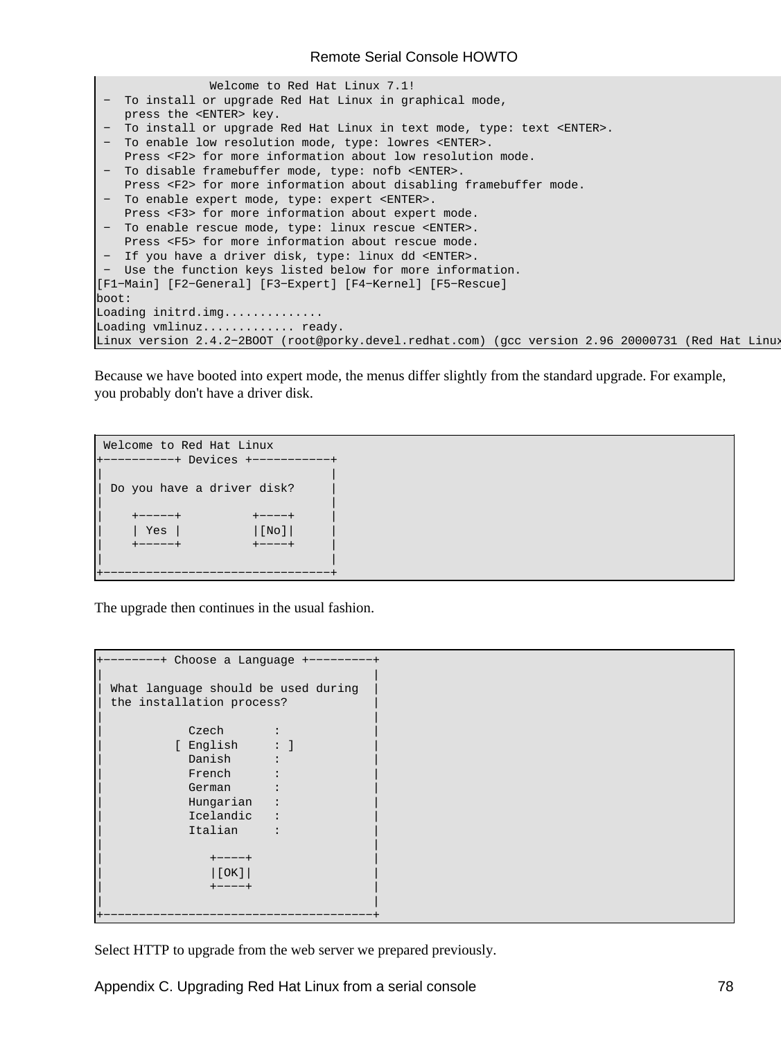```
                Welcome to Red Hat Linux 7.1!
 -  To install or upgrade Red Hat Linux in graphical mode,
    press the <ENTER> key.
 -  To install or upgrade Red Hat Linux in text mode, type: text <ENTER>.
 -  To enable low resolution mode, type: lowres <ENTER>.
    Press <F2> for more information about low resolution mode.
 -  To disable framebuffer mode, type: nofb <ENTER>.
    Press <F2> for more information about disabling framebuffer mode.
 -  To enable expert mode, type: expert <ENTER>.
    Press <F3> for more information about expert mode.
 -  To enable rescue mode, type: linux rescue <ENTER>.
    Press <F5> for more information about rescue mode.
 -  If you have a driver disk, type: linux dd <ENTER>.
 -  Use the function keys listed below for more information.
[F1-Main] [F2-General] [F3-Expert] [F4-Kernel] [F5-Rescue]
boot:
Loading initrd.img..............
Loading vmlinuz............. ready.
Linux version 2.4.2-2BOOT (root@porky.devel.redhat.com) (gcc version 2.96 20000731 (Red Hat Linux
```

Because we have booted into expert mode, the menus differ slightly from the standard upgrade. For example, you probably don't have a driver disk.

```
 Welcome to Red Hat Linux
+----------+ Devices +-----------+
|                                |
| Do you have a driver disk?     |
|                                |
|    +-----+          +----+     |
|    | Yes |          |[No]|     |
|    +-----+          +----+     |
|                                |
+--------------------------------+
```

The upgrade then continues in the usual fashion.

```
+--------+ Choose a Language +---------+
|                                      |
| What language should be used during  |
| the installation process?            |
|                                      |
|            Czech       :             |
|          [ English     : ]           |
|            Danish      :             |
|            French      :             |
|            German      :             |
|            Hungarian   :             |
|            Icelandic   :             |
|            Italian     :             |
|                                      |
|               +----+                 |
|               |[OK]|                 |
|               +----+                 |
|                                      |
+--------------------------------------+
```

Select HTTP to upgrade from the web server we prepared previously.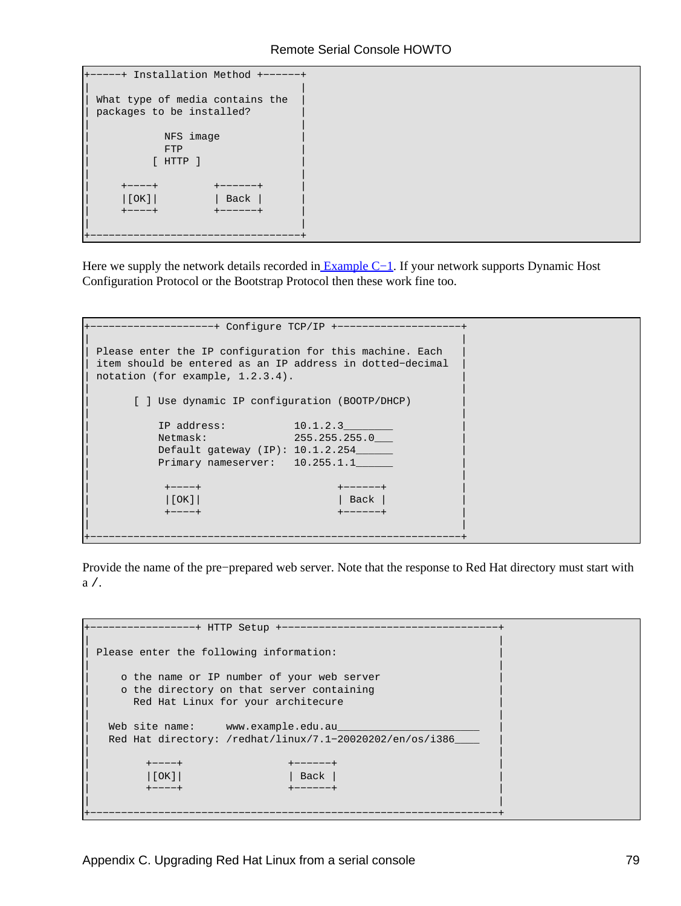```
+-----+ Installation Method +------+
|                                  |
| What type of media contains the  |
| packages to be installed?        |
|                                  |
|           NFS image              |
|           FTP                    |
|         [ HTTP ]                 |
|                                  |
|     +----+         +------+      |
|     |[OK]|         | Back |      |
|     +----+         +------+      |
|                                  |
+----------------------------------+
```

Here we supply the network details recorded in Example C−1. If your network supports Dynamic Host Configuration Protocol or the Bootstrap Protocol then these work fine too.

```
+--------------------+ Configure TCP/IP +--------------------+
|                                                            |
| Please enter the IP configuration for this machine. Each   |
| item should be entered as an IP address in dotted-decimal  |
| notation (for example, 1.2.3.4).                           |
|                                                            |
|       [ ] Use dynamic IP configuration (BOOTP/DHCP)        |
|                                                            |
|           IP address:           10.1.2.3________           |
|           Netmask:              255.255.255.0___           |
|           Default gateway (IP): 10.1.2.254______           |
|           Primary nameserver:   10.255.1.1______           |
|                                                            |
|            +----+                      +------+            |
|            |[OK]|                      | Back |            |
|            +----+                      +------+            |
|                                                            |
+------------------------------------------------------------+
```

Provide the name of the pre−prepared web server. Note that the response to Red Hat directory must start with a `/`.

```
+-----------------+ HTTP Setup +-----------------------------------+
|                                                                  |
| Please enter the following information:                          |
|                                                                  |
|     o the name or IP number of your web server                   |
|     o the directory on that server containing                    |
|       Red Hat Linux for your architecure                         |
|                                                                  |
|   Web site name:     www.example.edu.au_______________________   |
|   Red Hat directory: /redhat/linux/7.1-20020202/en/os/i386____   |
|                                                                  |
|         +----+                 +------+                          |
|         |[OK]|                 | Back |                          |
|         +----+                 +------+                          |
|                                                                  |
+------------------------------------------------------------------+
```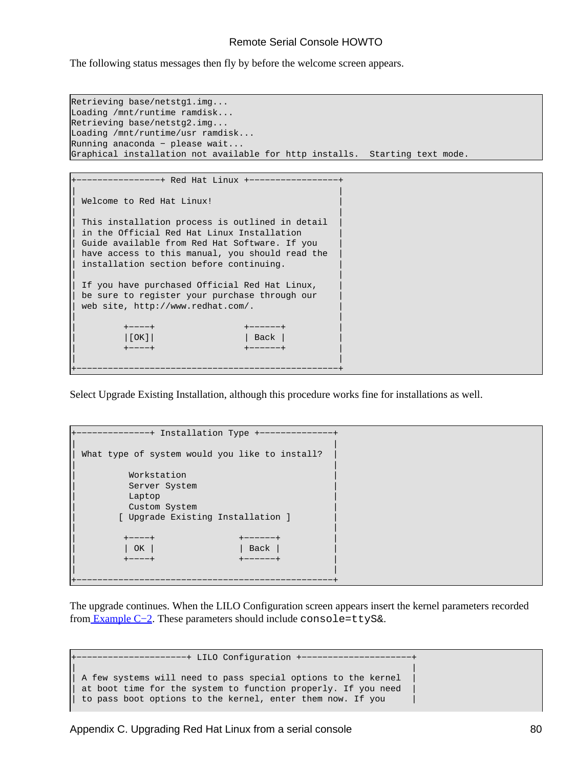The following status messages then fly by before the welcome screen appears.

```
Retrieving base/netstg1.img...
Loading /mnt/runtime ramdisk...
Retrieving base/netstg2.img...
Loading /mnt/runtime/usr ramdisk...
Running anaconda − please wait...
Graphical installation not available for http installs.  Starting text mode.
```

```
+−−−−−−−−−−−−−−−+ Red Hat Linux +−−−−−−−−−−−−−−−−−+
|                                                 |
| Welcome to Red Hat Linux!                       |
|                                                 |
| This installation process is outlined in detail |
| in the Official Red Hat Linux Installation      |
| Guide available from Red Hat Software. If you   |
| have access to this manual, you should read the |
| installation section before continuing.         |
|                                                 |
| If you have purchased Official Red Hat Linux,   |
| be sure to register your purchase through our   |
| web site, http://www.redhat.com/.               |
|                                                 |
|         +−−−−+                 +−−−−−−+         |
|         |[OK]|                 | Back |         |
|         +−−−−+                 +−−−−−−+         |
|                                                 |
+−−−−−−−−−−−−−−−−−−−−−−−−−−−−−−−−−−−−−−−−−−−−−−−−−+
```

Select Upgrade Existing Installation, although this procedure works fine for installations as well.

```
+−−−−−−−−−−−−−−+ Installation Type +−−−−−−−−−−−−−−+
|                                               |
| What type of system would you like to install? |
|                                               |
|          Workstation                          |
|          Server System                        |
|          Laptop                               |
|          Custom System                        |
|        [ Upgrade Existing Installation ]      |
|                                               |
|         +−−−−+                +−−−−−−+        |
|         | OK |                | Back |        |
|         +−−−−+                +−−−−−−+        |
|                                               |
+−−−−−−−−−−−−−−−−−−−−−−−−−−−−−−−−−−−−−−−−−−−−−−−+
```

The upgrade continues. When the LILO Configuration screen appears insert the kernel parameters recorded from Example C−2. These parameters should include `console=ttyS&`.

```
+−−−−−−−−−−−−−−−−−−−−−+ LILO Configuration +−−−−−−−−−−−−−−−−−−−−−+
|                                                               |
| A few systems will need to pass special options to the kernel |
| at boot time for the system to function properly. If you need |
| to pass boot options to the kernel, enter them now. If you    |
```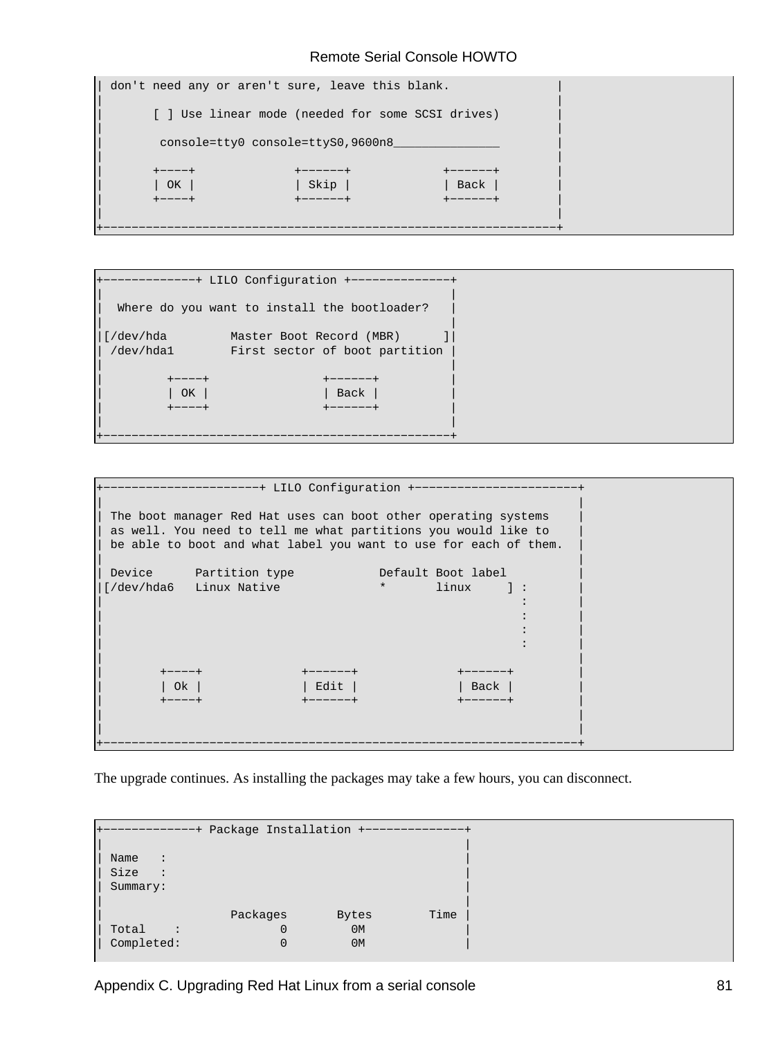```
| don't need any or aren't sure, leave this blank.               |
|                                                                |
|       [ ] Use linear mode (needed for some SCSI drives)        |
|                                                                |
|        console=tty0 console=ttyS0,9600n8_______________        |
|                                                                |
|       +----+              +------+              +------+       |
|       | OK |              | Skip |              | Back |       |
|       +----+              +------+              +------+       |
|                                                                |
+----------------------------------------------------------------+
```

```
+-------------+ LILO Configuration +--------------+
|                                                 |
|  Where do you want to install the bootloader?   |
|                                                 |
|[/dev/hda         Master Boot Record (MBR)      ]|
| /dev/hda1        First sector of boot partition |
|                                                 |
|         +----+                +------+          |
|         | OK |                | Back |          |
|         +----+                +------+          |
|                                                 |
+-------------------------------------------------+
```

```
+----------------------+ LILO Configuration +-----------------------+
|                                                                   |
| The boot manager Red Hat uses can boot other operating systems    |
| as well. You need to tell me what partitions you would like to    |
| be able to boot and what label you want to use for each of them.  |
|                                                                   |
| Device      Partition type            Default Boot label          |
|[/dev/hda6   Linux Native              *       linux     ] :       |
|                                                           :       |
|                                                           :       |
|                                                           :       |
|                                                           :       |
|                                                                   |
|        +----+              +------+              +------+         |
|        | Ok |              | Edit |              | Back |         |
|        +----+              +------+              +------+         |
|                                                                   |
|                                                                   |
+-------------------------------------------------------------------+
```

The upgrade continues. As installing the packages may take a few hours, you can disconnect.

```
+-------------+ Package Installation +--------------+
|                                                   |
| Name   :                                          |
| Size   :                                          |
| Summary:                                          |
|                                                   |
|                Packages       Bytes        Time  |
| Total    :            0          0M               |
| Completed:            0          0M               |
```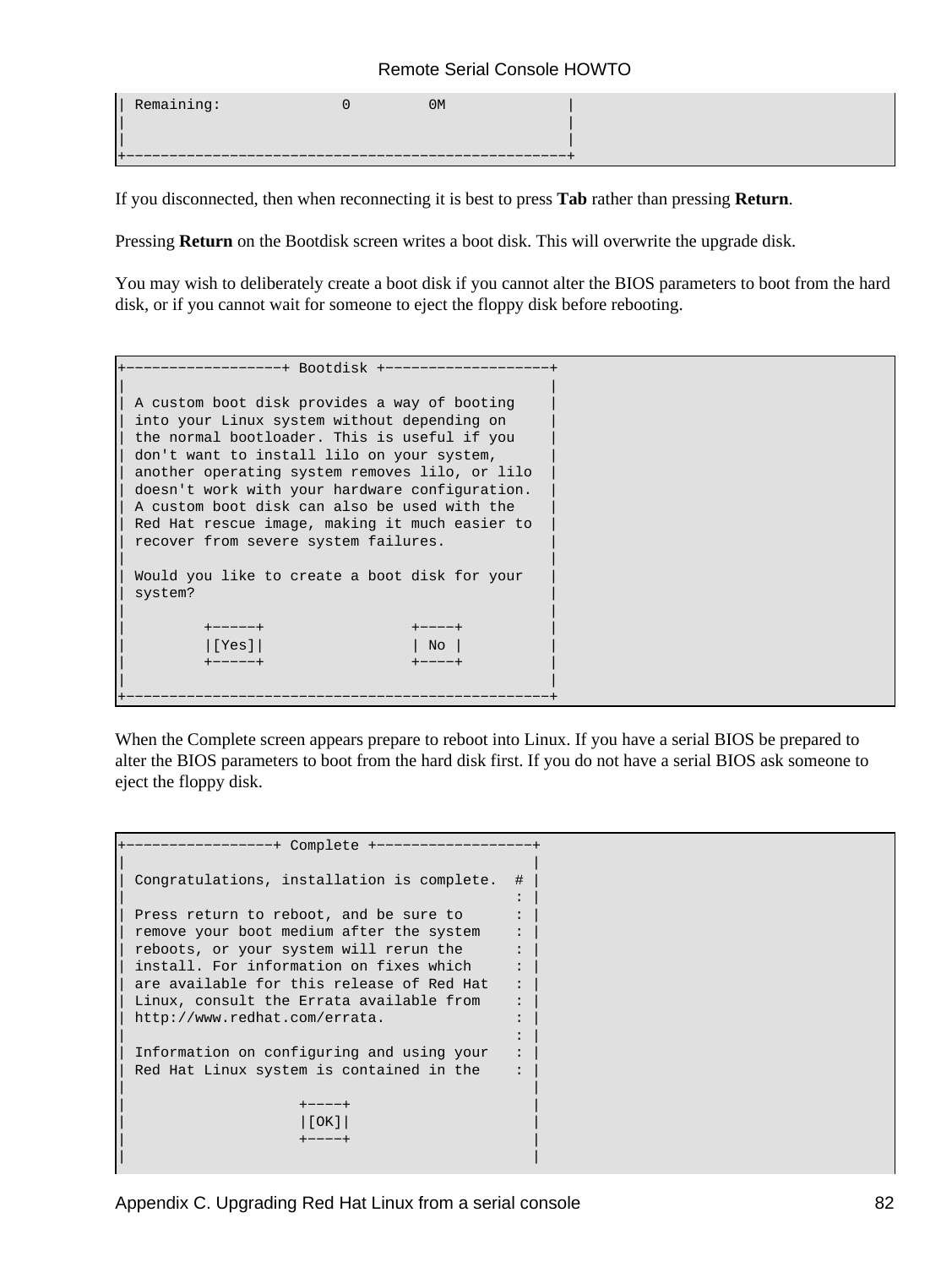```
| Remaining:              0         0M              |
|                                                   |
|                                                   |
+---------------------------------------------------+
```

If you disconnected, then when reconnecting it is best to press **Tab** rather than pressing **Return**.

Pressing **Return** on the Bootdisk screen writes a boot disk. This will overwrite the upgrade disk.

You may wish to deliberately create a boot disk if you cannot alter the BIOS parameters to boot from the hard disk, or if you cannot wait for someone to eject the floppy disk before rebooting.

```
+------------------+ Bootdisk +-------------------+
|                                                 |
| A custom boot disk provides a way of booting    |
| into your Linux system without depending on     |
| the normal bootloader. This is useful if you    |
| don't want to install lilo on your system,      |
| another operating system removes lilo, or lilo  |
| doesn't work with your hardware configuration.  |
| A custom boot disk can also be used with the    |
| Red Hat rescue image, making it much easier to  |
| recover from severe system failures.            |
|                                                 |
| Would you like to create a boot disk for your   |
| system?                                         |
|                                                 |
|         +-----+                 +----+          |
|         |[Yes]|                 | No |          |
|         +-----+                 +----+          |
|                                                 |
+-------------------------------------------------+
```

When the Complete screen appears prepare to reboot into Linux. If you have a serial BIOS be prepared to alter the BIOS parameters to boot from the hard disk first. If you do not have a serial BIOS ask someone to eject the floppy disk.

```
+-----------------+ Complete +------------------+
|                                               |
| Congratulations, installation is complete.  # |
|                                             : |
| Press return to reboot, and be sure to      : |
| remove your boot medium after the system    : |
| reboots, or your system will rerun the      : |
| install. For information on fixes which     : |
| are available for this release of Red Hat   : |
| Linux, consult the Errata available from    : |
| http://www.redhat.com/errata.               : |
|                                             : |
| Information on configuring and using your   : |
| Red Hat Linux system is contained in the    : |
|                                               |
|                    +----+                     |
|                    |[OK]|                     |
|                    +----+                     |
|                                               |
```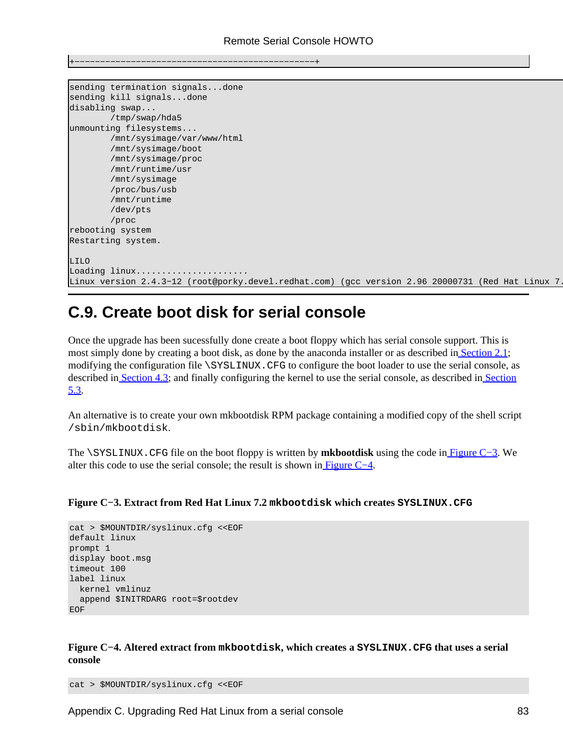```
+----------------------------------------------+
```

```
sending termination signals...done
sending kill signals...done
disabling swap...
        /tmp/swap/hda5
unmounting filesystems...
        /mnt/sysimage/var/www/html
        /mnt/sysimage/boot
        /mnt/sysimage/proc
        /mnt/runtime/usr
        /mnt/sysimage
        /proc/bus/usb
        /mnt/runtime
        /dev/pts
        /proc
rebooting system
Restarting system.

LILO
Loading linux......................
Linux version 2.4.3-12 (root@porky.devel.redhat.com) (gcc version 2.96 20000731 (Red Hat Linux 7.
```

## C.9. Create boot disk for serial console

Once the upgrade has been sucessfully done create a boot floppy which has serial console support. This is most simply done by creating a boot disk, as done by the anaconda installer or as described in Section 2.1; modifying the configuration file `\SYSLINUX.CFG` to configure the boot loader to use the serial console, as described in Section 4.3; and finally configuring the kernel to use the serial console, as described in Section 5.3.

An alternative is to create your own mkbootdisk RPM package containing a modified copy of the shell script `/sbin/mkbootdisk`.

The `\SYSLINUX.CFG` file on the boot floppy is written by **mkbootdisk** using the code in Figure C−3. We alter this code to use the serial console; the result is shown in Figure C−4.

**Figure C−3. Extract from Red Hat Linux 7.2 `mkbootdisk` which creates `SYSLINUX.CFG`**

```
cat > $MOUNTDIR/syslinux.cfg <<EOF
default linux
prompt 1
display boot.msg
timeout 100
label linux
  kernel vmlinuz
  append $INITRDARG root=$rootdev
EOF
```

**Figure C−4. Altered extract from `mkbootdisk`, which creates a `SYSLINUX.CFG` that uses a serial console**

```
cat > $MOUNTDIR/syslinux.cfg <<EOF
```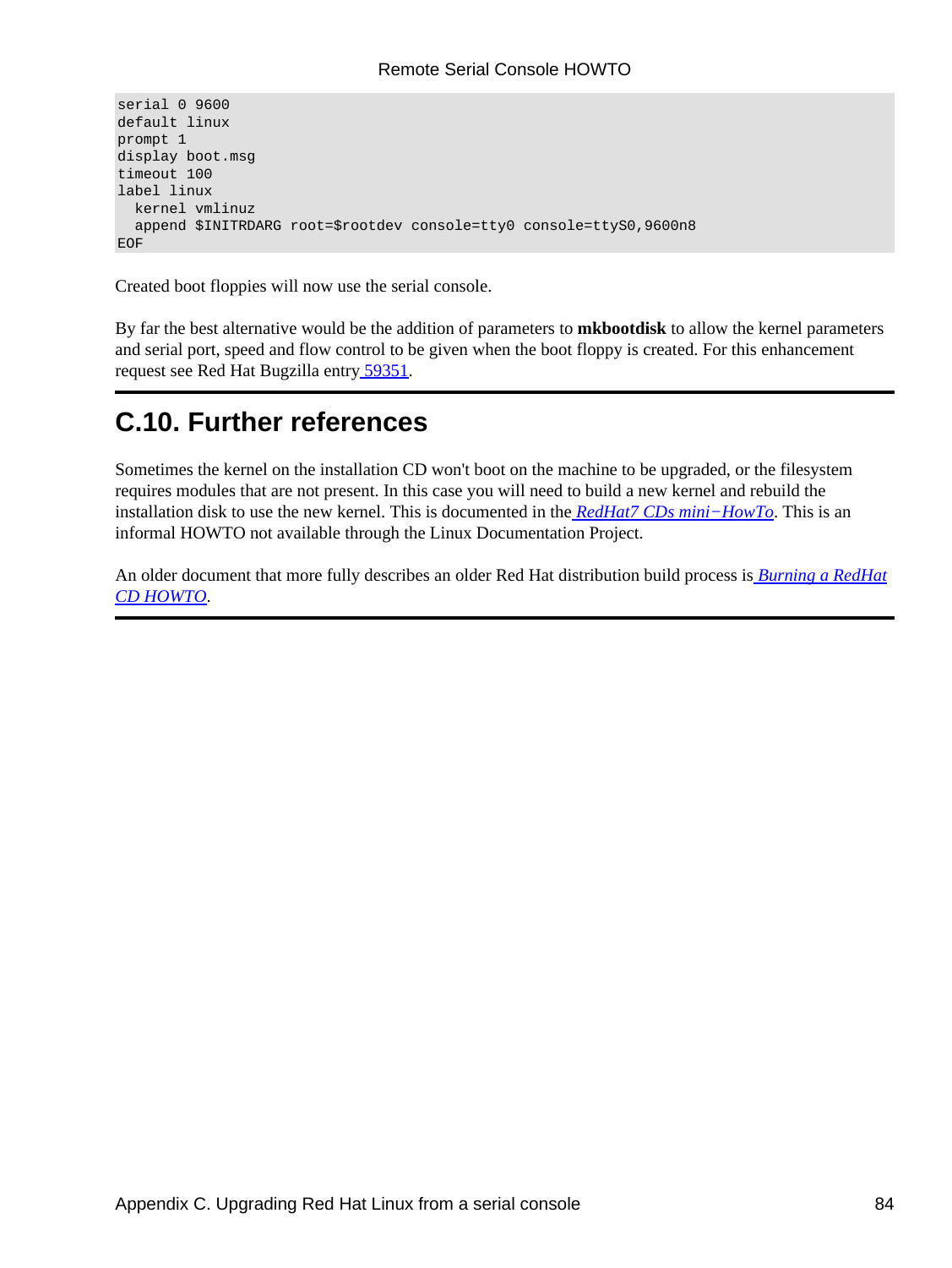```
serial 0 9600
default linux
prompt 1
display boot.msg
timeout 100
label linux
  kernel vmlinuz
  append $INITRDARG root=$rootdev console=tty0 console=ttyS0,9600n8
EOF
```

Created boot floppies will now use the serial console.

By far the best alternative would be the addition of parameters to **mkbootdisk** to allow the kernel parameters and serial port, speed and flow control to be given when the boot floppy is created. For this enhancement request see Red Hat Bugzilla entry 59351.

## C.10. Further references

Sometimes the kernel on the installation CD won't boot on the machine to be upgraded, or the filesystem requires modules that are not present. In this case you will need to build a new kernel and rebuild the installation disk to use the new kernel. This is documented in the *RedHat7 CDs mini−HowTo*. This is an informal HOWTO not available through the Linux Documentation Project.

An older document that more fully describes an older Red Hat distribution build process is *Burning a RedHat CD HOWTO*.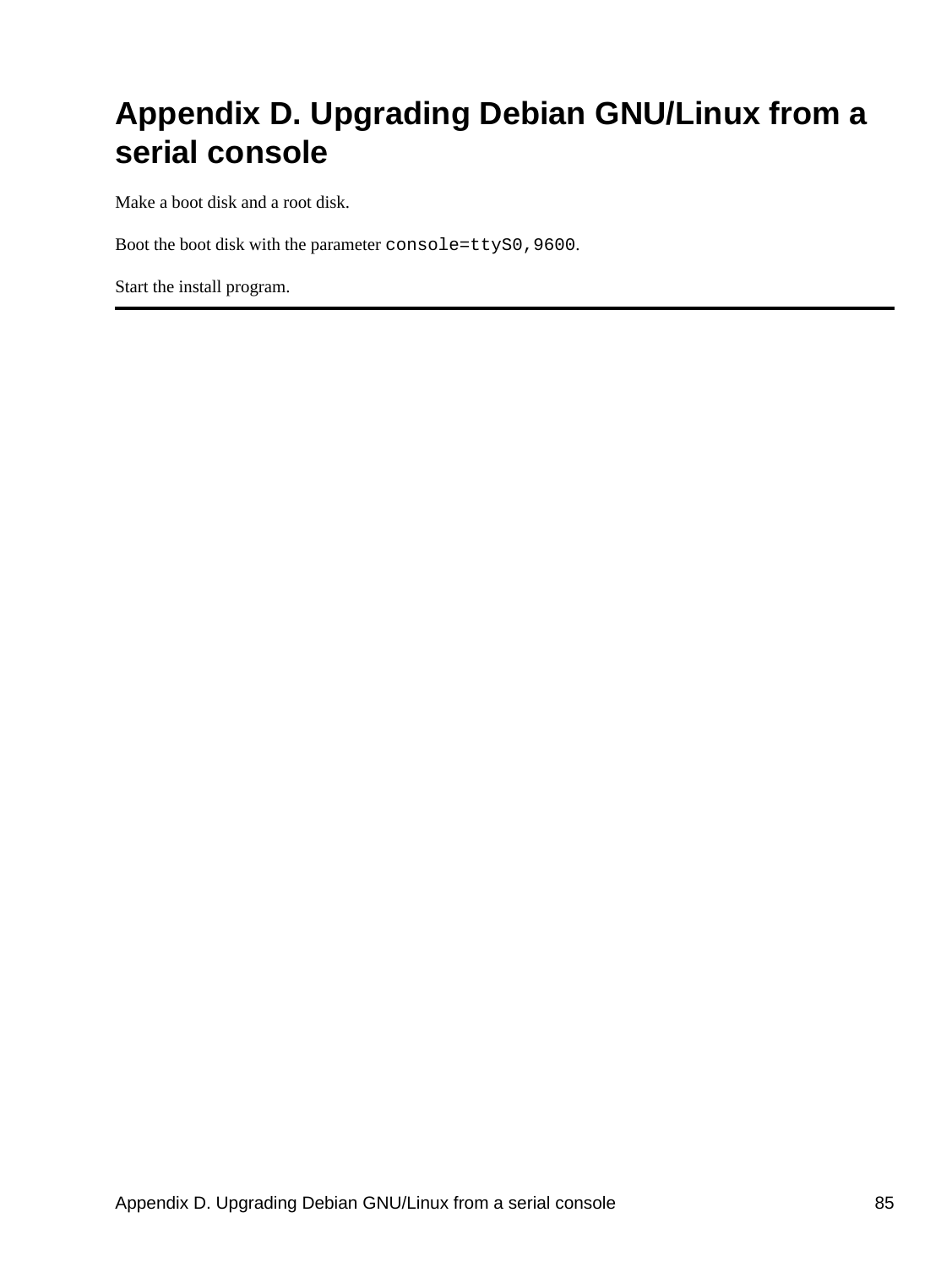# Appendix D. Upgrading Debian GNU/Linux from a serial console

Make a boot disk and a root disk.

Boot the boot disk with the parameter `console=ttyS0,9600`.

Start the install program.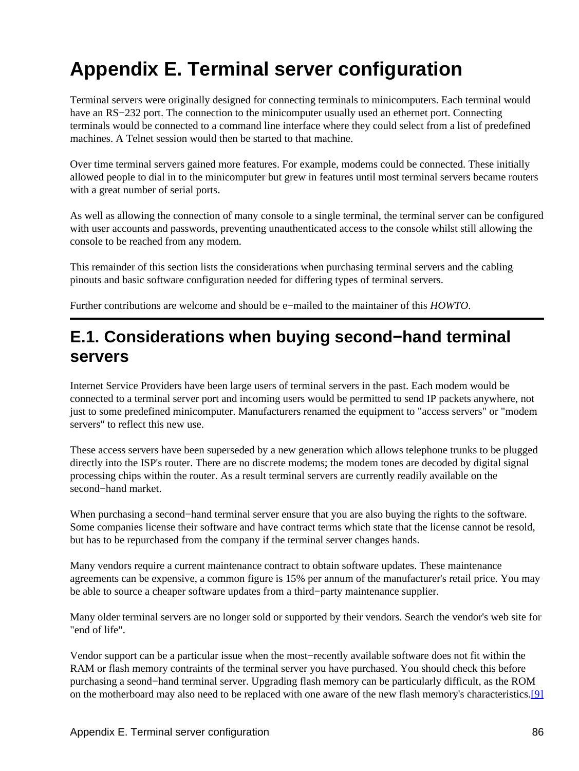# Appendix E. Terminal server configuration

Terminal servers were originally designed for connecting terminals to minicomputers. Each terminal would have an RS−232 port. The connection to the minicomputer usually used an ethernet port. Connecting terminals would be connected to a command line interface where they could select from a list of predefined machines. A Telnet session would then be started to that machine.

Over time terminal servers gained more features. For example, modems could be connected. These initially allowed people to dial in to the minicomputer but grew in features until most terminal servers became routers with a great number of serial ports.

As well as allowing the connection of many console to a single terminal, the terminal server can be configured with user accounts and passwords, preventing unauthenticated access to the console whilst still allowing the console to be reached from any modem.

This remainder of this section lists the considerations when purchasing terminal servers and the cabling pinouts and basic software configuration needed for differing types of terminal servers.

Further contributions are welcome and should be e−mailed to the maintainer of this *HOWTO*.

## E.1. Considerations when buying second−hand terminal servers

Internet Service Providers have been large users of terminal servers in the past. Each modem would be connected to a terminal server port and incoming users would be permitted to send IP packets anywhere, not just to some predefined minicomputer. Manufacturers renamed the equipment to "access servers" or "modem servers" to reflect this new use.

These access servers have been superseded by a new generation which allows telephone trunks to be plugged directly into the ISP's router. There are no discrete modems; the modem tones are decoded by digital signal processing chips within the router. As a result terminal servers are currently readily available on the second−hand market.

When purchasing a second−hand terminal server ensure that you are also buying the rights to the software. Some companies license their software and have contract terms which state that the license cannot be resold, but has to be repurchased from the company if the terminal server changes hands.

Many vendors require a current maintenance contract to obtain software updates. These maintenance agreements can be expensive, a common figure is 15% per annum of the manufacturer's retail price. You may be able to source a cheaper software updates from a third−party maintenance supplier.

Many older terminal servers are no longer sold or supported by their vendors. Search the vendor's web site for "end of life".

Vendor support can be a particular issue when the most−recently available software does not fit within the RAM or flash memory contraints of the terminal server you have purchased. You should check this before purchasing a seond−hand terminal server. Upgrading flash memory can be particularly difficult, as the ROM on the motherboard may also need to be replaced with one aware of the new flash memory's characteristics.[9]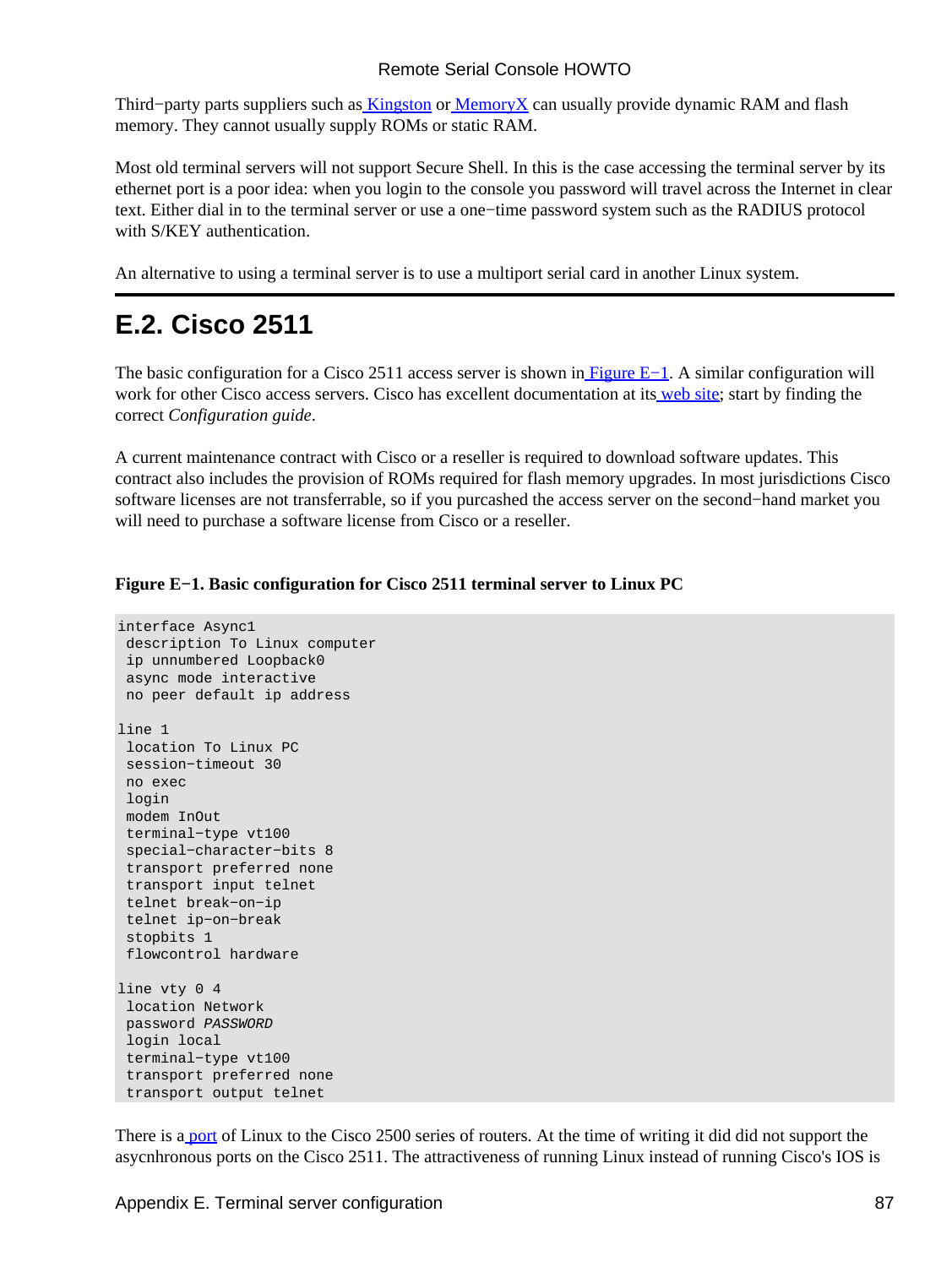Third−party parts suppliers such as Kingston or MemoryX can usually provide dynamic RAM and flash memory. They cannot usually supply ROMs or static RAM.

Most old terminal servers will not support Secure Shell. In this is the case accessing the terminal server by its ethernet port is a poor idea: when you login to the console you password will travel across the Internet in clear text. Either dial in to the terminal server or use a one−time password system such as the RADIUS protocol with S/KEY authentication.

An alternative to using a terminal server is to use a multiport serial card in another Linux system.

## E.2. Cisco 2511

The basic configuration for a Cisco 2511 access server is shown in Figure E−1. A similar configuration will work for other Cisco access servers. Cisco has excellent documentation at its web site; start by finding the correct *Configuration guide*.

A current maintenance contract with Cisco or a reseller is required to download software updates. This contract also includes the provision of ROMs required for flash memory upgrades. In most jurisdictions Cisco software licenses are not transferrable, so if you purcashed the access server on the second−hand market you will need to purchase a software license from Cisco or a reseller.

**Figure E−1. Basic configuration for Cisco 2511 terminal server to Linux PC**

```
interface Async1
 description To Linux computer
 ip unnumbered Loopback0
 async mode interactive
 no peer default ip address

line 1
 location To Linux PC
 session−timeout 30
 no exec
 login
 modem InOut
 terminal−type vt100
 special−character−bits 8
 transport preferred none
 transport input telnet
 telnet break−on−ip
 telnet ip−on−break
 stopbits 1
 flowcontrol hardware

line vty 0 4
 location Network
 password PASSWORD
 login local
 terminal−type vt100
 transport preferred none
 transport output telnet
```

There is a port of Linux to the Cisco 2500 series of routers. At the time of writing it did did not support the asycnhronous ports on the Cisco 2511. The attractiveness of running Linux instead of running Cisco's IOS is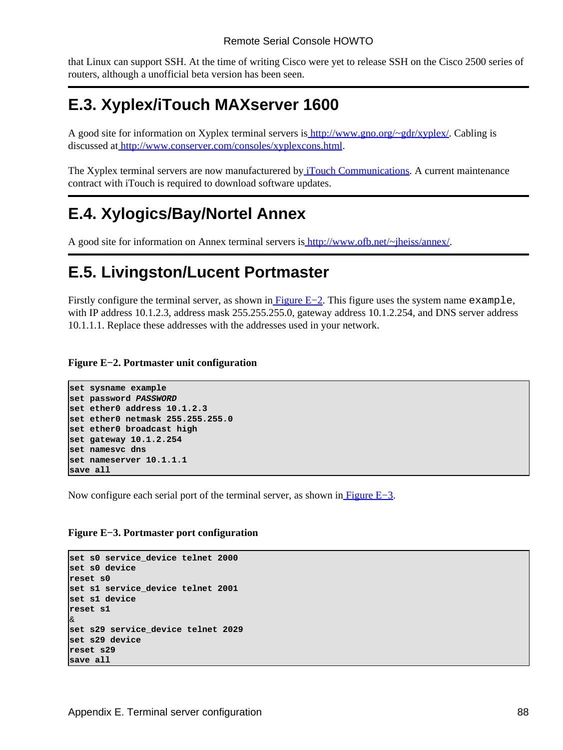that Linux can support SSH. At the time of writing Cisco were yet to release SSH on the Cisco 2500 series of routers, although a unofficial beta version has been seen.

## E.3. Xyplex/iTouch MAXserver 1600

A good site for information on Xyplex terminal servers is http://www.gno.org/~gdr/xyplex/. Cabling is discussed at http://www.conserver.com/consoles/xyplexcons.html.

The Xyplex terminal servers are now manufacturered by iTouch Communications. A current maintenance contract with iTouch is required to download software updates.

## E.4. Xylogics/Bay/Nortel Annex

A good site for information on Annex terminal servers is http://www.ofb.net/~jheiss/annex/.

## E.5. Livingston/Lucent Portmaster

Firstly configure the terminal server, as shown in Figure E−2. This figure uses the system name `example`, with IP address 10.1.2.3, address mask 255.255.255.0, gateway address 10.1.2.254, and DNS server address 10.1.1.1. Replace these addresses with the addresses used in your network.

**Figure E−2. Portmaster unit configuration**

```
set sysname example
set password PASSWORD
set ether0 address 10.1.2.3
set ether0 netmask 255.255.255.0
set ether0 broadcast high
set gateway 10.1.2.254
set namesvc dns
set nameserver 10.1.1.1
save all
```

Now configure each serial port of the terminal server, as shown in Figure E−3.

**Figure E−3. Portmaster port configuration**

```
set s0 service_device telnet 2000
set s0 device
reset s0
set s1 service_device telnet 2001
set s1 device
reset s1
&
set s29 service_device telnet 2029
set s29 device
reset s29
save all
```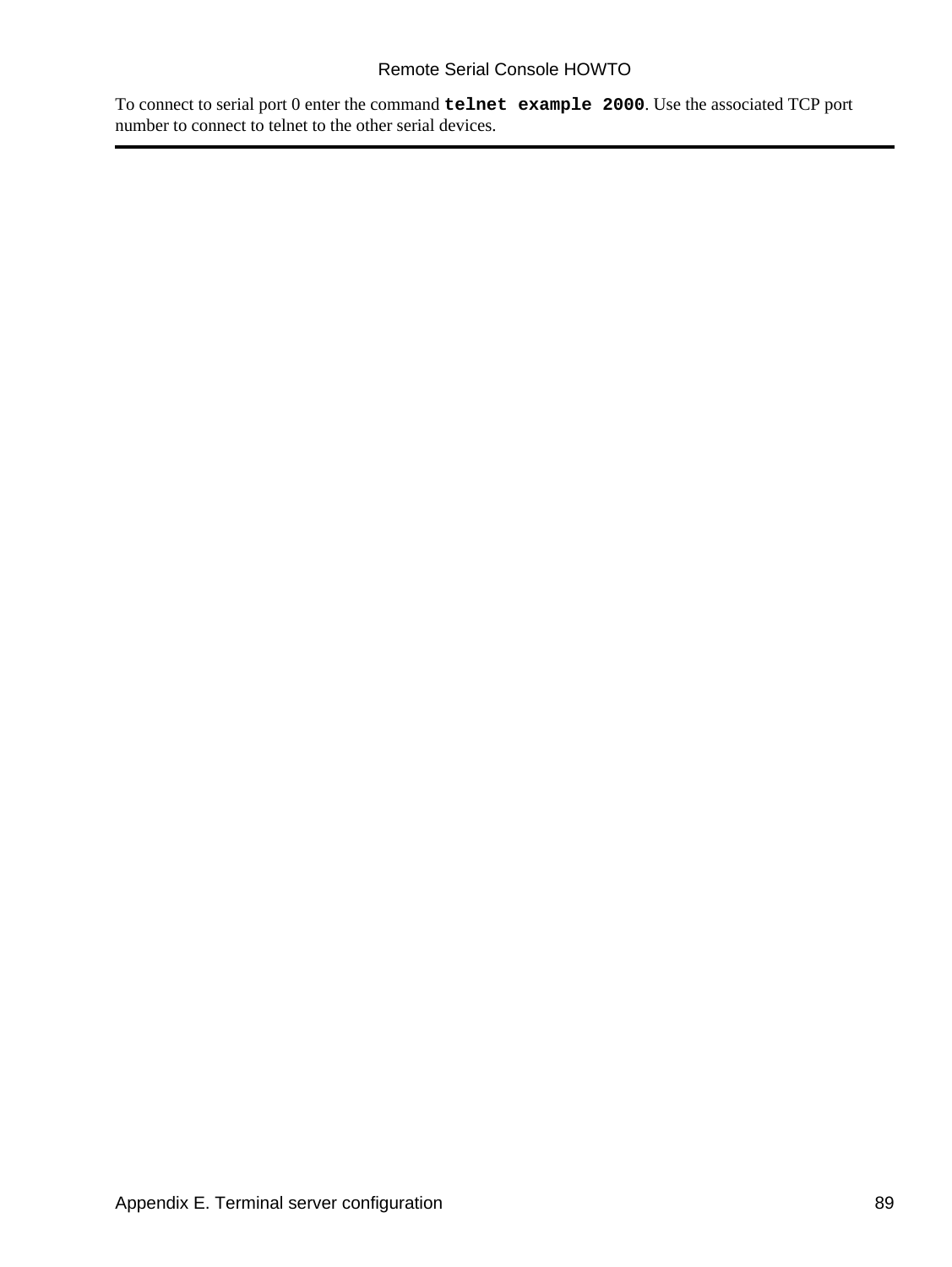To connect to serial port 0 enter the command **`telnet example 2000`**. Use the associated TCP port number to connect to telnet to the other serial devices.

---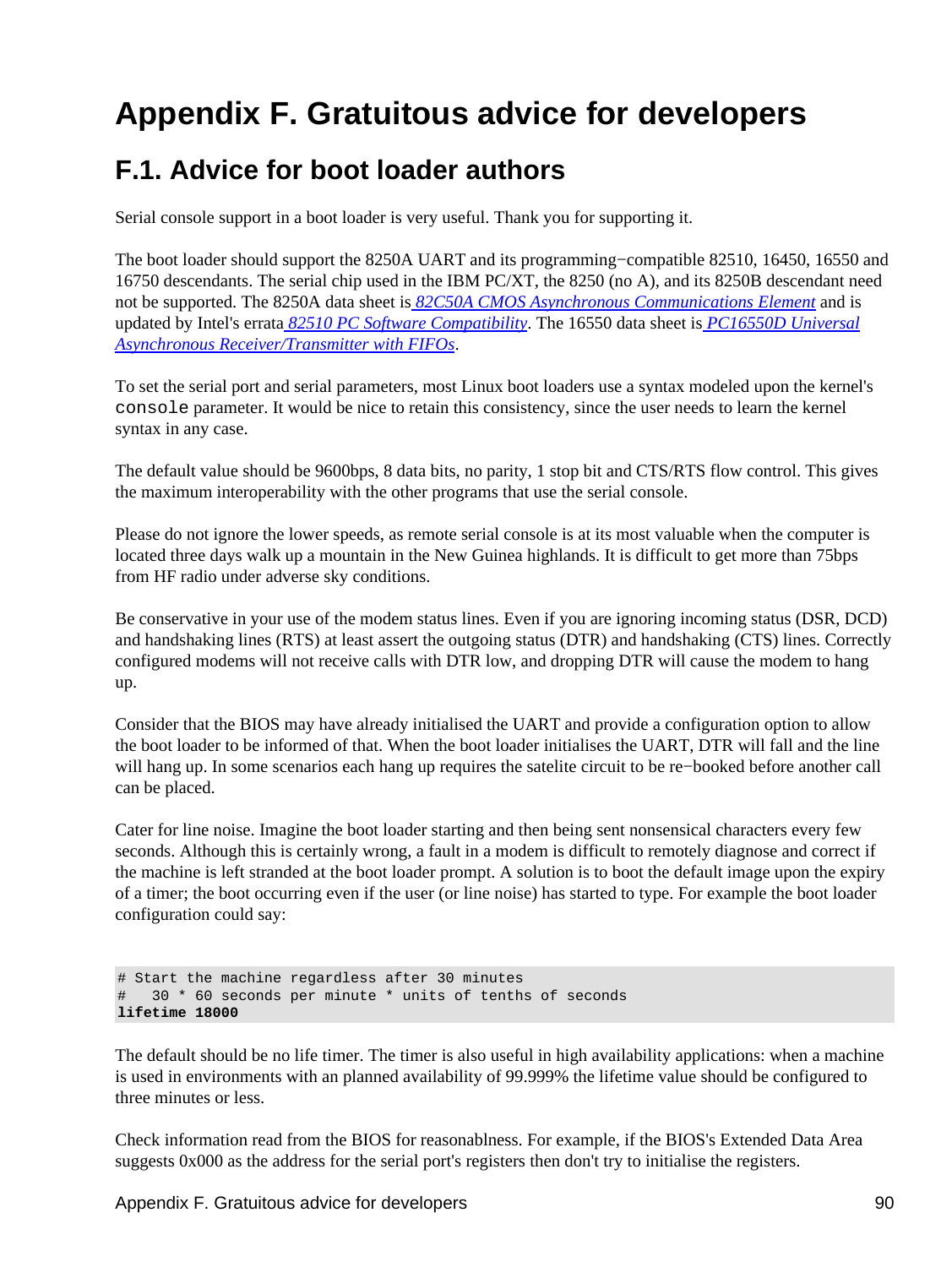# Appendix F. Gratuitous advice for developers

## F.1. Advice for boot loader authors

Serial console support in a boot loader is very useful. Thank you for supporting it.

The boot loader should support the 8250A UART and its programming−compatible 82510, 16450, 16550 and 16750 descendants. The serial chip used in the IBM PC/XT, the 8250 (no A), and its 8250B descendant need not be supported. The 8250A data sheet is *82C50A CMOS Asynchronous Communications Element* and is updated by Intel's errata *82510 PC Software Compatibility*. The 16550 data sheet is *PC16550D Universal Asynchronous Receiver/Transmitter with FIFOs*.

To set the serial port and serial parameters, most Linux boot loaders use a syntax modeled upon the kernel's `console` parameter. It would be nice to retain this consistency, since the user needs to learn the kernel syntax in any case.

The default value should be 9600bps, 8 data bits, no parity, 1 stop bit and CTS/RTS flow control. This gives the maximum interoperability with the other programs that use the serial console.

Please do not ignore the lower speeds, as remote serial console is at its most valuable when the computer is located three days walk up a mountain in the New Guinea highlands. It is difficult to get more than 75bps from HF radio under adverse sky conditions.

Be conservative in your use of the modem status lines. Even if you are ignoring incoming status (DSR, DCD) and handshaking lines (RTS) at least assert the outgoing status (DTR) and handshaking (CTS) lines. Correctly configured modems will not receive calls with DTR low, and dropping DTR will cause the modem to hang up.

Consider that the BIOS may have already initialised the UART and provide a configuration option to allow the boot loader to be informed of that. When the boot loader initialises the UART, DTR will fall and the line will hang up. In some scenarios each hang up requires the satelite circuit to be re−booked before another call can be placed.

Cater for line noise. Imagine the boot loader starting and then being sent nonsensical characters every few seconds. Although this is certainly wrong, a fault in a modem is difficult to remotely diagnose and correct if the machine is left stranded at the boot loader prompt. A solution is to boot the default image upon the expiry of a timer; the boot occurring even if the user (or line noise) has started to type. For example the boot loader configuration could say:

```
# Start the machine regardless after 30 minutes
#   30 * 60 seconds per minute * units of tenths of seconds
lifetime 18000
```

The default should be no life timer. The timer is also useful in high availability applications: when a machine is used in environments with an planned availability of 99.999% the lifetime value should be configured to three minutes or less.

Check information read from the BIOS for reasonablness. For example, if the BIOS's Extended Data Area suggests 0x000 as the address for the serial port's registers then don't try to initialise the registers.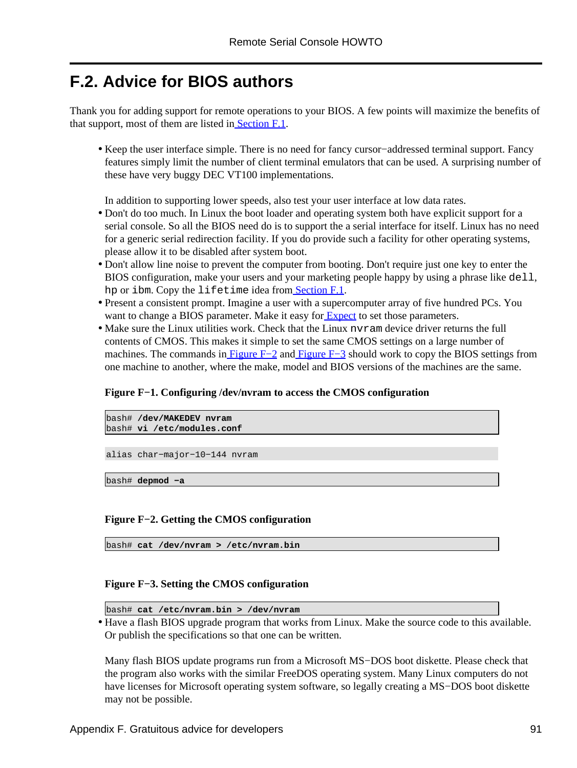## F.2. Advice for BIOS authors

Thank you for adding support for remote operations to your BIOS. A few points will maximize the benefits of that support, most of them are listed in Section F.1.

- Keep the user interface simple. There is no need for fancy cursor−addressed terminal support. Fancy features simply limit the number of client terminal emulators that can be used. A surprising number of these have very buggy DEC VT100 implementations.

  In addition to supporting lower speeds, also test your user interface at low data rates.
- Don't do too much. In Linux the boot loader and operating system both have explicit support for a serial console. So all the BIOS need do is to support the a serial interface for itself. Linux has no need for a generic serial redirection facility. If you do provide such a facility for other operating systems, please allow it to be disabled after system boot.
- Don't allow line noise to prevent the computer from booting. Don't require just one key to enter the BIOS configuration, make your users and your marketing people happy by using a phrase like `dell`, `hp` or `ibm`. Copy the `lifetime` idea from Section F.1.
- Present a consistent prompt. Imagine a user with a supercomputer array of five hundred PCs. You want to change a BIOS parameter. Make it easy for Expect to set those parameters.
- Make sure the Linux utilities work. Check that the Linux `nvram` device driver returns the full contents of CMOS. This makes it simple to set the same CMOS settings on a large number of machines. The commands in Figure F−2 and Figure F−3 should work to copy the BIOS settings from one machine to another, where the make, model and BIOS versions of the machines are the same.

  **Figure F−1. Configuring /dev/nvram to access the CMOS configuration**

  ```
  bash# /dev/MAKEDEV nvram
  bash# vi /etc/modules.conf
  ```

  ```
  alias char−major−10−144 nvram
  ```

  ```
  bash# depmod −a
  ```

  **Figure F−2. Getting the CMOS configuration**

  ```
  bash# cat /dev/nvram > /etc/nvram.bin
  ```

  **Figure F−3. Setting the CMOS configuration**

  ```
  bash# cat /etc/nvram.bin > /dev/nvram
  ```
- Have a flash BIOS upgrade program that works from Linux. Make the source code to this available. Or publish the specifications so that one can be written.

  Many flash BIOS update programs run from a Microsoft MS−DOS boot diskette. Please check that the program also works with the similar FreeDOS operating system. Many Linux computers do not have licenses for Microsoft operating system software, so legally creating a MS−DOS boot diskette may not be possible.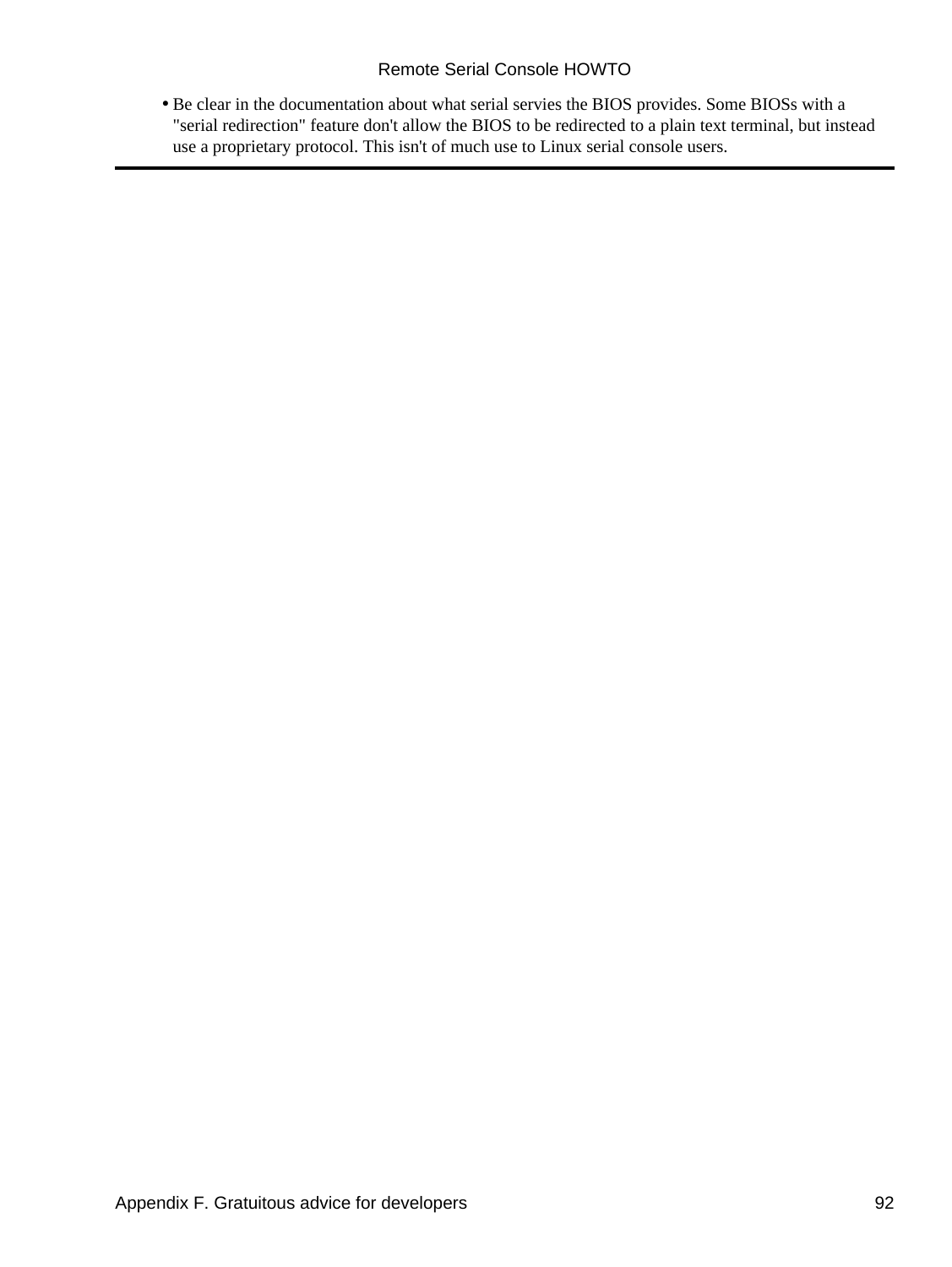* Be clear in the documentation about what serial servies the BIOS provides. Some BIOSs with a "serial redirection" feature don't allow the BIOS to be redirected to a plain text terminal, but instead use a proprietary protocol. This isn't of much use to Linux serial console users.

---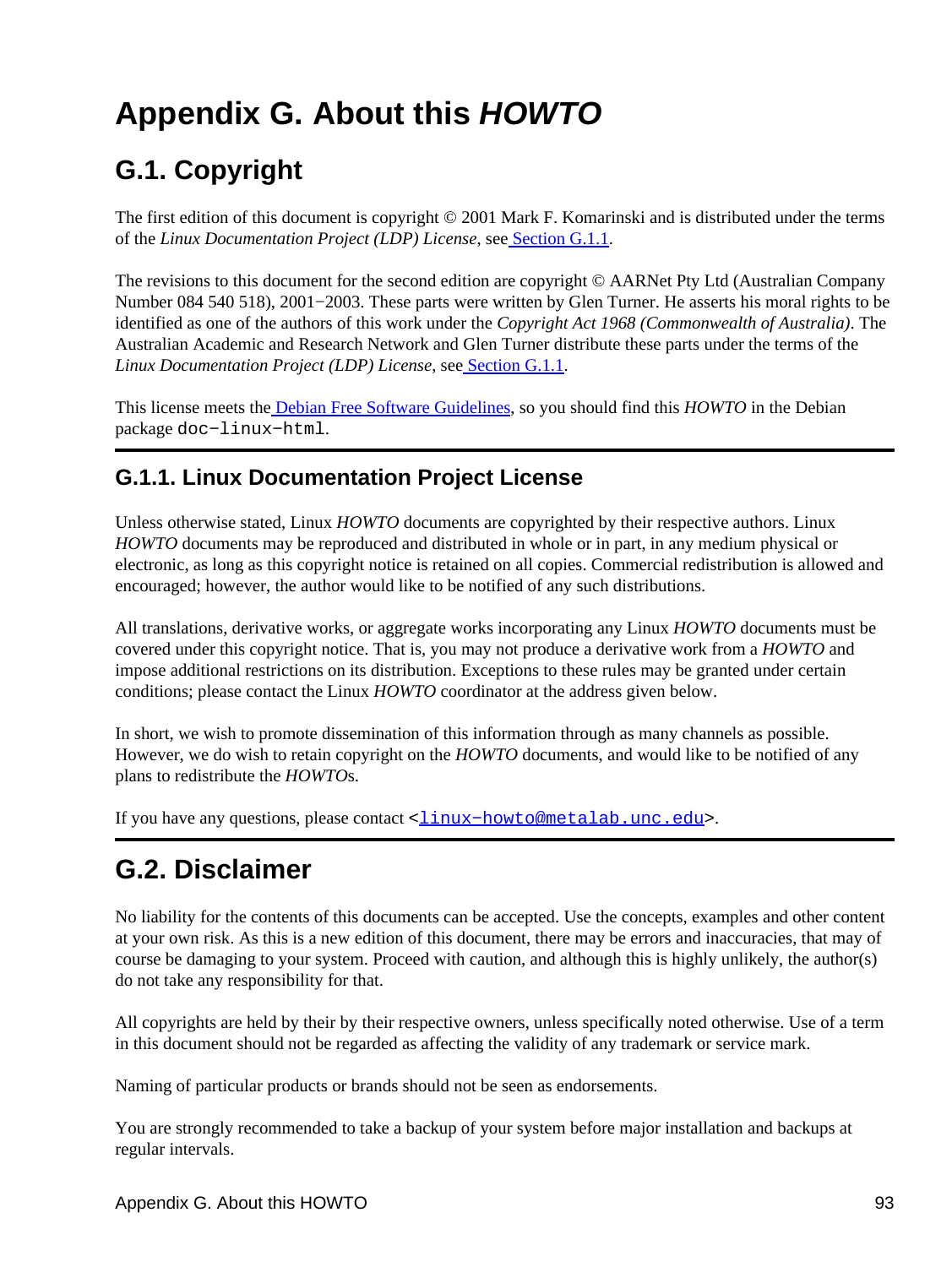# Appendix G. About this *HOWTO*

## G.1. Copyright

The first edition of this document is copyright © 2001 Mark F. Komarinski and is distributed under the terms of the *Linux Documentation Project (LDP) License*, see Section G.1.1.

The revisions to this document for the second edition are copyright © AARNet Pty Ltd (Australian Company Number 084 540 518), 2001−2003. These parts were written by Glen Turner. He asserts his moral rights to be identified as one of the authors of this work under the *Copyright Act 1968 (Commonwealth of Australia)*. The Australian Academic and Research Network and Glen Turner distribute these parts under the terms of the *Linux Documentation Project (LDP) License*, see Section G.1.1.

This license meets the Debian Free Software Guidelines, so you should find this *HOWTO* in the Debian package `doc−linux−html`.

### G.1.1. Linux Documentation Project License

Unless otherwise stated, Linux *HOWTO* documents are copyrighted by their respective authors. Linux *HOWTO* documents may be reproduced and distributed in whole or in part, in any medium physical or electronic, as long as this copyright notice is retained on all copies. Commercial redistribution is allowed and encouraged; however, the author would like to be notified of any such distributions.

All translations, derivative works, or aggregate works incorporating any Linux *HOWTO* documents must be covered under this copyright notice. That is, you may not produce a derivative work from a *HOWTO* and impose additional restrictions on its distribution. Exceptions to these rules may be granted under certain conditions; please contact the Linux *HOWTO* coordinator at the address given below.

In short, we wish to promote dissemination of this information through as many channels as possible. However, we do wish to retain copyright on the *HOWTO* documents, and would like to be notified of any plans to redistribute the *HOWTO*s.

If you have any questions, please contact <`linux−howto@metalab.unc.edu`>.

## G.2. Disclaimer

No liability for the contents of this documents can be accepted. Use the concepts, examples and other content at your own risk. As this is a new edition of this document, there may be errors and inaccuracies, that may of course be damaging to your system. Proceed with caution, and although this is highly unlikely, the author(s) do not take any responsibility for that.

All copyrights are held by their by their respective owners, unless specifically noted otherwise. Use of a term in this document should not be regarded as affecting the validity of any trademark or service mark.

Naming of particular products or brands should not be seen as endorsements.

You are strongly recommended to take a backup of your system before major installation and backups at regular intervals.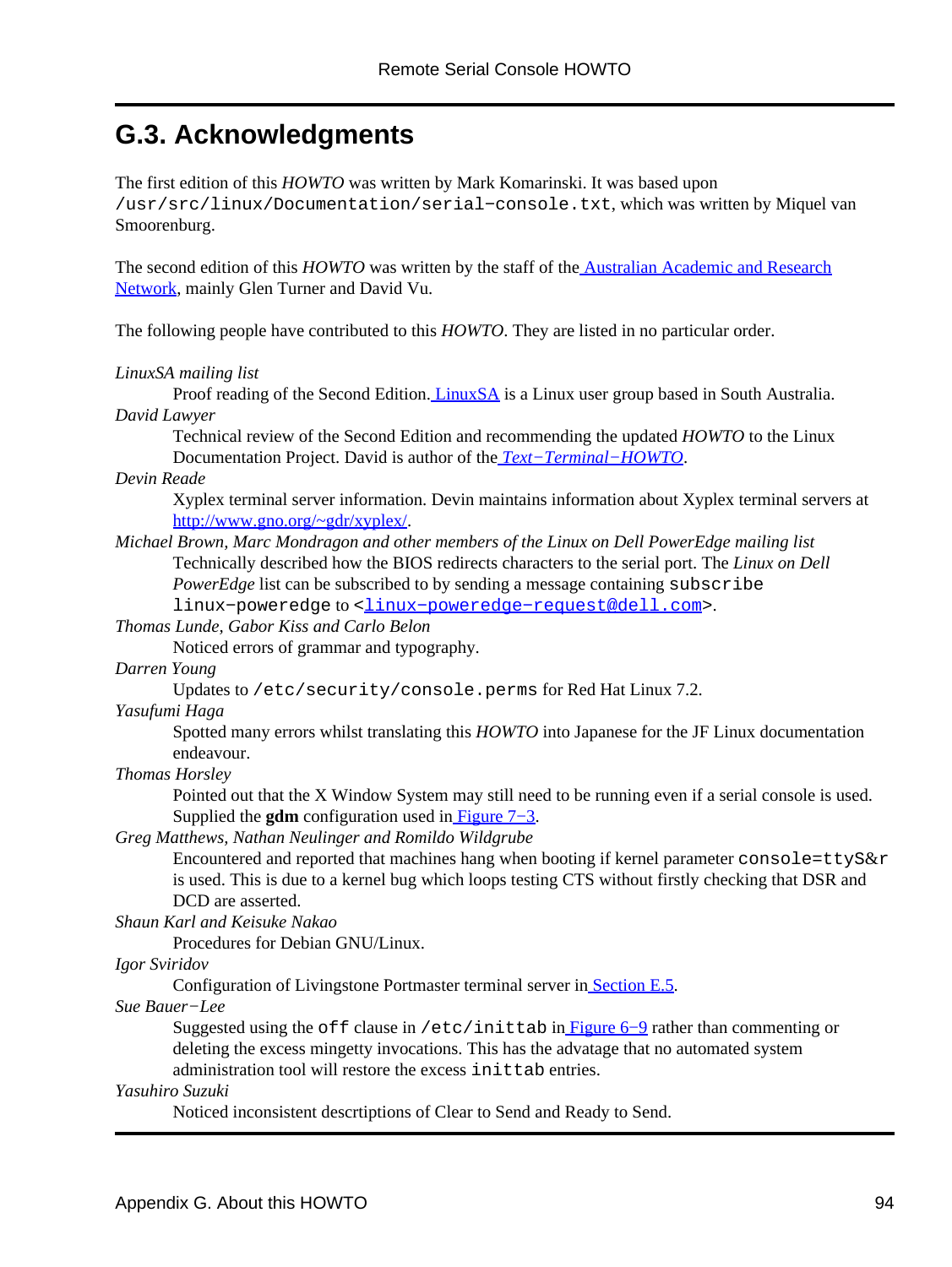## G.3. Acknowledgments

The first edition of this *HOWTO* was written by Mark Komarinski. It was based upon `/usr/src/linux/Documentation/serial−console.txt`, which was written by Miquel van Smoorenburg.

The second edition of this *HOWTO* was written by the staff of the [Australian Academic and Research Network](), mainly Glen Turner and David Vu.

The following people have contributed to this *HOWTO*. They are listed in no particular order.

*LinuxSA mailing list*
: Proof reading of the Second Edition. [LinuxSA]() is a Linux user group based in South Australia.

*David Lawyer*
: Technical review of the Second Edition and recommending the updated *HOWTO* to the Linux Documentation Project. David is author of the [*Text−Terminal−HOWTO*]().

*Devin Reade*
: Xyplex terminal server information. Devin maintains information about Xyplex terminal servers at [http://www.gno.org/~gdr/xyplex/](http://www.gno.org/~gdr/xyplex/).

*Michael Brown, Marc Mondragon and other members of the Linux on Dell PowerEdge mailing list*
: Technically described how the BIOS redirects characters to the serial port. The *Linux on Dell PowerEdge* list can be subscribed to by sending a message containing `subscribe linux−poweredge` to <[linux−poweredge−request@dell.com](mailto:linux-poweredge-request@dell.com)>.

*Thomas Lunde, Gabor Kiss and Carlo Belon*
: Noticed errors of grammar and typography.

*Darren Young*
: Updates to `/etc/security/console.perms` for Red Hat Linux 7.2.

*Yasufumi Haga*
: Spotted many errors whilst translating this *HOWTO* into Japanese for the JF Linux documentation endeavour.

*Thomas Horsley*
: Pointed out that the X Window System may still need to be running even if a serial console is used. Supplied the **gdm** configuration used in [Figure 7−3]().

*Greg Matthews, Nathan Neulinger and Romildo Wildgrube*
: Encountered and reported that machines hang when booting if kernel parameter `console=ttyS&r` is used. This is due to a kernel bug which loops testing CTS without firstly checking that DSR and DCD are asserted.

*Shaun Karl and Keisuke Nakao*
: Procedures for Debian GNU/Linux.

*Igor Sviridov*
: Configuration of Livingstone Portmaster terminal server in [Section E.5]().

*Sue Bauer−Lee*
: Suggested using the `off` clause in `/etc/inittab` in [Figure 6−9]() rather than commenting or deleting the excess mingetty invocations. This has the advatage that no automated system administration tool will restore the excess `inittab` entries.

*Yasuhiro Suzuki*
: Noticed inconsistent descrtiptions of Clear to Send and Ready to Send.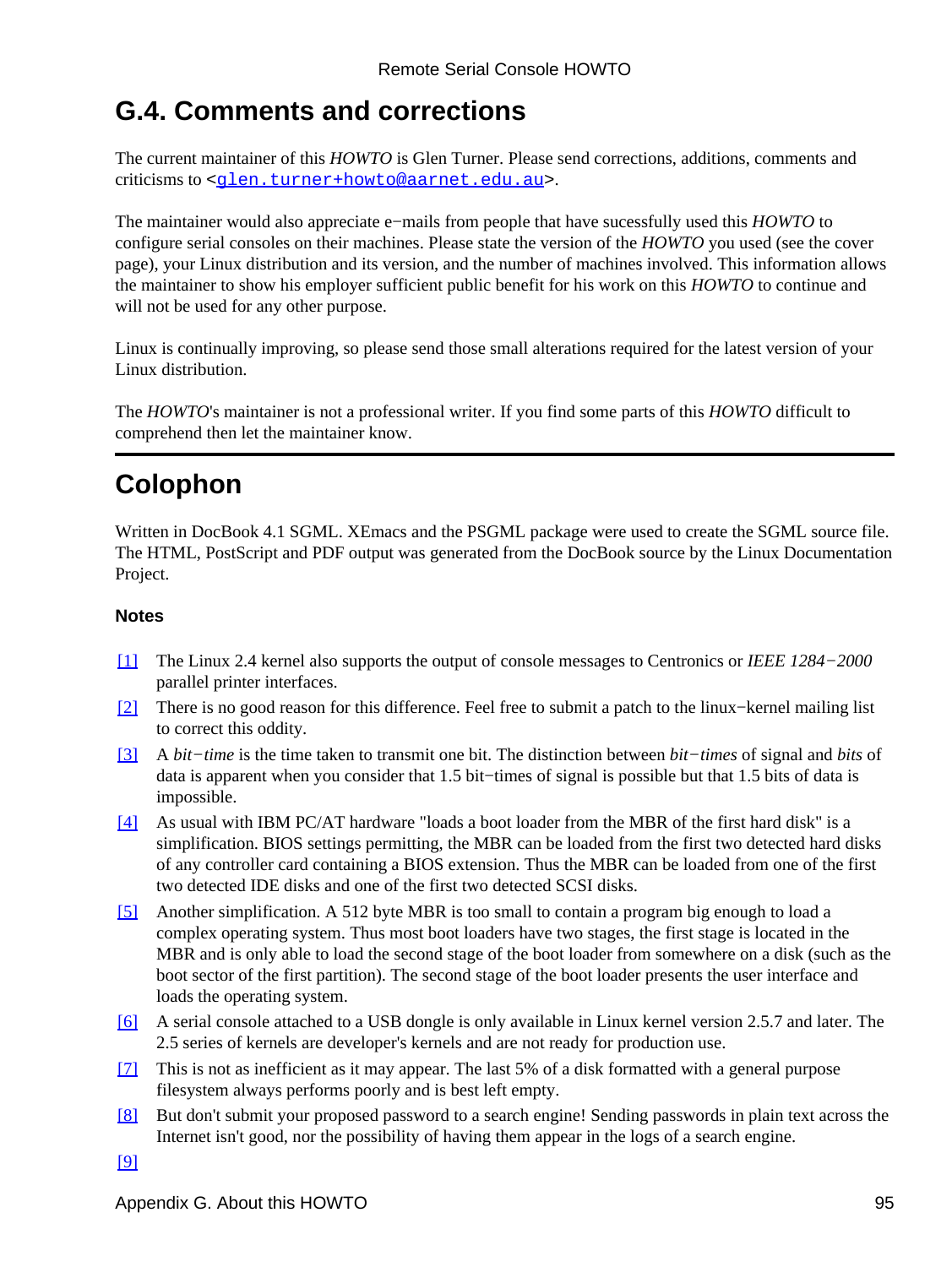## G.4. Comments and corrections

The current maintainer of this *HOWTO* is Glen Turner. Please send corrections, additions, comments and criticisms to <glen.turner+howto@aarnet.edu.au>.

The maintainer would also appreciate e−mails from people that have sucessfully used this *HOWTO* to configure serial consoles on their machines. Please state the version of the *HOWTO* you used (see the cover page), your Linux distribution and its version, and the number of machines involved. This information allows the maintainer to show his employer sufficient public benefit for his work on this *HOWTO* to continue and will not be used for any other purpose.

Linux is continually improving, so please send those small alterations required for the latest version of your Linux distribution.

The *HOWTO*'s maintainer is not a professional writer. If you find some parts of this *HOWTO* difficult to comprehend then let the maintainer know.

---

# Colophon

Written in DocBook 4.1 SGML. XEmacs and the PSGML package were used to create the SGML source file. The HTML, PostScript and PDF output was generated from the DocBook source by the Linux Documentation Project.

### Notes

[1] The Linux 2.4 kernel also supports the output of console messages to Centronics or *IEEE 1284−2000* parallel printer interfaces.

[2] There is no good reason for this difference. Feel free to submit a patch to the linux−kernel mailing list to correct this oddity.

[3] A *bit−time* is the time taken to transmit one bit. The distinction between *bit−times* of signal and *bits* of data is apparent when you consider that 1.5 bit−times of signal is possible but that 1.5 bits of data is impossible.

[4] As usual with IBM PC/AT hardware "loads a boot loader from the MBR of the first hard disk" is a simplification. BIOS settings permitting, the MBR can be loaded from the first two detected hard disks of any controller card containing a BIOS extension. Thus the MBR can be loaded from one of the first two detected IDE disks and one of the first two detected SCSI disks.

[5] Another simplification. A 512 byte MBR is too small to contain a program big enough to load a complex operating system. Thus most boot loaders have two stages, the first stage is located in the MBR and is only able to load the second stage of the boot loader from somewhere on a disk (such as the boot sector of the first partition). The second stage of the boot loader presents the user interface and loads the operating system.

[6] A serial console attached to a USB dongle is only available in Linux kernel version 2.5.7 and later. The 2.5 series of kernels are developer's kernels and are not ready for production use.

[7] This is not as inefficient as it may appear. The last 5% of a disk formatted with a general purpose filesystem always performs poorly and is best left empty.

[8] But don't submit your proposed password to a search engine! Sending passwords in plain text across the Internet isn't good, nor the possibility of having them appear in the logs of a search engine.

[9]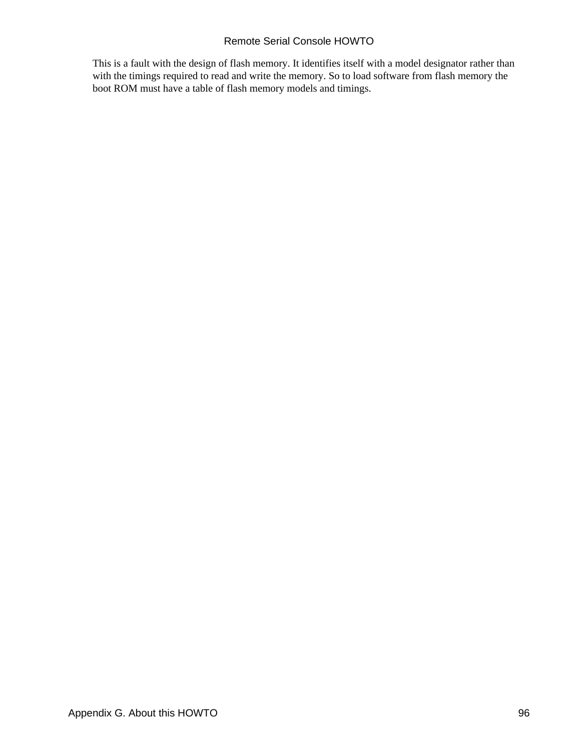This is a fault with the design of flash memory. It identifies itself with a model designator rather than with the timings required to read and write the memory. So to load software from flash memory the boot ROM must have a table of flash memory models and timings.